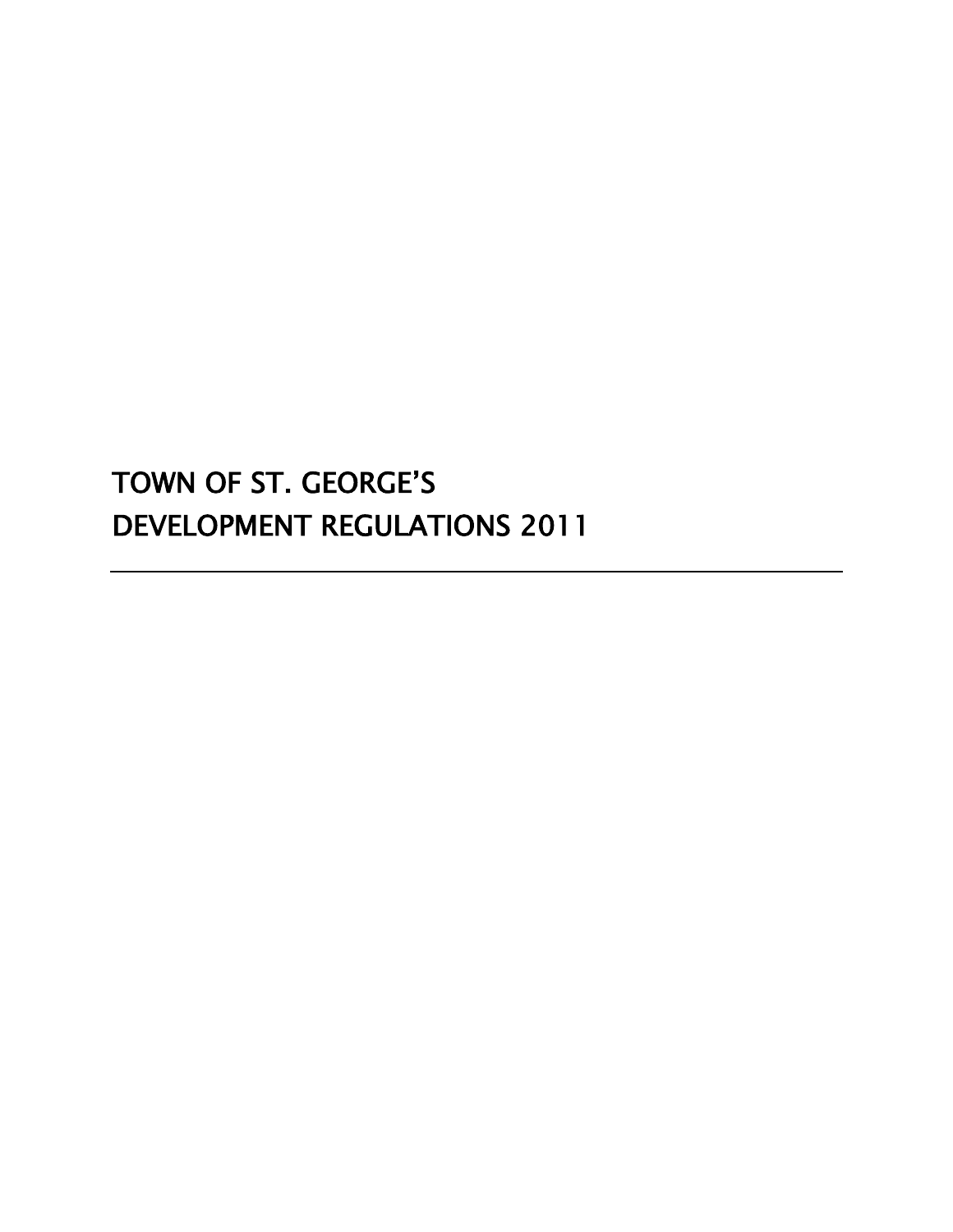# TOWN OF ST. GEORGE'S DEVELOPMENT REGULATIONS 2011

---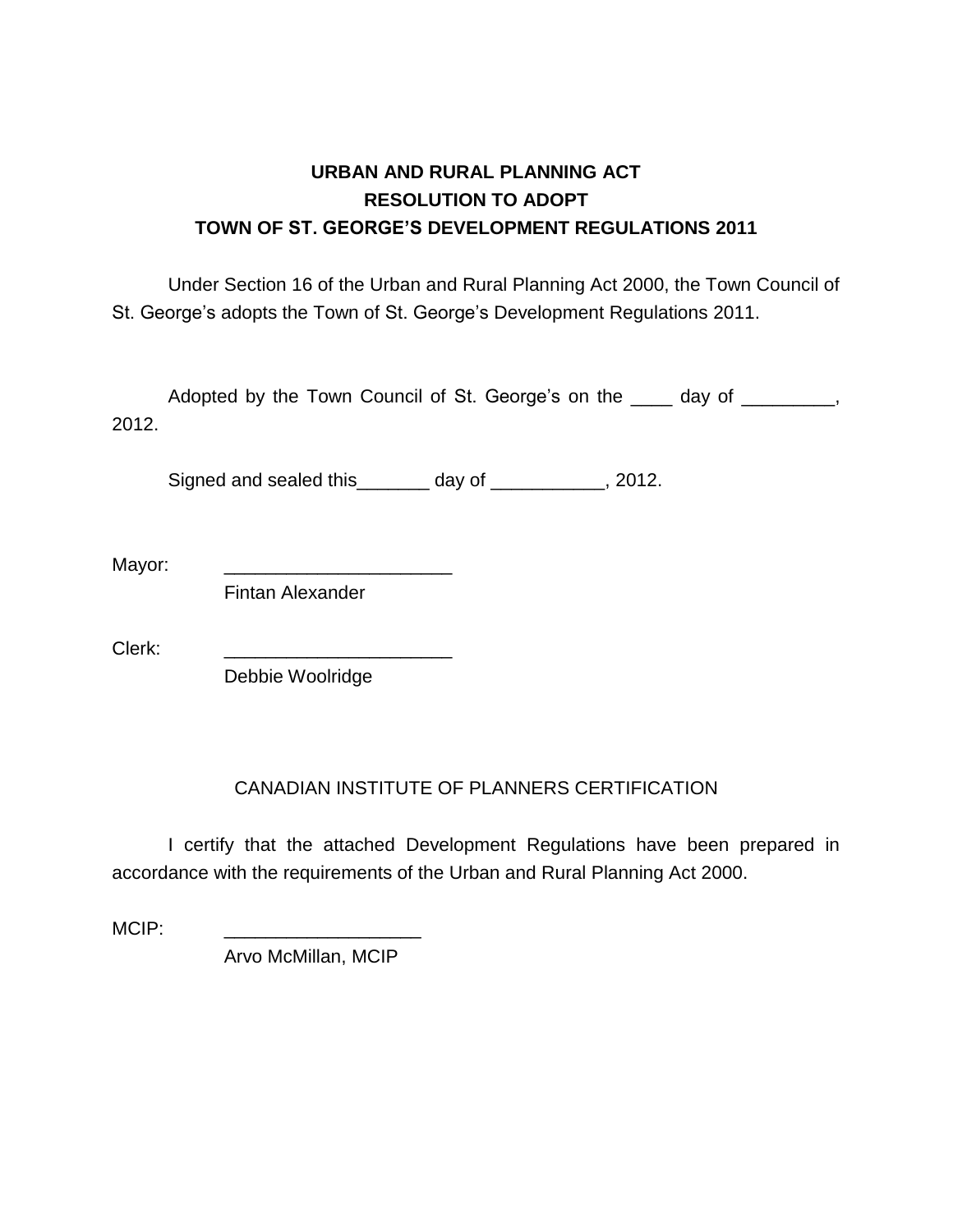**URBAN AND RURAL PLANNING ACT**
**RESOLUTION TO ADOPT**
**TOWN OF ST. GEORGE'S DEVELOPMENT REGULATIONS 2011**

Under Section 16 of the Urban and Rural Planning Act 2000, the Town Council of St. George's adopts the Town of St. George's Development Regulations 2011.

Adopted by the Town Council of St. George's on the ____ day of _________, 2012.

Signed and sealed this_______ day of ___________, 2012.

Mayor: ______________________
Fintan Alexander

Clerk: ______________________
Debbie Woolridge

CANADIAN INSTITUTE OF PLANNERS CERTIFICATION

I certify that the attached Development Regulations have been prepared in accordance with the requirements of the Urban and Rural Planning Act 2000.

MCIP: ___________________
Arvo McMillan, MCIP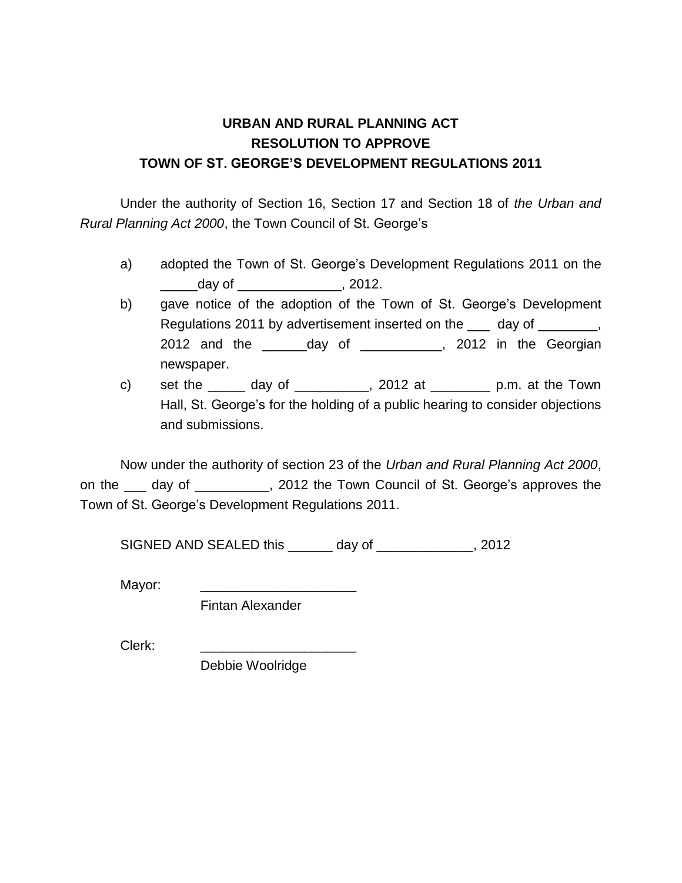**URBAN AND RURAL PLANNING ACT**
**RESOLUTION TO APPROVE**
**TOWN OF ST. GEORGE'S DEVELOPMENT REGULATIONS 2011**

Under the authority of Section 16, Section 17 and Section 18 of *the Urban and Rural Planning Act 2000*, the Town Council of St. George's

a) adopted the Town of St. George's Development Regulations 2011 on the _____day of ______________, 2012.

b) gave notice of the adoption of the Town of St. George's Development Regulations 2011 by advertisement inserted on the ___ day of ________, 2012 and the ______day of ___________, 2012 in the Georgian newspaper.

c) set the _____ day of __________, 2012 at ________ p.m. at the Town Hall, St. George's for the holding of a public hearing to consider objections and submissions.

Now under the authority of section 23 of the *Urban and Rural Planning Act 2000*, on the ___ day of __________, 2012 the Town Council of St. George's approves the Town of St. George's Development Regulations 2011.

SIGNED AND SEALED this ______ day of _____________, 2012

Mayor: _____________________
Fintan Alexander

Clerk: _____________________
Debbie Woolridge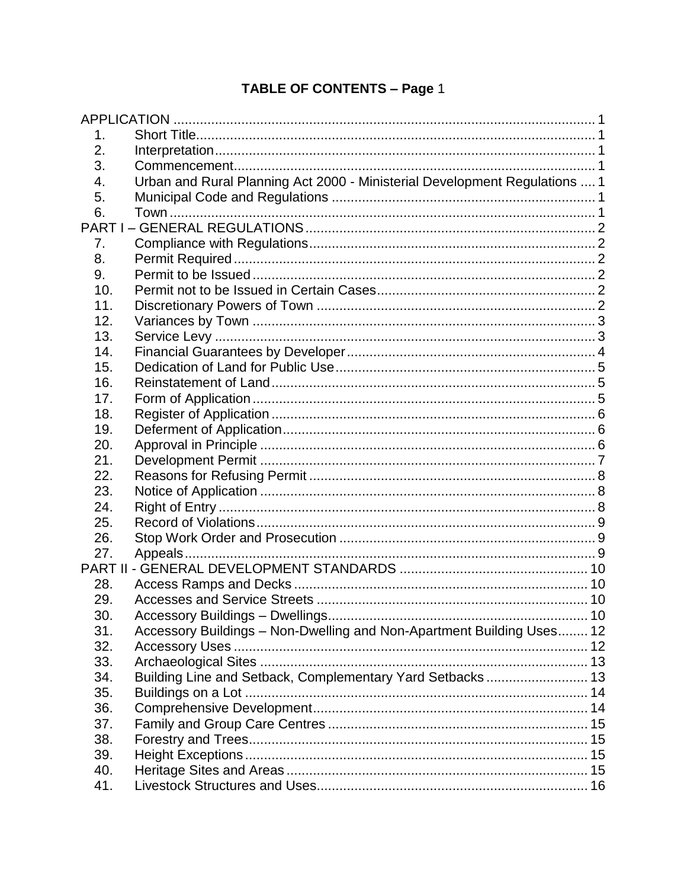## TABLE OF CONTENTS – Page 1

| | | |
|---|---|---|
| APPLICATION | | 1 |
| 1. | Short Title | 1 |
| 2. | Interpretation | 1 |
| 3. | Commencement | 1 |
| 4. | Urban and Rural Planning Act 2000 - Ministerial Development Regulations | 1 |
| 5. | Municipal Code and Regulations | 1 |
| 6. | Town | 1 |
| PART I – GENERAL REGULATIONS | | 2 |
| 7. | Compliance with Regulations | 2 |
| 8. | Permit Required | 2 |
| 9. | Permit to be Issued | 2 |
| 10. | Permit not to be Issued in Certain Cases | 2 |
| 11. | Discretionary Powers of Town | 2 |
| 12. | Variances by Town | 3 |
| 13. | Service Levy | 3 |
| 14. | Financial Guarantees by Developer | 4 |
| 15. | Dedication of Land for Public Use | 5 |
| 16. | Reinstatement of Land | 5 |
| 17. | Form of Application | 5 |
| 18. | Register of Application | 6 |
| 19. | Deferment of Application | 6 |
| 20. | Approval in Principle | 6 |
| 21. | Development Permit | 7 |
| 22. | Reasons for Refusing Permit | 8 |
| 23. | Notice of Application | 8 |
| 24. | Right of Entry | 8 |
| 25. | Record of Violations | 9 |
| 26. | Stop Work Order and Prosecution | 9 |
| 27. | Appeals | 9 |
| PART II - GENERAL DEVELOPMENT STANDARDS | | 10 |
| 28. | Access Ramps and Decks | 10 |
| 29. | Accesses and Service Streets | 10 |
| 30. | Accessory Buildings – Dwellings | 10 |
| 31. | Accessory Buildings – Non-Dwelling and Non-Apartment Building Uses | 12 |
| 32. | Accessory Uses | 12 |
| 33. | Archaeological Sites | 13 |
| 34. | Building Line and Setback, Complementary Yard Setbacks | 13 |
| 35. | Buildings on a Lot | 14 |
| 36. | Comprehensive Development | 14 |
| 37. | Family and Group Care Centres | 15 |
| 38. | Forestry and Trees | 15 |
| 39. | Height Exceptions | 15 |
| 40. | Heritage Sites and Areas | 15 |
| 41. | Livestock Structures and Uses | 16 |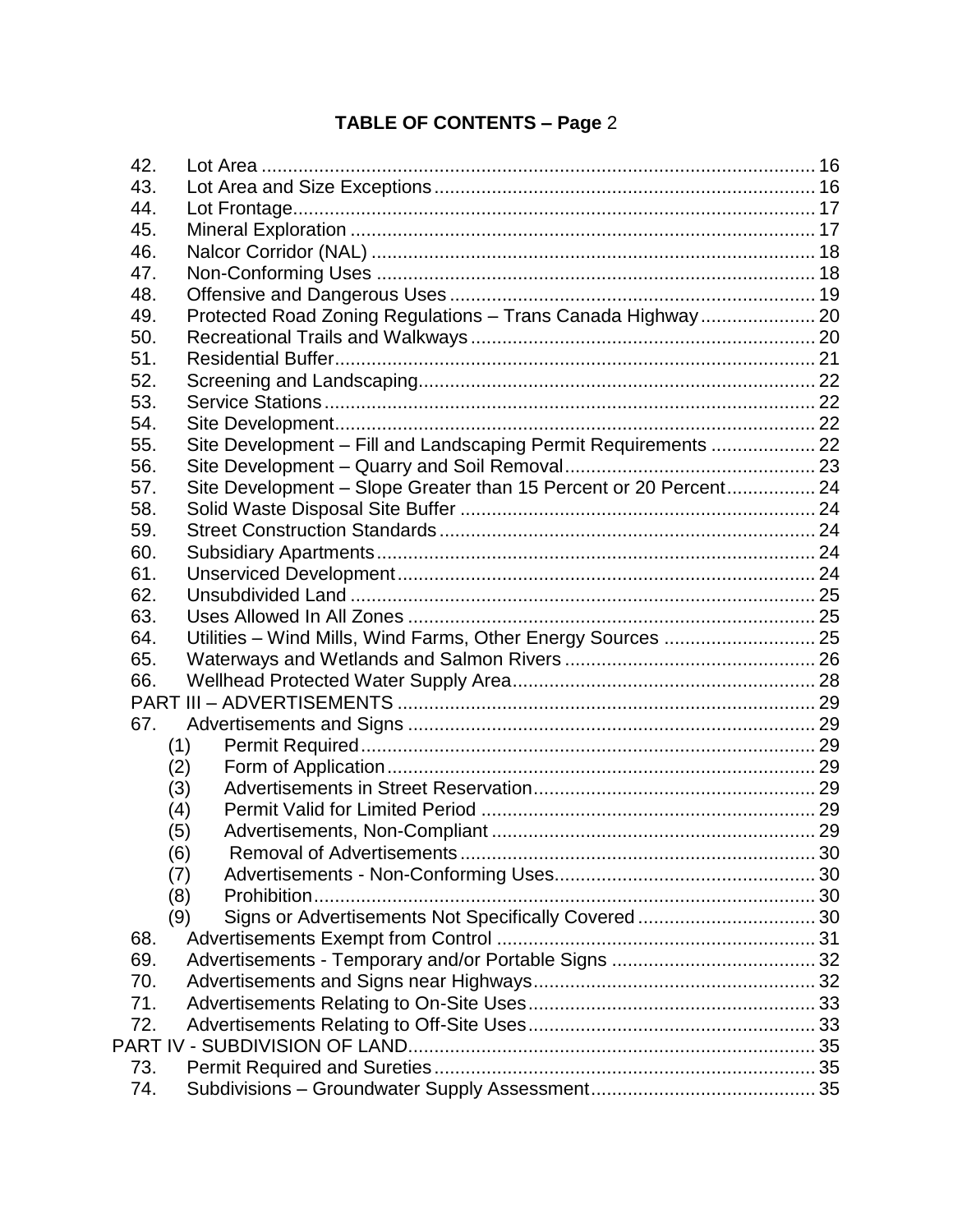## TABLE OF CONTENTS – Page 2

| | | |
|---|---|---|
| 42. | Lot Area | 16 |
| 43. | Lot Area and Size Exceptions | 16 |
| 44. | Lot Frontage | 17 |
| 45. | Mineral Exploration | 17 |
| 46. | Nalcor Corridor (NAL) | 18 |
| 47. | Non-Conforming Uses | 18 |
| 48. | Offensive and Dangerous Uses | 19 |
| 49. | Protected Road Zoning Regulations – Trans Canada Highway | 20 |
| 50. | Recreational Trails and Walkways | 20 |
| 51. | Residential Buffer | 21 |
| 52. | Screening and Landscaping | 22 |
| 53. | Service Stations | 22 |
| 54. | Site Development | 22 |
| 55. | Site Development – Fill and Landscaping Permit Requirements | 22 |
| 56. | Site Development – Quarry and Soil Removal | 23 |
| 57. | Site Development – Slope Greater than 15 Percent or 20 Percent | 24 |
| 58. | Solid Waste Disposal Site Buffer | 24 |
| 59. | Street Construction Standards | 24 |
| 60. | Subsidiary Apartments | 24 |
| 61. | Unserviced Development | 24 |
| 62. | Unsubdivided Land | 25 |
| 63. | Uses Allowed In All Zones | 25 |
| 64. | Utilities – Wind Mills, Wind Farms, Other Energy Sources | 25 |
| 65. | Waterways and Wetlands and Salmon Rivers | 26 |
| 66. | Wellhead Protected Water Supply Area | 28 |
| PART III – ADVERTISEMENTS | | 29 |
| 67. | Advertisements and Signs | 29 |
| | (1) Permit Required | 29 |
| | (2) Form of Application | 29 |
| | (3) Advertisements in Street Reservation | 29 |
| | (4) Permit Valid for Limited Period | 29 |
| | (5) Advertisements, Non-Compliant | 29 |
| | (6) Removal of Advertisements | 30 |
| | (7) Advertisements - Non-Conforming Uses | 30 |
| | (8) Prohibition | 30 |
| | (9) Signs or Advertisements Not Specifically Covered | 30 |
| 68. | Advertisements Exempt from Control | 31 |
| 69. | Advertisements - Temporary and/or Portable Signs | 32 |
| 70. | Advertisements and Signs near Highways | 32 |
| 71. | Advertisements Relating to On-Site Uses | 33 |
| 72. | Advertisements Relating to Off-Site Uses | 33 |
| PART IV - SUBDIVISION OF LAND | | 35 |
| 73. | Permit Required and Sureties | 35 |
| 74. | Subdivisions – Groundwater Supply Assessment | 35 |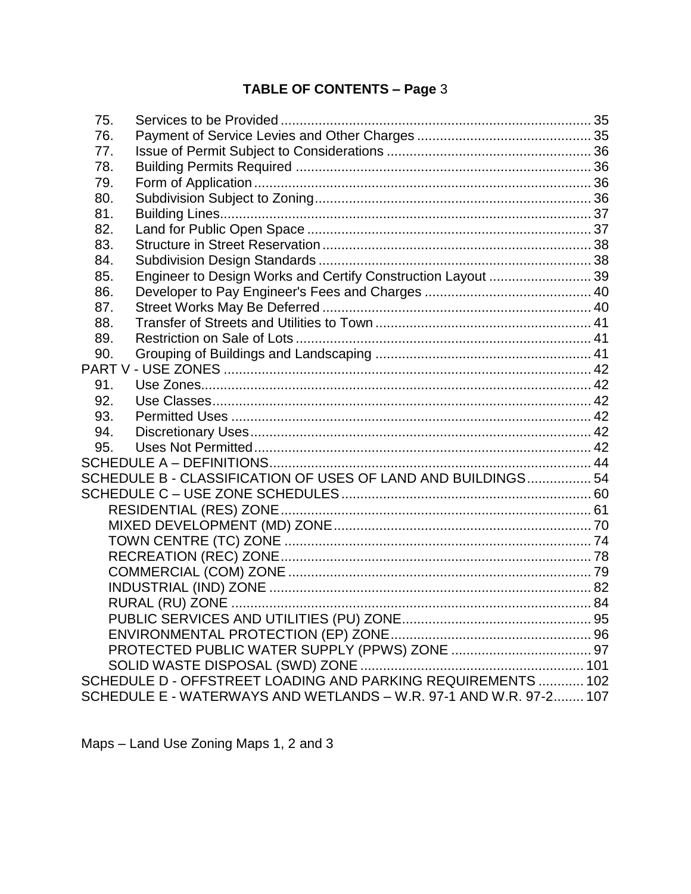**TABLE OF CONTENTS – Page** 3

| | | |
|---|---|---|
| 75. | Services to be Provided | 35 |
| 76. | Payment of Service Levies and Other Charges | 35 |
| 77. | Issue of Permit Subject to Considerations | 36 |
| 78. | Building Permits Required | 36 |
| 79. | Form of Application | 36 |
| 80. | Subdivision Subject to Zoning | 36 |
| 81. | Building Lines | 37 |
| 82. | Land for Public Open Space | 37 |
| 83. | Structure in Street Reservation | 38 |
| 84. | Subdivision Design Standards | 38 |
| 85. | Engineer to Design Works and Certify Construction Layout | 39 |
| 86. | Developer to Pay Engineer's Fees and Charges | 40 |
| 87. | Street Works May Be Deferred | 40 |
| 88. | Transfer of Streets and Utilities to Town | 41 |
| 89. | Restriction on Sale of Lots | 41 |
| 90. | Grouping of Buildings and Landscaping | 41 |
| PART V - USE ZONES | | 42 |
| 91. | Use Zones | 42 |
| 92. | Use Classes | 42 |
| 93. | Permitted Uses | 42 |
| 94. | Discretionary Uses | 42 |
| 95. | Uses Not Permitted | 42 |
| SCHEDULE A – DEFINITIONS | | 44 |
| SCHEDULE B - CLASSIFICATION OF USES OF LAND AND BUILDINGS | | 54 |
| SCHEDULE C – USE ZONE SCHEDULES | | 60 |
| | RESIDENTIAL (RES) ZONE | 61 |
| | MIXED DEVELOPMENT (MD) ZONE | 70 |
| | TOWN CENTRE (TC) ZONE | 74 |
| | RECREATION (REC) ZONE | 78 |
| | COMMERCIAL (COM) ZONE | 79 |
| | INDUSTRIAL (IND) ZONE | 82 |
| | RURAL (RU) ZONE | 84 |
| | PUBLIC SERVICES AND UTILITIES (PU) ZONE | 95 |
| | ENVIRONMENTAL PROTECTION (EP) ZONE | 96 |
| | PROTECTED PUBLIC WATER SUPPLY (PPWS) ZONE | 97 |
| | SOLID WASTE DISPOSAL (SWD) ZONE | 101 |
| SCHEDULE D - OFFSTREET LOADING AND PARKING REQUIREMENTS | | 102 |
| SCHEDULE E - WATERWAYS AND WETLANDS – W.R. 97-1 AND W.R. 97-2 | | 107 |

Maps – Land Use Zoning Maps 1, 2 and 3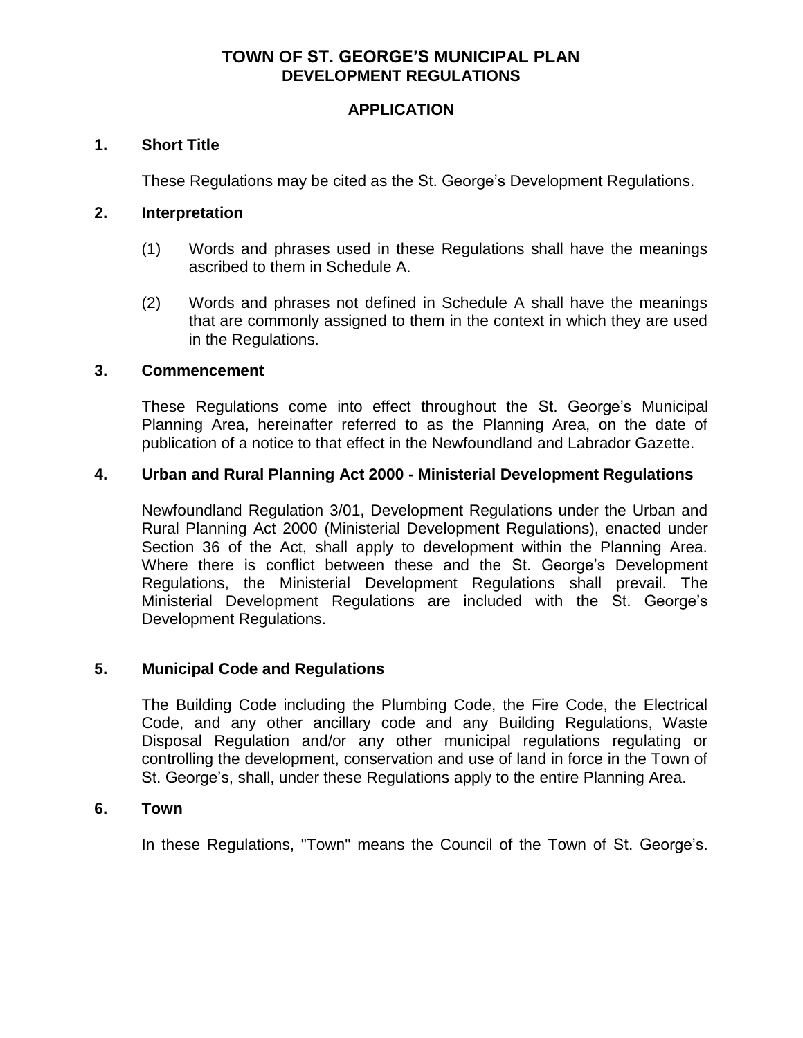# TOWN OF ST. GEORGE'S MUNICIPAL PLAN
## DEVELOPMENT REGULATIONS

### APPLICATION

**1. Short Title**

These Regulations may be cited as the St. George's Development Regulations.

**2. Interpretation**

(1) Words and phrases used in these Regulations shall have the meanings ascribed to them in Schedule A.

(2) Words and phrases not defined in Schedule A shall have the meanings that are commonly assigned to them in the context in which they are used in the Regulations.

**3. Commencement**

These Regulations come into effect throughout the St. George's Municipal Planning Area, hereinafter referred to as the Planning Area, on the date of publication of a notice to that effect in the Newfoundland and Labrador Gazette.

**4. Urban and Rural Planning Act 2000 - Ministerial Development Regulations**

Newfoundland Regulation 3/01, Development Regulations under the Urban and Rural Planning Act 2000 (Ministerial Development Regulations), enacted under Section 36 of the Act, shall apply to development within the Planning Area. Where there is conflict between these and the St. George's Development Regulations, the Ministerial Development Regulations shall prevail. The Ministerial Development Regulations are included with the St. George's Development Regulations.

**5. Municipal Code and Regulations**

The Building Code including the Plumbing Code, the Fire Code, the Electrical Code, and any other ancillary code and any Building Regulations, Waste Disposal Regulation and/or any other municipal regulations regulating or controlling the development, conservation and use of land in force in the Town of St. George's, shall, under these Regulations apply to the entire Planning Area.

**6. Town**

In these Regulations, "Town" means the Council of the Town of St. George's.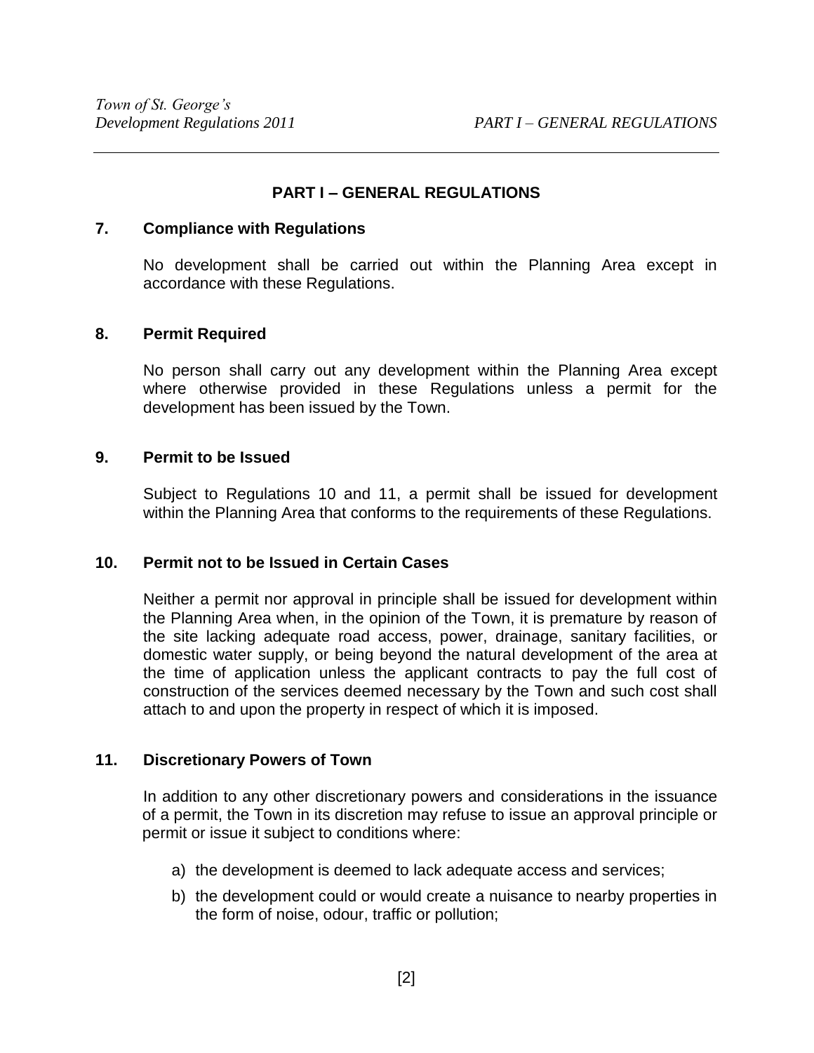## PART I – GENERAL REGULATIONS

### 7. Compliance with Regulations

No development shall be carried out within the Planning Area except in accordance with these Regulations.

### 8. Permit Required

No person shall carry out any development within the Planning Area except where otherwise provided in these Regulations unless a permit for the development has been issued by the Town.

### 9. Permit to be Issued

Subject to Regulations 10 and 11, a permit shall be issued for development within the Planning Area that conforms to the requirements of these Regulations.

### 10. Permit not to be Issued in Certain Cases

Neither a permit nor approval in principle shall be issued for development within the Planning Area when, in the opinion of the Town, it is premature by reason of the site lacking adequate road access, power, drainage, sanitary facilities, or domestic water supply, or being beyond the natural development of the area at the time of application unless the applicant contracts to pay the full cost of construction of the services deemed necessary by the Town and such cost shall attach to and upon the property in respect of which it is imposed.

### 11. Discretionary Powers of Town

In addition to any other discretionary powers and considerations in the issuance of a permit, the Town in its discretion may refuse to issue an approval principle or permit or issue it subject to conditions where:

a) the development is deemed to lack adequate access and services;

b) the development could or would create a nuisance to nearby properties in the form of noise, odour, traffic or pollution;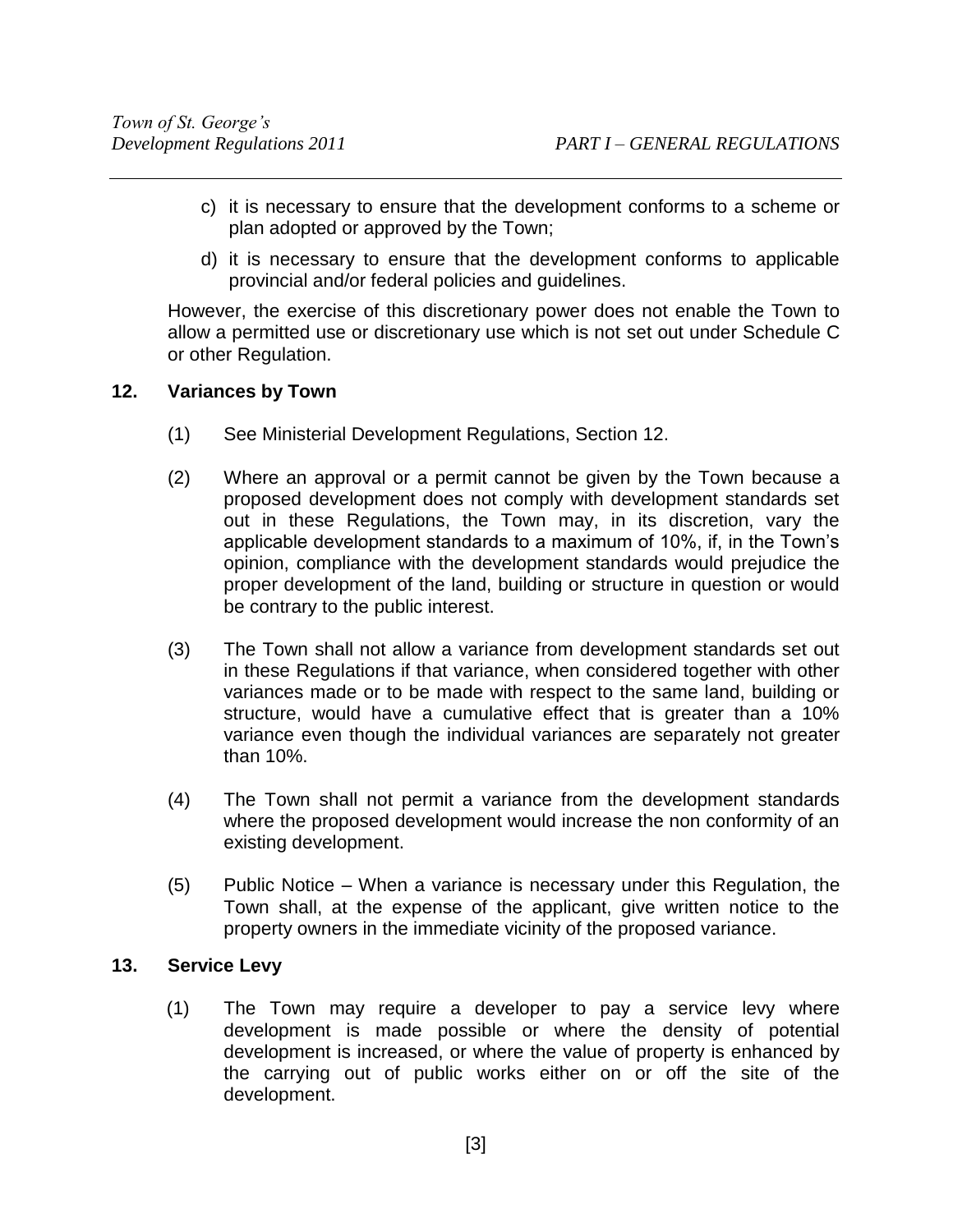c) it is necessary to ensure that the development conforms to a scheme or plan adopted or approved by the Town;

d) it is necessary to ensure that the development conforms to applicable provincial and/or federal policies and guidelines.

However, the exercise of this discretionary power does not enable the Town to allow a permitted use or discretionary use which is not set out under Schedule C or other Regulation.

## 12. Variances by Town

(1) See Ministerial Development Regulations, Section 12.

(2) Where an approval or a permit cannot be given by the Town because a proposed development does not comply with development standards set out in these Regulations, the Town may, in its discretion, vary the applicable development standards to a maximum of 10%, if, in the Town's opinion, compliance with the development standards would prejudice the proper development of the land, building or structure in question or would be contrary to the public interest.

(3) The Town shall not allow a variance from development standards set out in these Regulations if that variance, when considered together with other variances made or to be made with respect to the same land, building or structure, would have a cumulative effect that is greater than a 10% variance even though the individual variances are separately not greater than 10%.

(4) The Town shall not permit a variance from the development standards where the proposed development would increase the non conformity of an existing development.

(5) Public Notice – When a variance is necessary under this Regulation, the Town shall, at the expense of the applicant, give written notice to the property owners in the immediate vicinity of the proposed variance.

## 13. Service Levy

(1) The Town may require a developer to pay a service levy where development is made possible or where the density of potential development is increased, or where the value of property is enhanced by the carrying out of public works either on or off the site of the development.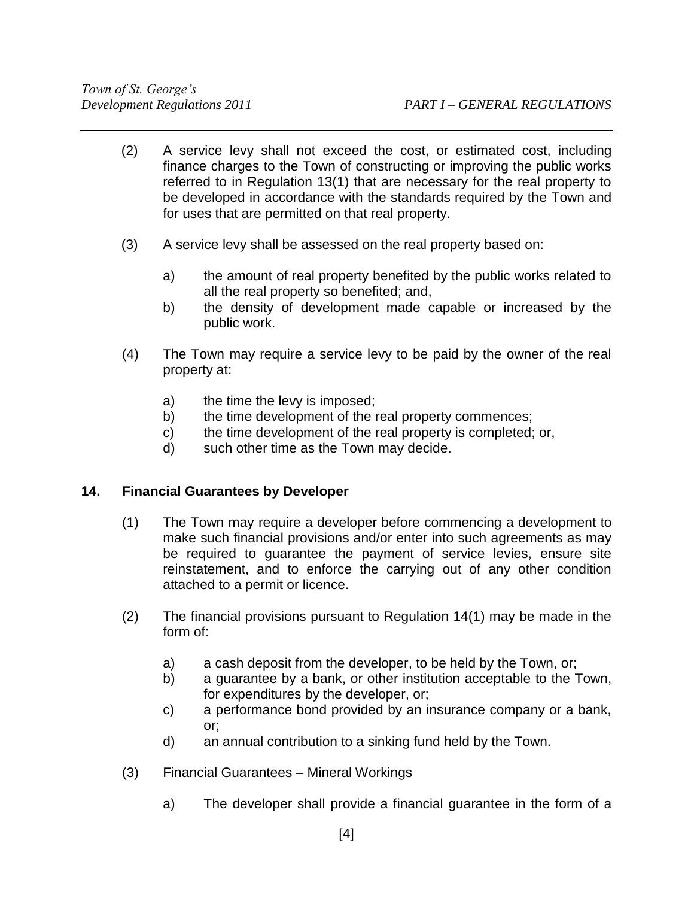(2) A service levy shall not exceed the cost, or estimated cost, including finance charges to the Town of constructing or improving the public works referred to in Regulation 13(1) that are necessary for the real property to be developed in accordance with the standards required by the Town and for uses that are permitted on that real property.

(3) A service levy shall be assessed on the real property based on:

- a) the amount of real property benefited by the public works related to all the real property so benefited; and,
- b) the density of development made capable or increased by the public work.

(4) The Town may require a service levy to be paid by the owner of the real property at:

- a) the time the levy is imposed;
- b) the time development of the real property commences;
- c) the time development of the real property is completed; or,
- d) such other time as the Town may decide.

## 14. Financial Guarantees by Developer

(1) The Town may require a developer before commencing a development to make such financial provisions and/or enter into such agreements as may be required to guarantee the payment of service levies, ensure site reinstatement, and to enforce the carrying out of any other condition attached to a permit or licence.

(2) The financial provisions pursuant to Regulation 14(1) may be made in the form of:

- a) a cash deposit from the developer, to be held by the Town, or;
- b) a guarantee by a bank, or other institution acceptable to the Town, for expenditures by the developer, or;
- c) a performance bond provided by an insurance company or a bank, or;
- d) an annual contribution to a sinking fund held by the Town.

(3) Financial Guarantees – Mineral Workings

- a) The developer shall provide a financial guarantee in the form of a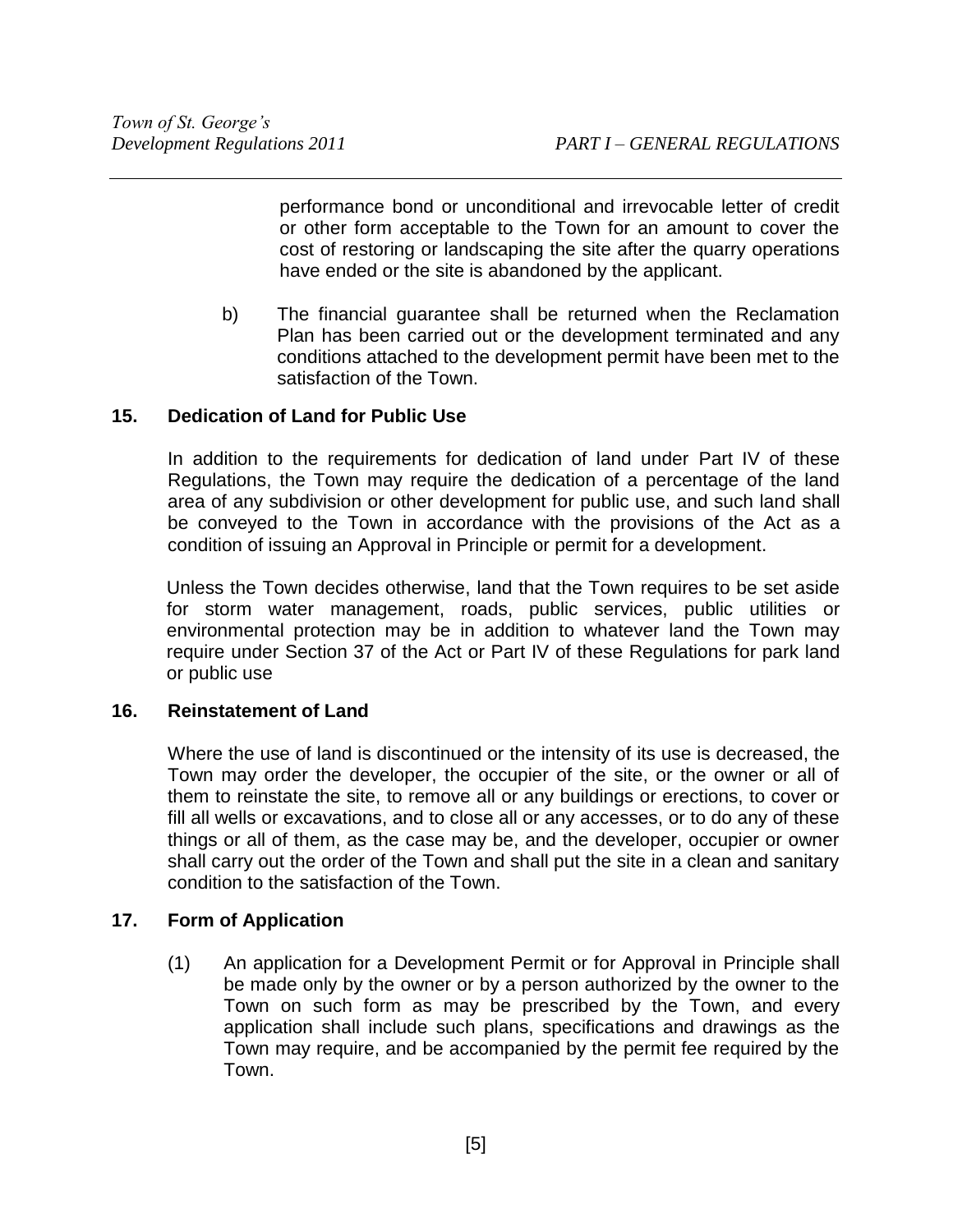performance bond or unconditional and irrevocable letter of credit or other form acceptable to the Town for an amount to cover the cost of restoring or landscaping the site after the quarry operations have ended or the site is abandoned by the applicant.

b) The financial guarantee shall be returned when the Reclamation Plan has been carried out or the development terminated and any conditions attached to the development permit have been met to the satisfaction of the Town.

## 15. Dedication of Land for Public Use

In addition to the requirements for dedication of land under Part IV of these Regulations, the Town may require the dedication of a percentage of the land area of any subdivision or other development for public use, and such land shall be conveyed to the Town in accordance with the provisions of the Act as a condition of issuing an Approval in Principle or permit for a development.

Unless the Town decides otherwise, land that the Town requires to be set aside for storm water management, roads, public services, public utilities or environmental protection may be in addition to whatever land the Town may require under Section 37 of the Act or Part IV of these Regulations for park land or public use

## 16. Reinstatement of Land

Where the use of land is discontinued or the intensity of its use is decreased, the Town may order the developer, the occupier of the site, or the owner or all of them to reinstate the site, to remove all or any buildings or erections, to cover or fill all wells or excavations, and to close all or any accesses, or to do any of these things or all of them, as the case may be, and the developer, occupier or owner shall carry out the order of the Town and shall put the site in a clean and sanitary condition to the satisfaction of the Town.

## 17. Form of Application

(1) An application for a Development Permit or for Approval in Principle shall be made only by the owner or by a person authorized by the owner to the Town on such form as may be prescribed by the Town, and every application shall include such plans, specifications and drawings as the Town may require, and be accompanied by the permit fee required by the Town.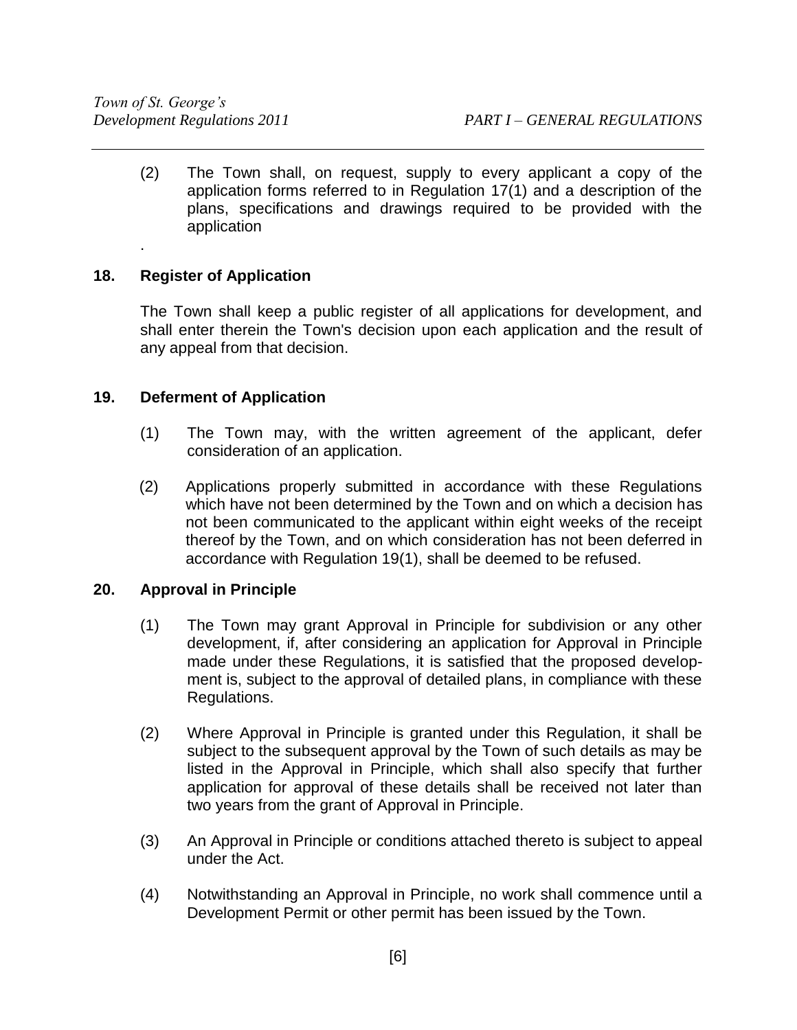(2) The Town shall, on request, supply to every applicant a copy of the application forms referred to in Regulation 17(1) and a description of the plans, specifications and drawings required to be provided with the application

.

## 18. Register of Application

The Town shall keep a public register of all applications for development, and shall enter therein the Town's decision upon each application and the result of any appeal from that decision.

## 19. Deferment of Application

(1) The Town may, with the written agreement of the applicant, defer consideration of an application.

(2) Applications properly submitted in accordance with these Regulations which have not been determined by the Town and on which a decision has not been communicated to the applicant within eight weeks of the receipt thereof by the Town, and on which consideration has not been deferred in accordance with Regulation 19(1), shall be deemed to be refused.

## 20. Approval in Principle

(1) The Town may grant Approval in Principle for subdivision or any other development, if, after considering an application for Approval in Principle made under these Regulations, it is satisfied that the proposed development is, subject to the approval of detailed plans, in compliance with these Regulations.

(2) Where Approval in Principle is granted under this Regulation, it shall be subject to the subsequent approval by the Town of such details as may be listed in the Approval in Principle, which shall also specify that further application for approval of these details shall be received not later than two years from the grant of Approval in Principle.

(3) An Approval in Principle or conditions attached thereto is subject to appeal under the Act.

(4) Notwithstanding an Approval in Principle, no work shall commence until a Development Permit or other permit has been issued by the Town.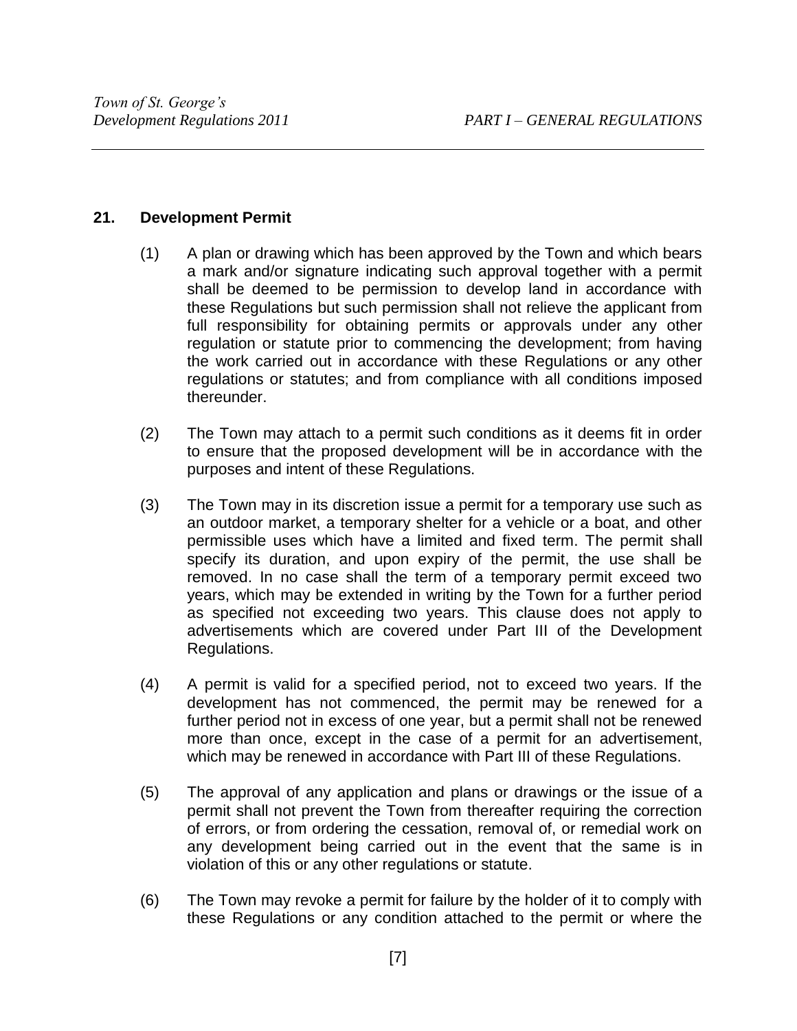## 21. Development Permit

(1) A plan or drawing which has been approved by the Town and which bears a mark and/or signature indicating such approval together with a permit shall be deemed to be permission to develop land in accordance with these Regulations but such permission shall not relieve the applicant from full responsibility for obtaining permits or approvals under any other regulation or statute prior to commencing the development; from having the work carried out in accordance with these Regulations or any other regulations or statutes; and from compliance with all conditions imposed thereunder.

(2) The Town may attach to a permit such conditions as it deems fit in order to ensure that the proposed development will be in accordance with the purposes and intent of these Regulations.

(3) The Town may in its discretion issue a permit for a temporary use such as an outdoor market, a temporary shelter for a vehicle or a boat, and other permissible uses which have a limited and fixed term. The permit shall specify its duration, and upon expiry of the permit, the use shall be removed. In no case shall the term of a temporary permit exceed two years, which may be extended in writing by the Town for a further period as specified not exceeding two years. This clause does not apply to advertisements which are covered under Part III of the Development Regulations.

(4) A permit is valid for a specified period, not to exceed two years. If the development has not commenced, the permit may be renewed for a further period not in excess of one year, but a permit shall not be renewed more than once, except in the case of a permit for an advertisement, which may be renewed in accordance with Part III of these Regulations.

(5) The approval of any application and plans or drawings or the issue of a permit shall not prevent the Town from thereafter requiring the correction of errors, or from ordering the cessation, removal of, or remedial work on any development being carried out in the event that the same is in violation of this or any other regulations or statute.

(6) The Town may revoke a permit for failure by the holder of it to comply with these Regulations or any condition attached to the permit or where the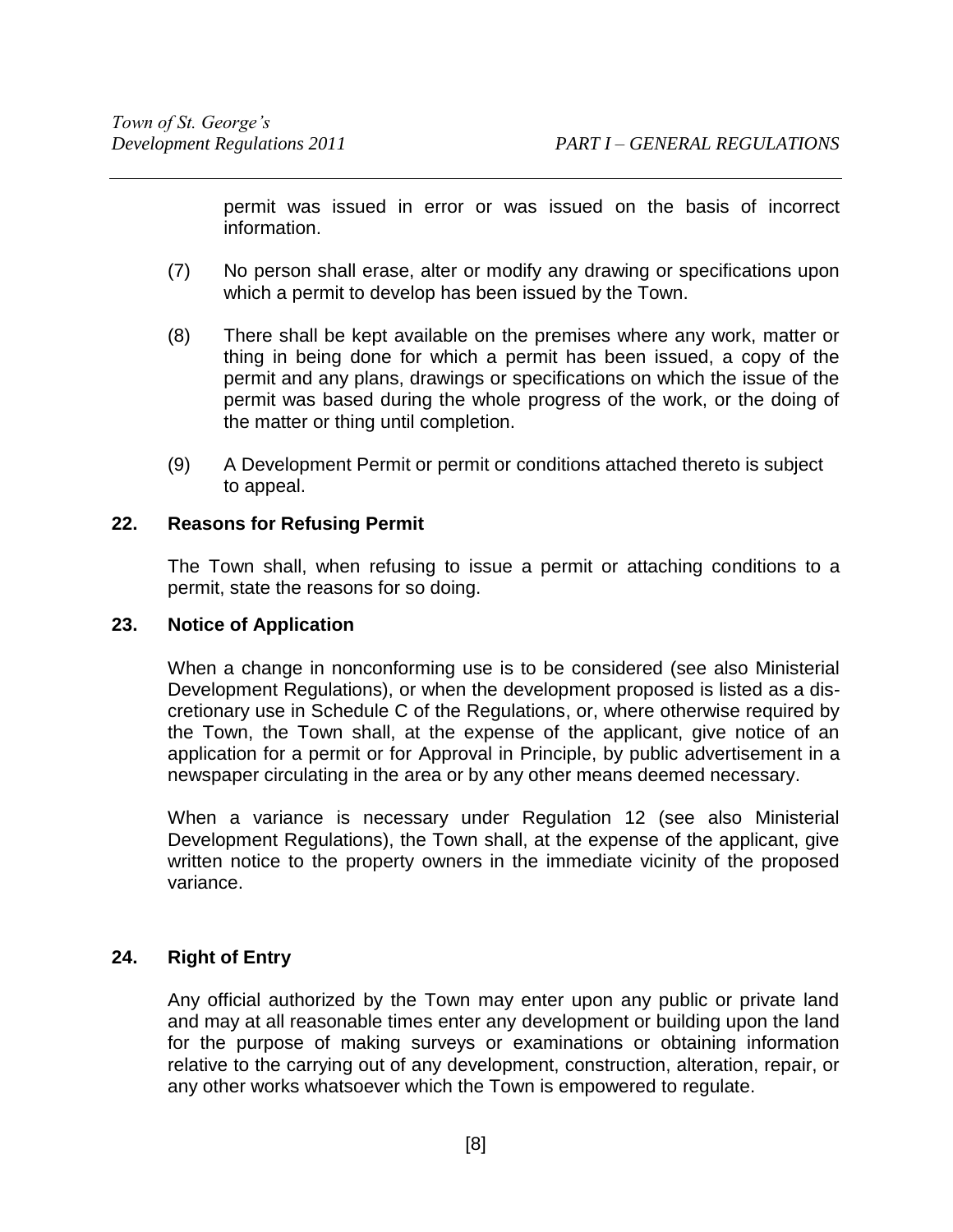permit was issued in error or was issued on the basis of incorrect information.

(7) No person shall erase, alter or modify any drawing or specifications upon which a permit to develop has been issued by the Town.

(8) There shall be kept available on the premises where any work, matter or thing in being done for which a permit has been issued, a copy of the permit and any plans, drawings or specifications on which the issue of the permit was based during the whole progress of the work, or the doing of the matter or thing until completion.

(9) A Development Permit or permit or conditions attached thereto is subject to appeal.

## 22. Reasons for Refusing Permit

The Town shall, when refusing to issue a permit or attaching conditions to a permit, state the reasons for so doing.

## 23. Notice of Application

When a change in nonconforming use is to be considered (see also Ministerial Development Regulations), or when the development proposed is listed as a discretionary use in Schedule C of the Regulations, or, where otherwise required by the Town, the Town shall, at the expense of the applicant, give notice of an application for a permit or for Approval in Principle, by public advertisement in a newspaper circulating in the area or by any other means deemed necessary.

When a variance is necessary under Regulation 12 (see also Ministerial Development Regulations), the Town shall, at the expense of the applicant, give written notice to the property owners in the immediate vicinity of the proposed variance.

## 24. Right of Entry

Any official authorized by the Town may enter upon any public or private land and may at all reasonable times enter any development or building upon the land for the purpose of making surveys or examinations or obtaining information relative to the carrying out of any development, construction, alteration, repair, or any other works whatsoever which the Town is empowered to regulate.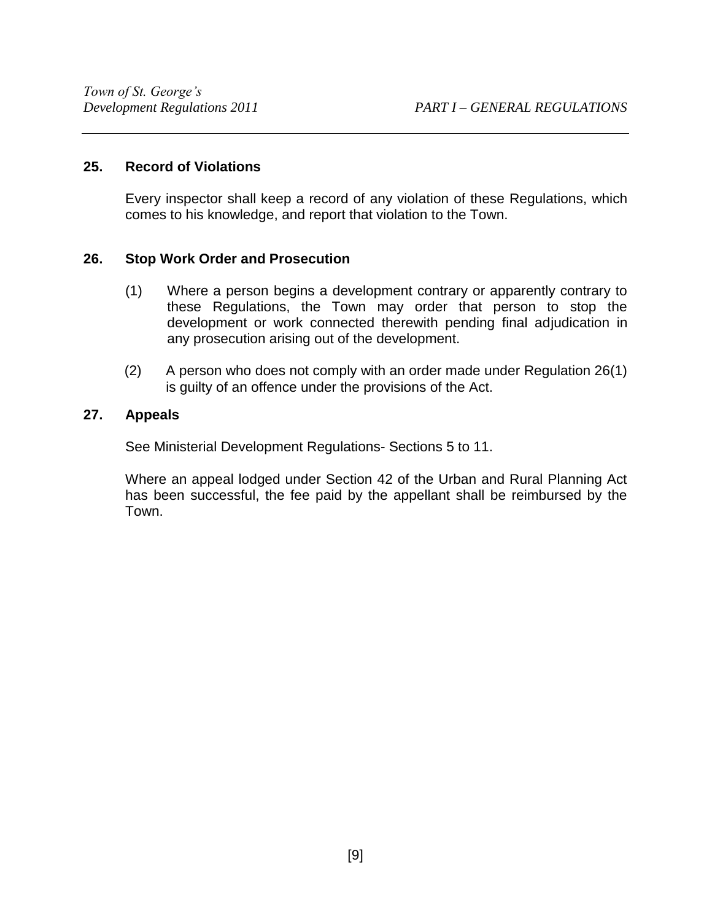## 25. Record of Violations

Every inspector shall keep a record of any violation of these Regulations, which comes to his knowledge, and report that violation to the Town.

## 26. Stop Work Order and Prosecution

(1) Where a person begins a development contrary or apparently contrary to these Regulations, the Town may order that person to stop the development or work connected therewith pending final adjudication in any prosecution arising out of the development.

(2) A person who does not comply with an order made under Regulation 26(1) is guilty of an offence under the provisions of the Act.

## 27. Appeals

See Ministerial Development Regulations- Sections 5 to 11.

Where an appeal lodged under Section 42 of the Urban and Rural Planning Act has been successful, the fee paid by the appellant shall be reimbursed by the Town.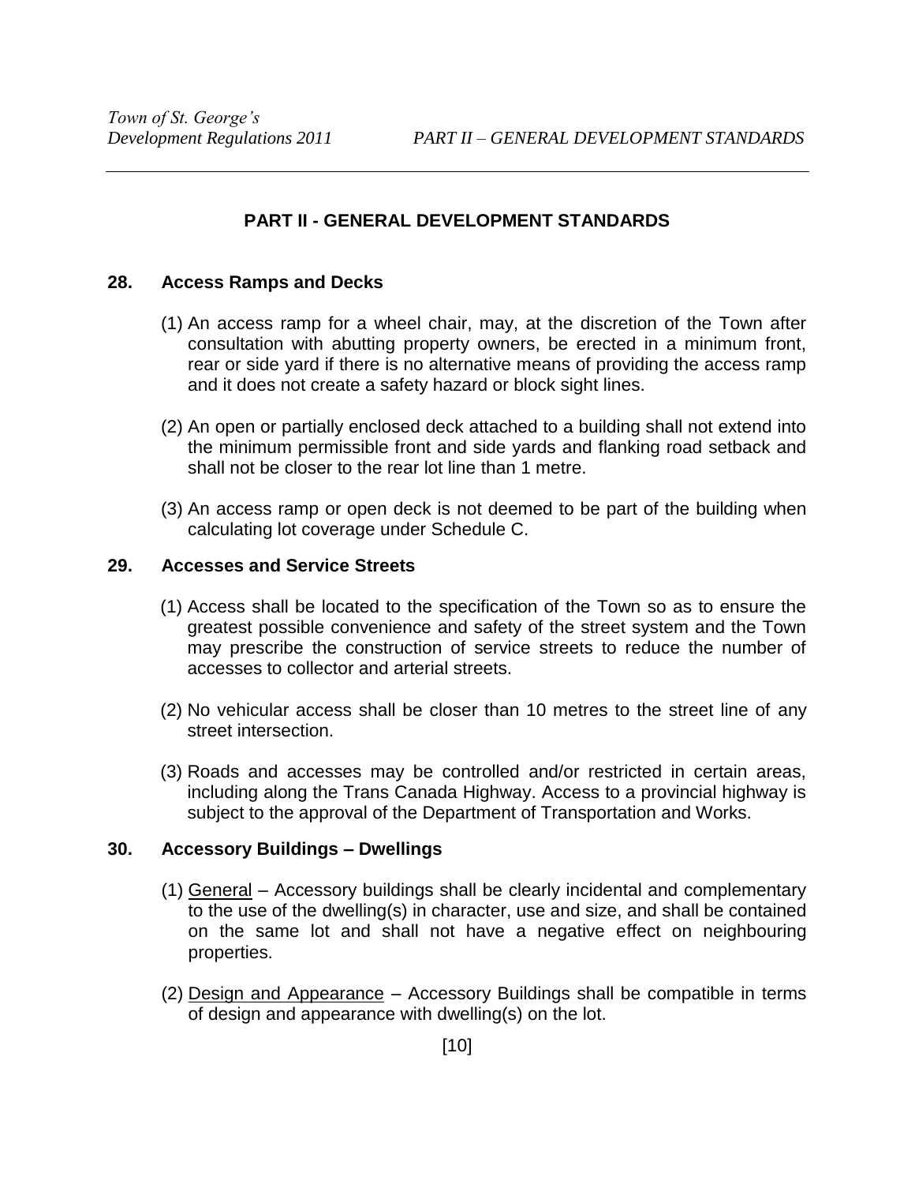## PART II - GENERAL DEVELOPMENT STANDARDS

### 28. Access Ramps and Decks

(1) An access ramp for a wheel chair, may, at the discretion of the Town after consultation with abutting property owners, be erected in a minimum front, rear or side yard if there is no alternative means of providing the access ramp and it does not create a safety hazard or block sight lines.

(2) An open or partially enclosed deck attached to a building shall not extend into the minimum permissible front and side yards and flanking road setback and shall not be closer to the rear lot line than 1 metre.

(3) An access ramp or open deck is not deemed to be part of the building when calculating lot coverage under Schedule C.

### 29. Accesses and Service Streets

(1) Access shall be located to the specification of the Town so as to ensure the greatest possible convenience and safety of the street system and the Town may prescribe the construction of service streets to reduce the number of accesses to collector and arterial streets.

(2) No vehicular access shall be closer than 10 metres to the street line of any street intersection.

(3) Roads and accesses may be controlled and/or restricted in certain areas, including along the Trans Canada Highway. Access to a provincial highway is subject to the approval of the Department of Transportation and Works.

### 30. Accessory Buildings – Dwellings

(1) General – Accessory buildings shall be clearly incidental and complementary to the use of the dwelling(s) in character, use and size, and shall be contained on the same lot and shall not have a negative effect on neighbouring properties.

(2) Design and Appearance – Accessory Buildings shall be compatible in terms of design and appearance with dwelling(s) on the lot.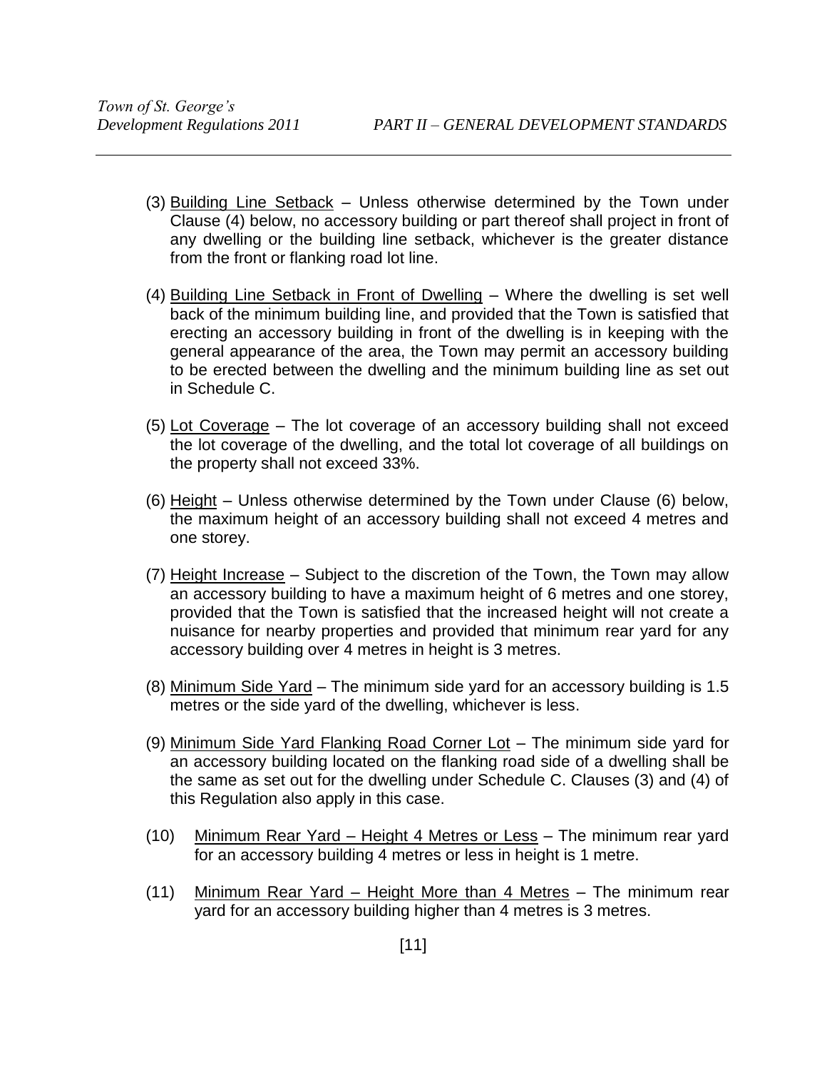(3) Building Line Setback – Unless otherwise determined by the Town under Clause (4) below, no accessory building or part thereof shall project in front of any dwelling or the building line setback, whichever is the greater distance from the front or flanking road lot line.

(4) Building Line Setback in Front of Dwelling – Where the dwelling is set well back of the minimum building line, and provided that the Town is satisfied that erecting an accessory building in front of the dwelling is in keeping with the general appearance of the area, the Town may permit an accessory building to be erected between the dwelling and the minimum building line as set out in Schedule C.

(5) Lot Coverage – The lot coverage of an accessory building shall not exceed the lot coverage of the dwelling, and the total lot coverage of all buildings on the property shall not exceed 33%.

(6) Height – Unless otherwise determined by the Town under Clause (6) below, the maximum height of an accessory building shall not exceed 4 metres and one storey.

(7) Height Increase – Subject to the discretion of the Town, the Town may allow an accessory building to have a maximum height of 6 metres and one storey, provided that the Town is satisfied that the increased height will not create a nuisance for nearby properties and provided that minimum rear yard for any accessory building over 4 metres in height is 3 metres.

(8) Minimum Side Yard – The minimum side yard for an accessory building is 1.5 metres or the side yard of the dwelling, whichever is less.

(9) Minimum Side Yard Flanking Road Corner Lot – The minimum side yard for an accessory building located on the flanking road side of a dwelling shall be the same as set out for the dwelling under Schedule C. Clauses (3) and (4) of this Regulation also apply in this case.

(10) Minimum Rear Yard – Height 4 Metres or Less – The minimum rear yard for an accessory building 4 metres or less in height is 1 metre.

(11) Minimum Rear Yard – Height More than 4 Metres – The minimum rear yard for an accessory building higher than 4 metres is 3 metres.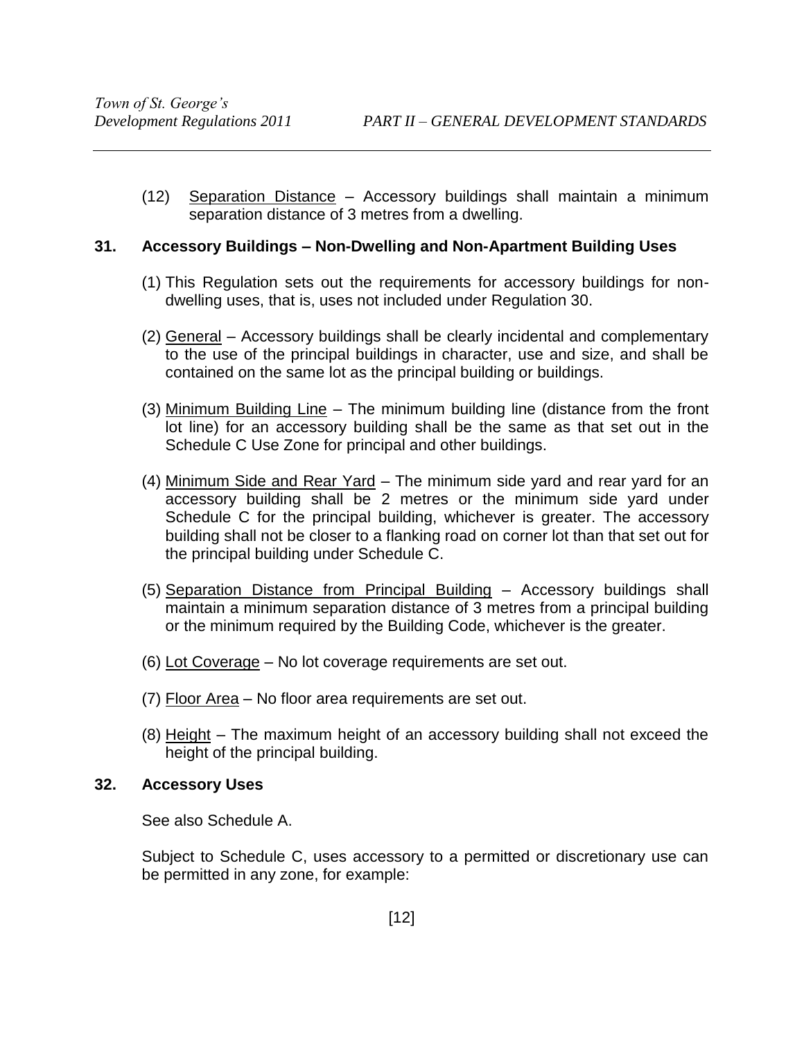(12) Separation Distance – Accessory buildings shall maintain a minimum separation distance of 3 metres from a dwelling.

## 31. Accessory Buildings – Non-Dwelling and Non-Apartment Building Uses

(1) This Regulation sets out the requirements for accessory buildings for non-dwelling uses, that is, uses not included under Regulation 30.

(2) General – Accessory buildings shall be clearly incidental and complementary to the use of the principal buildings in character, use and size, and shall be contained on the same lot as the principal building or buildings.

(3) Minimum Building Line – The minimum building line (distance from the front lot line) for an accessory building shall be the same as that set out in the Schedule C Use Zone for principal and other buildings.

(4) Minimum Side and Rear Yard – The minimum side yard and rear yard for an accessory building shall be 2 metres or the minimum side yard under Schedule C for the principal building, whichever is greater. The accessory building shall not be closer to a flanking road on corner lot than that set out for the principal building under Schedule C.

(5) Separation Distance from Principal Building – Accessory buildings shall maintain a minimum separation distance of 3 metres from a principal building or the minimum required by the Building Code, whichever is the greater.

(6) Lot Coverage – No lot coverage requirements are set out.

(7) Floor Area – No floor area requirements are set out.

(8) Height – The maximum height of an accessory building shall not exceed the height of the principal building.

## 32. Accessory Uses

See also Schedule A.

Subject to Schedule C, uses accessory to a permitted or discretionary use can be permitted in any zone, for example: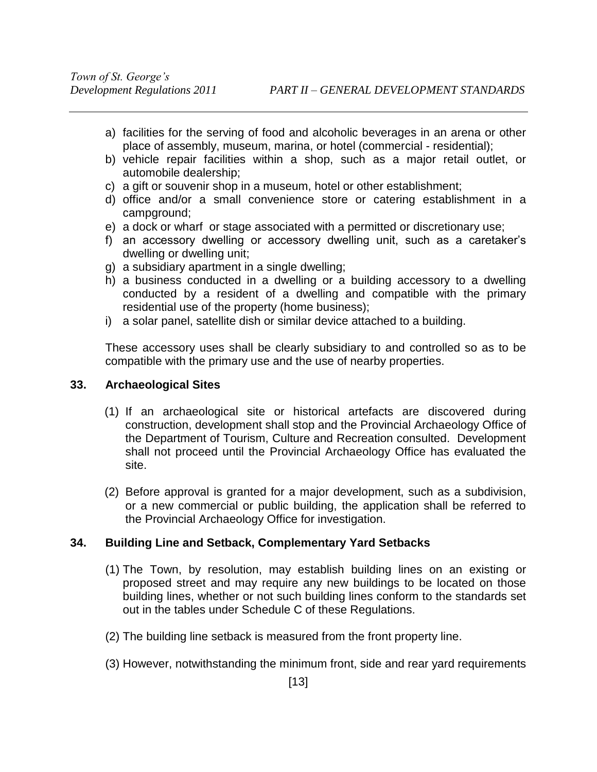a) facilities for the serving of food and alcoholic beverages in an arena or other place of assembly, museum, marina, or hotel (commercial - residential);
b) vehicle repair facilities within a shop, such as a major retail outlet, or automobile dealership;
c) a gift or souvenir shop in a museum, hotel or other establishment;
d) office and/or a small convenience store or catering establishment in a campground;
e) a dock or wharf or stage associated with a permitted or discretionary use;
f) an accessory dwelling or accessory dwelling unit, such as a caretaker's dwelling or dwelling unit;
g) a subsidiary apartment in a single dwelling;
h) a business conducted in a dwelling or a building accessory to a dwelling conducted by a resident of a dwelling and compatible with the primary residential use of the property (home business);
i) a solar panel, satellite dish or similar device attached to a building.

These accessory uses shall be clearly subsidiary to and controlled so as to be compatible with the primary use and the use of nearby properties.

## 33. Archaeological Sites

(1) If an archaeological site or historical artefacts are discovered during construction, development shall stop and the Provincial Archaeology Office of the Department of Tourism, Culture and Recreation consulted. Development shall not proceed until the Provincial Archaeology Office has evaluated the site.

(2) Before approval is granted for a major development, such as a subdivision, or a new commercial or public building, the application shall be referred to the Provincial Archaeology Office for investigation.

## 34. Building Line and Setback, Complementary Yard Setbacks

(1) The Town, by resolution, may establish building lines on an existing or proposed street and may require any new buildings to be located on those building lines, whether or not such building lines conform to the standards set out in the tables under Schedule C of these Regulations.

(2) The building line setback is measured from the front property line.

(3) However, notwithstanding the minimum front, side and rear yard requirements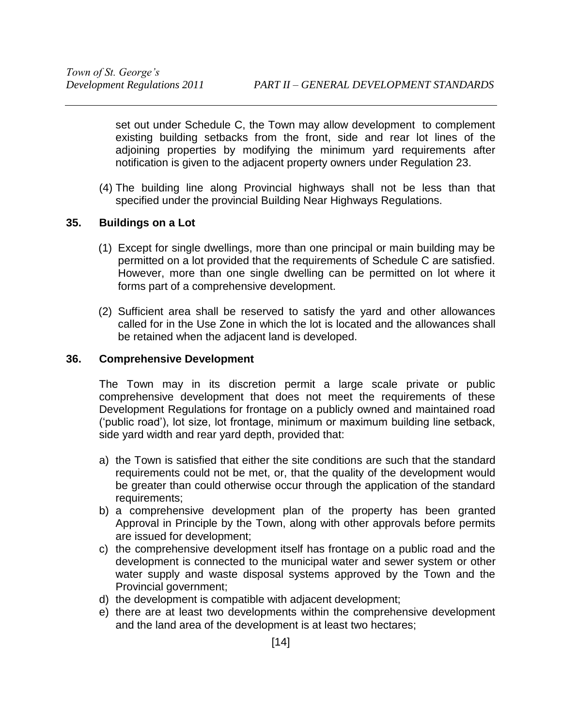set out under Schedule C, the Town may allow development to complement existing building setbacks from the front, side and rear lot lines of the adjoining properties by modifying the minimum yard requirements after notification is given to the adjacent property owners under Regulation 23.

(4) The building line along Provincial highways shall not be less than that specified under the provincial Building Near Highways Regulations.

## 35. Buildings on a Lot

(1) Except for single dwellings, more than one principal or main building may be permitted on a lot provided that the requirements of Schedule C are satisfied. However, more than one single dwelling can be permitted on lot where it forms part of a comprehensive development.

(2) Sufficient area shall be reserved to satisfy the yard and other allowances called for in the Use Zone in which the lot is located and the allowances shall be retained when the adjacent land is developed.

## 36. Comprehensive Development

The Town may in its discretion permit a large scale private or public comprehensive development that does not meet the requirements of these Development Regulations for frontage on a publicly owned and maintained road ('public road'), lot size, lot frontage, minimum or maximum building line setback, side yard width and rear yard depth, provided that:

a) the Town is satisfied that either the site conditions are such that the standard requirements could not be met, or, that the quality of the development would be greater than could otherwise occur through the application of the standard requirements;
b) a comprehensive development plan of the property has been granted Approval in Principle by the Town, along with other approvals before permits are issued for development;
c) the comprehensive development itself has frontage on a public road and the development is connected to the municipal water and sewer system or other water supply and waste disposal systems approved by the Town and the Provincial government;
d) the development is compatible with adjacent development;
e) there are at least two developments within the comprehensive development and the land area of the development is at least two hectares;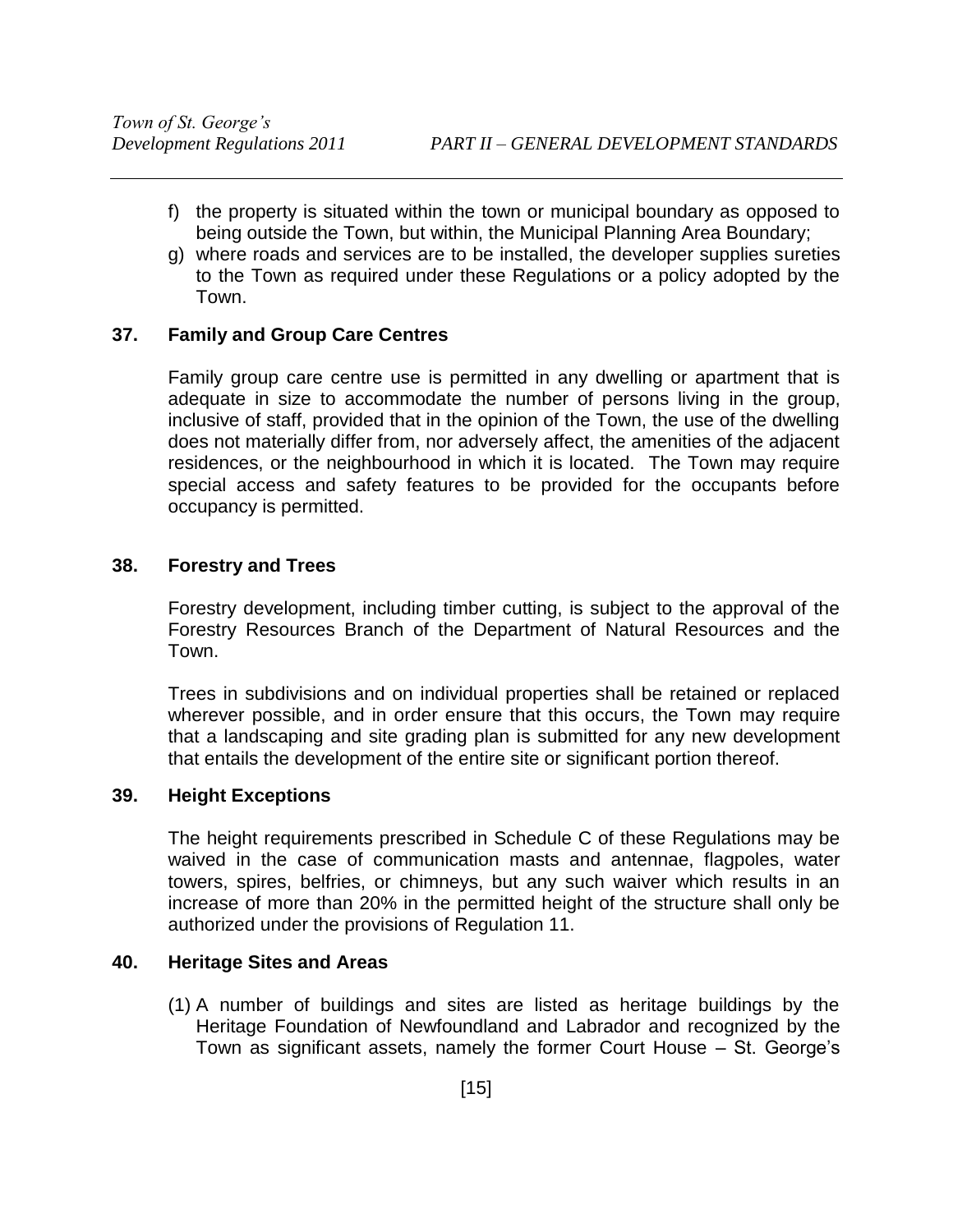f) the property is situated within the town or municipal boundary as opposed to being outside the Town, but within, the Municipal Planning Area Boundary;
g) where roads and services are to be installed, the developer supplies sureties to the Town as required under these Regulations or a policy adopted by the Town.

### 37. Family and Group Care Centres

Family group care centre use is permitted in any dwelling or apartment that is adequate in size to accommodate the number of persons living in the group, inclusive of staff, provided that in the opinion of the Town, the use of the dwelling does not materially differ from, nor adversely affect, the amenities of the adjacent residences, or the neighbourhood in which it is located. The Town may require special access and safety features to be provided for the occupants before occupancy is permitted.

### 38. Forestry and Trees

Forestry development, including timber cutting, is subject to the approval of the Forestry Resources Branch of the Department of Natural Resources and the Town.

Trees in subdivisions and on individual properties shall be retained or replaced wherever possible, and in order ensure that this occurs, the Town may require that a landscaping and site grading plan is submitted for any new development that entails the development of the entire site or significant portion thereof.

### 39. Height Exceptions

The height requirements prescribed in Schedule C of these Regulations may be waived in the case of communication masts and antennae, flagpoles, water towers, spires, belfries, or chimneys, but any such waiver which results in an increase of more than 20% in the permitted height of the structure shall only be authorized under the provisions of Regulation 11.

### 40. Heritage Sites and Areas

(1) A number of buildings and sites are listed as heritage buildings by the Heritage Foundation of Newfoundland and Labrador and recognized by the Town as significant assets, namely the former Court House – St. George's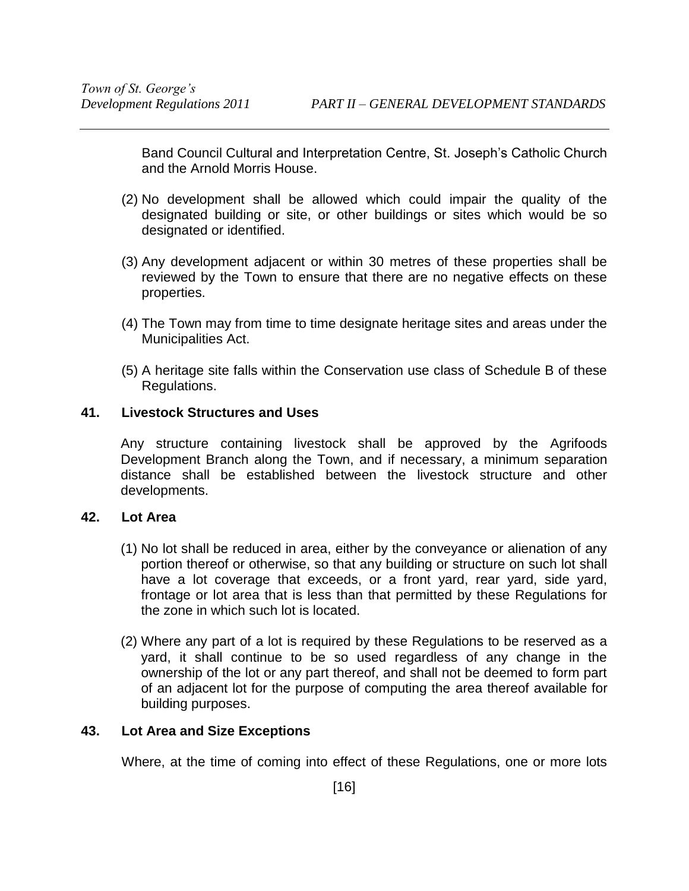Band Council Cultural and Interpretation Centre, St. Joseph's Catholic Church and the Arnold Morris House.

(2) No development shall be allowed which could impair the quality of the designated building or site, or other buildings or sites which would be so designated or identified.

(3) Any development adjacent or within 30 metres of these properties shall be reviewed by the Town to ensure that there are no negative effects on these properties.

(4) The Town may from time to time designate heritage sites and areas under the Municipalities Act.

(5) A heritage site falls within the Conservation use class of Schedule B of these Regulations.

### 41. Livestock Structures and Uses

Any structure containing livestock shall be approved by the Agrifoods Development Branch along the Town, and if necessary, a minimum separation distance shall be established between the livestock structure and other developments.

### 42. Lot Area

(1) No lot shall be reduced in area, either by the conveyance or alienation of any portion thereof or otherwise, so that any building or structure on such lot shall have a lot coverage that exceeds, or a front yard, rear yard, side yard, frontage or lot area that is less than that permitted by these Regulations for the zone in which such lot is located.

(2) Where any part of a lot is required by these Regulations to be reserved as a yard, it shall continue to be so used regardless of any change in the ownership of the lot or any part thereof, and shall not be deemed to form part of an adjacent lot for the purpose of computing the area thereof available for building purposes.

### 43. Lot Area and Size Exceptions

Where, at the time of coming into effect of these Regulations, one or more lots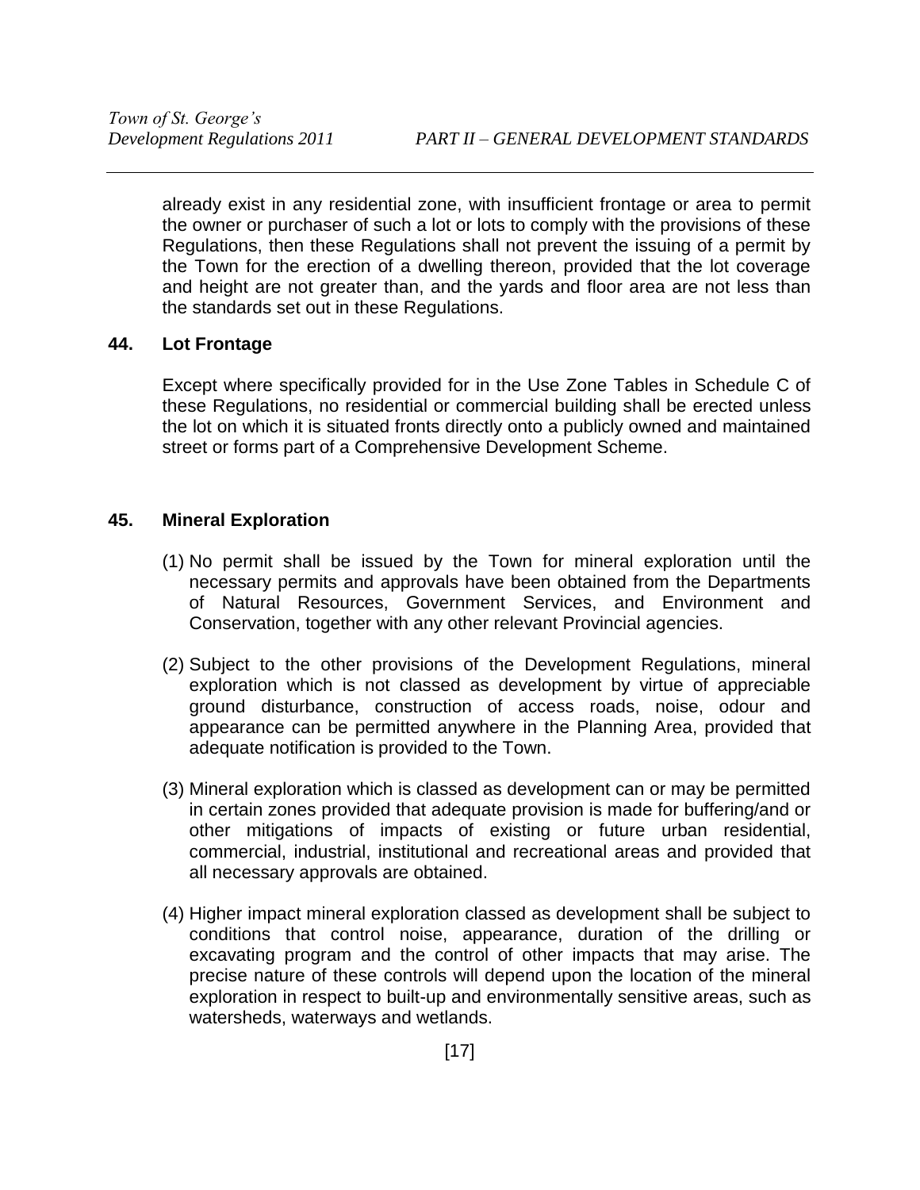already exist in any residential zone, with insufficient frontage or area to permit the owner or purchaser of such a lot or lots to comply with the provisions of these Regulations, then these Regulations shall not prevent the issuing of a permit by the Town for the erection of a dwelling thereon, provided that the lot coverage and height are not greater than, and the yards and floor area are not less than the standards set out in these Regulations.

## 44. Lot Frontage

Except where specifically provided for in the Use Zone Tables in Schedule C of these Regulations, no residential or commercial building shall be erected unless the lot on which it is situated fronts directly onto a publicly owned and maintained street or forms part of a Comprehensive Development Scheme.

## 45. Mineral Exploration

(1) No permit shall be issued by the Town for mineral exploration until the necessary permits and approvals have been obtained from the Departments of Natural Resources, Government Services, and Environment and Conservation, together with any other relevant Provincial agencies.

(2) Subject to the other provisions of the Development Regulations, mineral exploration which is not classed as development by virtue of appreciable ground disturbance, construction of access roads, noise, odour and appearance can be permitted anywhere in the Planning Area, provided that adequate notification is provided to the Town.

(3) Mineral exploration which is classed as development can or may be permitted in certain zones provided that adequate provision is made for buffering/and or other mitigations of impacts of existing or future urban residential, commercial, industrial, institutional and recreational areas and provided that all necessary approvals are obtained.

(4) Higher impact mineral exploration classed as development shall be subject to conditions that control noise, appearance, duration of the drilling or excavating program and the control of other impacts that may arise. The precise nature of these controls will depend upon the location of the mineral exploration in respect to built-up and environmentally sensitive areas, such as watersheds, waterways and wetlands.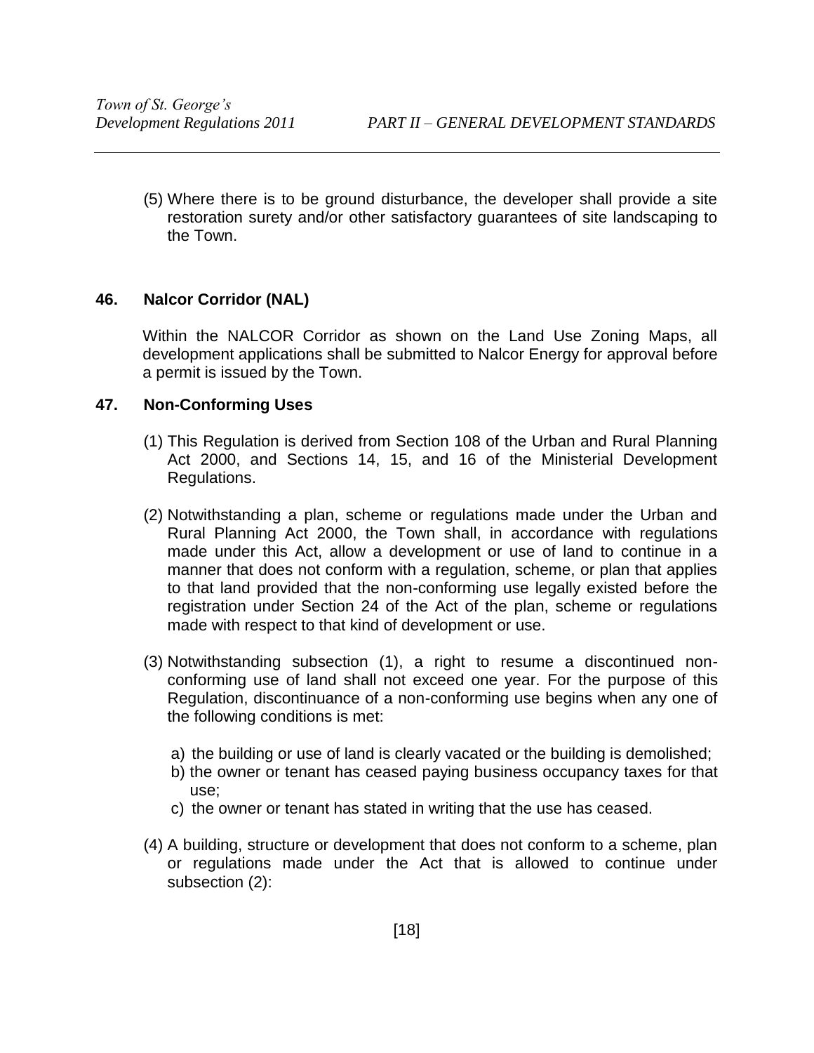(5) Where there is to be ground disturbance, the developer shall provide a site restoration surety and/or other satisfactory guarantees of site landscaping to the Town.

### 46. Nalcor Corridor (NAL)

Within the NALCOR Corridor as shown on the Land Use Zoning Maps, all development applications shall be submitted to Nalcor Energy for approval before a permit is issued by the Town.

### 47. Non-Conforming Uses

(1) This Regulation is derived from Section 108 of the Urban and Rural Planning Act 2000, and Sections 14, 15, and 16 of the Ministerial Development Regulations.

(2) Notwithstanding a plan, scheme or regulations made under the Urban and Rural Planning Act 2000, the Town shall, in accordance with regulations made under this Act, allow a development or use of land to continue in a manner that does not conform with a regulation, scheme, or plan that applies to that land provided that the non-conforming use legally existed before the registration under Section 24 of the Act of the plan, scheme or regulations made with respect to that kind of development or use.

(3) Notwithstanding subsection (1), a right to resume a discontinued non-conforming use of land shall not exceed one year. For the purpose of this Regulation, discontinuance of a non-conforming use begins when any one of the following conditions is met:

a) the building or use of land is clearly vacated or the building is demolished;
b) the owner or tenant has ceased paying business occupancy taxes for that use;
c) the owner or tenant has stated in writing that the use has ceased.

(4) A building, structure or development that does not conform to a scheme, plan or regulations made under the Act that is allowed to continue under subsection (2):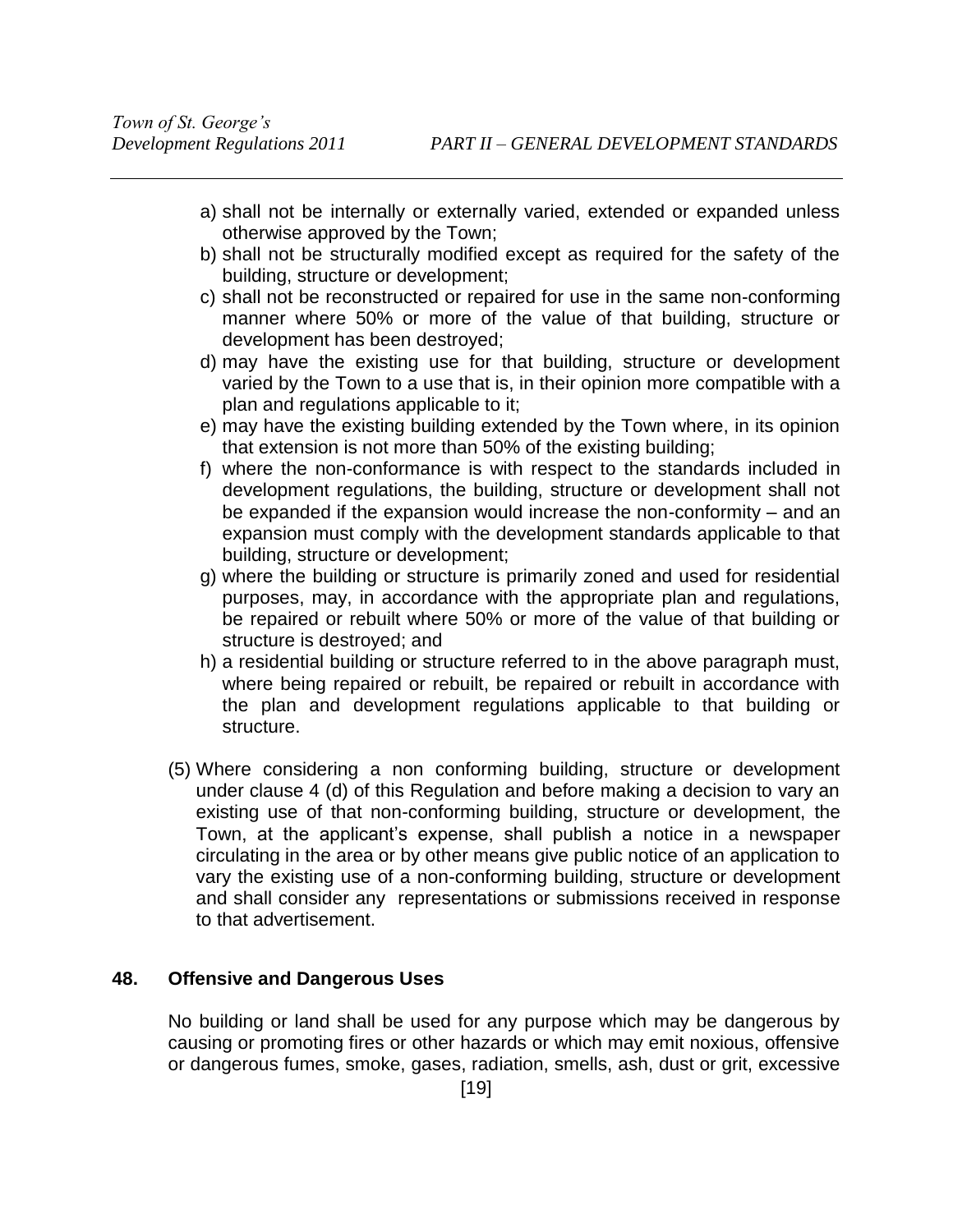a) shall not be internally or externally varied, extended or expanded unless otherwise approved by the Town;
b) shall not be structurally modified except as required for the safety of the building, structure or development;
c) shall not be reconstructed or repaired for use in the same non-conforming manner where 50% or more of the value of that building, structure or development has been destroyed;
d) may have the existing use for that building, structure or development varied by the Town to a use that is, in their opinion more compatible with a plan and regulations applicable to it;
e) may have the existing building extended by the Town where, in its opinion that extension is not more than 50% of the existing building;
f) where the non-conformance is with respect to the standards included in development regulations, the building, structure or development shall not be expanded if the expansion would increase the non-conformity – and an expansion must comply with the development standards applicable to that building, structure or development;
g) where the building or structure is primarily zoned and used for residential purposes, may, in accordance with the appropriate plan and regulations, be repaired or rebuilt where 50% or more of the value of that building or structure is destroyed; and
h) a residential building or structure referred to in the above paragraph must, where being repaired or rebuilt, be repaired or rebuilt in accordance with the plan and development regulations applicable to that building or structure.

(5) Where considering a non conforming building, structure or development under clause 4 (d) of this Regulation and before making a decision to vary an existing use of that non-conforming building, structure or development, the Town, at the applicant's expense, shall publish a notice in a newspaper circulating in the area or by other means give public notice of an application to vary the existing use of a non-conforming building, structure or development and shall consider any representations or submissions received in response to that advertisement.

### 48. Offensive and Dangerous Uses

No building or land shall be used for any purpose which may be dangerous by causing or promoting fires or other hazards or which may emit noxious, offensive or dangerous fumes, smoke, gases, radiation, smells, ash, dust or grit, excessive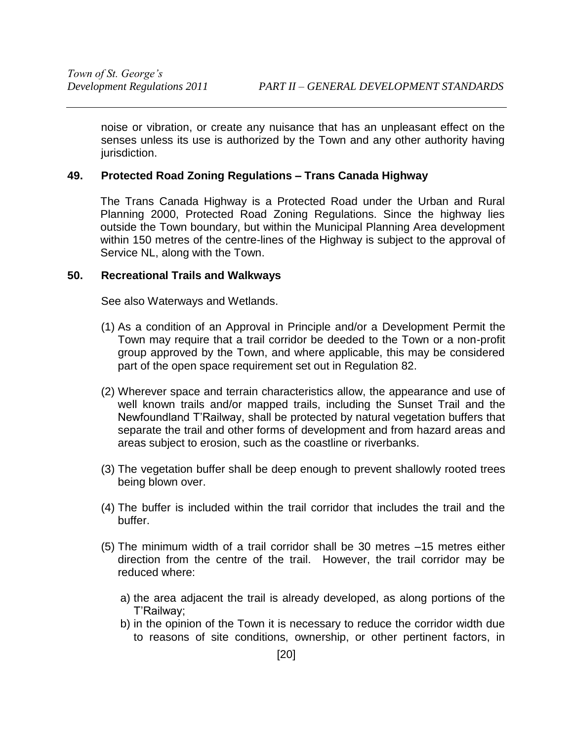noise or vibration, or create any nuisance that has an unpleasant effect on the senses unless its use is authorized by the Town and any other authority having jurisdiction.

### 49. Protected Road Zoning Regulations – Trans Canada Highway

The Trans Canada Highway is a Protected Road under the Urban and Rural Planning 2000, Protected Road Zoning Regulations. Since the highway lies outside the Town boundary, but within the Municipal Planning Area development within 150 metres of the centre-lines of the Highway is subject to the approval of Service NL, along with the Town.

### 50. Recreational Trails and Walkways

See also Waterways and Wetlands.

(1) As a condition of an Approval in Principle and/or a Development Permit the Town may require that a trail corridor be deeded to the Town or a non-profit group approved by the Town, and where applicable, this may be considered part of the open space requirement set out in Regulation 82.

(2) Wherever space and terrain characteristics allow, the appearance and use of well known trails and/or mapped trails, including the Sunset Trail and the Newfoundland T'Railway, shall be protected by natural vegetation buffers that separate the trail and other forms of development and from hazard areas and areas subject to erosion, such as the coastline or riverbanks.

(3) The vegetation buffer shall be deep enough to prevent shallowly rooted trees being blown over.

(4) The buffer is included within the trail corridor that includes the trail and the buffer.

(5) The minimum width of a trail corridor shall be 30 metres –15 metres either direction from the centre of the trail. However, the trail corridor may be reduced where:

a) the area adjacent the trail is already developed, as along portions of the T'Railway;
b) in the opinion of the Town it is necessary to reduce the corridor width due to reasons of site conditions, ownership, or other pertinent factors, in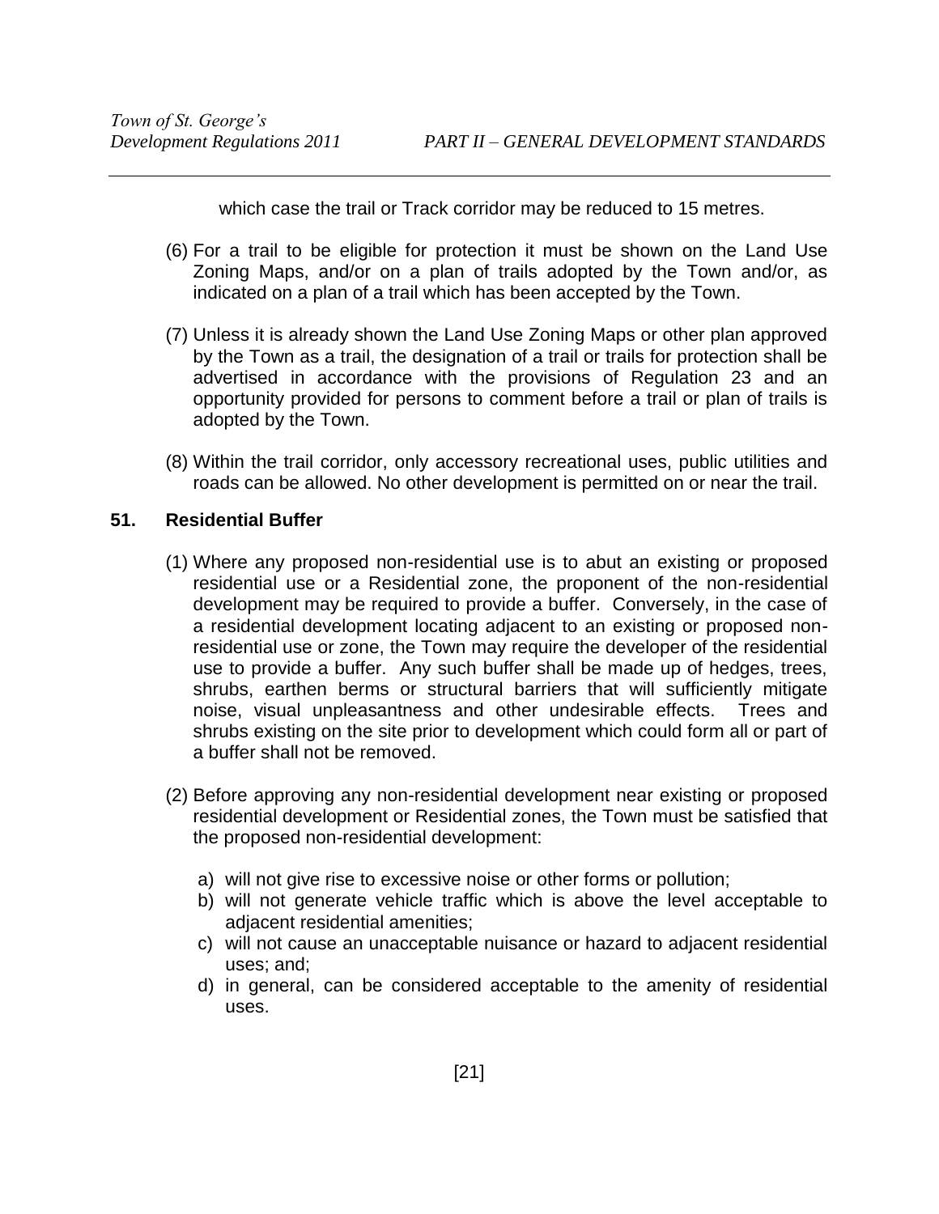which case the trail or Track corridor may be reduced to 15 metres.

(6) For a trail to be eligible for protection it must be shown on the Land Use Zoning Maps, and/or on a plan of trails adopted by the Town and/or, as indicated on a plan of a trail which has been accepted by the Town.

(7) Unless it is already shown the Land Use Zoning Maps or other plan approved by the Town as a trail, the designation of a trail or trails for protection shall be advertised in accordance with the provisions of Regulation 23 and an opportunity provided for persons to comment before a trail or plan of trails is adopted by the Town.

(8) Within the trail corridor, only accessory recreational uses, public utilities and roads can be allowed. No other development is permitted on or near the trail.

## 51. Residential Buffer

(1) Where any proposed non-residential use is to abut an existing or proposed residential use or a Residential zone, the proponent of the non-residential development may be required to provide a buffer. Conversely, in the case of a residential development locating adjacent to an existing or proposed non-residential use or zone, the Town may require the developer of the residential use to provide a buffer. Any such buffer shall be made up of hedges, trees, shrubs, earthen berms or structural barriers that will sufficiently mitigate noise, visual unpleasantness and other undesirable effects. Trees and shrubs existing on the site prior to development which could form all or part of a buffer shall not be removed.

(2) Before approving any non-residential development near existing or proposed residential development or Residential zones, the Town must be satisfied that the proposed non-residential development:

a) will not give rise to excessive noise or other forms or pollution;
b) will not generate vehicle traffic which is above the level acceptable to adjacent residential amenities;
c) will not cause an unacceptable nuisance or hazard to adjacent residential uses; and;
d) in general, can be considered acceptable to the amenity of residential uses.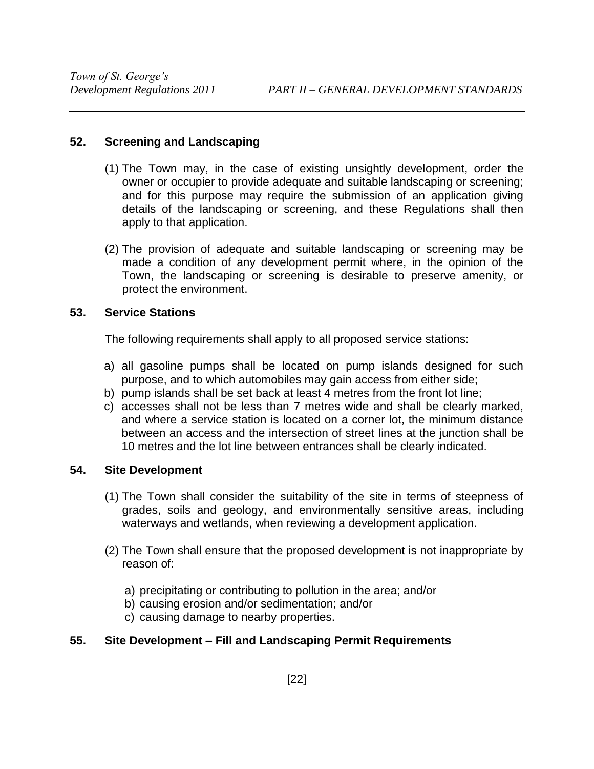## 52. Screening and Landscaping

(1) The Town may, in the case of existing unsightly development, order the owner or occupier to provide adequate and suitable landscaping or screening; and for this purpose may require the submission of an application giving details of the landscaping or screening, and these Regulations shall then apply to that application.

(2) The provision of adequate and suitable landscaping or screening may be made a condition of any development permit where, in the opinion of the Town, the landscaping or screening is desirable to preserve amenity, or protect the environment.

## 53. Service Stations

The following requirements shall apply to all proposed service stations:

a) all gasoline pumps shall be located on pump islands designed for such purpose, and to which automobiles may gain access from either side;
b) pump islands shall be set back at least 4 metres from the front lot line;
c) accesses shall not be less than 7 metres wide and shall be clearly marked, and where a service station is located on a corner lot, the minimum distance between an access and the intersection of street lines at the junction shall be 10 metres and the lot line between entrances shall be clearly indicated.

## 54. Site Development

(1) The Town shall consider the suitability of the site in terms of steepness of grades, soils and geology, and environmentally sensitive areas, including waterways and wetlands, when reviewing a development application.

(2) The Town shall ensure that the proposed development is not inappropriate by reason of:

a) precipitating or contributing to pollution in the area; and/or
b) causing erosion and/or sedimentation; and/or
c) causing damage to nearby properties.

## 55. Site Development – Fill and Landscaping Permit Requirements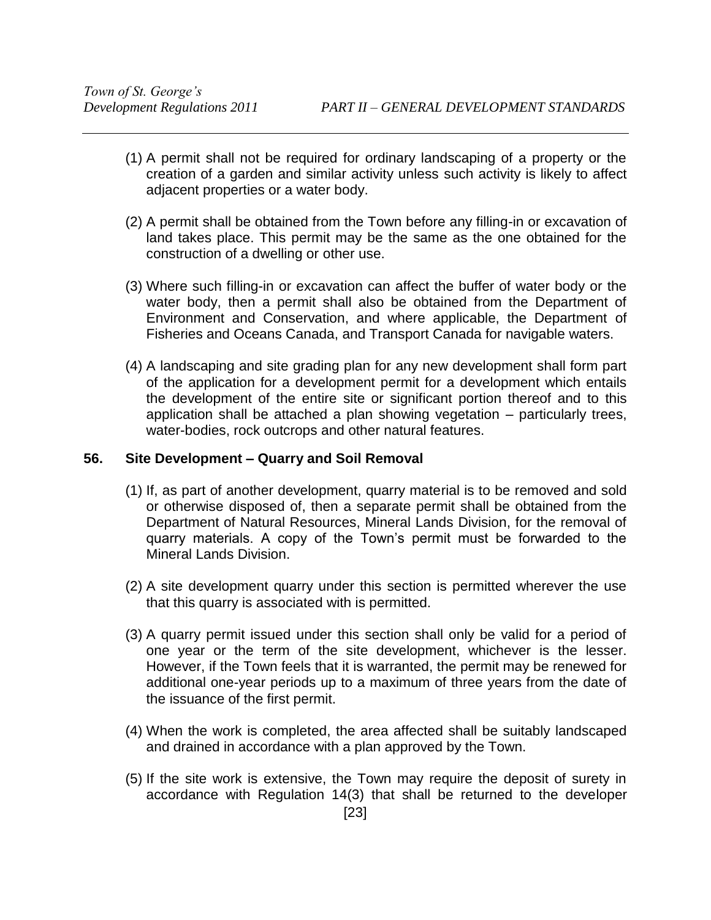(1) A permit shall not be required for ordinary landscaping of a property or the creation of a garden and similar activity unless such activity is likely to affect adjacent properties or a water body.

(2) A permit shall be obtained from the Town before any filling-in or excavation of land takes place. This permit may be the same as the one obtained for the construction of a dwelling or other use.

(3) Where such filling-in or excavation can affect the buffer of water body or the water body, then a permit shall also be obtained from the Department of Environment and Conservation, and where applicable, the Department of Fisheries and Oceans Canada, and Transport Canada for navigable waters.

(4) A landscaping and site grading plan for any new development shall form part of the application for a development permit for a development which entails the development of the entire site or significant portion thereof and to this application shall be attached a plan showing vegetation – particularly trees, water-bodies, rock outcrops and other natural features.

## 56. Site Development – Quarry and Soil Removal

(1) If, as part of another development, quarry material is to be removed and sold or otherwise disposed of, then a separate permit shall be obtained from the Department of Natural Resources, Mineral Lands Division, for the removal of quarry materials. A copy of the Town's permit must be forwarded to the Mineral Lands Division.

(2) A site development quarry under this section is permitted wherever the use that this quarry is associated with is permitted.

(3) A quarry permit issued under this section shall only be valid for a period of one year or the term of the site development, whichever is the lesser. However, if the Town feels that it is warranted, the permit may be renewed for additional one-year periods up to a maximum of three years from the date of the issuance of the first permit.

(4) When the work is completed, the area affected shall be suitably landscaped and drained in accordance with a plan approved by the Town.

(5) If the site work is extensive, the Town may require the deposit of surety in accordance with Regulation 14(3) that shall be returned to the developer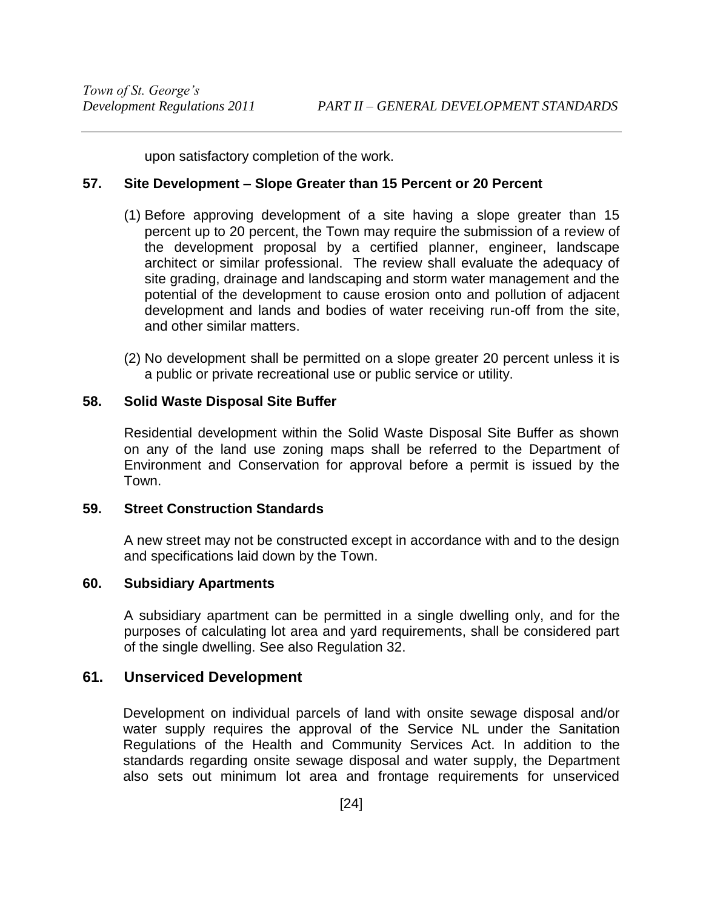upon satisfactory completion of the work.

### 57. Site Development – Slope Greater than 15 Percent or 20 Percent

(1) Before approving development of a site having a slope greater than 15 percent up to 20 percent, the Town may require the submission of a review of the development proposal by a certified planner, engineer, landscape architect or similar professional. The review shall evaluate the adequacy of site grading, drainage and landscaping and storm water management and the potential of the development to cause erosion onto and pollution of adjacent development and lands and bodies of water receiving run-off from the site, and other similar matters.

(2) No development shall be permitted on a slope greater 20 percent unless it is a public or private recreational use or public service or utility.

### 58. Solid Waste Disposal Site Buffer

Residential development within the Solid Waste Disposal Site Buffer as shown on any of the land use zoning maps shall be referred to the Department of Environment and Conservation for approval before a permit is issued by the Town.

### 59. Street Construction Standards

A new street may not be constructed except in accordance with and to the design and specifications laid down by the Town.

### 60. Subsidiary Apartments

A subsidiary apartment can be permitted in a single dwelling only, and for the purposes of calculating lot area and yard requirements, shall be considered part of the single dwelling. See also Regulation 32.

### 61. Unserviced Development

Development on individual parcels of land with onsite sewage disposal and/or water supply requires the approval of the Service NL under the Sanitation Regulations of the Health and Community Services Act. In addition to the standards regarding onsite sewage disposal and water supply, the Department also sets out minimum lot area and frontage requirements for unserviced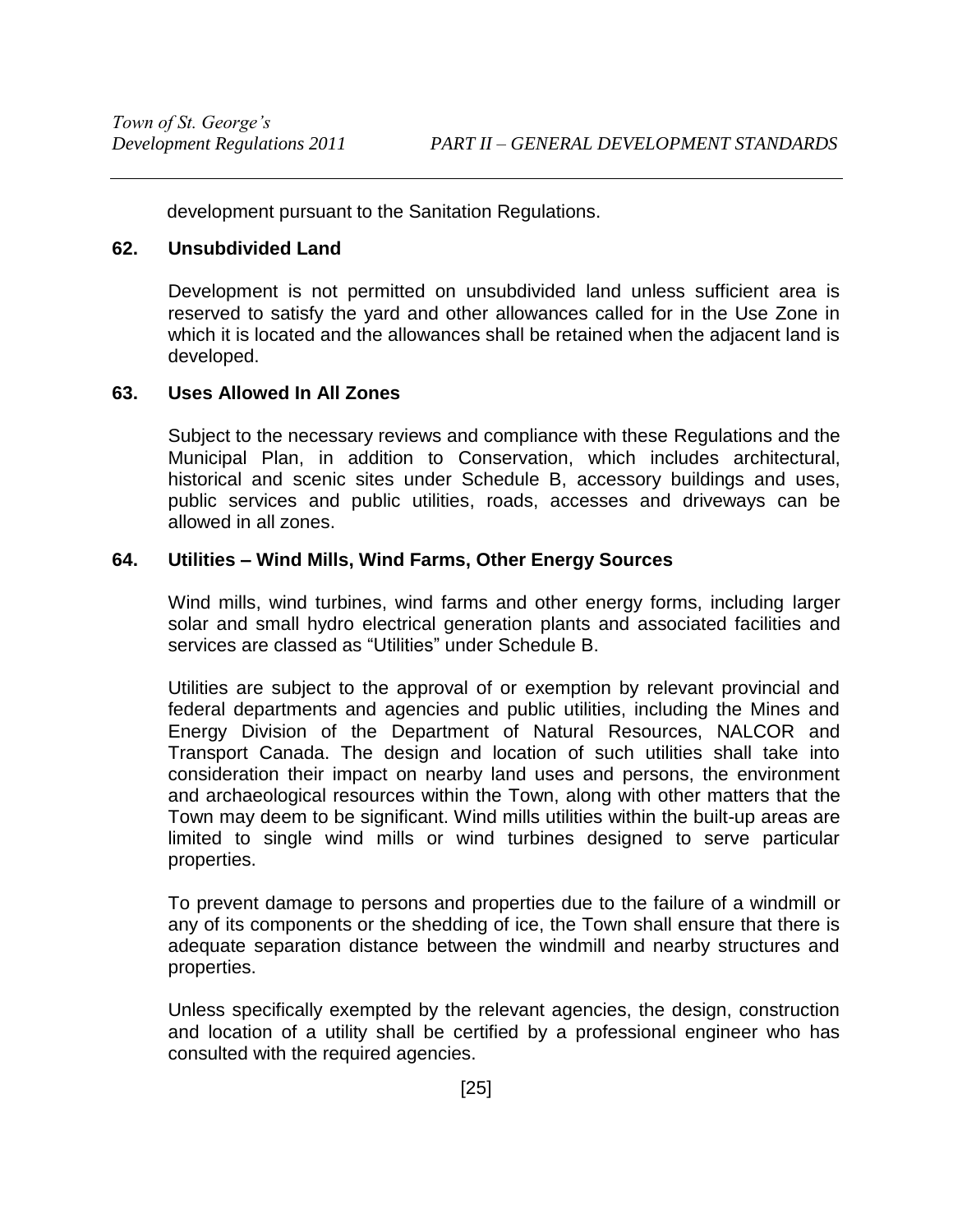development pursuant to the Sanitation Regulations.

**62. Unsubdivided Land**

Development is not permitted on unsubdivided land unless sufficient area is reserved to satisfy the yard and other allowances called for in the Use Zone in which it is located and the allowances shall be retained when the adjacent land is developed.

**63. Uses Allowed In All Zones**

Subject to the necessary reviews and compliance with these Regulations and the Municipal Plan, in addition to Conservation, which includes architectural, historical and scenic sites under Schedule B, accessory buildings and uses, public services and public utilities, roads, accesses and driveways can be allowed in all zones.

**64. Utilities – Wind Mills, Wind Farms, Other Energy Sources**

Wind mills, wind turbines, wind farms and other energy forms, including larger solar and small hydro electrical generation plants and associated facilities and services are classed as "Utilities" under Schedule B.

Utilities are subject to the approval of or exemption by relevant provincial and federal departments and agencies and public utilities, including the Mines and Energy Division of the Department of Natural Resources, NALCOR and Transport Canada. The design and location of such utilities shall take into consideration their impact on nearby land uses and persons, the environment and archaeological resources within the Town, along with other matters that the Town may deem to be significant. Wind mills utilities within the built-up areas are limited to single wind mills or wind turbines designed to serve particular properties.

To prevent damage to persons and properties due to the failure of a windmill or any of its components or the shedding of ice, the Town shall ensure that there is adequate separation distance between the windmill and nearby structures and properties.

Unless specifically exempted by the relevant agencies, the design, construction and location of a utility shall be certified by a professional engineer who has consulted with the required agencies.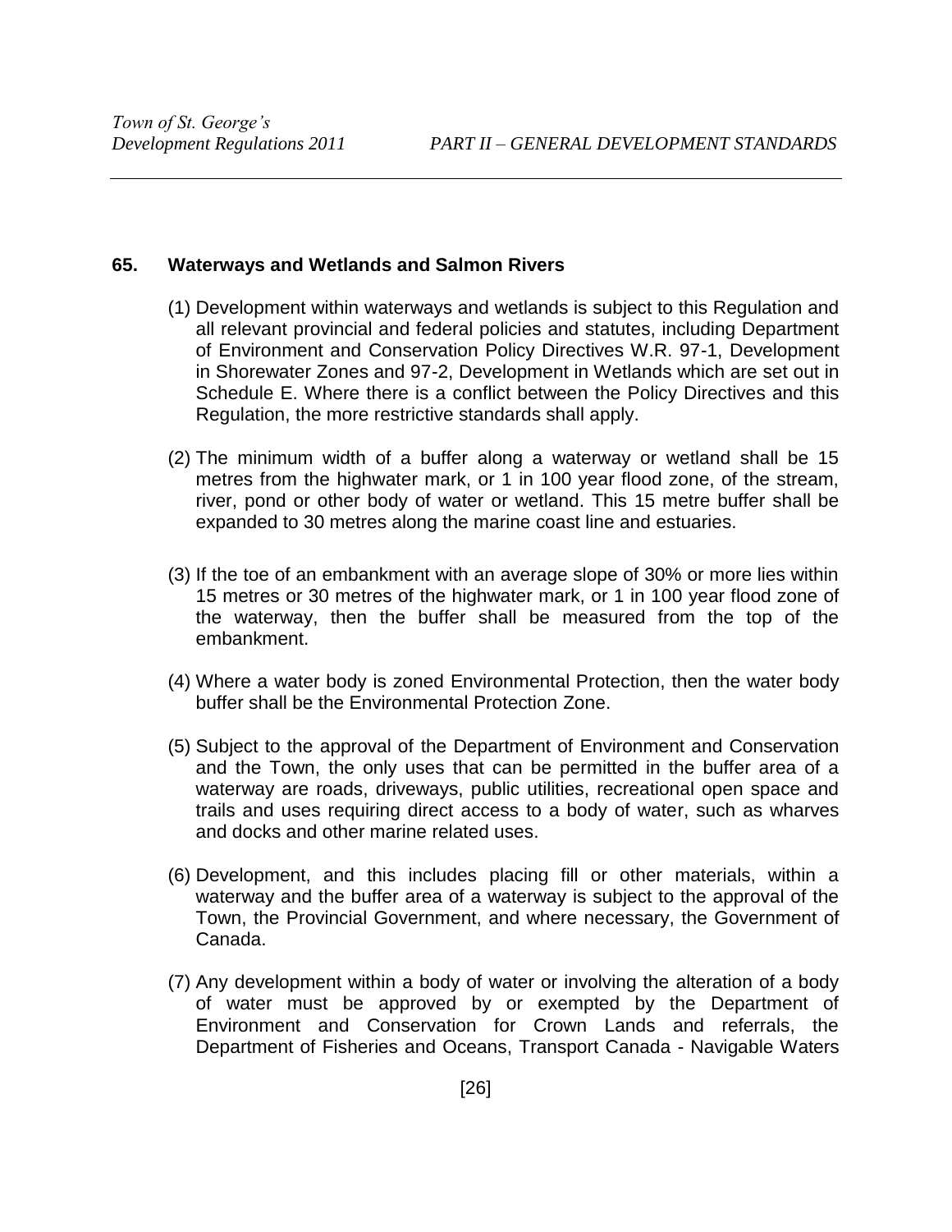## 65. Waterways and Wetlands and Salmon Rivers

(1) Development within waterways and wetlands is subject to this Regulation and all relevant provincial and federal policies and statutes, including Department of Environment and Conservation Policy Directives W.R. 97-1, Development in Shorewater Zones and 97-2, Development in Wetlands which are set out in Schedule E. Where there is a conflict between the Policy Directives and this Regulation, the more restrictive standards shall apply.

(2) The minimum width of a buffer along a waterway or wetland shall be 15 metres from the highwater mark, or 1 in 100 year flood zone, of the stream, river, pond or other body of water or wetland. This 15 metre buffer shall be expanded to 30 metres along the marine coast line and estuaries.

(3) If the toe of an embankment with an average slope of 30% or more lies within 15 metres or 30 metres of the highwater mark, or 1 in 100 year flood zone of the waterway, then the buffer shall be measured from the top of the embankment.

(4) Where a water body is zoned Environmental Protection, then the water body buffer shall be the Environmental Protection Zone.

(5) Subject to the approval of the Department of Environment and Conservation and the Town, the only uses that can be permitted in the buffer area of a waterway are roads, driveways, public utilities, recreational open space and trails and uses requiring direct access to a body of water, such as wharves and docks and other marine related uses.

(6) Development, and this includes placing fill or other materials, within a waterway and the buffer area of a waterway is subject to the approval of the Town, the Provincial Government, and where necessary, the Government of Canada.

(7) Any development within a body of water or involving the alteration of a body of water must be approved by or exempted by the Department of Environment and Conservation for Crown Lands and referrals, the Department of Fisheries and Oceans, Transport Canada - Navigable Waters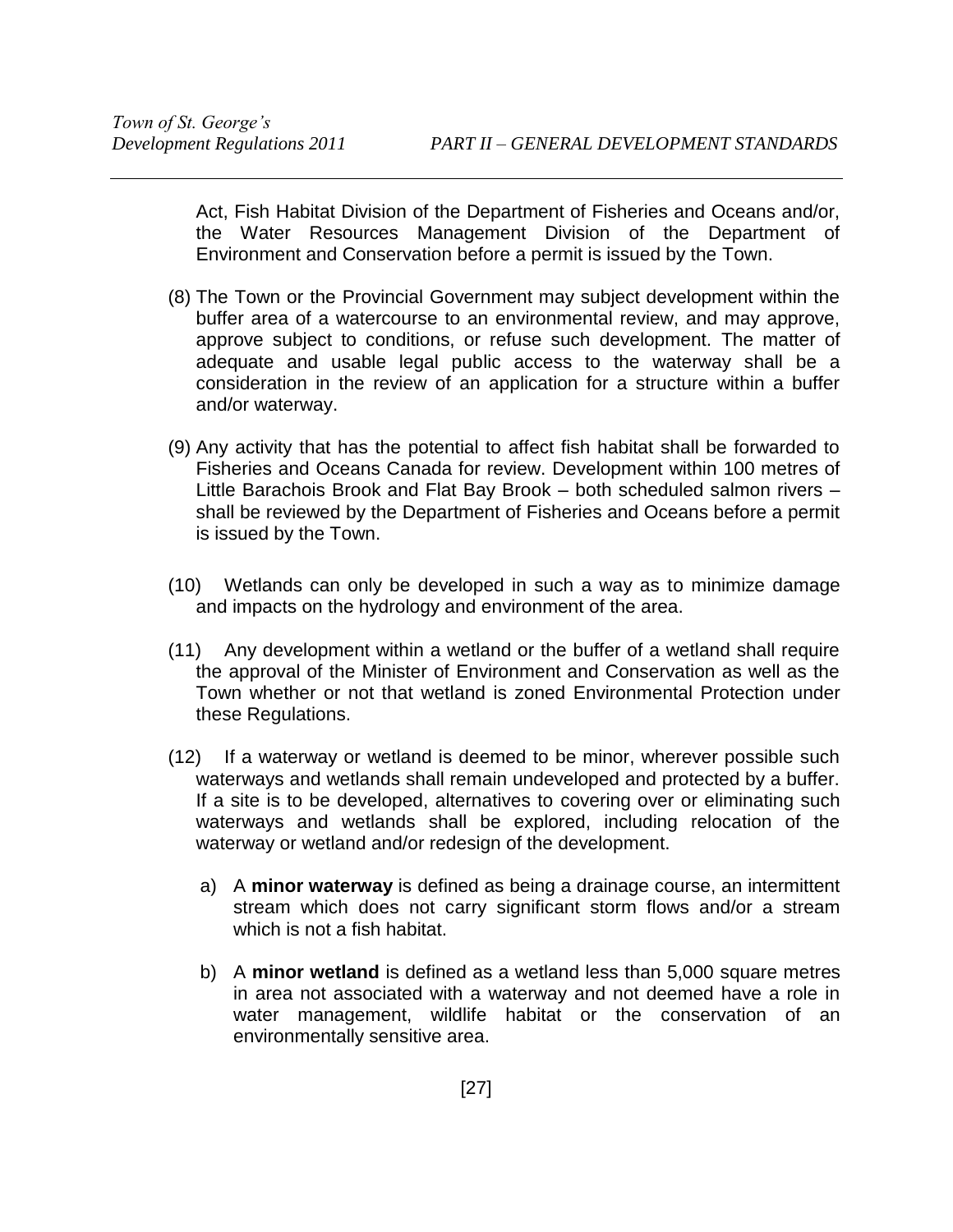Act, Fish Habitat Division of the Department of Fisheries and Oceans and/or, the Water Resources Management Division of the Department of Environment and Conservation before a permit is issued by the Town.

(8) The Town or the Provincial Government may subject development within the buffer area of a watercourse to an environmental review, and may approve, approve subject to conditions, or refuse such development. The matter of adequate and usable legal public access to the waterway shall be a consideration in the review of an application for a structure within a buffer and/or waterway.

(9) Any activity that has the potential to affect fish habitat shall be forwarded to Fisheries and Oceans Canada for review. Development within 100 metres of Little Barachois Brook and Flat Bay Brook – both scheduled salmon rivers – shall be reviewed by the Department of Fisheries and Oceans before a permit is issued by the Town.

(10) Wetlands can only be developed in such a way as to minimize damage and impacts on the hydrology and environment of the area.

(11) Any development within a wetland or the buffer of a wetland shall require the approval of the Minister of Environment and Conservation as well as the Town whether or not that wetland is zoned Environmental Protection under these Regulations.

(12) If a waterway or wetland is deemed to be minor, wherever possible such waterways and wetlands shall remain undeveloped and protected by a buffer. If a site is to be developed, alternatives to covering over or eliminating such waterways and wetlands shall be explored, including relocation of the waterway or wetland and/or redesign of the development.

a) A **minor waterway** is defined as being a drainage course, an intermittent stream which does not carry significant storm flows and/or a stream which is not a fish habitat.

b) A **minor wetland** is defined as a wetland less than 5,000 square metres in area not associated with a waterway and not deemed have a role in water management, wildlife habitat or the conservation of an environmentally sensitive area.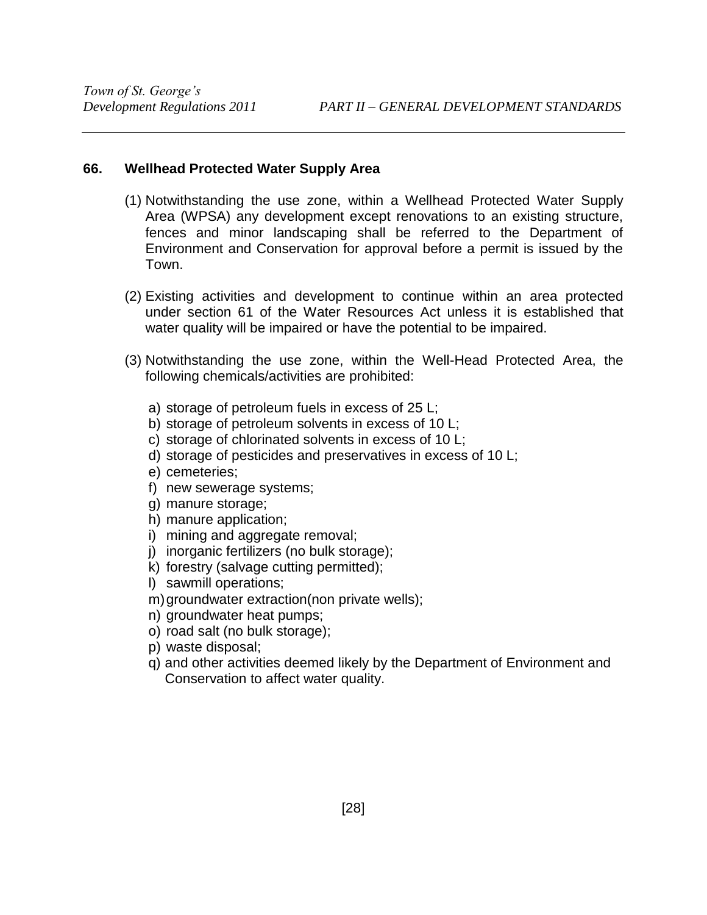## 66. Wellhead Protected Water Supply Area

(1) Notwithstanding the use zone, within a Wellhead Protected Water Supply Area (WPSA) any development except renovations to an existing structure, fences and minor landscaping shall be referred to the Department of Environment and Conservation for approval before a permit is issued by the Town.

(2) Existing activities and development to continue within an area protected under section 61 of the Water Resources Act unless it is established that water quality will be impaired or have the potential to be impaired.

(3) Notwithstanding the use zone, within the Well-Head Protected Area, the following chemicals/activities are prohibited:

a) storage of petroleum fuels in excess of 25 L;
b) storage of petroleum solvents in excess of 10 L;
c) storage of chlorinated solvents in excess of 10 L;
d) storage of pesticides and preservatives in excess of 10 L;
e) cemeteries;
f) new sewerage systems;
g) manure storage;
h) manure application;
i) mining and aggregate removal;
j) inorganic fertilizers (no bulk storage);
k) forestry (salvage cutting permitted);
l) sawmill operations;
m) groundwater extraction(non private wells);
n) groundwater heat pumps;
o) road salt (no bulk storage);
p) waste disposal;
q) and other activities deemed likely by the Department of Environment and Conservation to affect water quality.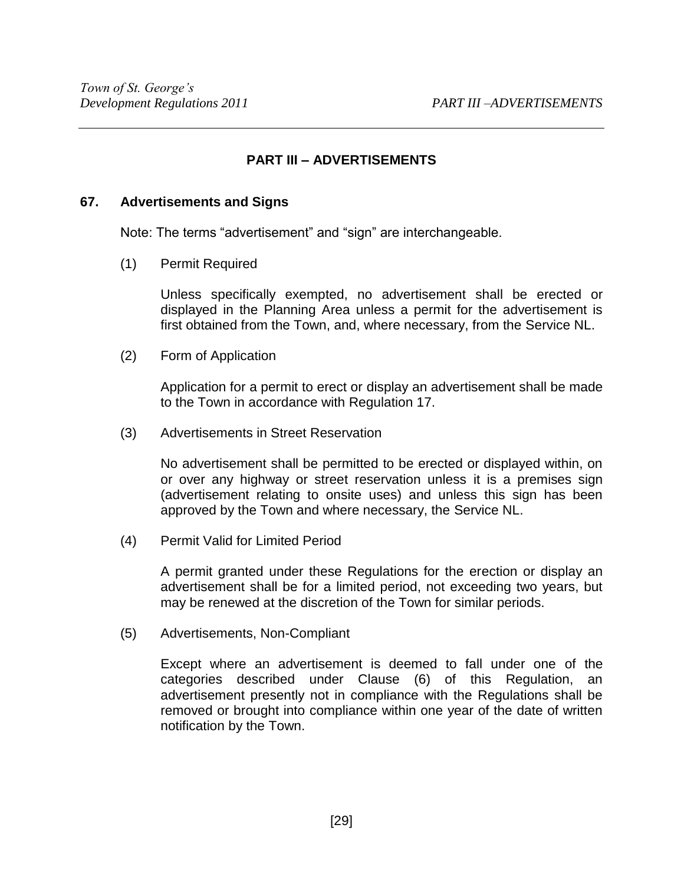# PART III – ADVERTISEMENTS

## 67. Advertisements and Signs

Note: The terms "advertisement" and "sign" are interchangeable.

(1) Permit Required

Unless specifically exempted, no advertisement shall be erected or displayed in the Planning Area unless a permit for the advertisement is first obtained from the Town, and, where necessary, from the Service NL.

(2) Form of Application

Application for a permit to erect or display an advertisement shall be made to the Town in accordance with Regulation 17.

(3) Advertisements in Street Reservation

No advertisement shall be permitted to be erected or displayed within, on or over any highway or street reservation unless it is a premises sign (advertisement relating to onsite uses) and unless this sign has been approved by the Town and where necessary, the Service NL.

(4) Permit Valid for Limited Period

A permit granted under these Regulations for the erection or display an advertisement shall be for a limited period, not exceeding two years, but may be renewed at the discretion of the Town for similar periods.

(5) Advertisements, Non-Compliant

Except where an advertisement is deemed to fall under one of the categories described under Clause (6) of this Regulation, an advertisement presently not in compliance with the Regulations shall be removed or brought into compliance within one year of the date of written notification by the Town.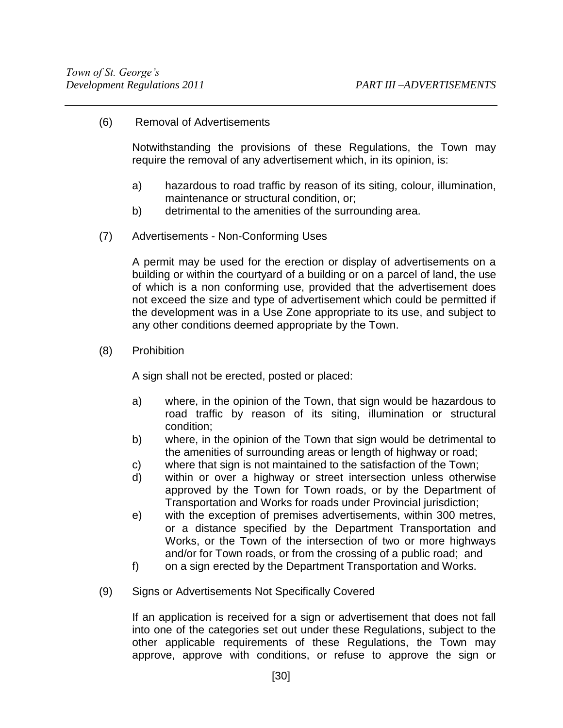(6) Removal of Advertisements

Notwithstanding the provisions of these Regulations, the Town may require the removal of any advertisement which, in its opinion, is:

a) hazardous to road traffic by reason of its siting, colour, illumination, maintenance or structural condition, or;
b) detrimental to the amenities of the surrounding area.

(7) Advertisements - Non-Conforming Uses

A permit may be used for the erection or display of advertisements on a building or within the courtyard of a building or on a parcel of land, the use of which is a non conforming use, provided that the advertisement does not exceed the size and type of advertisement which could be permitted if the development was in a Use Zone appropriate to its use, and subject to any other conditions deemed appropriate by the Town.

(8) Prohibition

A sign shall not be erected, posted or placed:

a) where, in the opinion of the Town, that sign would be hazardous to road traffic by reason of its siting, illumination or structural condition;
b) where, in the opinion of the Town that sign would be detrimental to the amenities of surrounding areas or length of highway or road;
c) where that sign is not maintained to the satisfaction of the Town;
d) within or over a highway or street intersection unless otherwise approved by the Town for Town roads, or by the Department of Transportation and Works for roads under Provincial jurisdiction;
e) with the exception of premises advertisements, within 300 metres, or a distance specified by the Department Transportation and Works, or the Town of the intersection of two or more highways and/or for Town roads, or from the crossing of a public road; and
f) on a sign erected by the Department Transportation and Works.

(9) Signs or Advertisements Not Specifically Covered

If an application is received for a sign or advertisement that does not fall into one of the categories set out under these Regulations, subject to the other applicable requirements of these Regulations, the Town may approve, approve with conditions, or refuse to approve the sign or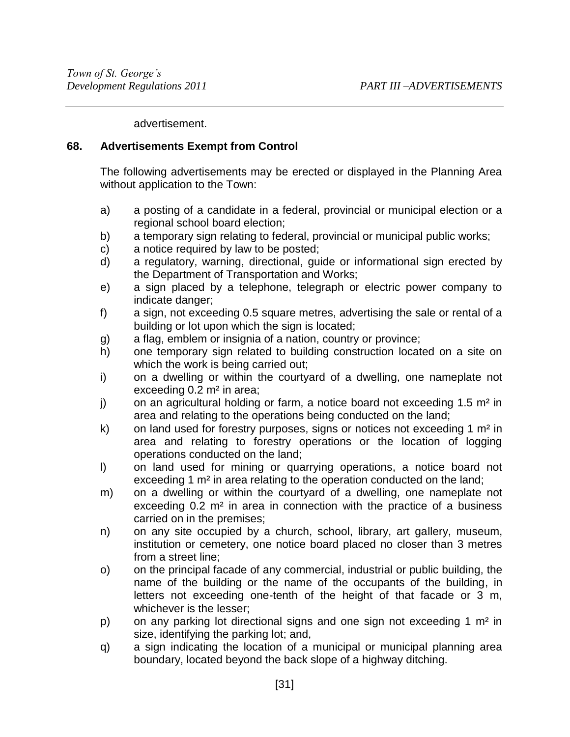advertisement.

## 68. Advertisements Exempt from Control

The following advertisements may be erected or displayed in the Planning Area without application to the Town:

a) a posting of a candidate in a federal, provincial or municipal election or a regional school board election;
b) a temporary sign relating to federal, provincial or municipal public works;
c) a notice required by law to be posted;
d) a regulatory, warning, directional, guide or informational sign erected by the Department of Transportation and Works;
e) a sign placed by a telephone, telegraph or electric power company to indicate danger;
f) a sign, not exceeding 0.5 square metres, advertising the sale or rental of a building or lot upon which the sign is located;
g) a flag, emblem or insignia of a nation, country or province;
h) one temporary sign related to building construction located on a site on which the work is being carried out;
i) on a dwelling or within the courtyard of a dwelling, one nameplate not exceeding 0.2 $m^2$ in area;
j) on an agricultural holding or farm, a notice board not exceeding 1.5 $m^2$ in area and relating to the operations being conducted on the land;
k) on land used for forestry purposes, signs or notices not exceeding 1 $m^2$ in area and relating to forestry operations or the location of logging operations conducted on the land;
l) on land used for mining or quarrying operations, a notice board not exceeding 1 $m^2$ in area relating to the operation conducted on the land;
m) on a dwelling or within the courtyard of a dwelling, one nameplate not exceeding 0.2 $m^2$ in area in connection with the practice of a business carried on in the premises;
n) on any site occupied by a church, school, library, art gallery, museum, institution or cemetery, one notice board placed no closer than 3 metres from a street line;
o) on the principal facade of any commercial, industrial or public building, the name of the building or the name of the occupants of the building, in letters not exceeding one-tenth of the height of that facade or 3 m, whichever is the lesser;
p) on any parking lot directional signs and one sign not exceeding 1 $m^2$ in size, identifying the parking lot; and,
q) a sign indicating the location of a municipal or municipal planning area boundary, located beyond the back slope of a highway ditching.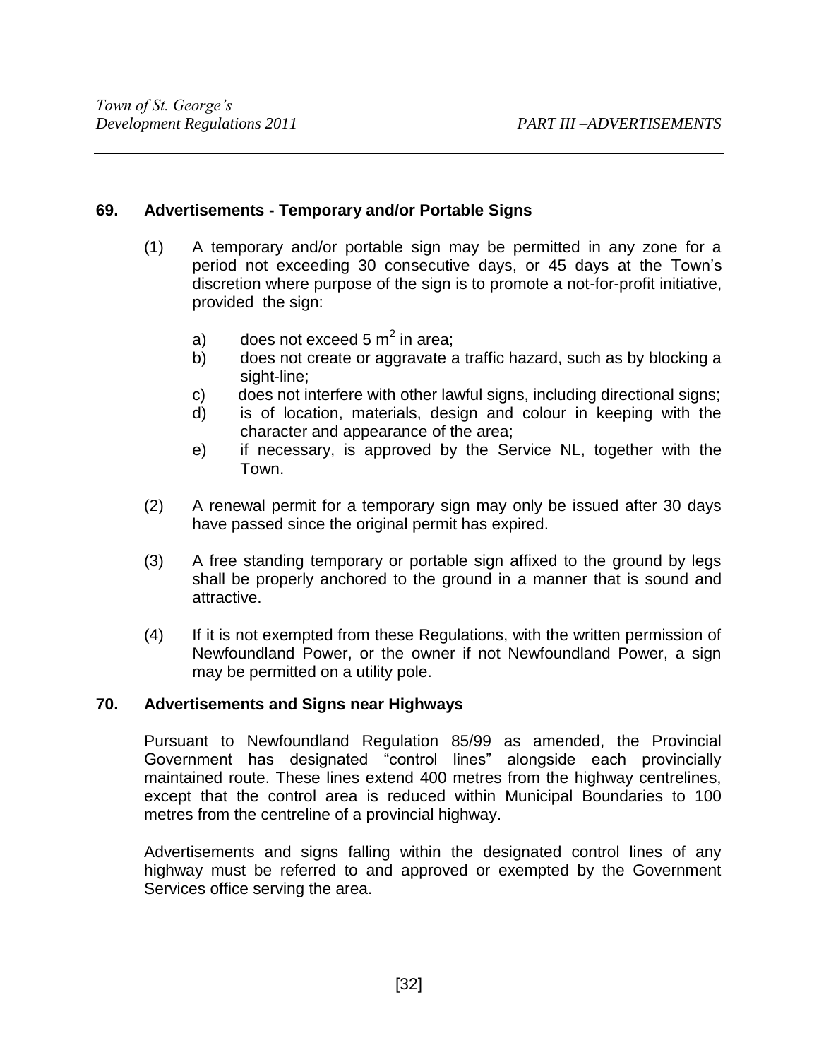## 69. Advertisements - Temporary and/or Portable Signs

(1) A temporary and/or portable sign may be permitted in any zone for a period not exceeding 30 consecutive days, or 45 days at the Town's discretion where purpose of the sign is to promote a not-for-profit initiative, provided the sign:

a) does not exceed 5 $m^2$ in area;
b) does not create or aggravate a traffic hazard, such as by blocking a sight-line;
c) does not interfere with other lawful signs, including directional signs;
d) is of location, materials, design and colour in keeping with the character and appearance of the area;
e) if necessary, is approved by the Service NL, together with the Town.

(2) A renewal permit for a temporary sign may only be issued after 30 days have passed since the original permit has expired.

(3) A free standing temporary or portable sign affixed to the ground by legs shall be properly anchored to the ground in a manner that is sound and attractive.

(4) If it is not exempted from these Regulations, with the written permission of Newfoundland Power, or the owner if not Newfoundland Power, a sign may be permitted on a utility pole.

## 70. Advertisements and Signs near Highways

Pursuant to Newfoundland Regulation 85/99 as amended, the Provincial Government has designated "control lines" alongside each provincially maintained route. These lines extend 400 metres from the highway centrelines, except that the control area is reduced within Municipal Boundaries to 100 metres from the centreline of a provincial highway.

Advertisements and signs falling within the designated control lines of any highway must be referred to and approved or exempted by the Government Services office serving the area.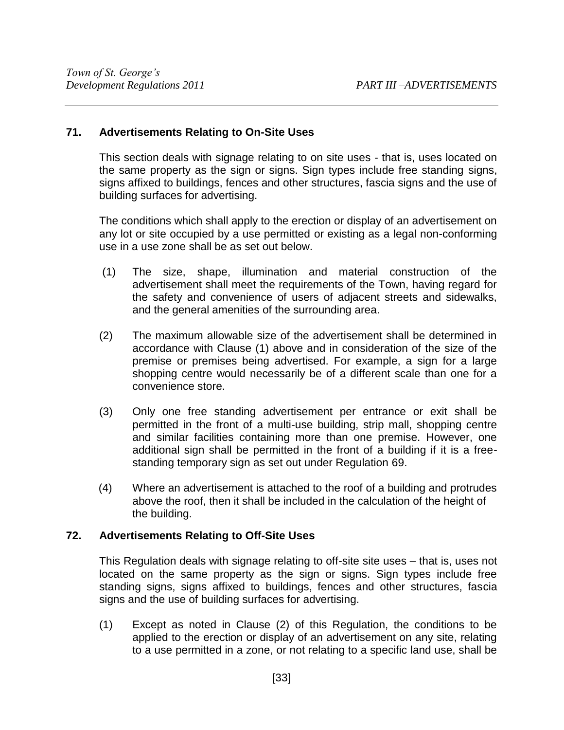## 71. Advertisements Relating to On-Site Uses

This section deals with signage relating to on site uses - that is, uses located on the same property as the sign or signs. Sign types include free standing signs, signs affixed to buildings, fences and other structures, fascia signs and the use of building surfaces for advertising.

The conditions which shall apply to the erection or display of an advertisement on any lot or site occupied by a use permitted or existing as a legal non-conforming use in a use zone shall be as set out below.

(1) The size, shape, illumination and material construction of the advertisement shall meet the requirements of the Town, having regard for the safety and convenience of users of adjacent streets and sidewalks, and the general amenities of the surrounding area.

(2) The maximum allowable size of the advertisement shall be determined in accordance with Clause (1) above and in consideration of the size of the premise or premises being advertised. For example, a sign for a large shopping centre would necessarily be of a different scale than one for a convenience store.

(3) Only one free standing advertisement per entrance or exit shall be permitted in the front of a multi-use building, strip mall, shopping centre and similar facilities containing more than one premise. However, one additional sign shall be permitted in the front of a building if it is a free-standing temporary sign as set out under Regulation 69.

(4) Where an advertisement is attached to the roof of a building and protrudes above the roof, then it shall be included in the calculation of the height of the building.

## 72. Advertisements Relating to Off-Site Uses

This Regulation deals with signage relating to off-site site uses – that is, uses not located on the same property as the sign or signs. Sign types include free standing signs, signs affixed to buildings, fences and other structures, fascia signs and the use of building surfaces for advertising.

(1) Except as noted in Clause (2) of this Regulation, the conditions to be applied to the erection or display of an advertisement on any site, relating to a use permitted in a zone, or not relating to a specific land use, shall be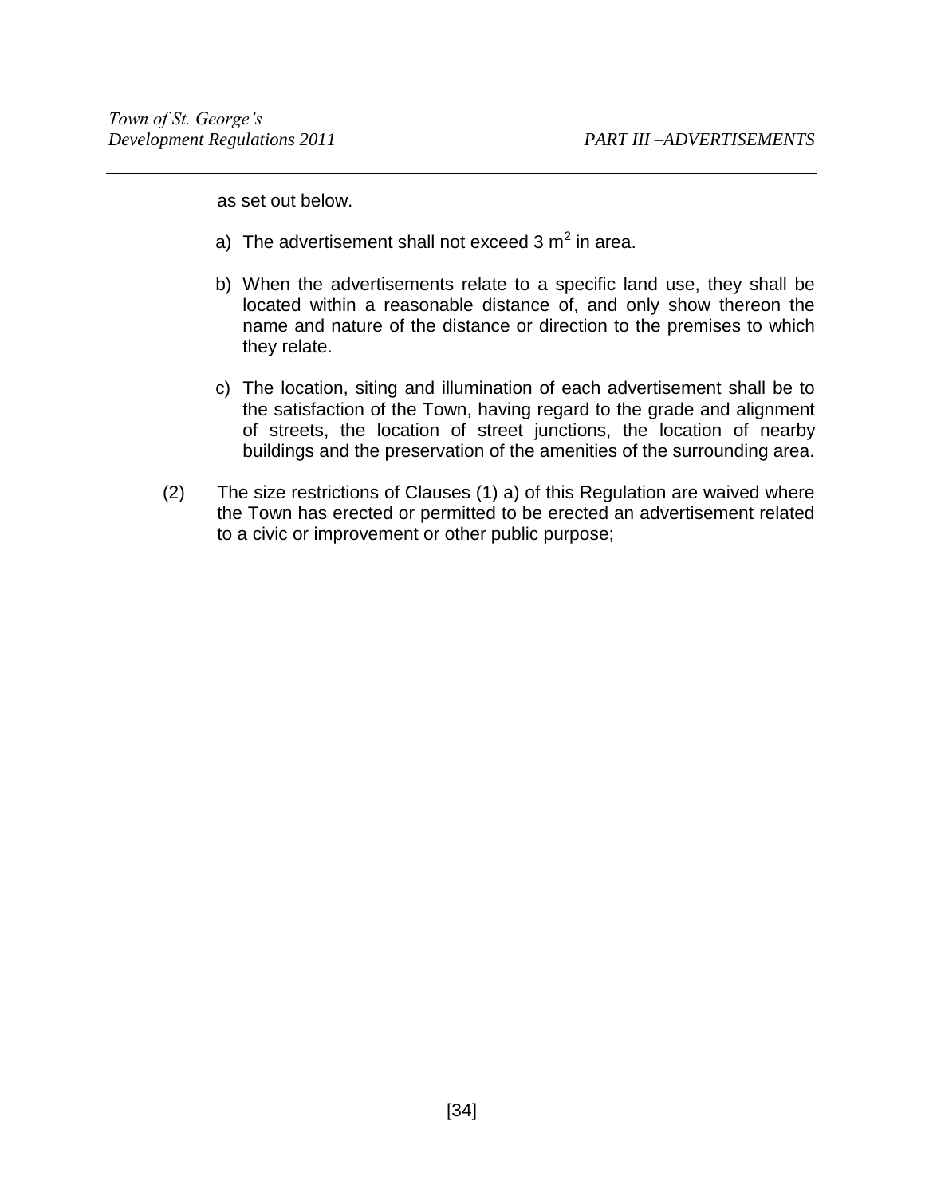as set out below.

a) The advertisement shall not exceed 3 $m^2$ in area.

b) When the advertisements relate to a specific land use, they shall be located within a reasonable distance of, and only show thereon the name and nature of the distance or direction to the premises to which they relate.

c) The location, siting and illumination of each advertisement shall be to the satisfaction of the Town, having regard to the grade and alignment of streets, the location of street junctions, the location of nearby buildings and the preservation of the amenities of the surrounding area.

(2) The size restrictions of Clauses (1) a) of this Regulation are waived where the Town has erected or permitted to be erected an advertisement related to a civic or improvement or other public purpose;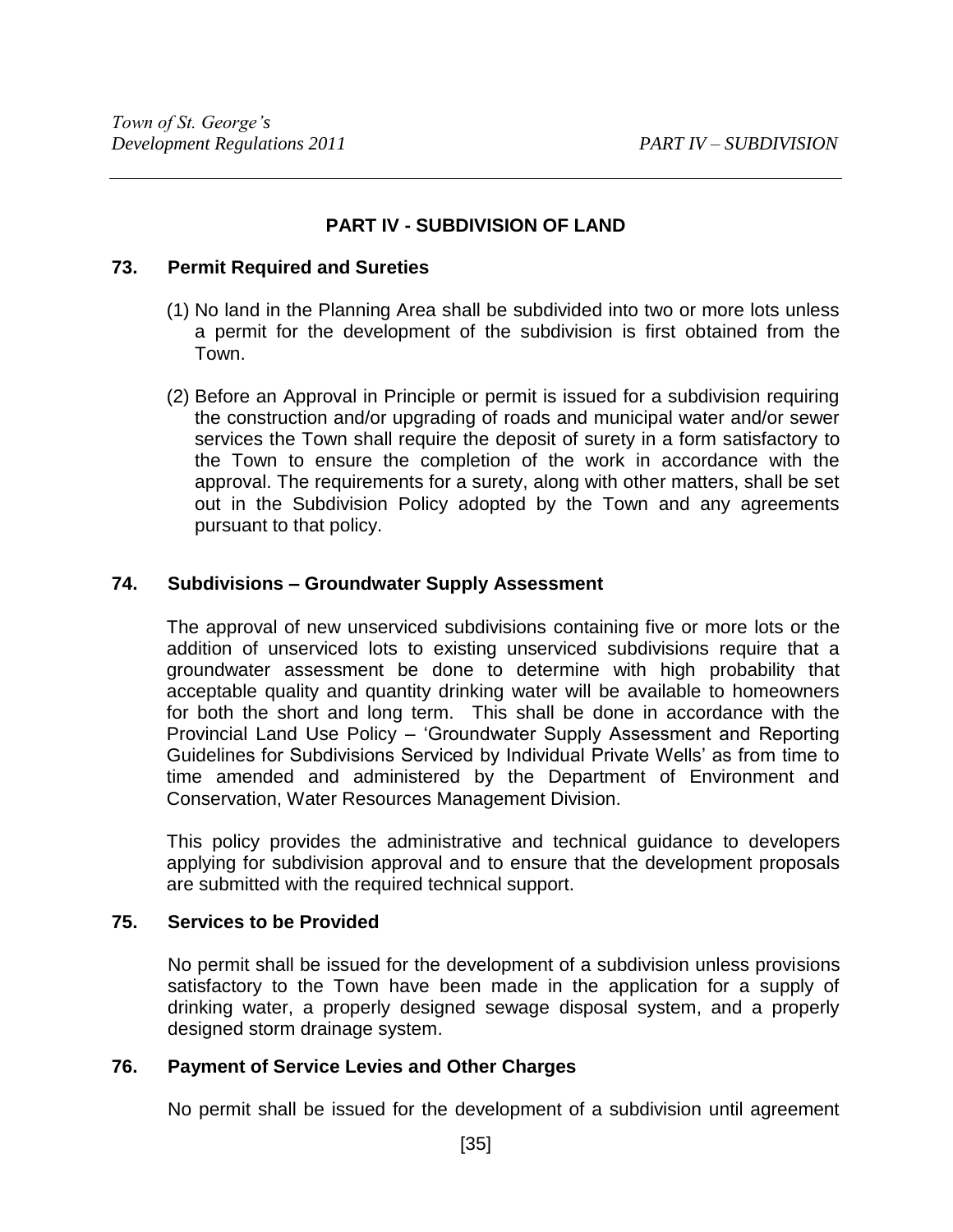# PART IV - SUBDIVISION OF LAND

## 73. Permit Required and Sureties

(1) No land in the Planning Area shall be subdivided into two or more lots unless a permit for the development of the subdivision is first obtained from the Town.

(2) Before an Approval in Principle or permit is issued for a subdivision requiring the construction and/or upgrading of roads and municipal water and/or sewer services the Town shall require the deposit of surety in a form satisfactory to the Town to ensure the completion of the work in accordance with the approval. The requirements for a surety, along with other matters, shall be set out in the Subdivision Policy adopted by the Town and any agreements pursuant to that policy.

## 74. Subdivisions – Groundwater Supply Assessment

The approval of new unserviced subdivisions containing five or more lots or the addition of unserviced lots to existing unserviced subdivisions require that a groundwater assessment be done to determine with high probability that acceptable quality and quantity drinking water will be available to homeowners for both the short and long term. This shall be done in accordance with the Provincial Land Use Policy – 'Groundwater Supply Assessment and Reporting Guidelines for Subdivisions Serviced by Individual Private Wells' as from time to time amended and administered by the Department of Environment and Conservation, Water Resources Management Division.

This policy provides the administrative and technical guidance to developers applying for subdivision approval and to ensure that the development proposals are submitted with the required technical support.

## 75. Services to be Provided

No permit shall be issued for the development of a subdivision unless provisions satisfactory to the Town have been made in the application for a supply of drinking water, a properly designed sewage disposal system, and a properly designed storm drainage system.

## 76. Payment of Service Levies and Other Charges

No permit shall be issued for the development of a subdivision until agreement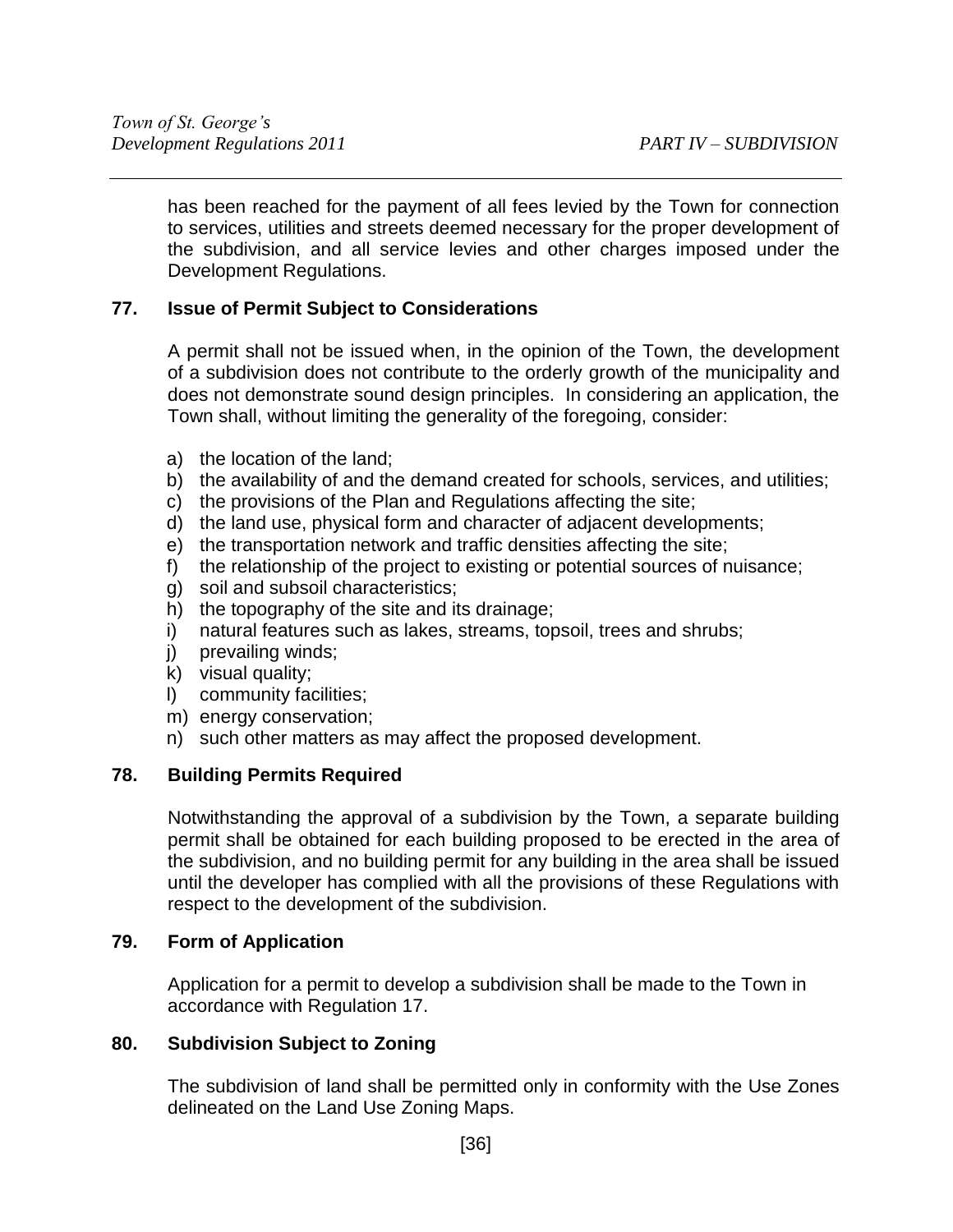has been reached for the payment of all fees levied by the Town for connection to services, utilities and streets deemed necessary for the proper development of the subdivision, and all service levies and other charges imposed under the Development Regulations.

## 77. Issue of Permit Subject to Considerations

A permit shall not be issued when, in the opinion of the Town, the development of a subdivision does not contribute to the orderly growth of the municipality and does not demonstrate sound design principles. In considering an application, the Town shall, without limiting the generality of the foregoing, consider:

a) the location of the land;
b) the availability of and the demand created for schools, services, and utilities;
c) the provisions of the Plan and Regulations affecting the site;
d) the land use, physical form and character of adjacent developments;
e) the transportation network and traffic densities affecting the site;
f) the relationship of the project to existing or potential sources of nuisance;
g) soil and subsoil characteristics;
h) the topography of the site and its drainage;
i) natural features such as lakes, streams, topsoil, trees and shrubs;
j) prevailing winds;
k) visual quality;
l) community facilities;
m) energy conservation;
n) such other matters as may affect the proposed development.

## 78. Building Permits Required

Notwithstanding the approval of a subdivision by the Town, a separate building permit shall be obtained for each building proposed to be erected in the area of the subdivision, and no building permit for any building in the area shall be issued until the developer has complied with all the provisions of these Regulations with respect to the development of the subdivision.

## 79. Form of Application

Application for a permit to develop a subdivision shall be made to the Town in accordance with Regulation 17.

## 80. Subdivision Subject to Zoning

The subdivision of land shall be permitted only in conformity with the Use Zones delineated on the Land Use Zoning Maps.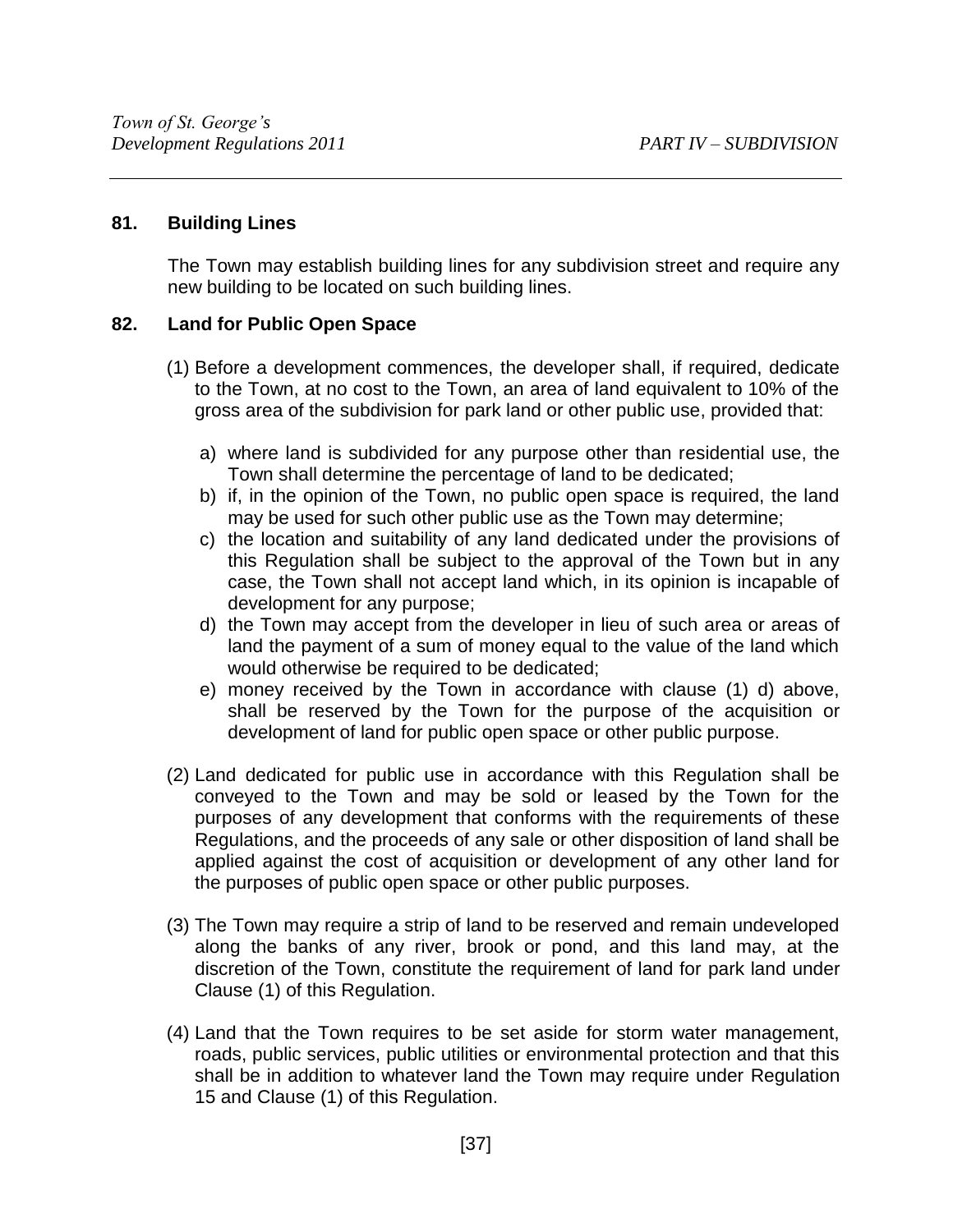## 81. Building Lines

The Town may establish building lines for any subdivision street and require any new building to be located on such building lines.

## 82. Land for Public Open Space

(1) Before a development commences, the developer shall, if required, dedicate to the Town, at no cost to the Town, an area of land equivalent to 10% of the gross area of the subdivision for park land or other public use, provided that:

a) where land is subdivided for any purpose other than residential use, the Town shall determine the percentage of land to be dedicated;
b) if, in the opinion of the Town, no public open space is required, the land may be used for such other public use as the Town may determine;
c) the location and suitability of any land dedicated under the provisions of this Regulation shall be subject to the approval of the Town but in any case, the Town shall not accept land which, in its opinion is incapable of development for any purpose;
d) the Town may accept from the developer in lieu of such area or areas of land the payment of a sum of money equal to the value of the land which would otherwise be required to be dedicated;
e) money received by the Town in accordance with clause (1) d) above, shall be reserved by the Town for the purpose of the acquisition or development of land for public open space or other public purpose.

(2) Land dedicated for public use in accordance with this Regulation shall be conveyed to the Town and may be sold or leased by the Town for the purposes of any development that conforms with the requirements of these Regulations, and the proceeds of any sale or other disposition of land shall be applied against the cost of acquisition or development of any other land for the purposes of public open space or other public purposes.

(3) The Town may require a strip of land to be reserved and remain undeveloped along the banks of any river, brook or pond, and this land may, at the discretion of the Town, constitute the requirement of land for park land under Clause (1) of this Regulation.

(4) Land that the Town requires to be set aside for storm water management, roads, public services, public utilities or environmental protection and that this shall be in addition to whatever land the Town may require under Regulation 15 and Clause (1) of this Regulation.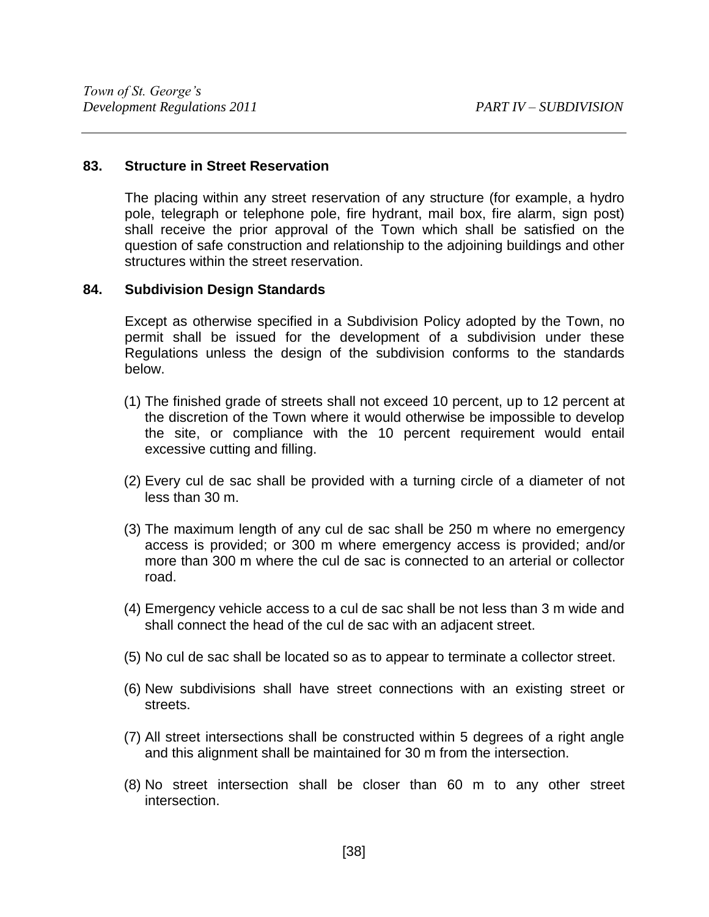## 83. Structure in Street Reservation

The placing within any street reservation of any structure (for example, a hydro pole, telegraph or telephone pole, fire hydrant, mail box, fire alarm, sign post) shall receive the prior approval of the Town which shall be satisfied on the question of safe construction and relationship to the adjoining buildings and other structures within the street reservation.

## 84. Subdivision Design Standards

Except as otherwise specified in a Subdivision Policy adopted by the Town, no permit shall be issued for the development of a subdivision under these Regulations unless the design of the subdivision conforms to the standards below.

(1) The finished grade of streets shall not exceed 10 percent, up to 12 percent at the discretion of the Town where it would otherwise be impossible to develop the site, or compliance with the 10 percent requirement would entail excessive cutting and filling.

(2) Every cul de sac shall be provided with a turning circle of a diameter of not less than 30 m.

(3) The maximum length of any cul de sac shall be 250 m where no emergency access is provided; or 300 m where emergency access is provided; and/or more than 300 m where the cul de sac is connected to an arterial or collector road.

(4) Emergency vehicle access to a cul de sac shall be not less than 3 m wide and shall connect the head of the cul de sac with an adjacent street.

(5) No cul de sac shall be located so as to appear to terminate a collector street.

(6) New subdivisions shall have street connections with an existing street or streets.

(7) All street intersections shall be constructed within 5 degrees of a right angle and this alignment shall be maintained for 30 m from the intersection.

(8) No street intersection shall be closer than 60 m to any other street intersection.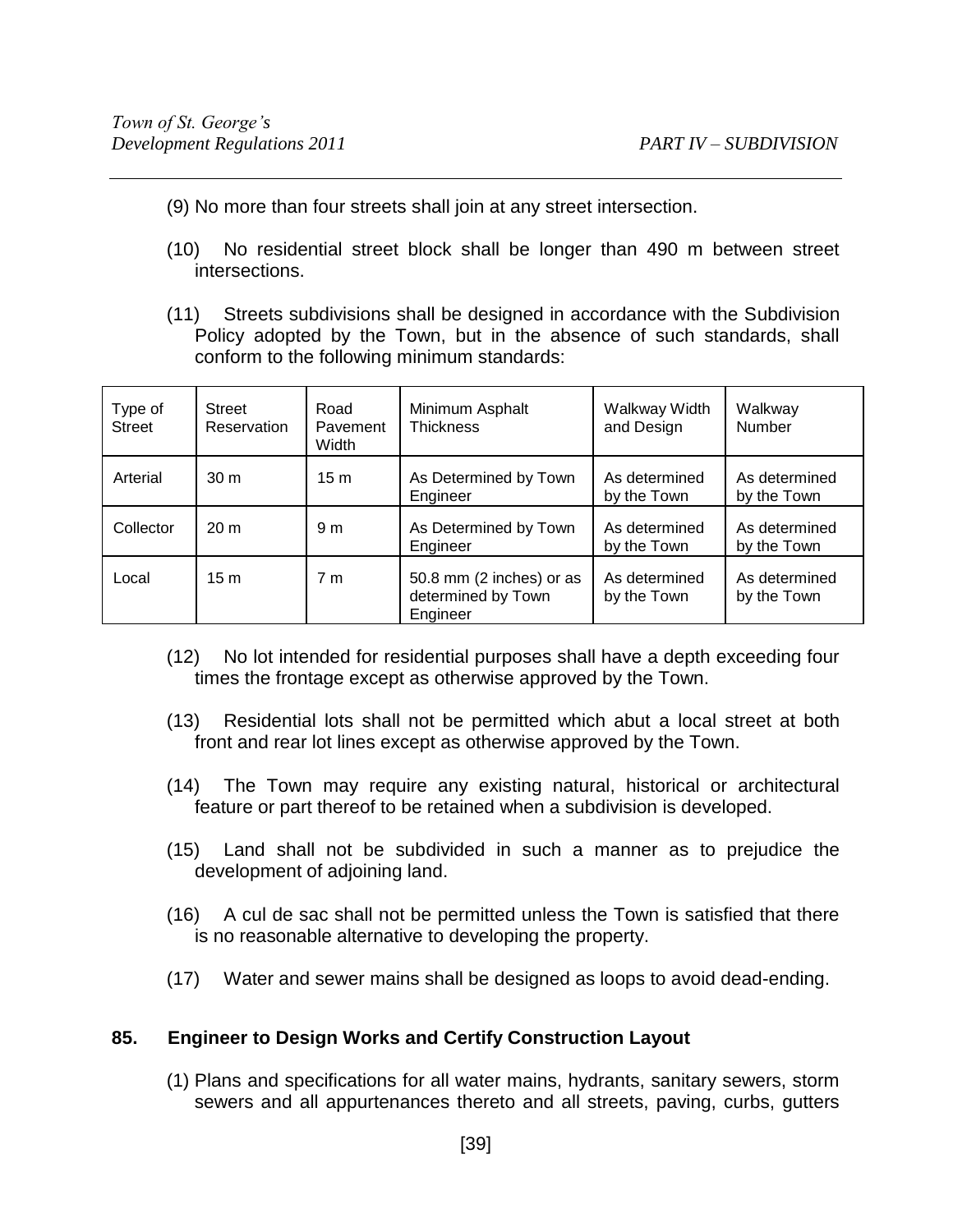(9) No more than four streets shall join at any street intersection.

(10) No residential street block shall be longer than 490 m between street intersections.

(11) Streets subdivisions shall be designed in accordance with the Subdivision Policy adopted by the Town, but in the absence of such standards, shall conform to the following minimum standards:

| Type of Street | Street Reservation | Road Pavement Width | Minimum Asphalt Thickness | Walkway Width and Design | Walkway Number |
|---|---|---|---|---|---|
| Arterial | 30 m | 15 m | As Determined by Town Engineer | As determined by the Town | As determined by the Town |
| Collector | 20 m | 9 m | As Determined by Town Engineer | As determined by the Town | As determined by the Town |
| Local | 15 m | 7 m | 50.8 mm (2 inches) or as determined by Town Engineer | As determined by the Town | As determined by the Town |

(12) No lot intended for residential purposes shall have a depth exceeding four times the frontage except as otherwise approved by the Town.

(13) Residential lots shall not be permitted which abut a local street at both front and rear lot lines except as otherwise approved by the Town.

(14) The Town may require any existing natural, historical or architectural feature or part thereof to be retained when a subdivision is developed.

(15) Land shall not be subdivided in such a manner as to prejudice the development of adjoining land.

(16) A cul de sac shall not be permitted unless the Town is satisfied that there is no reasonable alternative to developing the property.

(17) Water and sewer mains shall be designed as loops to avoid dead-ending.

## 85. Engineer to Design Works and Certify Construction Layout

(1) Plans and specifications for all water mains, hydrants, sanitary sewers, storm sewers and all appurtenances thereto and all streets, paving, curbs, gutters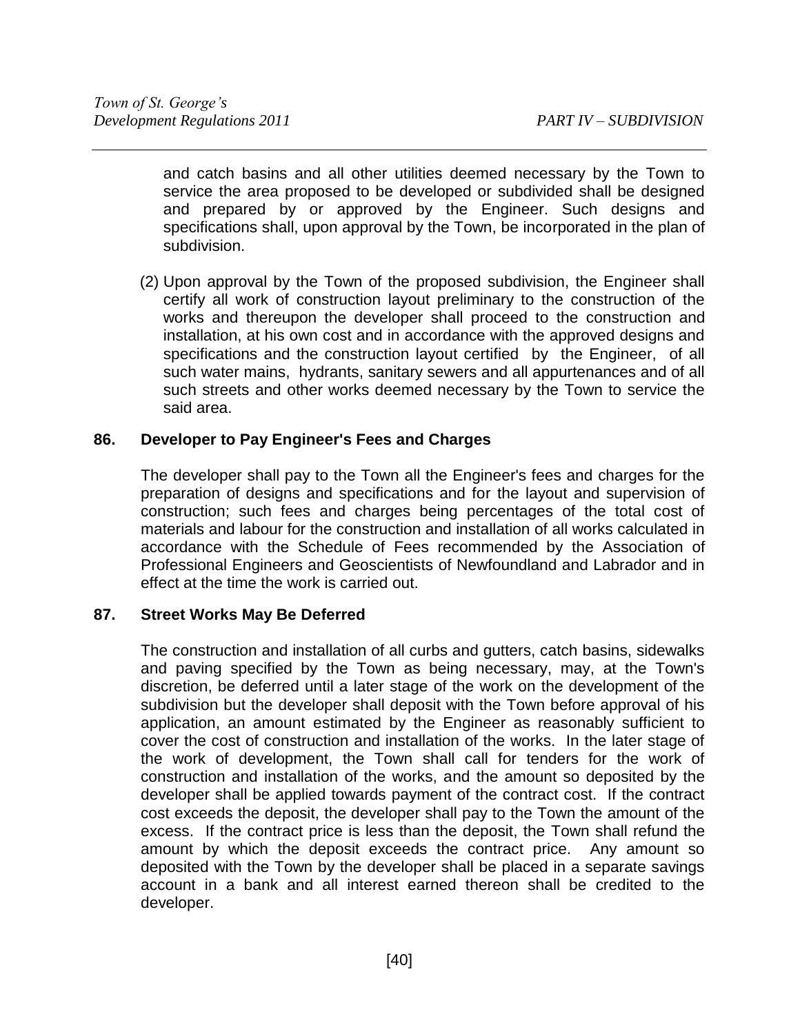and catch basins and all other utilities deemed necessary by the Town to service the area proposed to be developed or subdivided shall be designed and prepared by or approved by the Engineer. Such designs and specifications shall, upon approval by the Town, be incorporated in the plan of subdivision.

(2) Upon approval by the Town of the proposed subdivision, the Engineer shall certify all work of construction layout preliminary to the construction of the works and thereupon the developer shall proceed to the construction and installation, at his own cost and in accordance with the approved designs and specifications and the construction layout certified by the Engineer, of all such water mains, hydrants, sanitary sewers and all appurtenances and of all such streets and other works deemed necessary by the Town to service the said area.

## 86. Developer to Pay Engineer's Fees and Charges

The developer shall pay to the Town all the Engineer's fees and charges for the preparation of designs and specifications and for the layout and supervision of construction; such fees and charges being percentages of the total cost of materials and labour for the construction and installation of all works calculated in accordance with the Schedule of Fees recommended by the Association of Professional Engineers and Geoscientists of Newfoundland and Labrador and in effect at the time the work is carried out.

## 87. Street Works May Be Deferred

The construction and installation of all curbs and gutters, catch basins, sidewalks and paving specified by the Town as being necessary, may, at the Town's discretion, be deferred until a later stage of the work on the development of the subdivision but the developer shall deposit with the Town before approval of his application, an amount estimated by the Engineer as reasonably sufficient to cover the cost of construction and installation of the works. In the later stage of the work of development, the Town shall call for tenders for the work of construction and installation of the works, and the amount so deposited by the developer shall be applied towards payment of the contract cost. If the contract cost exceeds the deposit, the developer shall pay to the Town the amount of the excess. If the contract price is less than the deposit, the Town shall refund the amount by which the deposit exceeds the contract price. Any amount so deposited with the Town by the developer shall be placed in a separate savings account in a bank and all interest earned thereon shall be credited to the developer.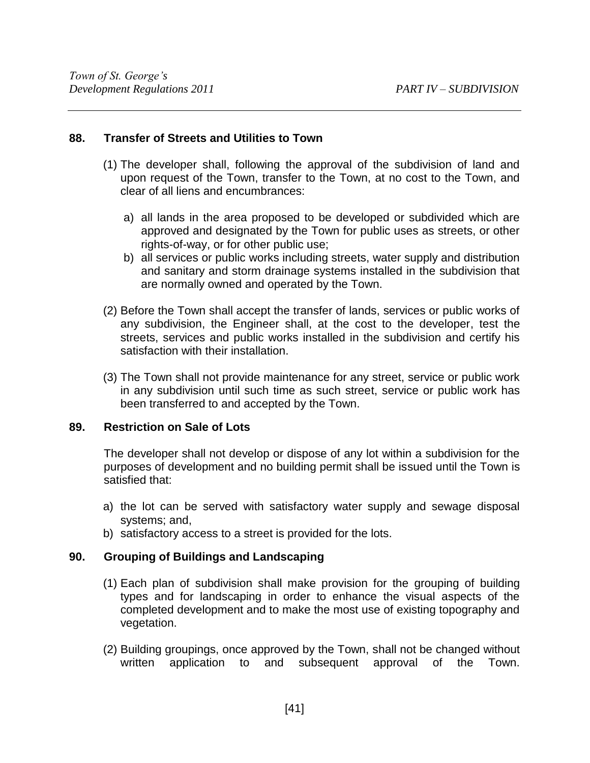## 88. Transfer of Streets and Utilities to Town

(1) The developer shall, following the approval of the subdivision of land and upon request of the Town, transfer to the Town, at no cost to the Town, and clear of all liens and encumbrances:

   a) all lands in the area proposed to be developed or subdivided which are approved and designated by the Town for public uses as streets, or other rights-of-way, or for other public use;
   b) all services or public works including streets, water supply and distribution and sanitary and storm drainage systems installed in the subdivision that are normally owned and operated by the Town.

(2) Before the Town shall accept the transfer of lands, services or public works of any subdivision, the Engineer shall, at the cost to the developer, test the streets, services and public works installed in the subdivision and certify his satisfaction with their installation.

(3) The Town shall not provide maintenance for any street, service or public work in any subdivision until such time as such street, service or public work has been transferred to and accepted by the Town.

## 89. Restriction on Sale of Lots

The developer shall not develop or dispose of any lot within a subdivision for the purposes of development and no building permit shall be issued until the Town is satisfied that:

a) the lot can be served with satisfactory water supply and sewage disposal systems; and,
b) satisfactory access to a street is provided for the lots.

## 90. Grouping of Buildings and Landscaping

(1) Each plan of subdivision shall make provision for the grouping of building types and for landscaping in order to enhance the visual aspects of the completed development and to make the most use of existing topography and vegetation.

(2) Building groupings, once approved by the Town, shall not be changed without written application to and subsequent approval of the Town.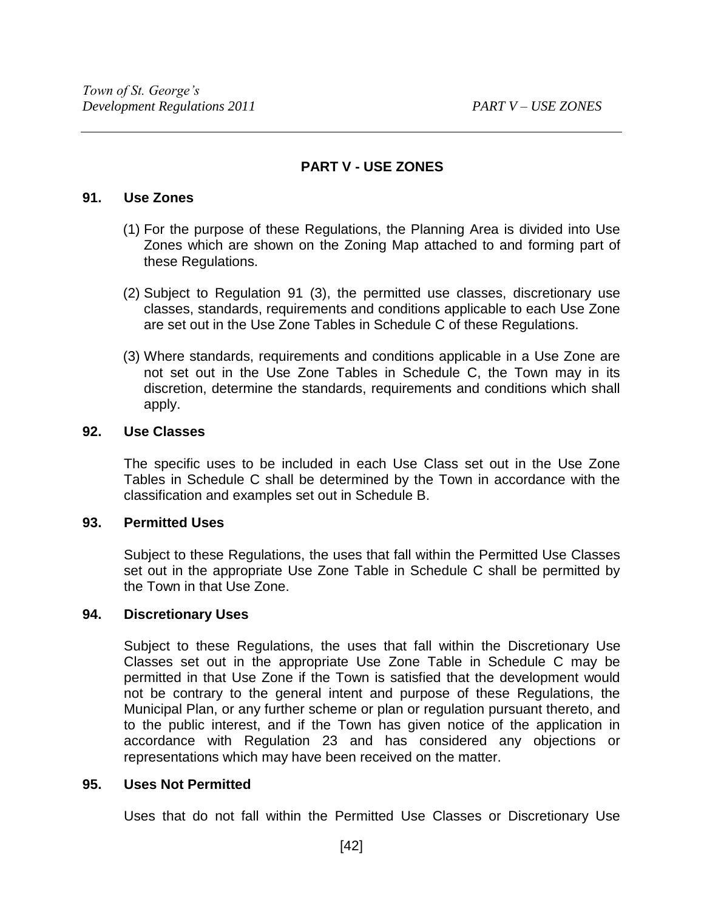## PART V - USE ZONES

### 91. Use Zones

(1) For the purpose of these Regulations, the Planning Area is divided into Use Zones which are shown on the Zoning Map attached to and forming part of these Regulations.

(2) Subject to Regulation 91 (3), the permitted use classes, discretionary use classes, standards, requirements and conditions applicable to each Use Zone are set out in the Use Zone Tables in Schedule C of these Regulations.

(3) Where standards, requirements and conditions applicable in a Use Zone are not set out in the Use Zone Tables in Schedule C, the Town may in its discretion, determine the standards, requirements and conditions which shall apply.

### 92. Use Classes

The specific uses to be included in each Use Class set out in the Use Zone Tables in Schedule C shall be determined by the Town in accordance with the classification and examples set out in Schedule B.

### 93. Permitted Uses

Subject to these Regulations, the uses that fall within the Permitted Use Classes set out in the appropriate Use Zone Table in Schedule C shall be permitted by the Town in that Use Zone.

### 94. Discretionary Uses

Subject to these Regulations, the uses that fall within the Discretionary Use Classes set out in the appropriate Use Zone Table in Schedule C may be permitted in that Use Zone if the Town is satisfied that the development would not be contrary to the general intent and purpose of these Regulations, the Municipal Plan, or any further scheme or plan or regulation pursuant thereto, and to the public interest, and if the Town has given notice of the application in accordance with Regulation 23 and has considered any objections or representations which may have been received on the matter.

### 95. Uses Not Permitted

Uses that do not fall within the Permitted Use Classes or Discretionary Use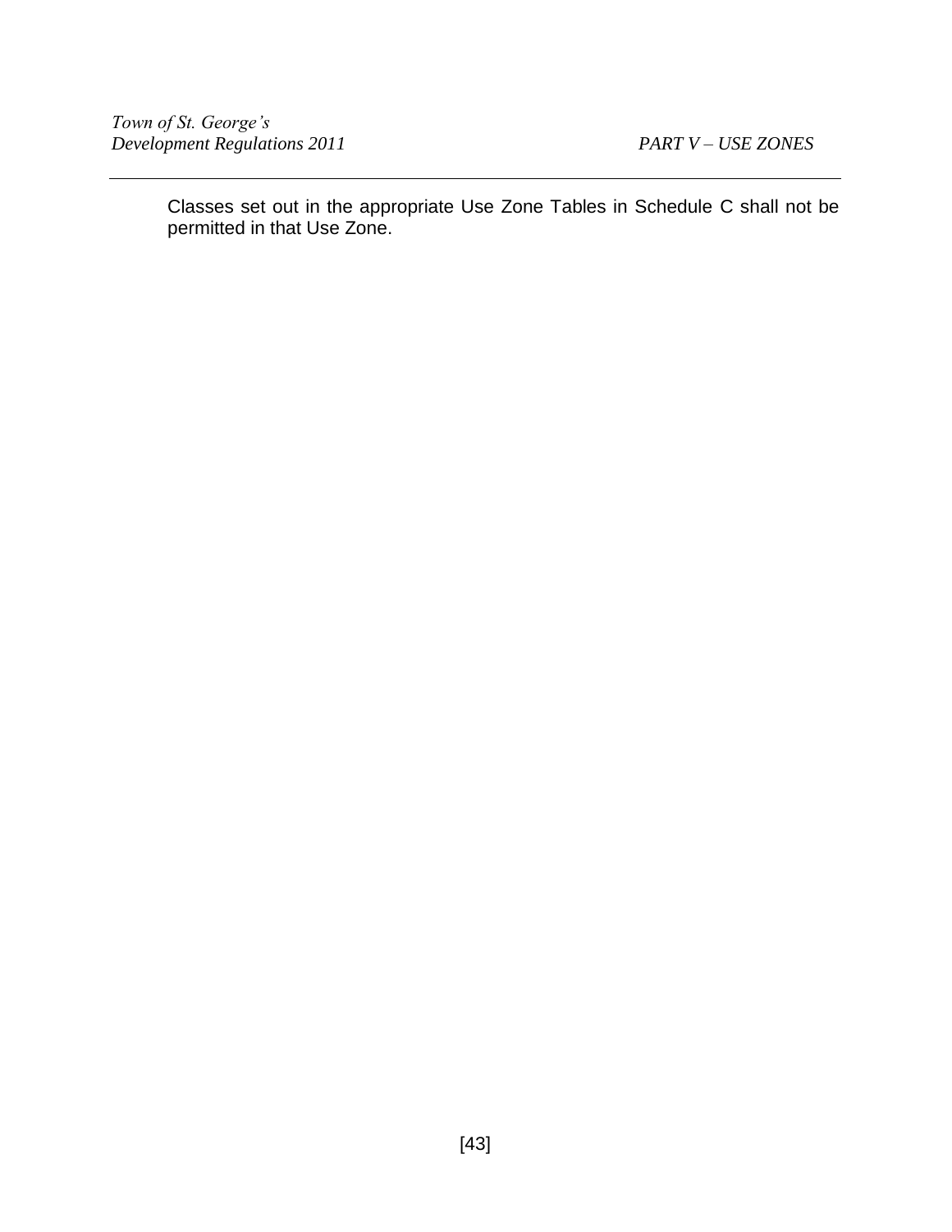Classes set out in the appropriate Use Zone Tables in Schedule C shall not be permitted in that Use Zone.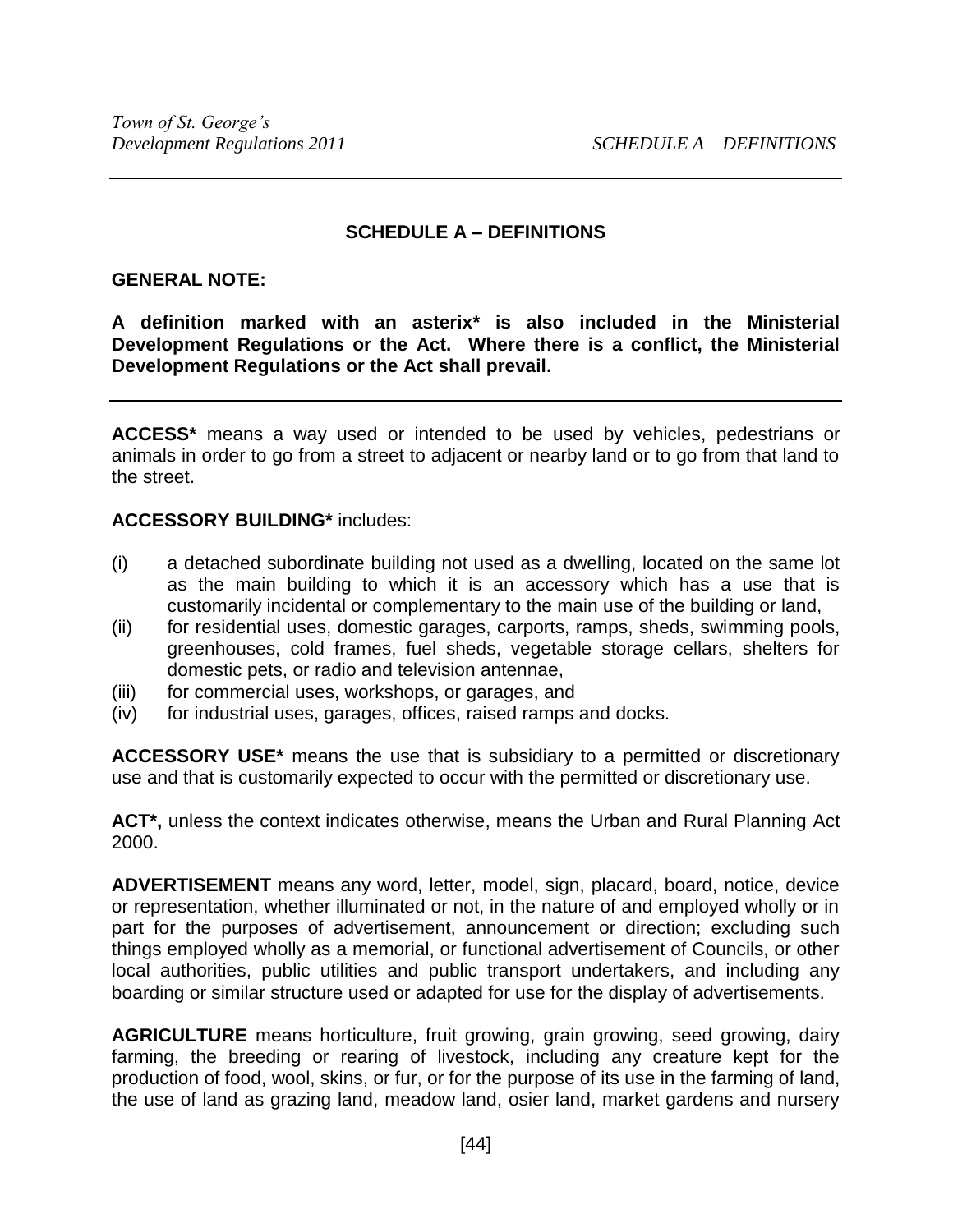## SCHEDULE A – DEFINITIONS

**GENERAL NOTE:**

**A definition marked with an asterix* is also included in the Ministerial Development Regulations or the Act. Where there is a conflict, the Ministerial Development Regulations or the Act shall prevail.**

---

**ACCESS*** means a way used or intended to be used by vehicles, pedestrians or animals in order to go from a street to adjacent or nearby land or to go from that land to the street.

**ACCESSORY BUILDING*** includes:

(i) a detached subordinate building not used as a dwelling, located on the same lot as the main building to which it is an accessory which has a use that is customarily incidental or complementary to the main use of the building or land,
(ii) for residential uses, domestic garages, carports, ramps, sheds, swimming pools, greenhouses, cold frames, fuel sheds, vegetable storage cellars, shelters for domestic pets, or radio and television antennae,
(iii) for commercial uses, workshops, or garages, and
(iv) for industrial uses, garages, offices, raised ramps and docks.

**ACCESSORY USE*** means the use that is subsidiary to a permitted or discretionary use and that is customarily expected to occur with the permitted or discretionary use.

**ACT*,** unless the context indicates otherwise, means the Urban and Rural Planning Act 2000.

**ADVERTISEMENT** means any word, letter, model, sign, placard, board, notice, device or representation, whether illuminated or not, in the nature of and employed wholly or in part for the purposes of advertisement, announcement or direction; excluding such things employed wholly as a memorial, or functional advertisement of Councils, or other local authorities, public utilities and public transport undertakers, and including any boarding or similar structure used or adapted for use for the display of advertisements.

**AGRICULTURE** means horticulture, fruit growing, grain growing, seed growing, dairy farming, the breeding or rearing of livestock, including any creature kept for the production of food, wool, skins, or fur, or for the purpose of its use in the farming of land, the use of land as grazing land, meadow land, osier land, market gardens and nursery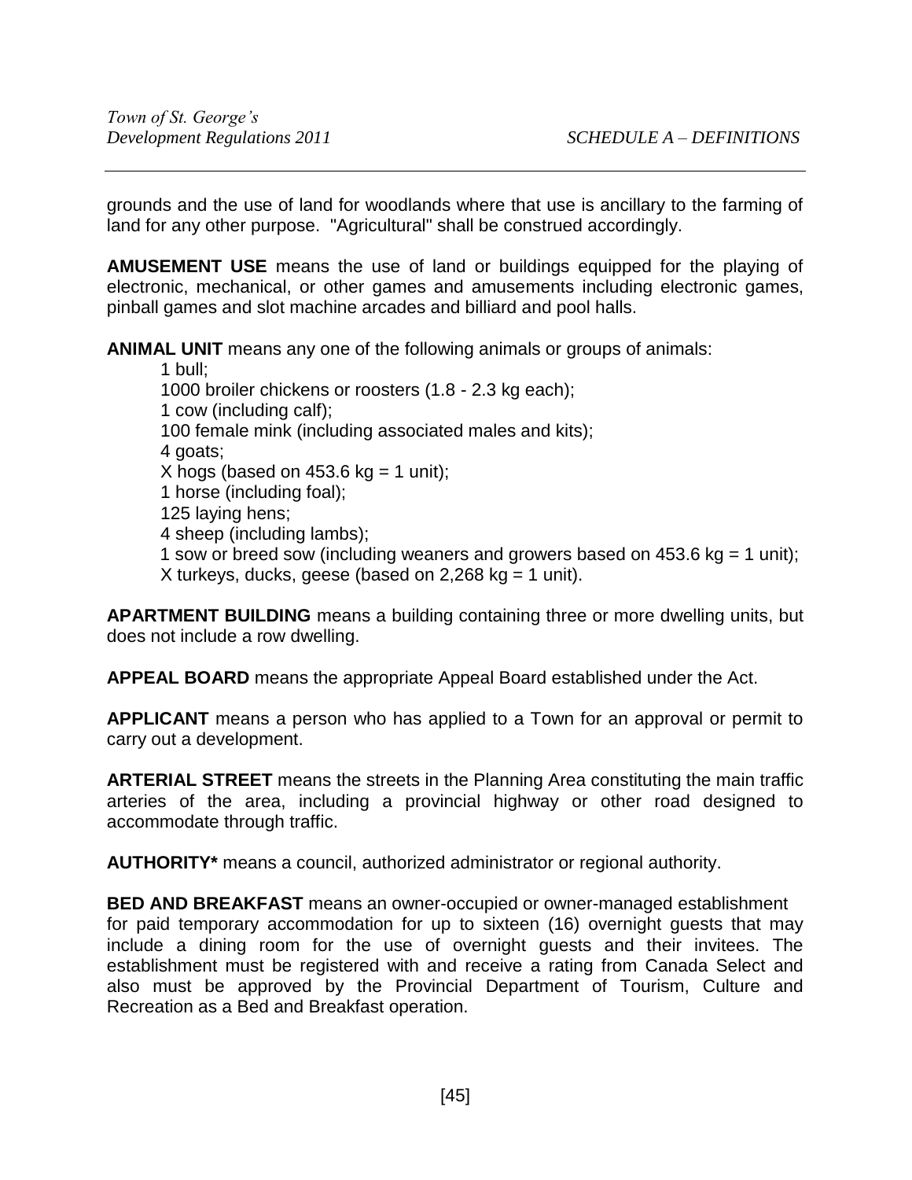grounds and the use of land for woodlands where that use is ancillary to the farming of land for any other purpose. "Agricultural" shall be construed accordingly.

**AMUSEMENT USE** means the use of land or buildings equipped for the playing of electronic, mechanical, or other games and amusements including electronic games, pinball games and slot machine arcades and billiard and pool halls.

**ANIMAL UNIT** means any one of the following animals or groups of animals:

1 bull;
1000 broiler chickens or roosters (1.8 - 2.3 kg each);
1 cow (including calf);
100 female mink (including associated males and kits);
4 goats;
X hogs (based on 453.6 kg = 1 unit);
1 horse (including foal);
125 laying hens;
4 sheep (including lambs);
1 sow or breed sow (including weaners and growers based on 453.6 kg = 1 unit);
X turkeys, ducks, geese (based on 2,268 kg = 1 unit).

**APARTMENT BUILDING** means a building containing three or more dwelling units, but does not include a row dwelling.

**APPEAL BOARD** means the appropriate Appeal Board established under the Act.

**APPLICANT** means a person who has applied to a Town for an approval or permit to carry out a development.

**ARTERIAL STREET** means the streets in the Planning Area constituting the main traffic arteries of the area, including a provincial highway or other road designed to accommodate through traffic.

**AUTHORITY*** means a council, authorized administrator or regional authority.

**BED AND BREAKFAST** means an owner-occupied or owner-managed establishment for paid temporary accommodation for up to sixteen (16) overnight guests that may include a dining room for the use of overnight guests and their invitees. The establishment must be registered with and receive a rating from Canada Select and also must be approved by the Provincial Department of Tourism, Culture and Recreation as a Bed and Breakfast operation.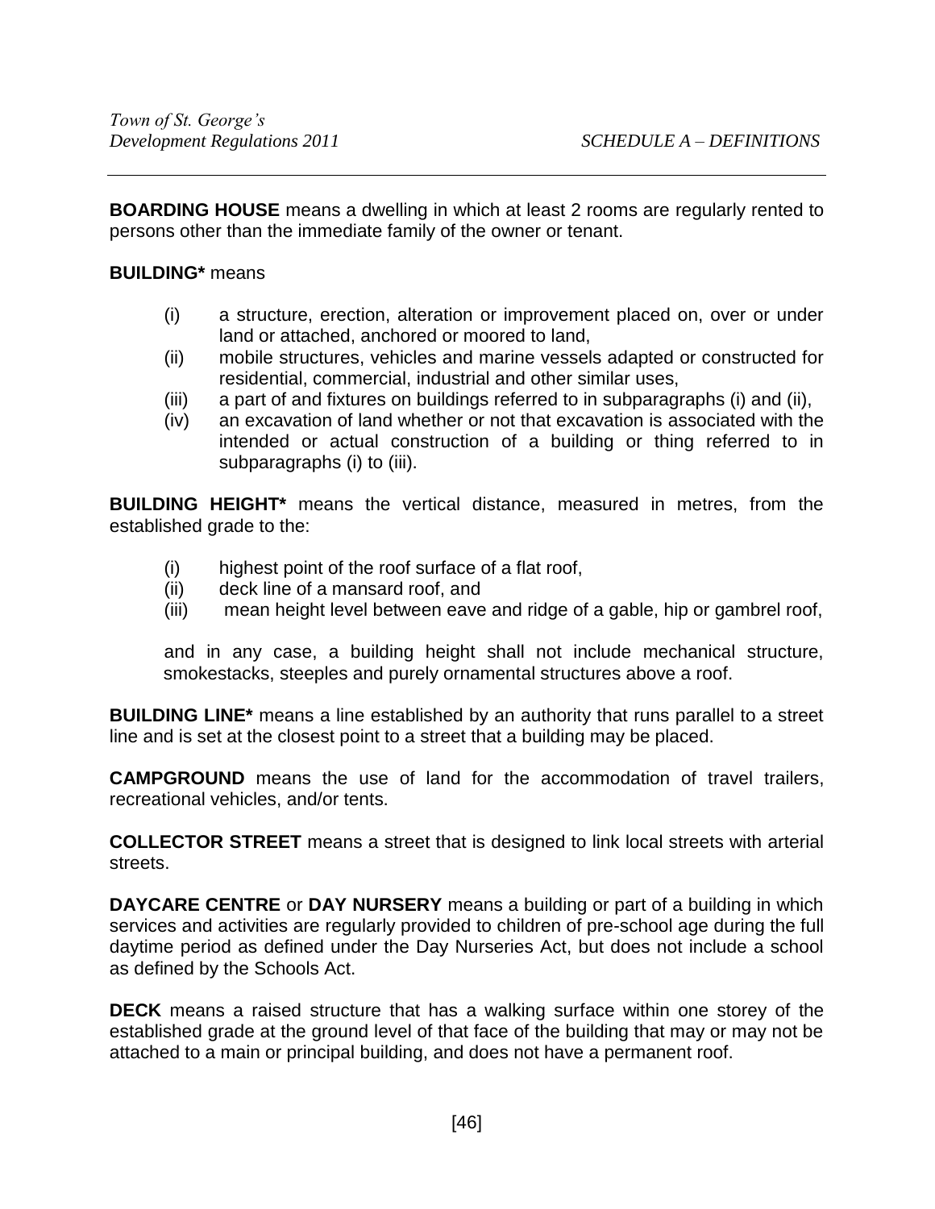**BOARDING HOUSE** means a dwelling in which at least 2 rooms are regularly rented to persons other than the immediate family of the owner or tenant.

**BUILDING*** means

- (i) a structure, erection, alteration or improvement placed on, over or under land or attached, anchored or moored to land,
- (ii) mobile structures, vehicles and marine vessels adapted or constructed for residential, commercial, industrial and other similar uses,
- (iii) a part of and fixtures on buildings referred to in subparagraphs (i) and (ii),
- (iv) an excavation of land whether or not that excavation is associated with the intended or actual construction of a building or thing referred to in subparagraphs (i) to (iii).

**BUILDING HEIGHT*** means the vertical distance, measured in metres, from the established grade to the:

- (i) highest point of the roof surface of a flat roof,
- (ii) deck line of a mansard roof, and
- (iii) mean height level between eave and ridge of a gable, hip or gambrel roof,

and in any case, a building height shall not include mechanical structure, smokestacks, steeples and purely ornamental structures above a roof.

**BUILDING LINE*** means a line established by an authority that runs parallel to a street line and is set at the closest point to a street that a building may be placed.

**CAMPGROUND** means the use of land for the accommodation of travel trailers, recreational vehicles, and/or tents.

**COLLECTOR STREET** means a street that is designed to link local streets with arterial streets.

**DAYCARE CENTRE** or **DAY NURSERY** means a building or part of a building in which services and activities are regularly provided to children of pre-school age during the full daytime period as defined under the Day Nurseries Act, but does not include a school as defined by the Schools Act.

**DECK** means a raised structure that has a walking surface within one storey of the established grade at the ground level of that face of the building that may or may not be attached to a main or principal building, and does not have a permanent roof.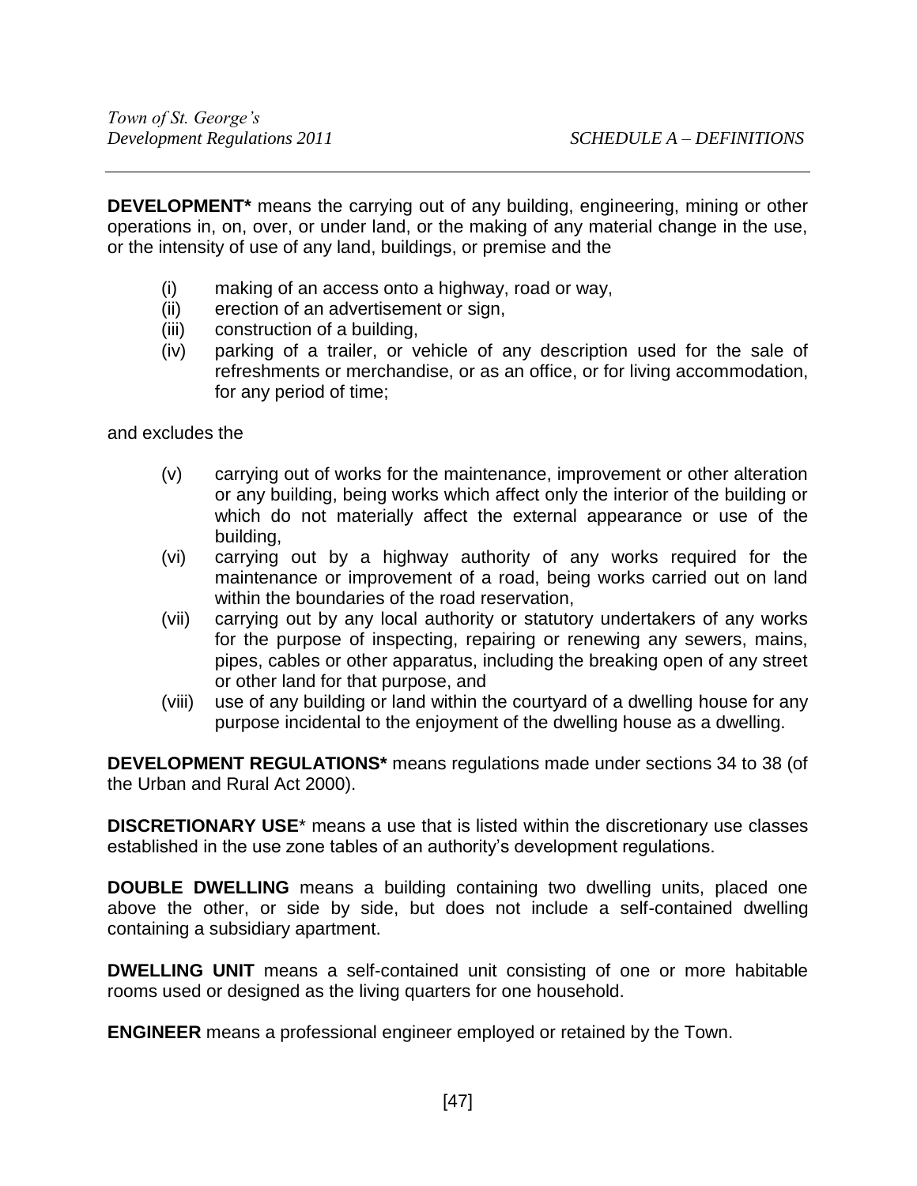**DEVELOPMENT*** means the carrying out of any building, engineering, mining or other operations in, on, over, or under land, or the making of any material change in the use, or the intensity of use of any land, buildings, or premise and the

(i) making of an access onto a highway, road or way,
(ii) erection of an advertisement or sign,
(iii) construction of a building,
(iv) parking of a trailer, or vehicle of any description used for the sale of refreshments or merchandise, or as an office, or for living accommodation, for any period of time;

and excludes the

(v) carrying out of works for the maintenance, improvement or other alteration or any building, being works which affect only the interior of the building or which do not materially affect the external appearance or use of the building,
(vi) carrying out by a highway authority of any works required for the maintenance or improvement of a road, being works carried out on land within the boundaries of the road reservation,
(vii) carrying out by any local authority or statutory undertakers of any works for the purpose of inspecting, repairing or renewing any sewers, mains, pipes, cables or other apparatus, including the breaking open of any street or other land for that purpose, and
(viii) use of any building or land within the courtyard of a dwelling house for any purpose incidental to the enjoyment of the dwelling house as a dwelling.

**DEVELOPMENT REGULATIONS*** means regulations made under sections 34 to 38 (of the Urban and Rural Act 2000).

**DISCRETIONARY USE*** means a use that is listed within the discretionary use classes established in the use zone tables of an authority's development regulations.

**DOUBLE DWELLING** means a building containing two dwelling units, placed one above the other, or side by side, but does not include a self-contained dwelling containing a subsidiary apartment.

**DWELLING UNIT** means a self-contained unit consisting of one or more habitable rooms used or designed as the living quarters for one household.

**ENGINEER** means a professional engineer employed or retained by the Town.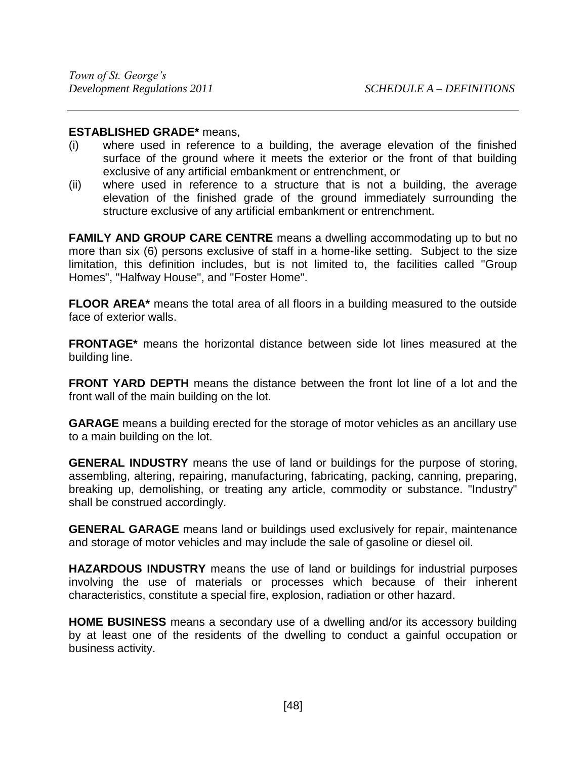**ESTABLISHED GRADE*** means,

(i) where used in reference to a building, the average elevation of the finished surface of the ground where it meets the exterior or the front of that building exclusive of any artificial embankment or entrenchment, or

(ii) where used in reference to a structure that is not a building, the average elevation of the finished grade of the ground immediately surrounding the structure exclusive of any artificial embankment or entrenchment.

**FAMILY AND GROUP CARE CENTRE** means a dwelling accommodating up to but no more than six (6) persons exclusive of staff in a home-like setting. Subject to the size limitation, this definition includes, but is not limited to, the facilities called "Group Homes", "Halfway House", and "Foster Home".

**FLOOR AREA*** means the total area of all floors in a building measured to the outside face of exterior walls.

**FRONTAGE*** means the horizontal distance between side lot lines measured at the building line.

**FRONT YARD DEPTH** means the distance between the front lot line of a lot and the front wall of the main building on the lot.

**GARAGE** means a building erected for the storage of motor vehicles as an ancillary use to a main building on the lot.

**GENERAL INDUSTRY** means the use of land or buildings for the purpose of storing, assembling, altering, repairing, manufacturing, fabricating, packing, canning, preparing, breaking up, demolishing, or treating any article, commodity or substance. "Industry" shall be construed accordingly.

**GENERAL GARAGE** means land or buildings used exclusively for repair, maintenance and storage of motor vehicles and may include the sale of gasoline or diesel oil.

**HAZARDOUS INDUSTRY** means the use of land or buildings for industrial purposes involving the use of materials or processes which because of their inherent characteristics, constitute a special fire, explosion, radiation or other hazard.

**HOME BUSINESS** means a secondary use of a dwelling and/or its accessory building by at least one of the residents of the dwelling to conduct a gainful occupation or business activity.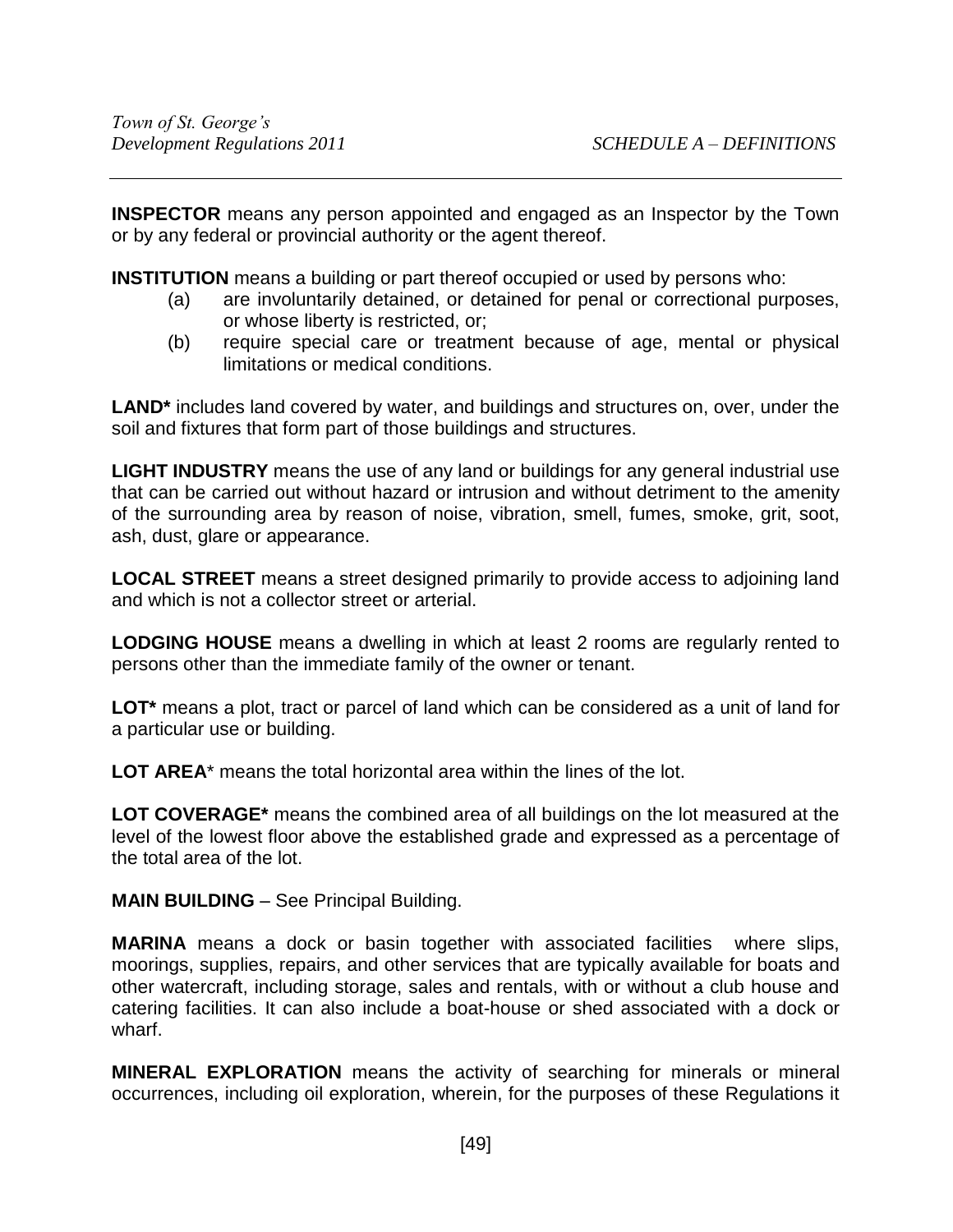**INSPECTOR** means any person appointed and engaged as an Inspector by the Town or by any federal or provincial authority or the agent thereof.

**INSTITUTION** means a building or part thereof occupied or used by persons who:

(a) are involuntarily detained, or detained for penal or correctional purposes, or whose liberty is restricted, or;

(b) require special care or treatment because of age, mental or physical limitations or medical conditions.

**LAND*** includes land covered by water, and buildings and structures on, over, under the soil and fixtures that form part of those buildings and structures.

**LIGHT INDUSTRY** means the use of any land or buildings for any general industrial use that can be carried out without hazard or intrusion and without detriment to the amenity of the surrounding area by reason of noise, vibration, smell, fumes, smoke, grit, soot, ash, dust, glare or appearance.

**LOCAL STREET** means a street designed primarily to provide access to adjoining land and which is not a collector street or arterial.

**LODGING HOUSE** means a dwelling in which at least 2 rooms are regularly rented to persons other than the immediate family of the owner or tenant.

**LOT*** means a plot, tract or parcel of land which can be considered as a unit of land for a particular use or building.

**LOT AREA*** means the total horizontal area within the lines of the lot.

**LOT COVERAGE*** means the combined area of all buildings on the lot measured at the level of the lowest floor above the established grade and expressed as a percentage of the total area of the lot.

**MAIN BUILDING** – See Principal Building.

**MARINA** means a dock or basin together with associated facilities where slips, moorings, supplies, repairs, and other services that are typically available for boats and other watercraft, including storage, sales and rentals, with or without a club house and catering facilities. It can also include a boat-house or shed associated with a dock or wharf.

**MINERAL EXPLORATION** means the activity of searching for minerals or mineral occurrences, including oil exploration, wherein, for the purposes of these Regulations it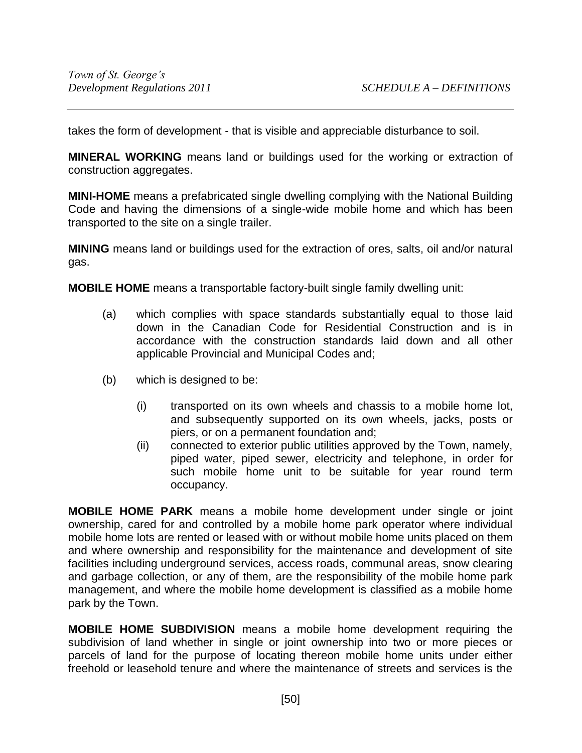takes the form of development - that is visible and appreciable disturbance to soil.

**MINERAL WORKING** means land or buildings used for the working or extraction of construction aggregates.

**MINI-HOME** means a prefabricated single dwelling complying with the National Building Code and having the dimensions of a single-wide mobile home and which has been transported to the site on a single trailer.

**MINING** means land or buildings used for the extraction of ores, salts, oil and/or natural gas.

**MOBILE HOME** means a transportable factory-built single family dwelling unit:

(a) which complies with space standards substantially equal to those laid down in the Canadian Code for Residential Construction and is in accordance with the construction standards laid down and all other applicable Provincial and Municipal Codes and;

(b) which is designed to be:

  (i) transported on its own wheels and chassis to a mobile home lot, and subsequently supported on its own wheels, jacks, posts or piers, or on a permanent foundation and;

  (ii) connected to exterior public utilities approved by the Town, namely, piped water, piped sewer, electricity and telephone, in order for such mobile home unit to be suitable for year round term occupancy.

**MOBILE HOME PARK** means a mobile home development under single or joint ownership, cared for and controlled by a mobile home park operator where individual mobile home lots are rented or leased with or without mobile home units placed on them and where ownership and responsibility for the maintenance and development of site facilities including underground services, access roads, communal areas, snow clearing and garbage collection, or any of them, are the responsibility of the mobile home park management, and where the mobile home development is classified as a mobile home park by the Town.

**MOBILE HOME SUBDIVISION** means a mobile home development requiring the subdivision of land whether in single or joint ownership into two or more pieces or parcels of land for the purpose of locating thereon mobile home units under either freehold or leasehold tenure and where the maintenance of streets and services is the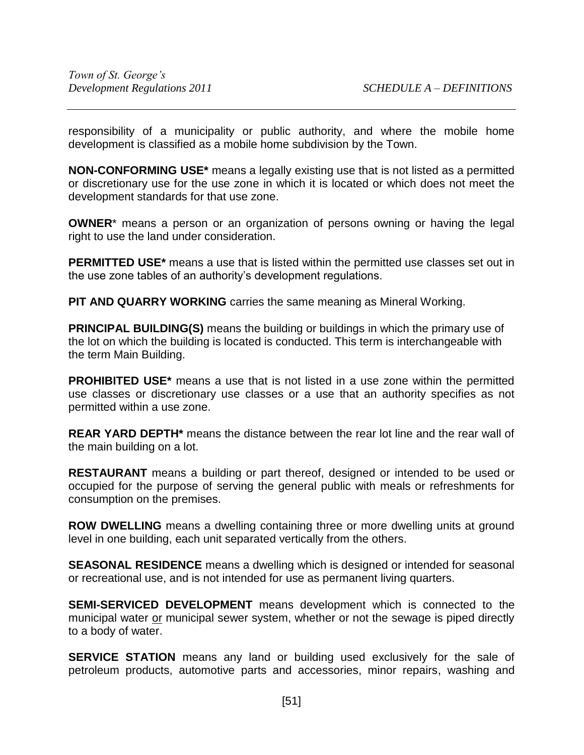responsibility of a municipality or public authority, and where the mobile home development is classified as a mobile home subdivision by the Town.

**NON-CONFORMING USE*** means a legally existing use that is not listed as a permitted or discretionary use for the use zone in which it is located or which does not meet the development standards for that use zone.

**OWNER*** means a person or an organization of persons owning or having the legal right to use the land under consideration.

**PERMITTED USE*** means a use that is listed within the permitted use classes set out in the use zone tables of an authority's development regulations.

**PIT AND QUARRY WORKING** carries the same meaning as Mineral Working.

**PRINCIPAL BUILDING(S)** means the building or buildings in which the primary use of the lot on which the building is located is conducted. This term is interchangeable with the term Main Building.

**PROHIBITED USE*** means a use that is not listed in a use zone within the permitted use classes or discretionary use classes or a use that an authority specifies as not permitted within a use zone.

**REAR YARD DEPTH*** means the distance between the rear lot line and the rear wall of the main building on a lot.

**RESTAURANT** means a building or part thereof, designed or intended to be used or occupied for the purpose of serving the general public with meals or refreshments for consumption on the premises.

**ROW DWELLING** means a dwelling containing three or more dwelling units at ground level in one building, each unit separated vertically from the others.

**SEASONAL RESIDENCE** means a dwelling which is designed or intended for seasonal or recreational use, and is not intended for use as permanent living quarters.

**SEMI-SERVICED DEVELOPMENT** means development which is connected to the municipal water <u>or</u> municipal sewer system, whether or not the sewage is piped directly to a body of water.

**SERVICE STATION** means any land or building used exclusively for the sale of petroleum products, automotive parts and accessories, minor repairs, washing and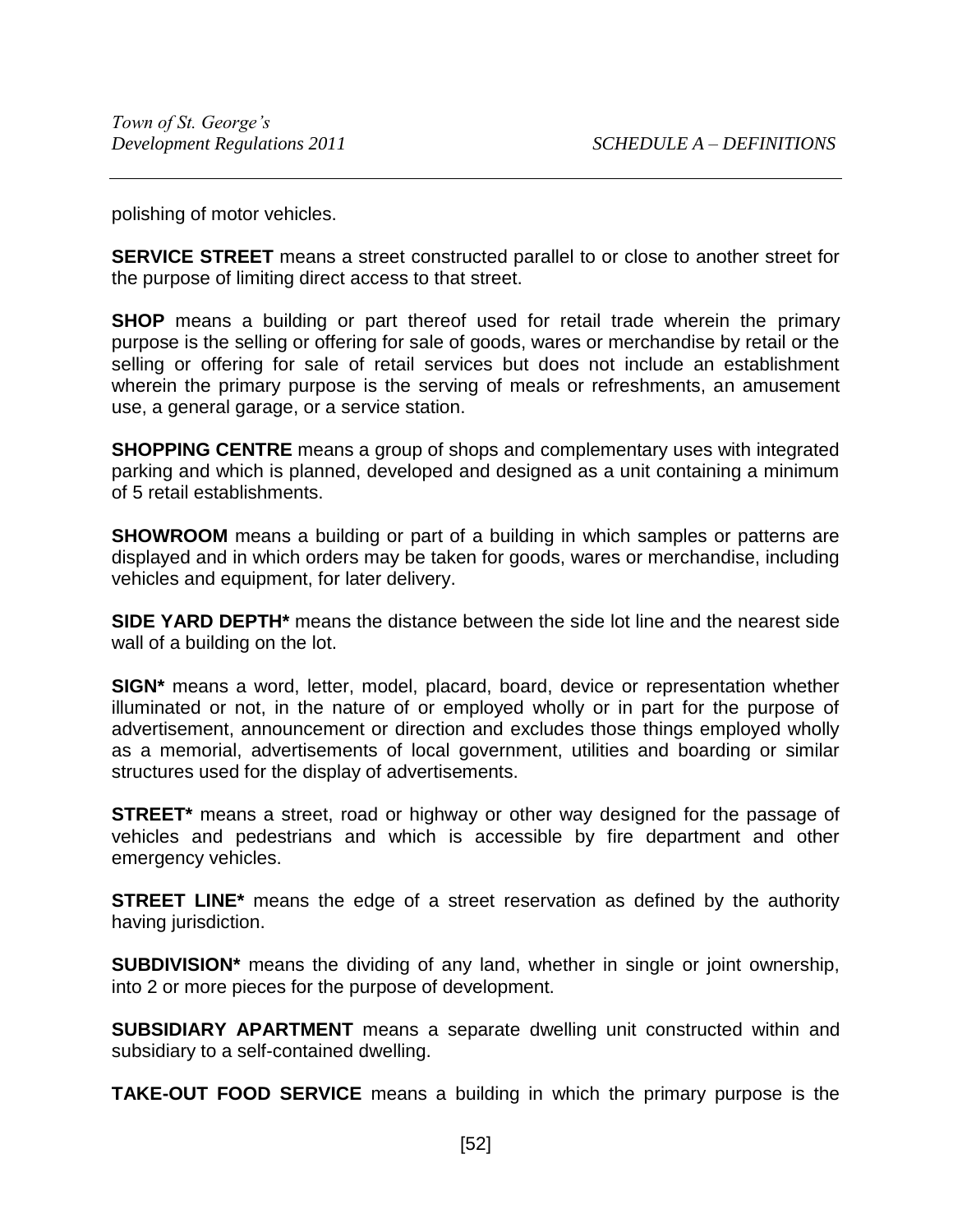polishing of motor vehicles.

**SERVICE STREET** means a street constructed parallel to or close to another street for the purpose of limiting direct access to that street.

**SHOP** means a building or part thereof used for retail trade wherein the primary purpose is the selling or offering for sale of goods, wares or merchandise by retail or the selling or offering for sale of retail services but does not include an establishment wherein the primary purpose is the serving of meals or refreshments, an amusement use, a general garage, or a service station.

**SHOPPING CENTRE** means a group of shops and complementary uses with integrated parking and which is planned, developed and designed as a unit containing a minimum of 5 retail establishments.

**SHOWROOM** means a building or part of a building in which samples or patterns are displayed and in which orders may be taken for goods, wares or merchandise, including vehicles and equipment, for later delivery.

**SIDE YARD DEPTH*** means the distance between the side lot line and the nearest side wall of a building on the lot.

**SIGN*** means a word, letter, model, placard, board, device or representation whether illuminated or not, in the nature of or employed wholly or in part for the purpose of advertisement, announcement or direction and excludes those things employed wholly as a memorial, advertisements of local government, utilities and boarding or similar structures used for the display of advertisements.

**STREET*** means a street, road or highway or other way designed for the passage of vehicles and pedestrians and which is accessible by fire department and other emergency vehicles.

**STREET LINE*** means the edge of a street reservation as defined by the authority having jurisdiction.

**SUBDIVISION*** means the dividing of any land, whether in single or joint ownership, into 2 or more pieces for the purpose of development.

**SUBSIDIARY APARTMENT** means a separate dwelling unit constructed within and subsidiary to a self-contained dwelling.

**TAKE-OUT FOOD SERVICE** means a building in which the primary purpose is the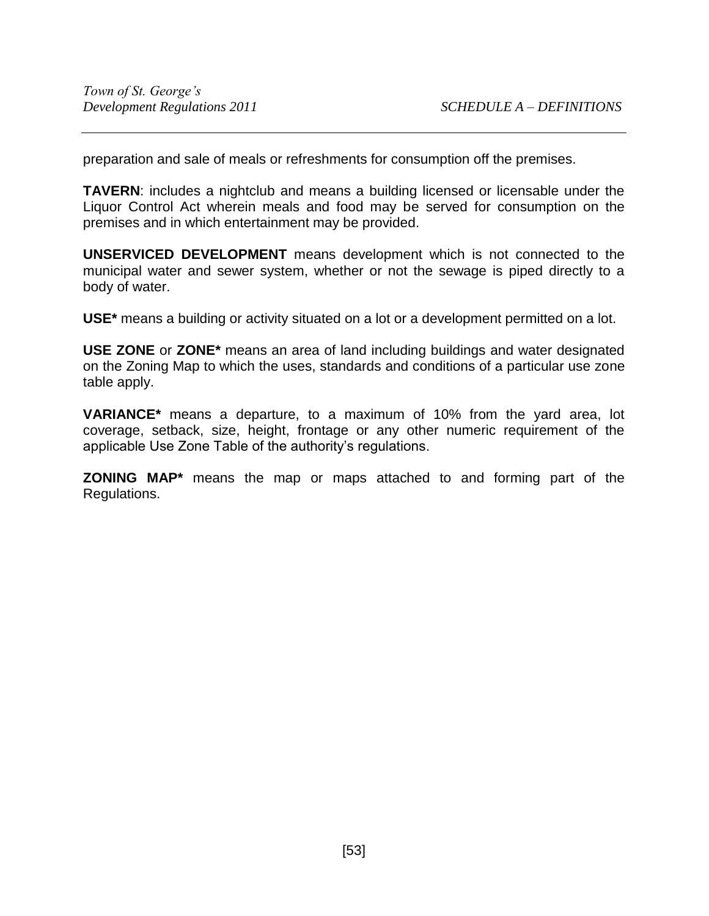preparation and sale of meals or refreshments for consumption off the premises.

**TAVERN**: includes a nightclub and means a building licensed or licensable under the Liquor Control Act wherein meals and food may be served for consumption on the premises and in which entertainment may be provided.

**UNSERVICED DEVELOPMENT** means development which is not connected to the municipal water and sewer system, whether or not the sewage is piped directly to a body of water.

**USE*** means a building or activity situated on a lot or a development permitted on a lot.

**USE ZONE** or **ZONE*** means an area of land including buildings and water designated on the Zoning Map to which the uses, standards and conditions of a particular use zone table apply.

**VARIANCE*** means a departure, to a maximum of 10% from the yard area, lot coverage, setback, size, height, frontage or any other numeric requirement of the applicable Use Zone Table of the authority's regulations.

**ZONING MAP*** means the map or maps attached to and forming part of the Regulations.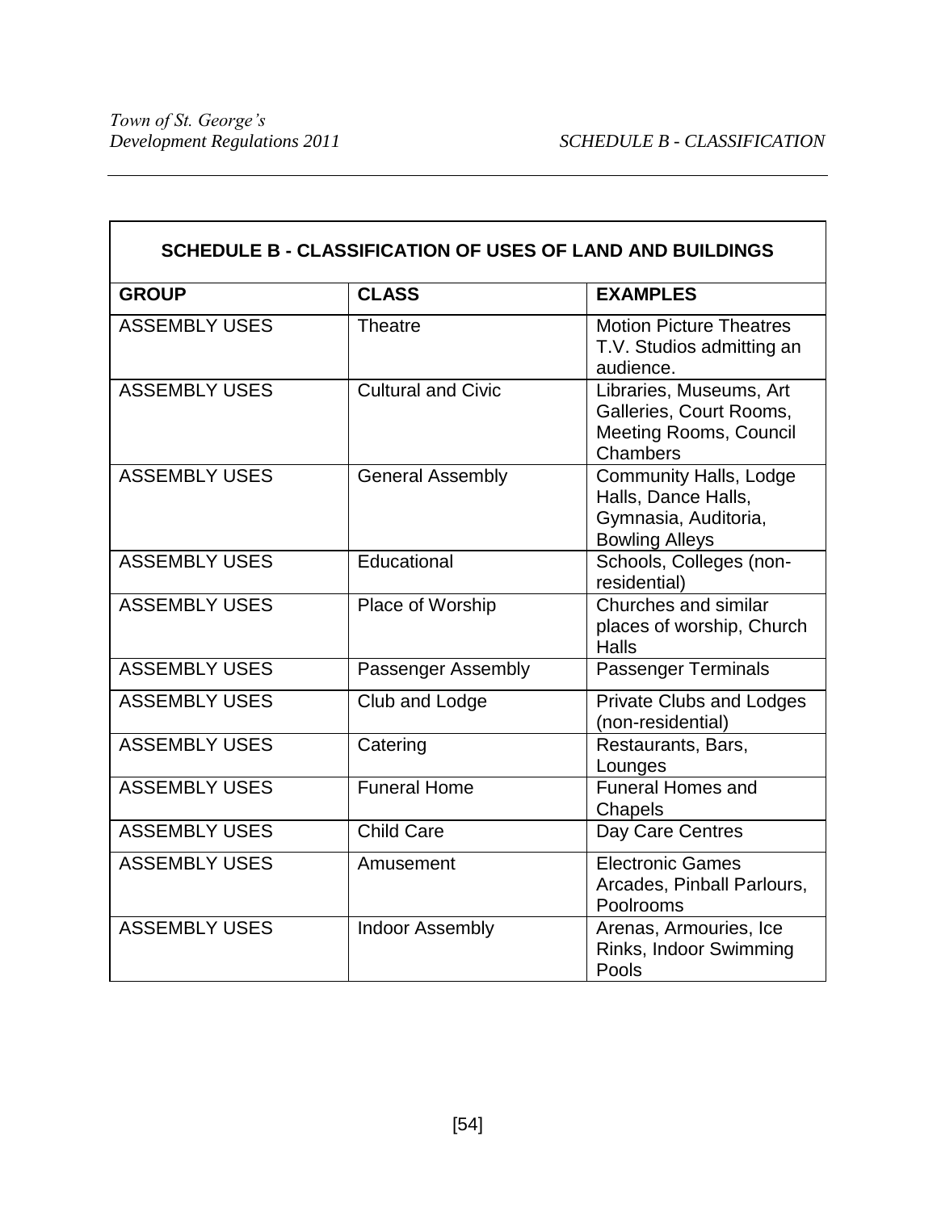| SCHEDULE B - CLASSIFICATION OF USES OF LAND AND BUILDINGS | | |
|---|---|---|
| **GROUP** | **CLASS** | **EXAMPLES** |
| ASSEMBLY USES | Theatre | Motion Picture Theatres T.V. Studios admitting an audience. |
| ASSEMBLY USES | Cultural and Civic | Libraries, Museums, Art Galleries, Court Rooms, Meeting Rooms, Council Chambers |
| ASSEMBLY USES | General Assembly | Community Halls, Lodge Halls, Dance Halls, Gymnasia, Auditoria, Bowling Alleys |
| ASSEMBLY USES | Educational | Schools, Colleges (non-residential) |
| ASSEMBLY USES | Place of Worship | Churches and similar places of worship, Church Halls |
| ASSEMBLY USES | Passenger Assembly | Passenger Terminals |
| ASSEMBLY USES | Club and Lodge | Private Clubs and Lodges (non-residential) |
| ASSEMBLY USES | Catering | Restaurants, Bars, Lounges |
| ASSEMBLY USES | Funeral Home | Funeral Homes and Chapels |
| ASSEMBLY USES | Child Care | Day Care Centres |
| ASSEMBLY USES | Amusement | Electronic Games Arcades, Pinball Parlours, Poolrooms |
| ASSEMBLY USES | Indoor Assembly | Arenas, Armouries, Ice Rinks, Indoor Swimming Pools |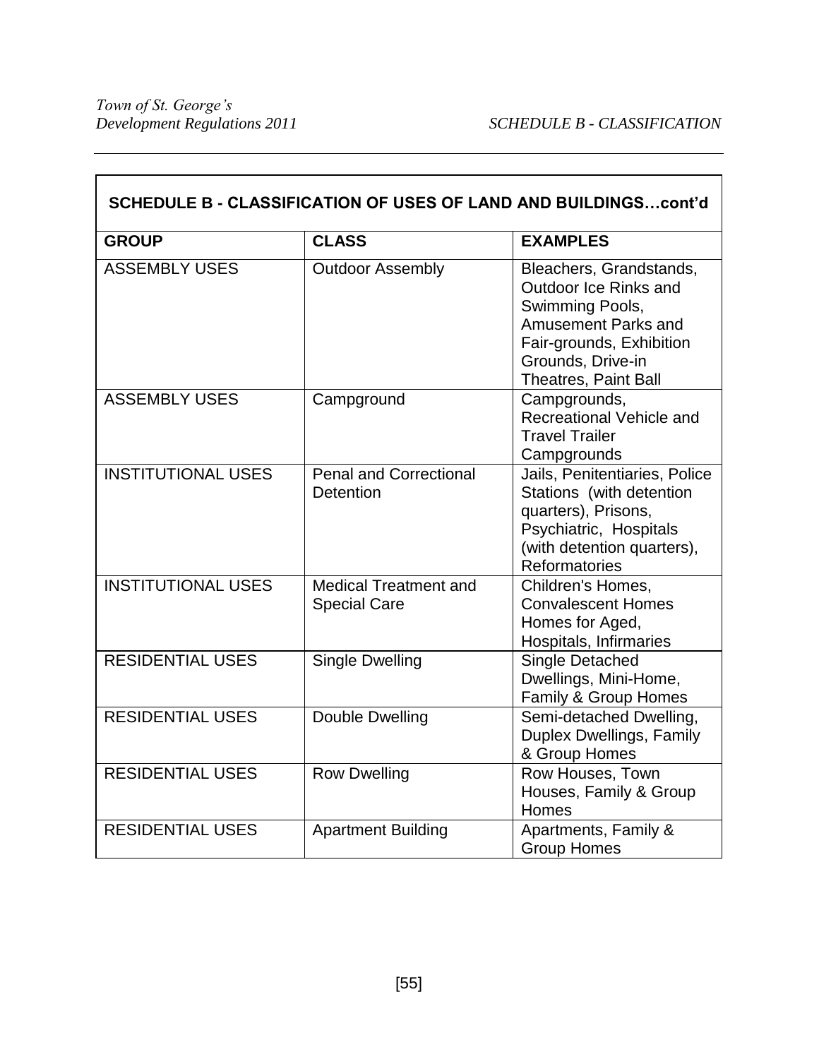| SCHEDULE B - CLASSIFICATION OF USES OF LAND AND BUILDINGS…cont'd | | |
|---|---|---|
| **GROUP** | **CLASS** | **EXAMPLES** |
| ASSEMBLY USES | Outdoor Assembly | Bleachers, Grandstands, Outdoor Ice Rinks and Swimming Pools, Amusement Parks and Fair-grounds, Exhibition Grounds, Drive-in Theatres, Paint Ball |
| ASSEMBLY USES | Campground | Campgrounds, Recreational Vehicle and Travel Trailer Campgrounds |
| INSTITUTIONAL USES | Penal and Correctional Detention | Jails, Penitentiaries, Police Stations (with detention quarters), Prisons, Psychiatric, Hospitals (with detention quarters), Reformatories |
| INSTITUTIONAL USES | Medical Treatment and Special Care | Children's Homes, Convalescent Homes Homes for Aged, Hospitals, Infirmaries |
| RESIDENTIAL USES | Single Dwelling | Single Detached Dwellings, Mini-Home, Family & Group Homes |
| RESIDENTIAL USES | Double Dwelling | Semi-detached Dwelling, Duplex Dwellings, Family & Group Homes |
| RESIDENTIAL USES | Row Dwelling | Row Houses, Town Houses, Family & Group Homes |
| RESIDENTIAL USES | Apartment Building | Apartments, Family & Group Homes |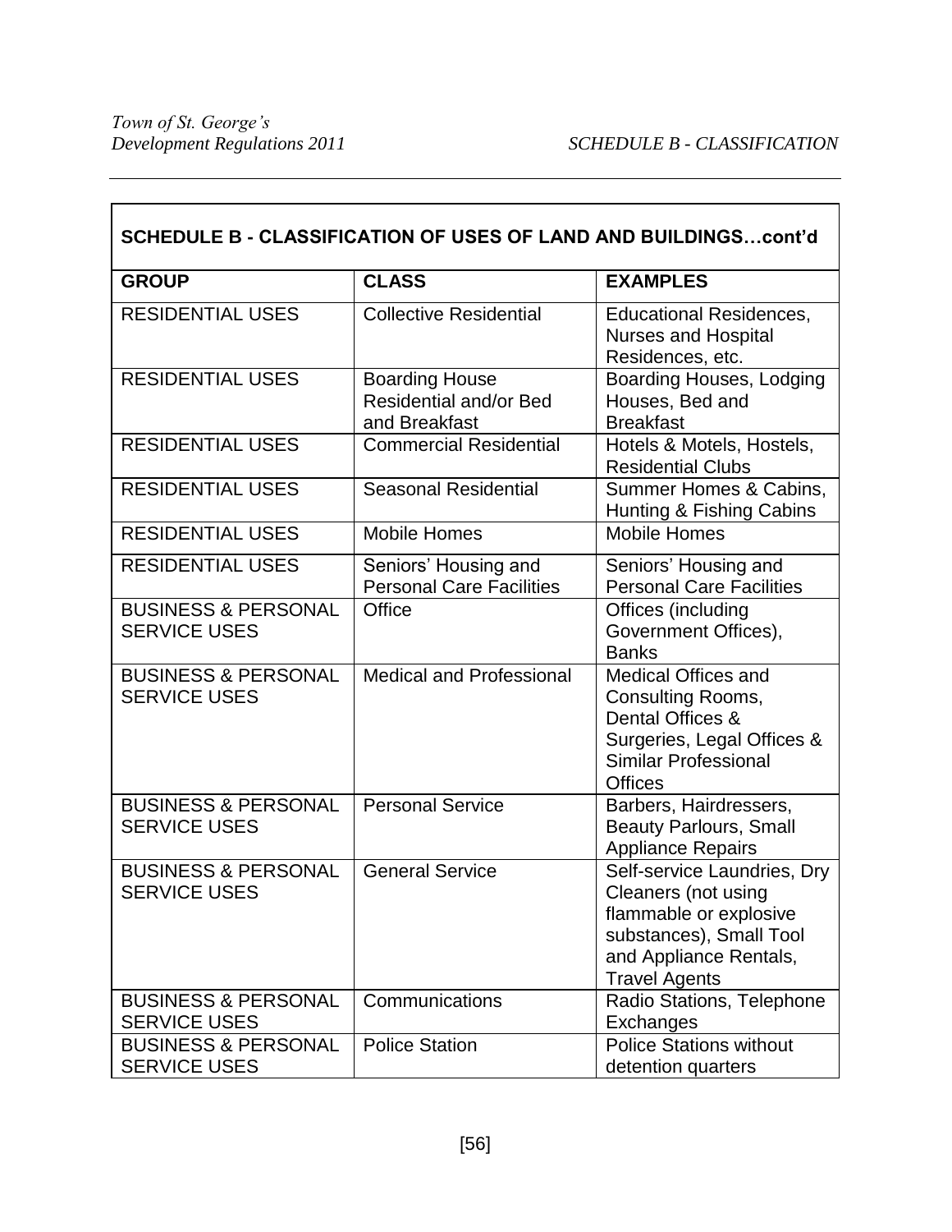| SCHEDULE B - CLASSIFICATION OF USES OF LAND AND BUILDINGS…cont'd | | |
|---|---|---|
| **GROUP** | **CLASS** | **EXAMPLES** |
| RESIDENTIAL USES | Collective Residential | Educational Residences, Nurses and Hospital Residences, etc. |
| RESIDENTIAL USES | Boarding House Residential and/or Bed and Breakfast | Boarding Houses, Lodging Houses, Bed and Breakfast |
| RESIDENTIAL USES | Commercial Residential | Hotels & Motels, Hostels, Residential Clubs |
| RESIDENTIAL USES | Seasonal Residential | Summer Homes & Cabins, Hunting & Fishing Cabins |
| RESIDENTIAL USES | Mobile Homes | Mobile Homes |
| RESIDENTIAL USES | Seniors' Housing and Personal Care Facilities | Seniors' Housing and Personal Care Facilities |
| BUSINESS & PERSONAL SERVICE USES | Office | Offices (including Government Offices), Banks |
| BUSINESS & PERSONAL SERVICE USES | Medical and Professional | Medical Offices and Consulting Rooms, Dental Offices & Surgeries, Legal Offices & Similar Professional Offices |
| BUSINESS & PERSONAL SERVICE USES | Personal Service | Barbers, Hairdressers, Beauty Parlours, Small Appliance Repairs |
| BUSINESS & PERSONAL SERVICE USES | General Service | Self-service Laundries, Dry Cleaners (not using flammable or explosive substances), Small Tool and Appliance Rentals, Travel Agents |
| BUSINESS & PERSONAL SERVICE USES | Communications | Radio Stations, Telephone Exchanges |
| BUSINESS & PERSONAL SERVICE USES | Police Station | Police Stations without detention quarters |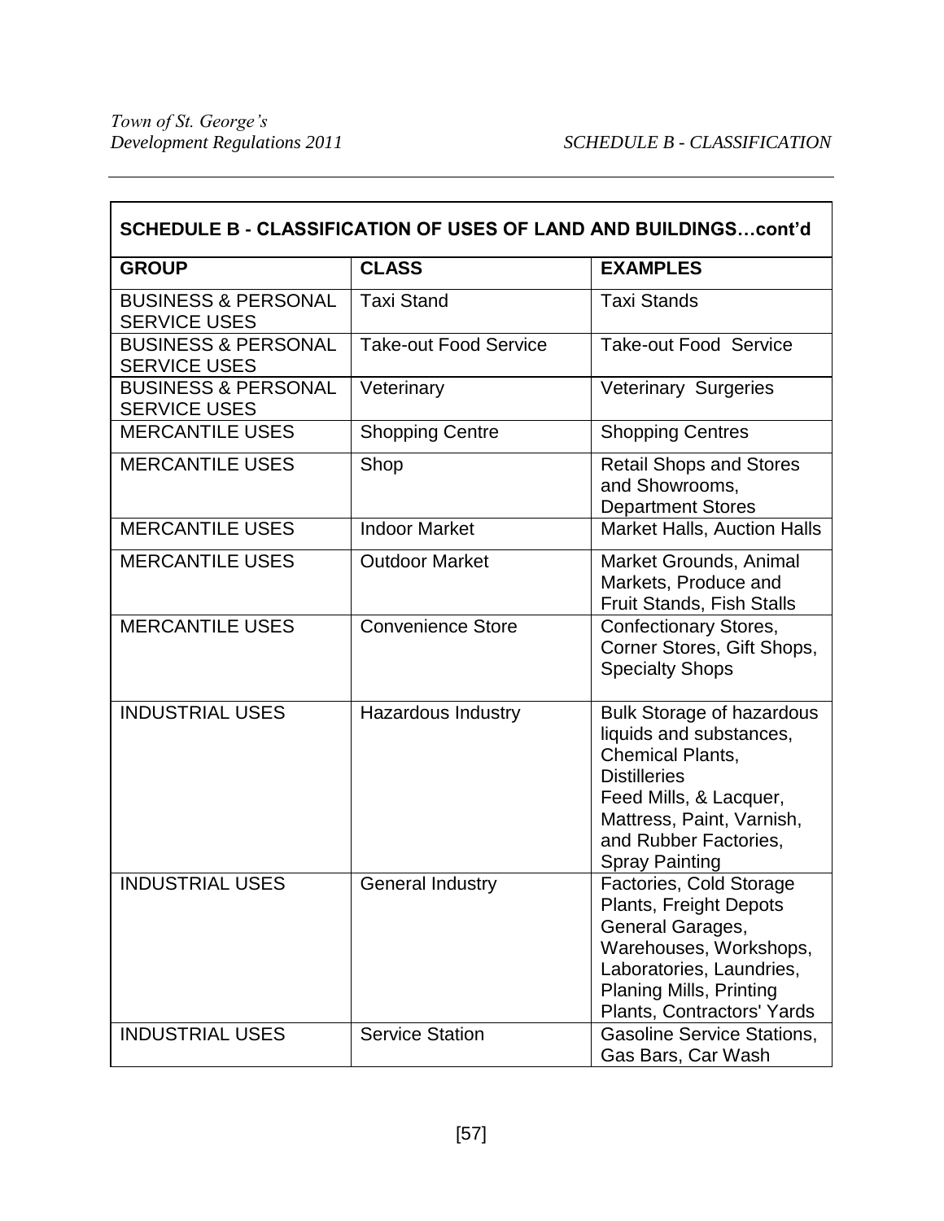| SCHEDULE B - CLASSIFICATION OF USES OF LAND AND BUILDINGS…cont'd | | |
|---|---|---|
| **GROUP** | **CLASS** | **EXAMPLES** |
| BUSINESS & PERSONAL SERVICE USES | Taxi Stand | Taxi Stands |
| BUSINESS & PERSONAL SERVICE USES | Take-out Food Service | Take-out Food Service |
| BUSINESS & PERSONAL SERVICE USES | Veterinary | Veterinary Surgeries |
| MERCANTILE USES | Shopping Centre | Shopping Centres |
| MERCANTILE USES | Shop | Retail Shops and Stores and Showrooms, Department Stores |
| MERCANTILE USES | Indoor Market | Market Halls, Auction Halls |
| MERCANTILE USES | Outdoor Market | Market Grounds, Animal Markets, Produce and Fruit Stands, Fish Stalls |
| MERCANTILE USES | Convenience Store | Confectionary Stores, Corner Stores, Gift Shops, Specialty Shops |
| INDUSTRIAL USES | Hazardous Industry | Bulk Storage of hazardous liquids and substances, Chemical Plants, Distilleries Feed Mills, & Lacquer, Mattress, Paint, Varnish, and Rubber Factories, Spray Painting |
| INDUSTRIAL USES | General Industry | Factories, Cold Storage Plants, Freight Depots General Garages, Warehouses, Workshops, Laboratories, Laundries, Planing Mills, Printing Plants, Contractors' Yards |
| INDUSTRIAL USES | Service Station | Gasoline Service Stations, Gas Bars, Car Wash |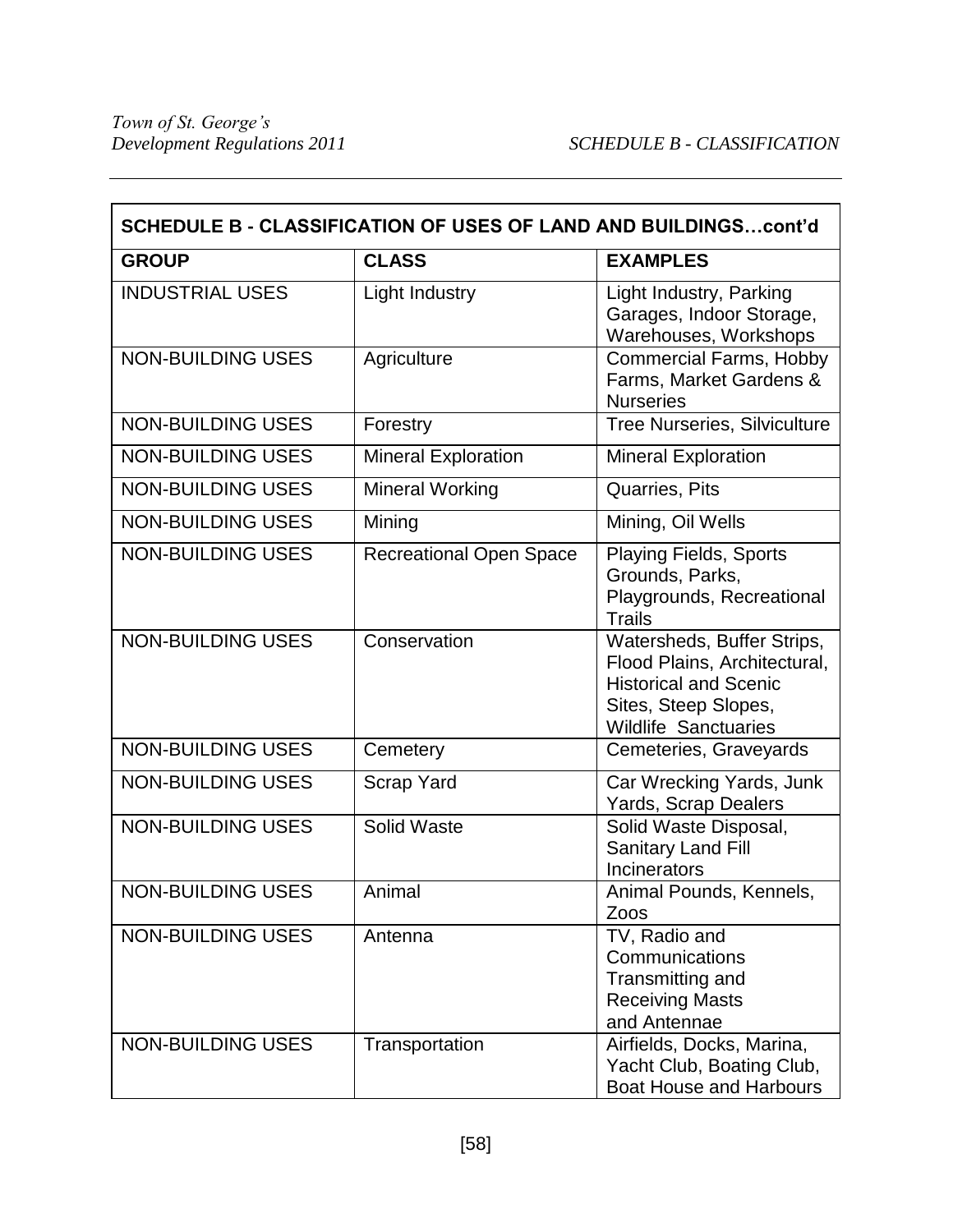| SCHEDULE B - CLASSIFICATION OF USES OF LAND AND BUILDINGS…cont'd | | |
|---|---|---|
| **GROUP** | **CLASS** | **EXAMPLES** |
| INDUSTRIAL USES | Light Industry | Light Industry, Parking Garages, Indoor Storage, Warehouses, Workshops |
| NON-BUILDING USES | Agriculture | Commercial Farms, Hobby Farms, Market Gardens & Nurseries |
| NON-BUILDING USES | Forestry | Tree Nurseries, Silviculture |
| NON-BUILDING USES | Mineral Exploration | Mineral Exploration |
| NON-BUILDING USES | Mineral Working | Quarries, Pits |
| NON-BUILDING USES | Mining | Mining, Oil Wells |
| NON-BUILDING USES | Recreational Open Space | Playing Fields, Sports Grounds, Parks, Playgrounds, Recreational Trails |
| NON-BUILDING USES | Conservation | Watersheds, Buffer Strips, Flood Plains, Architectural, Historical and Scenic Sites, Steep Slopes, Wildlife Sanctuaries |
| NON-BUILDING USES | Cemetery | Cemeteries, Graveyards |
| NON-BUILDING USES | Scrap Yard | Car Wrecking Yards, Junk Yards, Scrap Dealers |
| NON-BUILDING USES | Solid Waste | Solid Waste Disposal, Sanitary Land Fill Incinerators |
| NON-BUILDING USES | Animal | Animal Pounds, Kennels, Zoos |
| NON-BUILDING USES | Antenna | TV, Radio and Communications Transmitting and Receiving Masts and Antennae |
| NON-BUILDING USES | Transportation | Airfields, Docks, Marina, Yacht Club, Boating Club, Boat House and Harbours |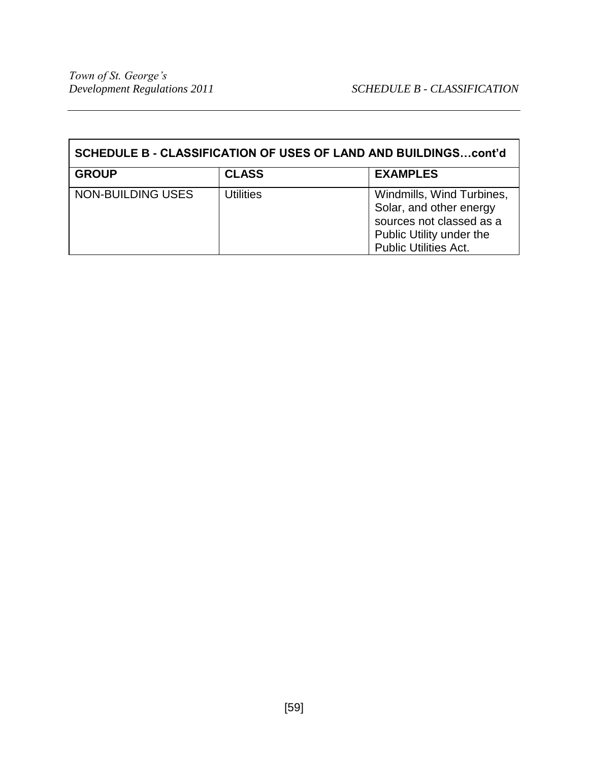| SCHEDULE B - CLASSIFICATION OF USES OF LAND AND BUILDINGS…cont'd | | |
|---|---|---|
| **GROUP** | **CLASS** | **EXAMPLES** |
| NON-BUILDING USES | Utilities | Windmills, Wind Turbines, Solar, and other energy sources not classed as a Public Utility under the Public Utilities Act. |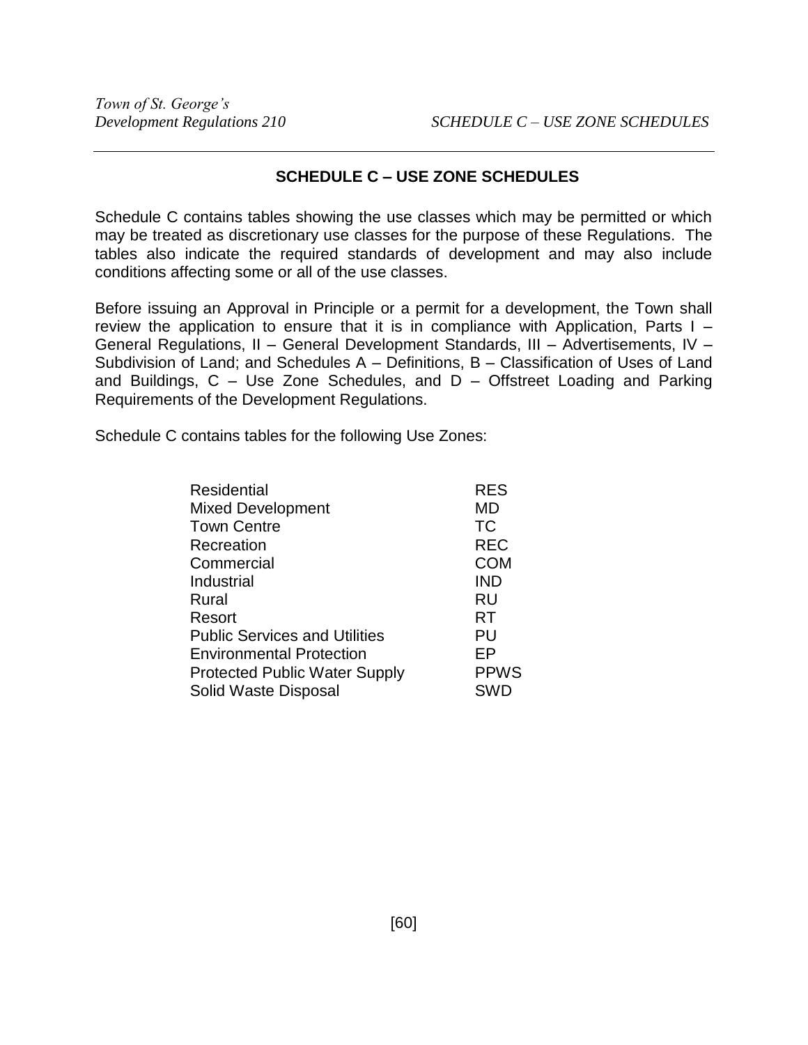## SCHEDULE C – USE ZONE SCHEDULES

Schedule C contains tables showing the use classes which may be permitted or which may be treated as discretionary use classes for the purpose of these Regulations. The tables also indicate the required standards of development and may also include conditions affecting some or all of the use classes.

Before issuing an Approval in Principle or a permit for a development, the Town shall review the application to ensure that it is in compliance with Application, Parts I – General Regulations, II – General Development Standards, III – Advertisements, IV – Subdivision of Land; and Schedules A – Definitions, B – Classification of Uses of Land and Buildings, C – Use Zone Schedules, and D – Offstreet Loading and Parking Requirements of the Development Regulations.

Schedule C contains tables for the following Use Zones:

| | |
|---|---|
| Residential | RES |
| Mixed Development | MD |
| Town Centre | TC |
| Recreation | REC |
| Commercial | COM |
| Industrial | IND |
| Rural | RU |
| Resort | RT |
| Public Services and Utilities | PU |
| Environmental Protection | EP |
| Protected Public Water Supply | PPWS |
| Solid Waste Disposal | SWD |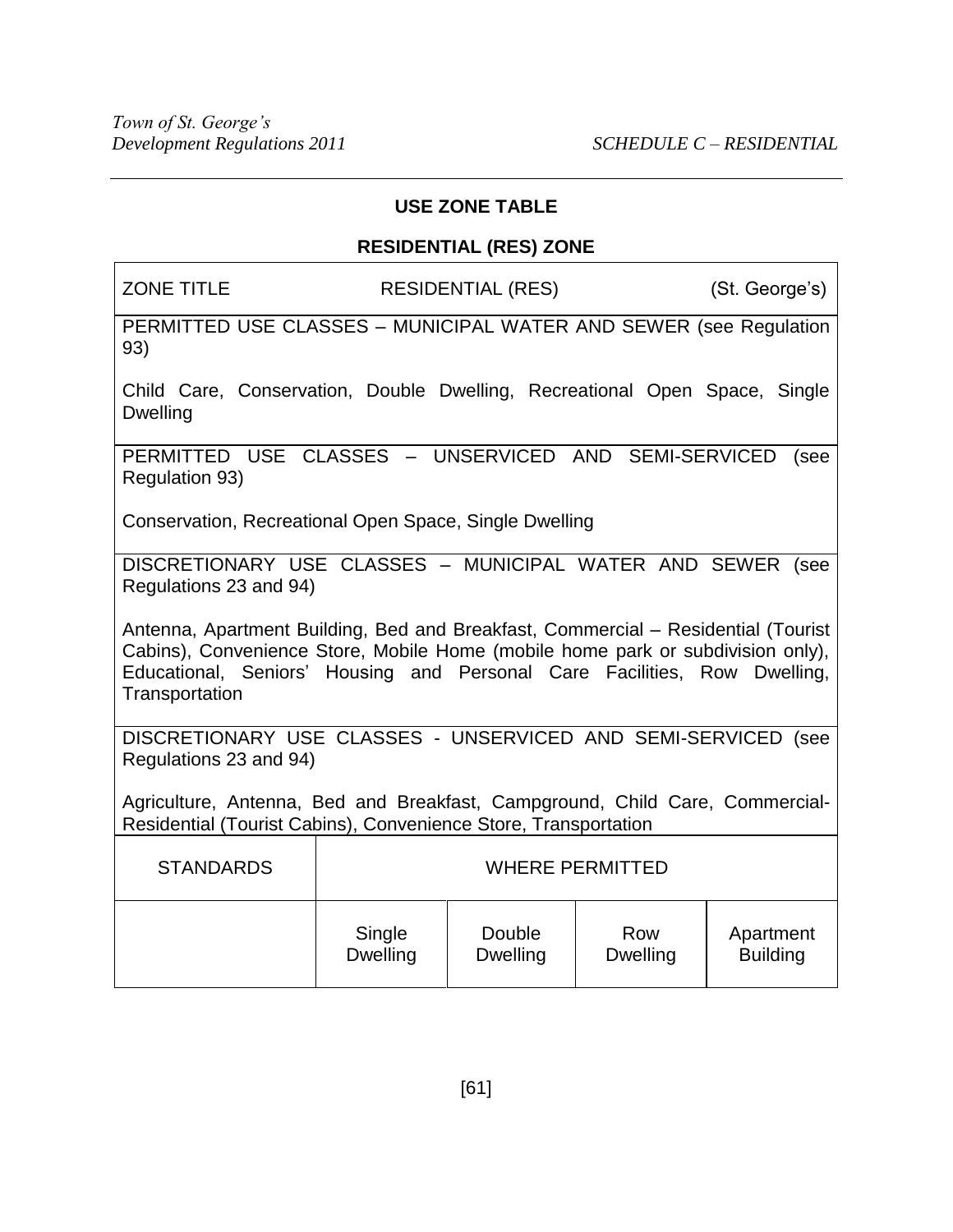## USE ZONE TABLE

## RESIDENTIAL (RES) ZONE

ZONE TITLE RESIDENTIAL (RES) (St. George's)

PERMITTED USE CLASSES – MUNICIPAL WATER AND SEWER (see Regulation 93)

Child Care, Conservation, Double Dwelling, Recreational Open Space, Single Dwelling

PERMITTED USE CLASSES – UNSERVICED AND SEMI-SERVICED (see Regulation 93)

Conservation, Recreational Open Space, Single Dwelling

DISCRETIONARY USE CLASSES – MUNICIPAL WATER AND SEWER (see Regulations 23 and 94)

Antenna, Apartment Building, Bed and Breakfast, Commercial – Residential (Tourist Cabins), Convenience Store, Mobile Home (mobile home park or subdivision only), Educational, Seniors' Housing and Personal Care Facilities, Row Dwelling, Transportation

DISCRETIONARY USE CLASSES - UNSERVICED AND SEMI-SERVICED (see Regulations 23 and 94)

Agriculture, Antenna, Bed and Breakfast, Campground, Child Care, Commercial-Residential (Tourist Cabins), Convenience Store, Transportation

| STANDARDS | WHERE PERMITTED | | | |
|---|---|---|---|---|
| | Single Dwelling | Double Dwelling | Row Dwelling | Apartment Building |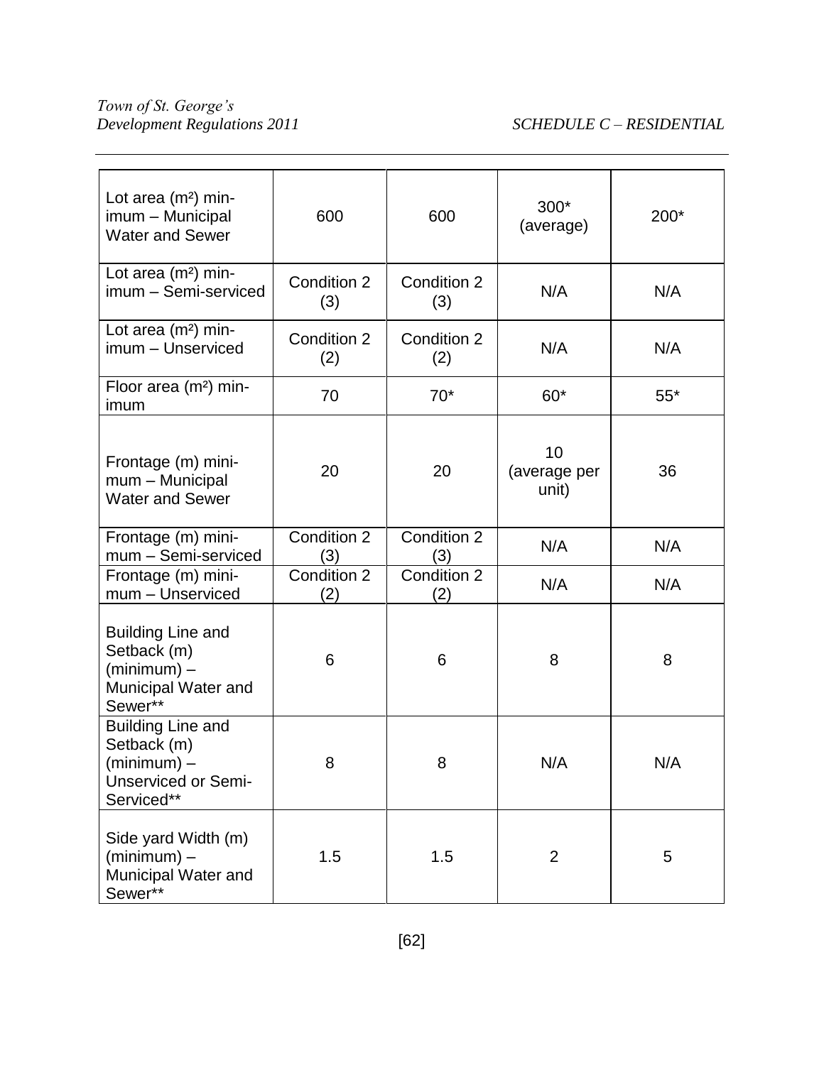| Lot area (m²) minimum – Municipal Water and Sewer | 600 | 600 | 300* (average) | 200* |
|---|---|---|---|---|
| Lot area (m²) minimum – Semi-serviced | Condition 2 (3) | Condition 2 (3) | N/A | N/A |
| Lot area (m²) minimum – Unserviced | Condition 2 (2) | Condition 2 (2) | N/A | N/A |
| Floor area (m²) minimum | 70 | 70* | 60* | 55* |
| Frontage (m) minimum – Municipal Water and Sewer | 20 | 20 | 10 (average per unit) | 36 |
| Frontage (m) minimum – Semi-serviced | Condition 2 (3) | Condition 2 (3) | N/A | N/A |
| Frontage (m) minimum – Unserviced | Condition 2 (2) | Condition 2 (2) | N/A | N/A |
| Building Line and Setback (m) (minimum) – Municipal Water and Sewer** | 6 | 6 | 8 | 8 |
| Building Line and Setback (m) (minimum) – Unserviced or Semi-Serviced** | 8 | 8 | N/A | N/A |
| Side yard Width (m) (minimum) – Municipal Water and Sewer** | 1.5 | 1.5 | 2 | 5 |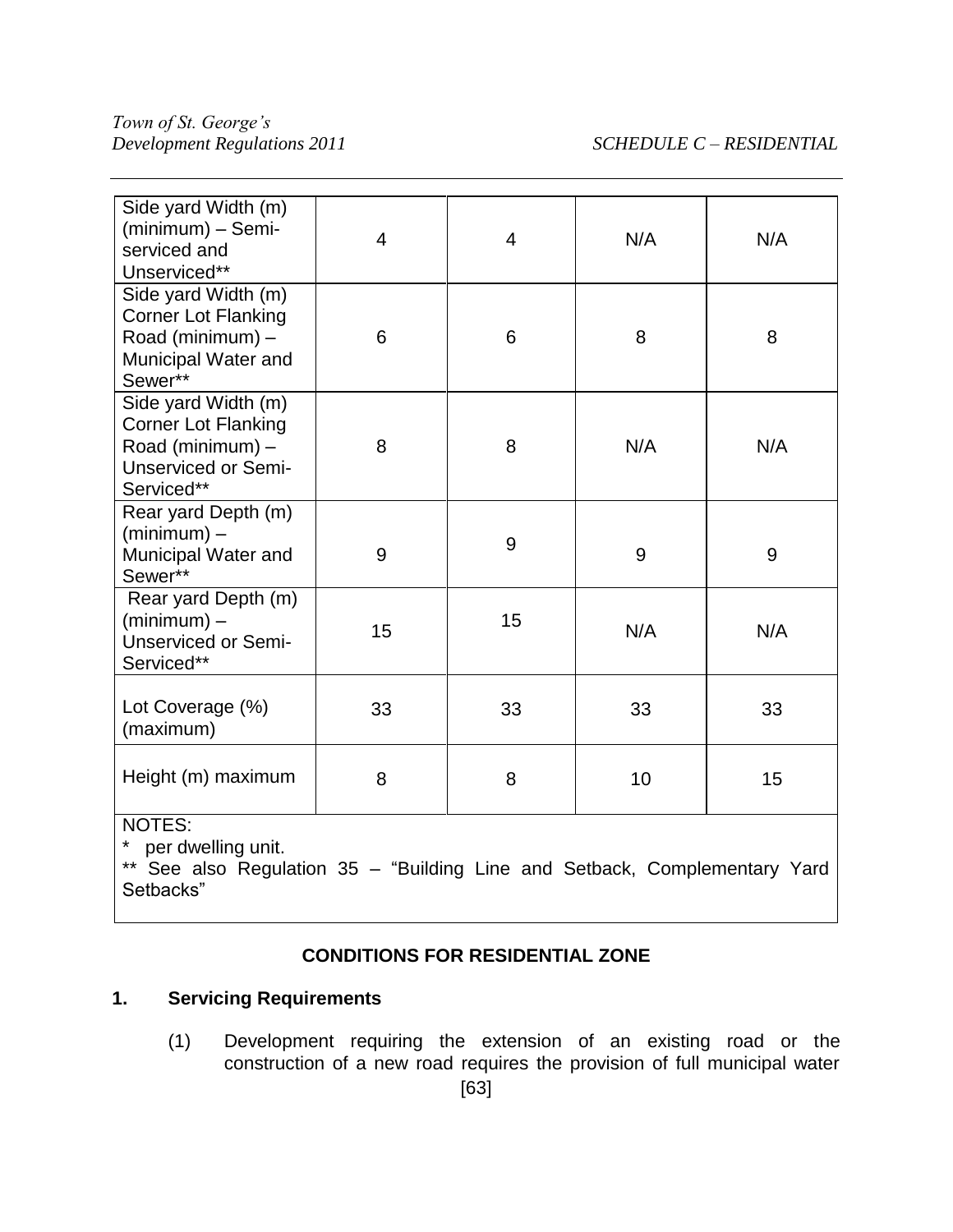| | | | | |
|---|---|---|---|---|
| Side yard Width (m) (minimum) – Semi-serviced and Unserviced** | 4 | 4 | N/A | N/A |
| Side yard Width (m) Corner Lot Flanking Road (minimum) – Municipal Water and Sewer** | 6 | 6 | 8 | 8 |
| Side yard Width (m) Corner Lot Flanking Road (minimum) – Unserviced or Semi-Serviced** | 8 | 8 | N/A | N/A |
| Rear yard Depth (m) (minimum) – Municipal Water and Sewer** | 9 | 9 | 9 | 9 |
| Rear yard Depth (m) (minimum) – Unserviced or Semi-Serviced** | 15 | 15 | N/A | N/A |
| Lot Coverage (%) (maximum) | 33 | 33 | 33 | 33 |
| Height (m) maximum | 8 | 8 | 10 | 15 |

NOTES:
\* per dwelling unit.
** See also Regulation 35 – "Building Line and Setback, Complementary Yard Setbacks"

## CONDITIONS FOR RESIDENTIAL ZONE

### 1. Servicing Requirements

(1) Development requiring the extension of an existing road or the construction of a new road requires the provision of full municipal water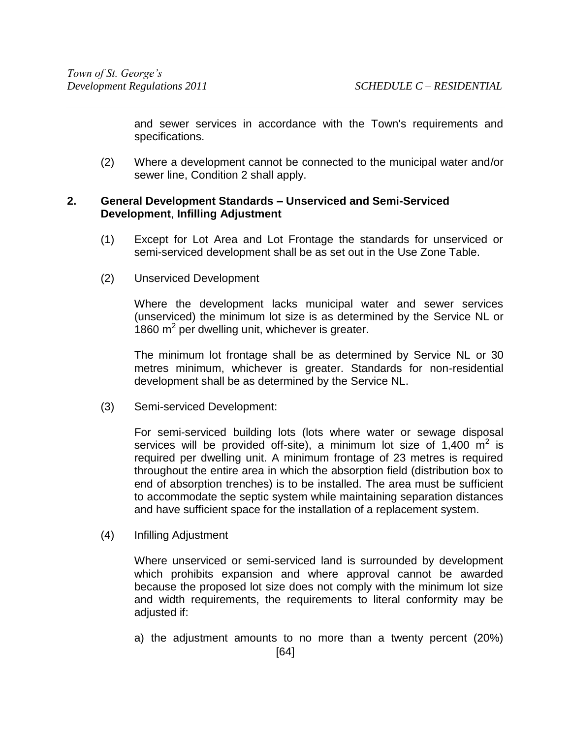and sewer services in accordance with the Town's requirements and specifications.

(2) Where a development cannot be connected to the municipal water and/or sewer line, Condition 2 shall apply.

## 2. General Development Standards – Unserviced and Semi-Serviced Development, Infilling Adjustment

(1) Except for Lot Area and Lot Frontage the standards for unserviced or semi-serviced development shall be as set out in the Use Zone Table.

(2) Unserviced Development

Where the development lacks municipal water and sewer services (unserviced) the minimum lot size is as determined by the Service NL or 1860 $m^2$ per dwelling unit, whichever is greater.

The minimum lot frontage shall be as determined by Service NL or 30 metres minimum, whichever is greater. Standards for non-residential development shall be as determined by the Service NL.

(3) Semi-serviced Development:

For semi-serviced building lots (lots where water or sewage disposal services will be provided off-site), a minimum lot size of 1,400 $m^2$ is required per dwelling unit. A minimum frontage of 23 metres is required throughout the entire area in which the absorption field (distribution box to end of absorption trenches) is to be installed. The area must be sufficient to accommodate the septic system while maintaining separation distances and have sufficient space for the installation of a replacement system.

(4) Infilling Adjustment

Where unserviced or semi-serviced land is surrounded by development which prohibits expansion and where approval cannot be awarded because the proposed lot size does not comply with the minimum lot size and width requirements, the requirements to literal conformity may be adjusted if:

a) the adjustment amounts to no more than a twenty percent (20%)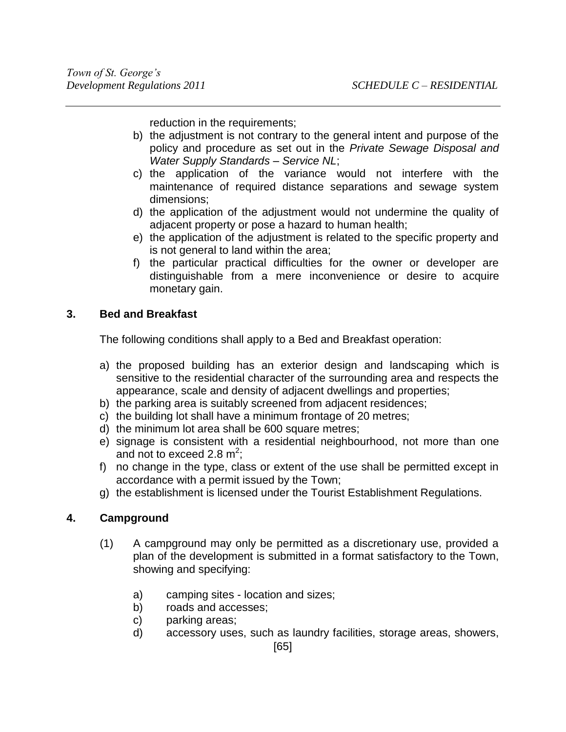reduction in the requirements;

b) the adjustment is not contrary to the general intent and purpose of the policy and procedure as set out in the *Private Sewage Disposal and Water Supply Standards – Service NL*;
c) the application of the variance would not interfere with the maintenance of required distance separations and sewage system dimensions;
d) the application of the adjustment would not undermine the quality of adjacent property or pose a hazard to human health;
e) the application of the adjustment is related to the specific property and is not general to land within the area;
f) the particular practical difficulties for the owner or developer are distinguishable from a mere inconvenience or desire to acquire monetary gain.

## 3. Bed and Breakfast

The following conditions shall apply to a Bed and Breakfast operation:

a) the proposed building has an exterior design and landscaping which is sensitive to the residential character of the surrounding area and respects the appearance, scale and density of adjacent dwellings and properties;
b) the parking area is suitably screened from adjacent residences;
c) the building lot shall have a minimum frontage of 20 metres;
d) the minimum lot area shall be 600 square metres;
e) signage is consistent with a residential neighbourhood, not more than one and not to exceed 2.8 $m^2$;
f) no change in the type, class or extent of the use shall be permitted except in accordance with a permit issued by the Town;
g) the establishment is licensed under the Tourist Establishment Regulations.

## 4. Campground

(1) A campground may only be permitted as a discretionary use, provided a plan of the development is submitted in a format satisfactory to the Town, showing and specifying:

a) camping sites - location and sizes;
b) roads and accesses;
c) parking areas;
d) accessory uses, such as laundry facilities, storage areas, showers,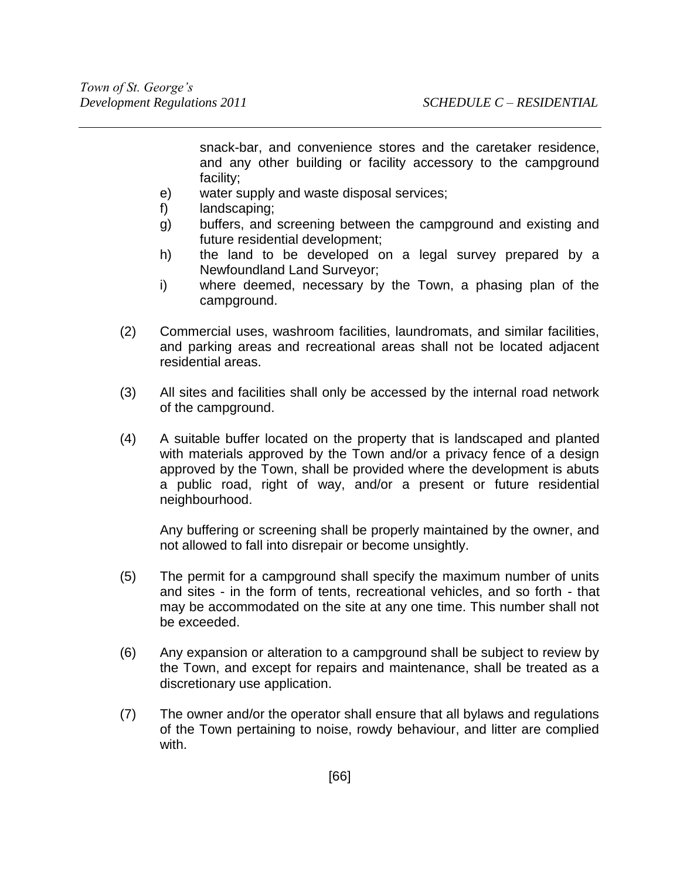snack-bar, and convenience stores and the caretaker residence, and any other building or facility accessory to the campground facility;

e) water supply and waste disposal services;

f) landscaping;

g) buffers, and screening between the campground and existing and future residential development;

h) the land to be developed on a legal survey prepared by a Newfoundland Land Surveyor;

i) where deemed, necessary by the Town, a phasing plan of the campground.

(2) Commercial uses, washroom facilities, laundromats, and similar facilities, and parking areas and recreational areas shall not be located adjacent residential areas.

(3) All sites and facilities shall only be accessed by the internal road network of the campground.

(4) A suitable buffer located on the property that is landscaped and planted with materials approved by the Town and/or a privacy fence of a design approved by the Town, shall be provided where the development is abuts a public road, right of way, and/or a present or future residential neighbourhood.

Any buffering or screening shall be properly maintained by the owner, and not allowed to fall into disrepair or become unsightly.

(5) The permit for a campground shall specify the maximum number of units and sites - in the form of tents, recreational vehicles, and so forth - that may be accommodated on the site at any one time. This number shall not be exceeded.

(6) Any expansion or alteration to a campground shall be subject to review by the Town, and except for repairs and maintenance, shall be treated as a discretionary use application.

(7) The owner and/or the operator shall ensure that all bylaws and regulations of the Town pertaining to noise, rowdy behaviour, and litter are complied with.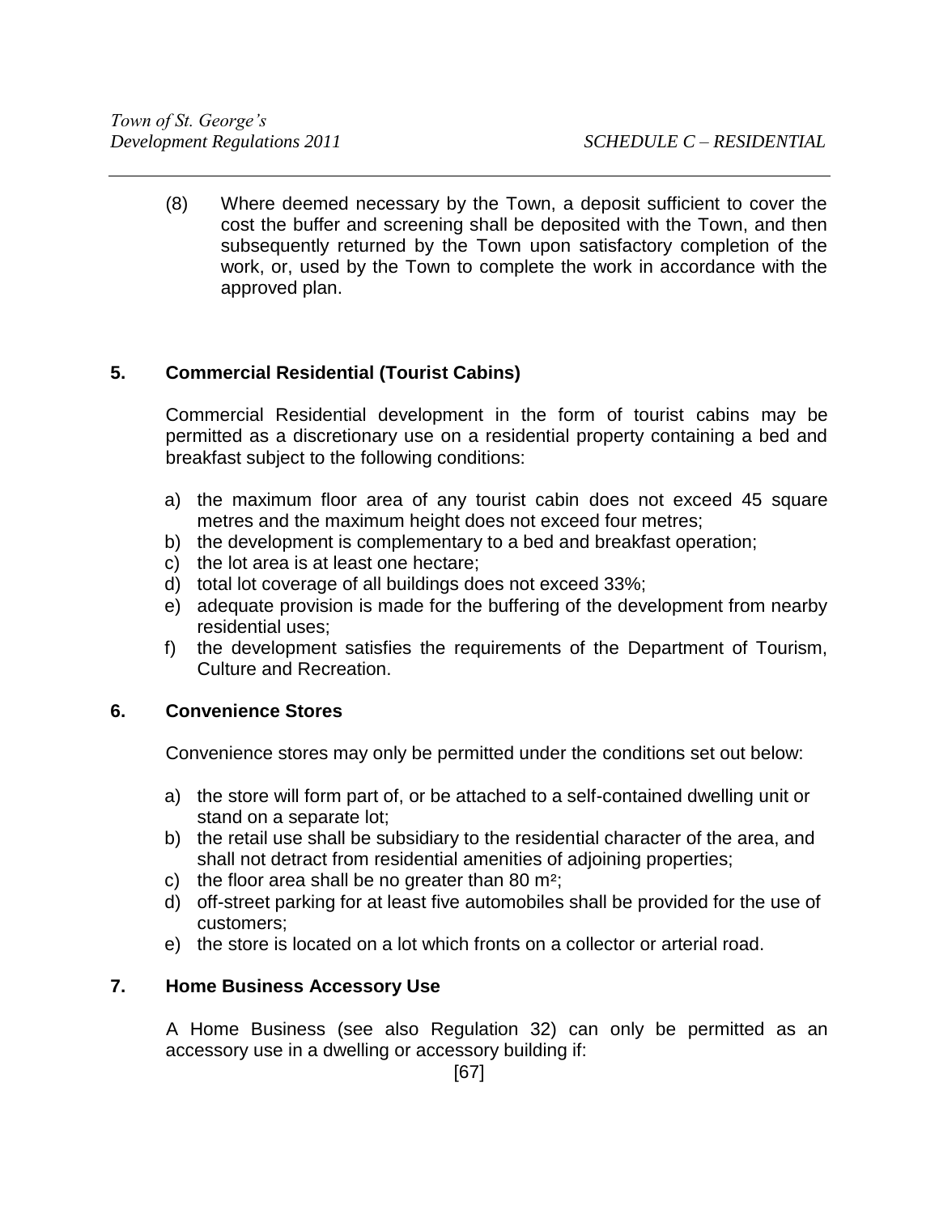(8) Where deemed necessary by the Town, a deposit sufficient to cover the cost the buffer and screening shall be deposited with the Town, and then subsequently returned by the Town upon satisfactory completion of the work, or, used by the Town to complete the work in accordance with the approved plan.

## 5. Commercial Residential (Tourist Cabins)

Commercial Residential development in the form of tourist cabins may be permitted as a discretionary use on a residential property containing a bed and breakfast subject to the following conditions:

a) the maximum floor area of any tourist cabin does not exceed 45 square metres and the maximum height does not exceed four metres;
b) the development is complementary to a bed and breakfast operation;
c) the lot area is at least one hectare;
d) total lot coverage of all buildings does not exceed 33%;
e) adequate provision is made for the buffering of the development from nearby residential uses;
f) the development satisfies the requirements of the Department of Tourism, Culture and Recreation.

## 6. Convenience Stores

Convenience stores may only be permitted under the conditions set out below:

a) the store will form part of, or be attached to a self-contained dwelling unit or stand on a separate lot;
b) the retail use shall be subsidiary to the residential character of the area, and shall not detract from residential amenities of adjoining properties;
c) the floor area shall be no greater than 80 $m^2$;
d) off-street parking for at least five automobiles shall be provided for the use of customers;
e) the store is located on a lot which fronts on a collector or arterial road.

## 7. Home Business Accessory Use

A Home Business (see also Regulation 32) can only be permitted as an accessory use in a dwelling or accessory building if: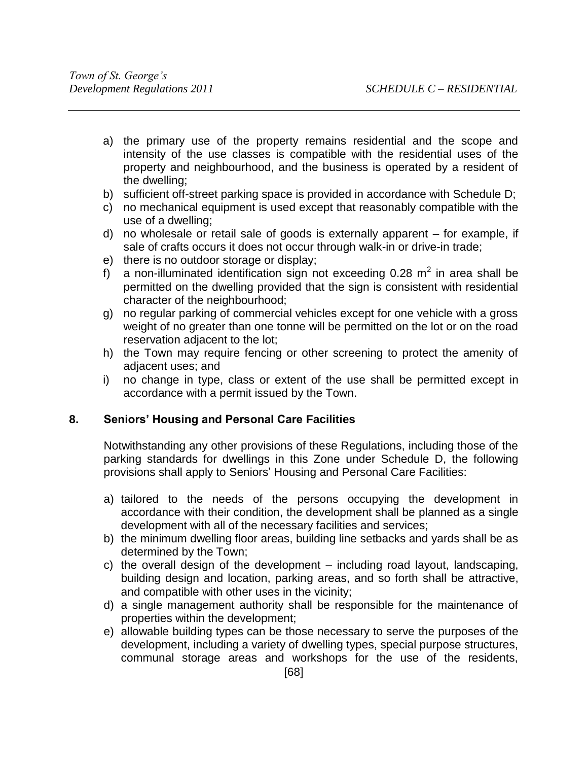a) the primary use of the property remains residential and the scope and intensity of the use classes is compatible with the residential uses of the property and neighbourhood, and the business is operated by a resident of the dwelling;
b) sufficient off-street parking space is provided in accordance with Schedule D;
c) no mechanical equipment is used except that reasonably compatible with the use of a dwelling;
d) no wholesale or retail sale of goods is externally apparent – for example, if sale of crafts occurs it does not occur through walk-in or drive-in trade;
e) there is no outdoor storage or display;
f) a non-illuminated identification sign not exceeding 0.28 $m^2$ in area shall be permitted on the dwelling provided that the sign is consistent with residential character of the neighbourhood;
g) no regular parking of commercial vehicles except for one vehicle with a gross weight of no greater than one tonne will be permitted on the lot or on the road reservation adjacent to the lot;
h) the Town may require fencing or other screening to protect the amenity of adjacent uses; and
i) no change in type, class or extent of the use shall be permitted except in accordance with a permit issued by the Town.

## 8. Seniors' Housing and Personal Care Facilities

Notwithstanding any other provisions of these Regulations, including those of the parking standards for dwellings in this Zone under Schedule D, the following provisions shall apply to Seniors' Housing and Personal Care Facilities:

a) tailored to the needs of the persons occupying the development in accordance with their condition, the development shall be planned as a single development with all of the necessary facilities and services;
b) the minimum dwelling floor areas, building line setbacks and yards shall be as determined by the Town;
c) the overall design of the development – including road layout, landscaping, building design and location, parking areas, and so forth shall be attractive, and compatible with other uses in the vicinity;
d) a single management authority shall be responsible for the maintenance of properties within the development;
e) allowable building types can be those necessary to serve the purposes of the development, including a variety of dwelling types, special purpose structures, communal storage areas and workshops for the use of the residents,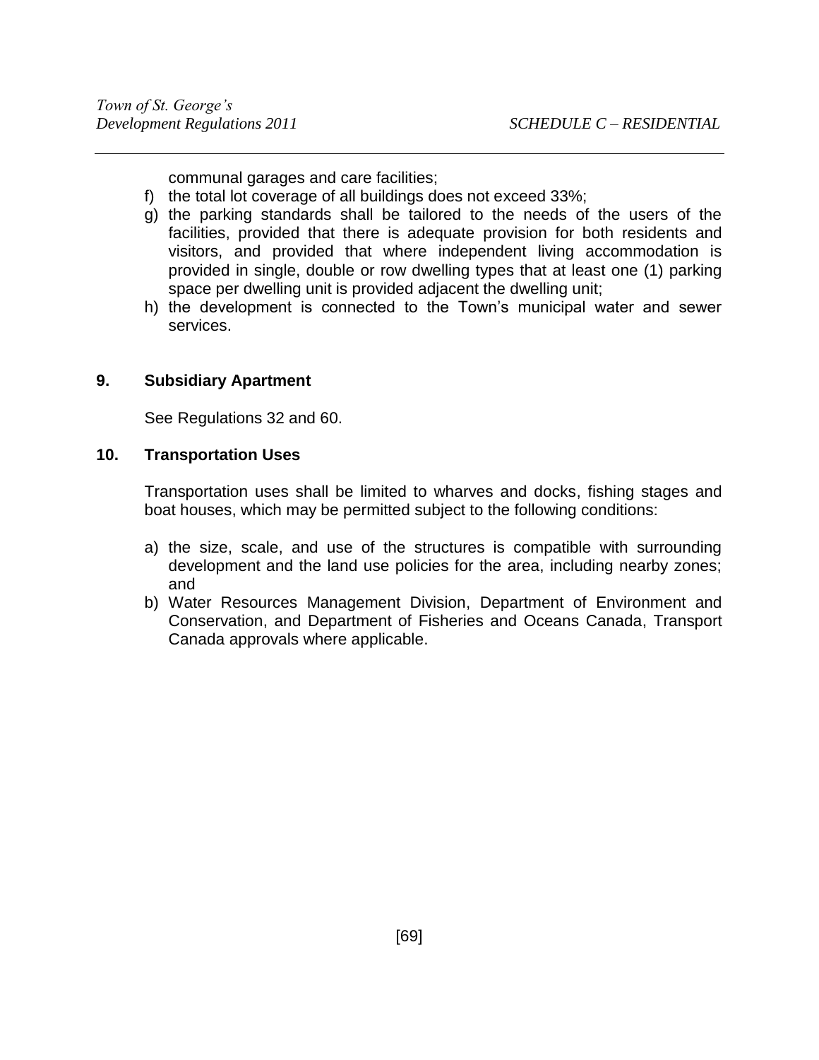communal garages and care facilities;

f) the total lot coverage of all buildings does not exceed 33%;
g) the parking standards shall be tailored to the needs of the users of the facilities, provided that there is adequate provision for both residents and visitors, and provided that where independent living accommodation is provided in single, double or row dwelling types that at least one (1) parking space per dwelling unit is provided adjacent the dwelling unit;
h) the development is connected to the Town's municipal water and sewer services.

## 9. Subsidiary Apartment

See Regulations 32 and 60.

## 10. Transportation Uses

Transportation uses shall be limited to wharves and docks, fishing stages and boat houses, which may be permitted subject to the following conditions:

a) the size, scale, and use of the structures is compatible with surrounding development and the land use policies for the area, including nearby zones; and
b) Water Resources Management Division, Department of Environment and Conservation, and Department of Fisheries and Oceans Canada, Transport Canada approvals where applicable.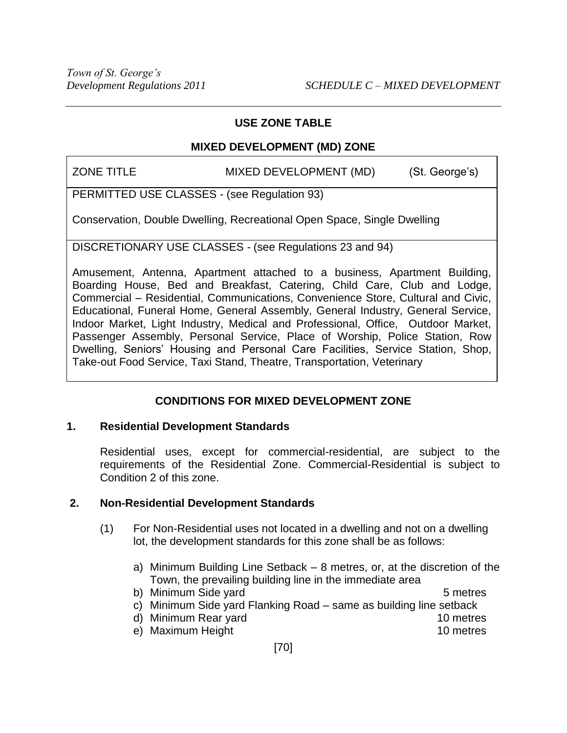## USE ZONE TABLE

## MIXED DEVELOPMENT (MD) ZONE

| ZONE TITLE | MIXED DEVELOPMENT (MD) | (St. George's) |
|---|---|---|
| PERMITTED USE CLASSES - (see Regulation 93)<br><br>Conservation, Double Dwelling, Recreational Open Space, Single Dwelling | | |
| DISCRETIONARY USE CLASSES - (see Regulations 23 and 94)<br><br>Amusement, Antenna, Apartment attached to a business, Apartment Building, Boarding House, Bed and Breakfast, Catering, Child Care, Club and Lodge, Commercial – Residential, Communications, Convenience Store, Cultural and Civic, Educational, Funeral Home, General Assembly, General Industry, General Service, Indoor Market, Light Industry, Medical and Professional, Office, Outdoor Market, Passenger Assembly, Personal Service, Place of Worship, Police Station, Row Dwelling, Seniors' Housing and Personal Care Facilities, Service Station, Shop, Take-out Food Service, Taxi Stand, Theatre, Transportation, Veterinary | | |

## CONDITIONS FOR MIXED DEVELOPMENT ZONE

### 1. Residential Development Standards

Residential uses, except for commercial-residential, are subject to the requirements of the Residential Zone. Commercial-Residential is subject to Condition 2 of this zone.

### 2. Non-Residential Development Standards

(1) For Non-Residential uses not located in a dwelling and not on a dwelling lot, the development standards for this zone shall be as follows:

a) Minimum Building Line Setback – 8 metres, or, at the discretion of the Town, the prevailing building line in the immediate area
b) Minimum Side yard 5 metres
c) Minimum Side yard Flanking Road – same as building line setback
d) Minimum Rear yard 10 metres
e) Maximum Height 10 metres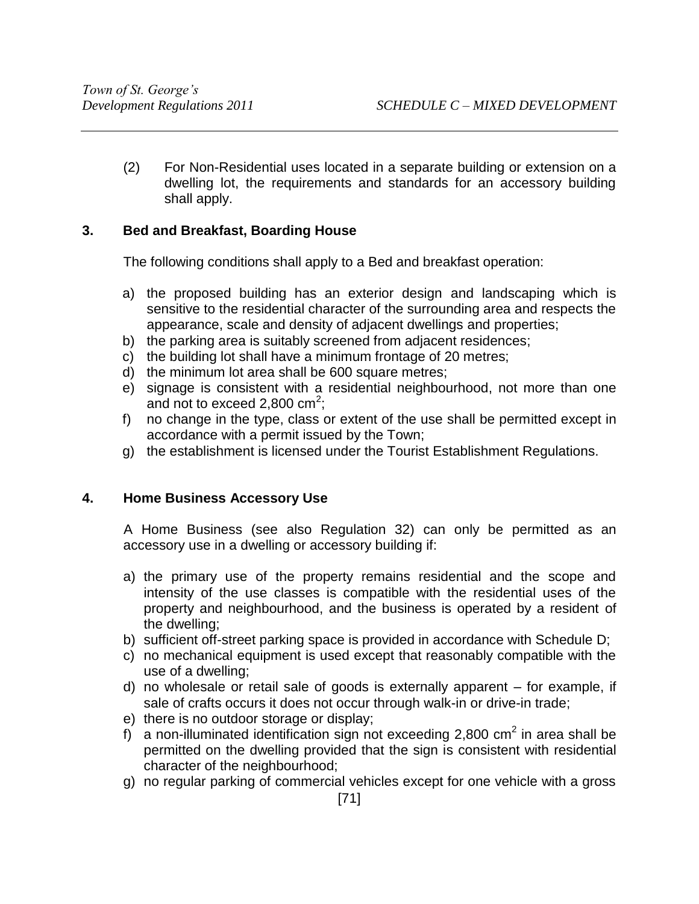(2) For Non-Residential uses located in a separate building or extension on a dwelling lot, the requirements and standards for an accessory building shall apply.

### 3. Bed and Breakfast, Boarding House

The following conditions shall apply to a Bed and breakfast operation:

a) the proposed building has an exterior design and landscaping which is sensitive to the residential character of the surrounding area and respects the appearance, scale and density of adjacent dwellings and properties;
b) the parking area is suitably screened from adjacent residences;
c) the building lot shall have a minimum frontage of 20 metres;
d) the minimum lot area shall be 600 square metres;
e) signage is consistent with a residential neighbourhood, not more than one and not to exceed 2,800 $cm^2$;
f) no change in the type, class or extent of the use shall be permitted except in accordance with a permit issued by the Town;
g) the establishment is licensed under the Tourist Establishment Regulations.

### 4. Home Business Accessory Use

A Home Business (see also Regulation 32) can only be permitted as an accessory use in a dwelling or accessory building if:

a) the primary use of the property remains residential and the scope and intensity of the use classes is compatible with the residential uses of the property and neighbourhood, and the business is operated by a resident of the dwelling;
b) sufficient off-street parking space is provided in accordance with Schedule D;
c) no mechanical equipment is used except that reasonably compatible with the use of a dwelling;
d) no wholesale or retail sale of goods is externally apparent – for example, if sale of crafts occurs it does not occur through walk-in or drive-in trade;
e) there is no outdoor storage or display;
f) a non-illuminated identification sign not exceeding 2,800 $cm^2$ in area shall be permitted on the dwelling provided that the sign is consistent with residential character of the neighbourhood;
g) no regular parking of commercial vehicles except for one vehicle with a gross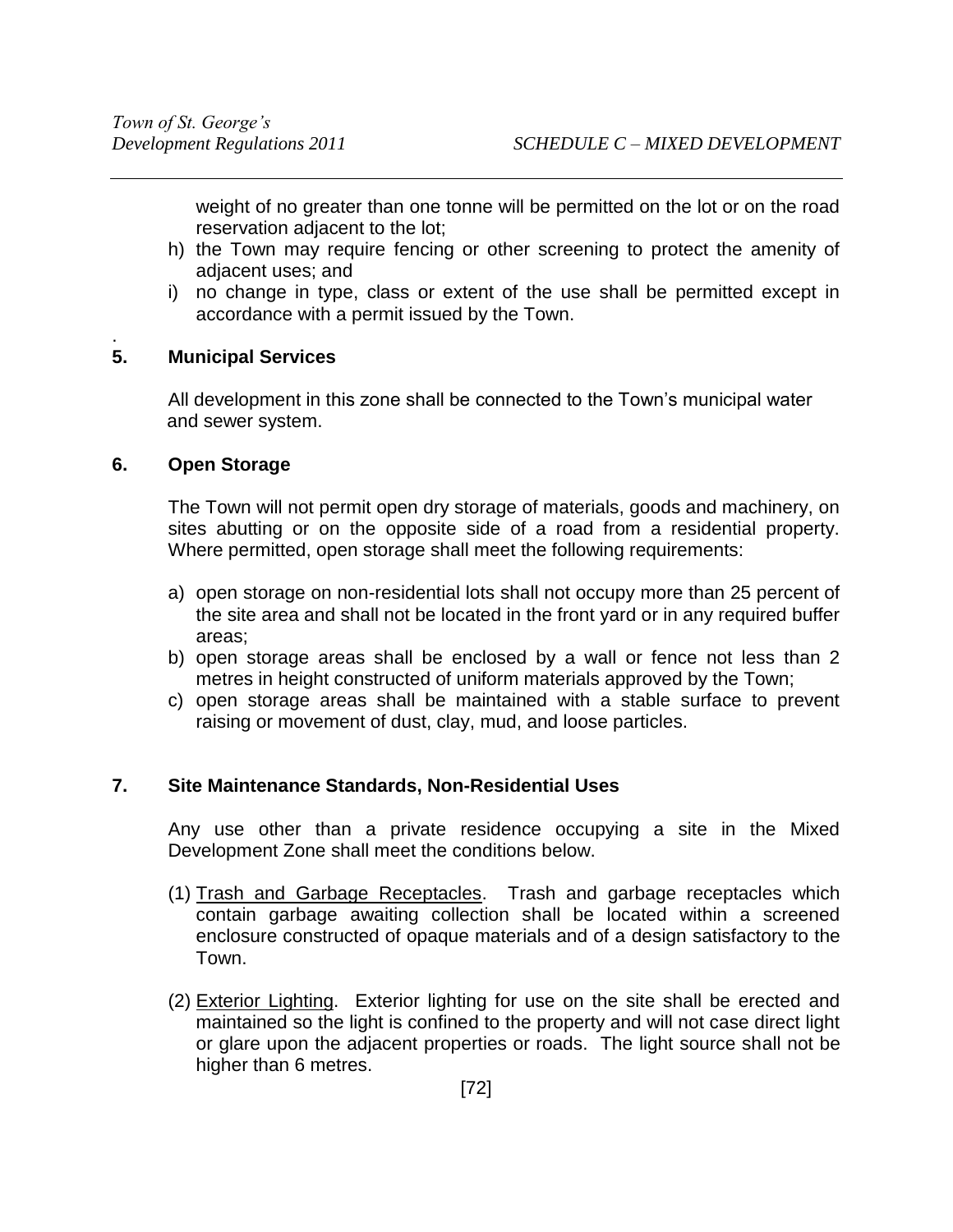weight of no greater than one tonne will be permitted on the lot or on the road reservation adjacent to the lot;

h) the Town may require fencing or other screening to protect the amenity of adjacent uses; and

i) no change in type, class or extent of the use shall be permitted except in accordance with a permit issued by the Town.

.

## 5. Municipal Services

All development in this zone shall be connected to the Town's municipal water and sewer system.

## 6. Open Storage

The Town will not permit open dry storage of materials, goods and machinery, on sites abutting or on the opposite side of a road from a residential property. Where permitted, open storage shall meet the following requirements:

a) open storage on non-residential lots shall not occupy more than 25 percent of the site area and shall not be located in the front yard or in any required buffer areas;

b) open storage areas shall be enclosed by a wall or fence not less than 2 metres in height constructed of uniform materials approved by the Town;

c) open storage areas shall be maintained with a stable surface to prevent raising or movement of dust, clay, mud, and loose particles.

## 7. Site Maintenance Standards, Non-Residential Uses

Any use other than a private residence occupying a site in the Mixed Development Zone shall meet the conditions below.

(1) Trash and Garbage Receptacles. Trash and garbage receptacles which contain garbage awaiting collection shall be located within a screened enclosure constructed of opaque materials and of a design satisfactory to the Town.

(2) Exterior Lighting. Exterior lighting for use on the site shall be erected and maintained so the light is confined to the property and will not case direct light or glare upon the adjacent properties or roads. The light source shall not be higher than 6 metres.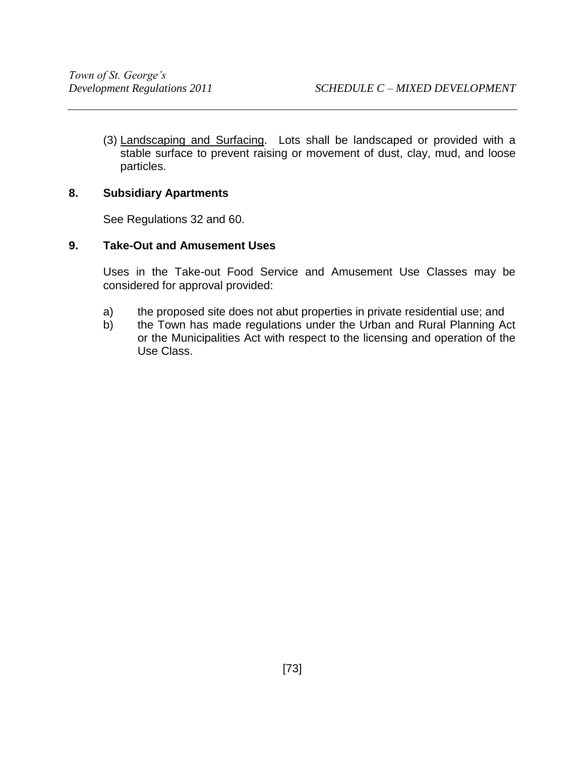(3) Landscaping and Surfacing. Lots shall be landscaped or provided with a stable surface to prevent raising or movement of dust, clay, mud, and loose particles.

## 8. Subsidiary Apartments

See Regulations 32 and 60.

## 9. Take-Out and Amusement Uses

Uses in the Take-out Food Service and Amusement Use Classes may be considered for approval provided:

a) the proposed site does not abut properties in private residential use; and

b) the Town has made regulations under the Urban and Rural Planning Act or the Municipalities Act with respect to the licensing and operation of the Use Class.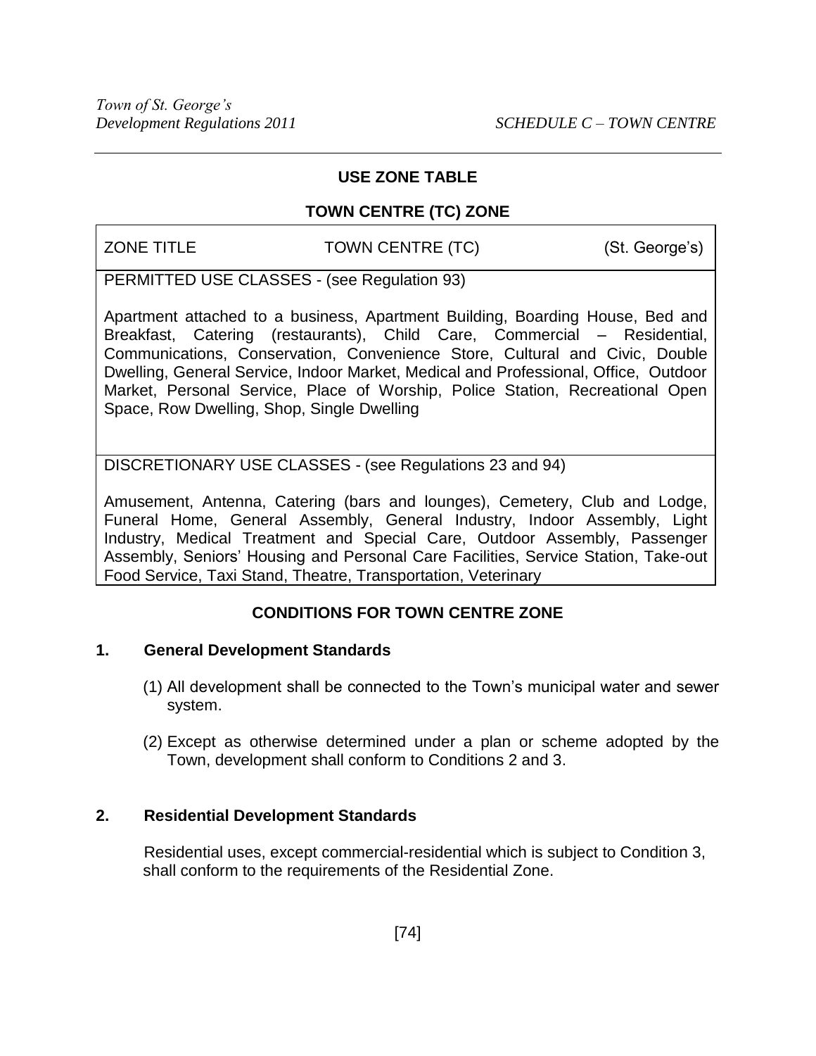## USE ZONE TABLE

### TOWN CENTRE (TC) ZONE

| ZONE TITLE | TOWN CENTRE (TC) | (St. George's) |
|---|---|---|
| PERMITTED USE CLASSES - (see Regulation 93) | | |
| Apartment attached to a business, Apartment Building, Boarding House, Bed and Breakfast, Catering (restaurants), Child Care, Commercial – Residential, Communications, Conservation, Convenience Store, Cultural and Civic, Double Dwelling, General Service, Indoor Market, Medical and Professional, Office, Outdoor Market, Personal Service, Place of Worship, Police Station, Recreational Open Space, Row Dwelling, Shop, Single Dwelling | | |
| DISCRETIONARY USE CLASSES - (see Regulations 23 and 94) | | |
| Amusement, Antenna, Catering (bars and lounges), Cemetery, Club and Lodge, Funeral Home, General Assembly, General Industry, Indoor Assembly, Light Industry, Medical Treatment and Special Care, Outdoor Assembly, Passenger Assembly, Seniors' Housing and Personal Care Facilities, Service Station, Take-out Food Service, Taxi Stand, Theatre, Transportation, Veterinary | | |

### CONDITIONS FOR TOWN CENTRE ZONE

**1. General Development Standards**

(1) All development shall be connected to the Town's municipal water and sewer system.

(2) Except as otherwise determined under a plan or scheme adopted by the Town, development shall conform to Conditions 2 and 3.

**2. Residential Development Standards**

Residential uses, except commercial-residential which is subject to Condition 3, shall conform to the requirements of the Residential Zone.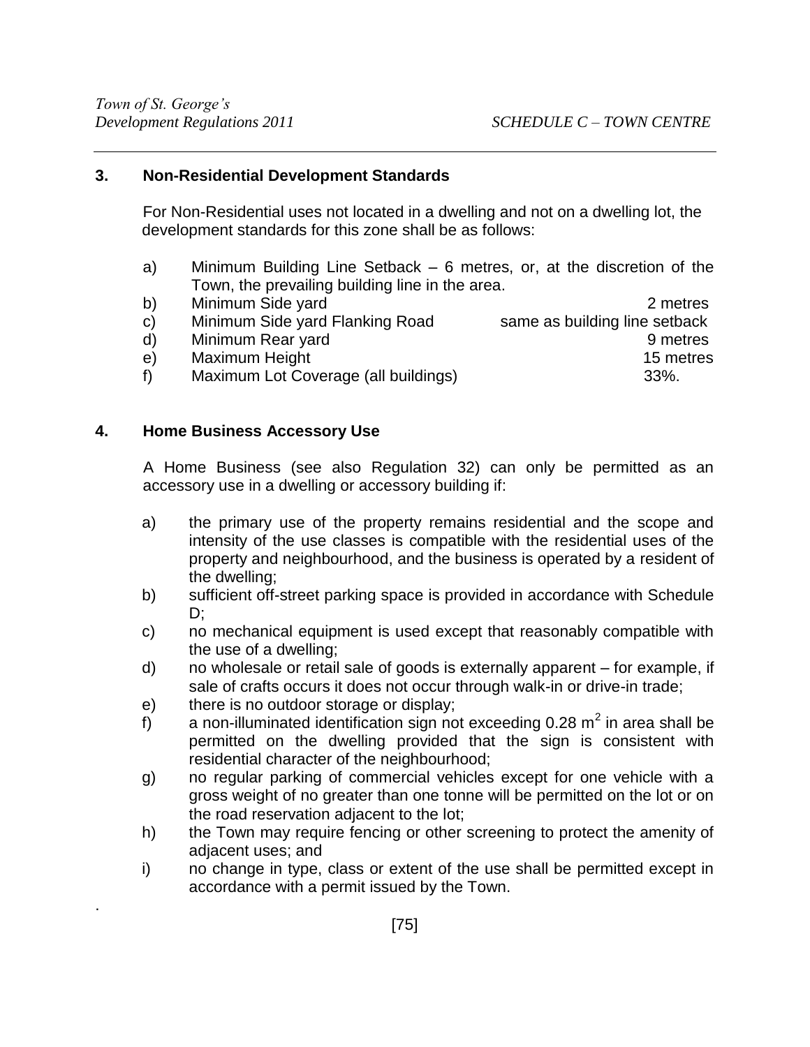## 3. Non-Residential Development Standards

For Non-Residential uses not located in a dwelling and not on a dwelling lot, the development standards for this zone shall be as follows:

a) Minimum Building Line Setback – 6 metres, or, at the discretion of the Town, the prevailing building line in the area.

| | | |
|---|---|---|
| b) | Minimum Side yard | 2 metres |
| c) | Minimum Side yard Flanking Road | same as building line setback |
| d) | Minimum Rear yard | 9 metres |
| e) | Maximum Height | 15 metres |
| f) | Maximum Lot Coverage (all buildings) | 33%. |

## 4. Home Business Accessory Use

A Home Business (see also Regulation 32) can only be permitted as an accessory use in a dwelling or accessory building if:

a) the primary use of the property remains residential and the scope and intensity of the use classes is compatible with the residential uses of the property and neighbourhood, and the business is operated by a resident of the dwelling;

b) sufficient off-street parking space is provided in accordance with Schedule D;

c) no mechanical equipment is used except that reasonably compatible with the use of a dwelling;

d) no wholesale or retail sale of goods is externally apparent – for example, if sale of crafts occurs it does not occur through walk-in or drive-in trade;

e) there is no outdoor storage or display;

f) a non-illuminated identification sign not exceeding 0.28 $m^2$ in area shall be permitted on the dwelling provided that the sign is consistent with residential character of the neighbourhood;

g) no regular parking of commercial vehicles except for one vehicle with a gross weight of no greater than one tonne will be permitted on the lot or on the road reservation adjacent to the lot;

h) the Town may require fencing or other screening to protect the amenity of adjacent uses; and

i) no change in type, class or extent of the use shall be permitted except in accordance with a permit issued by the Town.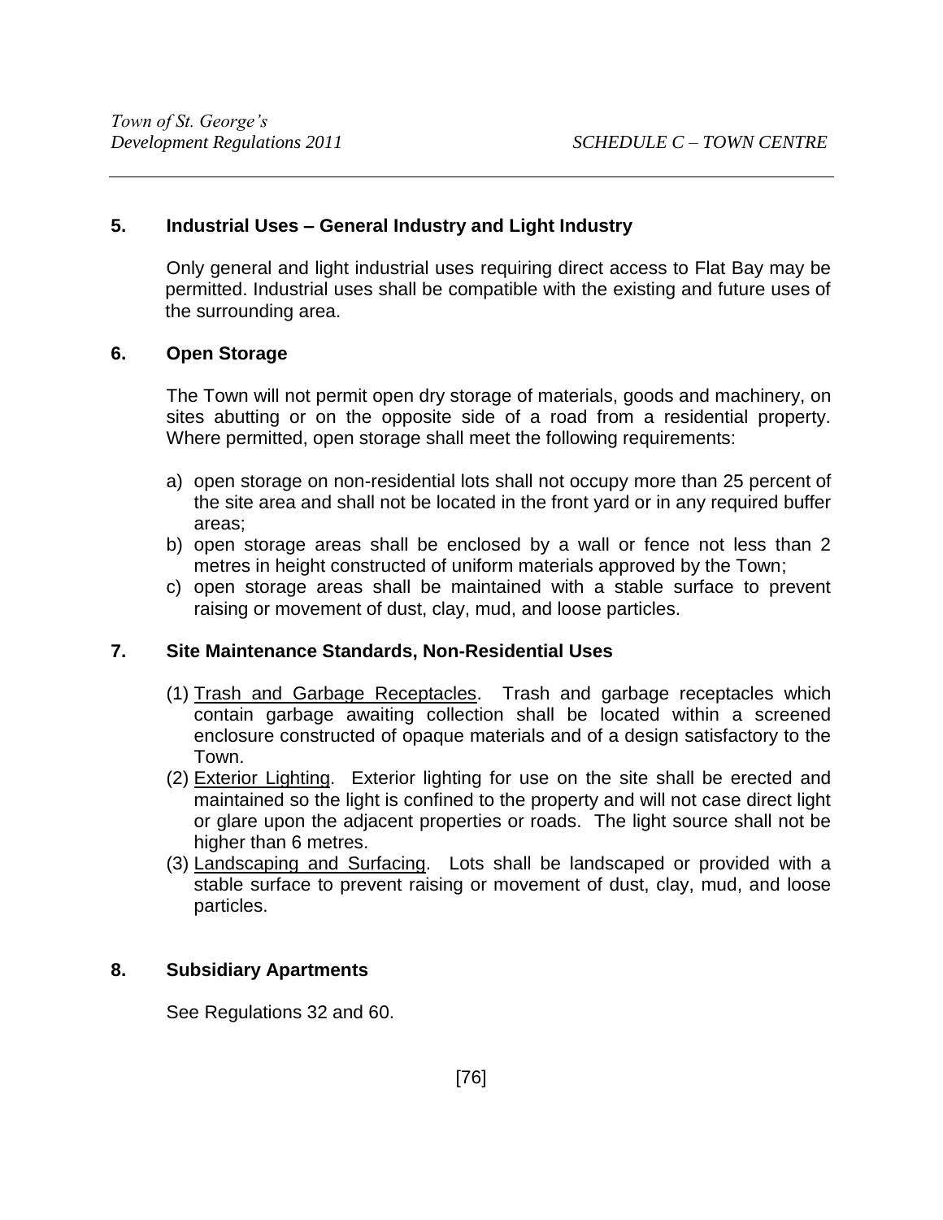## 5. Industrial Uses – General Industry and Light Industry

Only general and light industrial uses requiring direct access to Flat Bay may be permitted. Industrial uses shall be compatible with the existing and future uses of the surrounding area.

## 6. Open Storage

The Town will not permit open dry storage of materials, goods and machinery, on sites abutting or on the opposite side of a road from a residential property. Where permitted, open storage shall meet the following requirements:

a) open storage on non-residential lots shall not occupy more than 25 percent of the site area and shall not be located in the front yard or in any required buffer areas;
b) open storage areas shall be enclosed by a wall or fence not less than 2 metres in height constructed of uniform materials approved by the Town;
c) open storage areas shall be maintained with a stable surface to prevent raising or movement of dust, clay, mud, and loose particles.

## 7. Site Maintenance Standards, Non-Residential Uses

(1) <u>Trash and Garbage Receptacles</u>. Trash and garbage receptacles which contain garbage awaiting collection shall be located within a screened enclosure constructed of opaque materials and of a design satisfactory to the Town.
(2) <u>Exterior Lighting</u>. Exterior lighting for use on the site shall be erected and maintained so the light is confined to the property and will not case direct light or glare upon the adjacent properties or roads. The light source shall not be higher than 6 metres.
(3) <u>Landscaping and Surfacing</u>. Lots shall be landscaped or provided with a stable surface to prevent raising or movement of dust, clay, mud, and loose particles.

## 8. Subsidiary Apartments

See Regulations 32 and 60.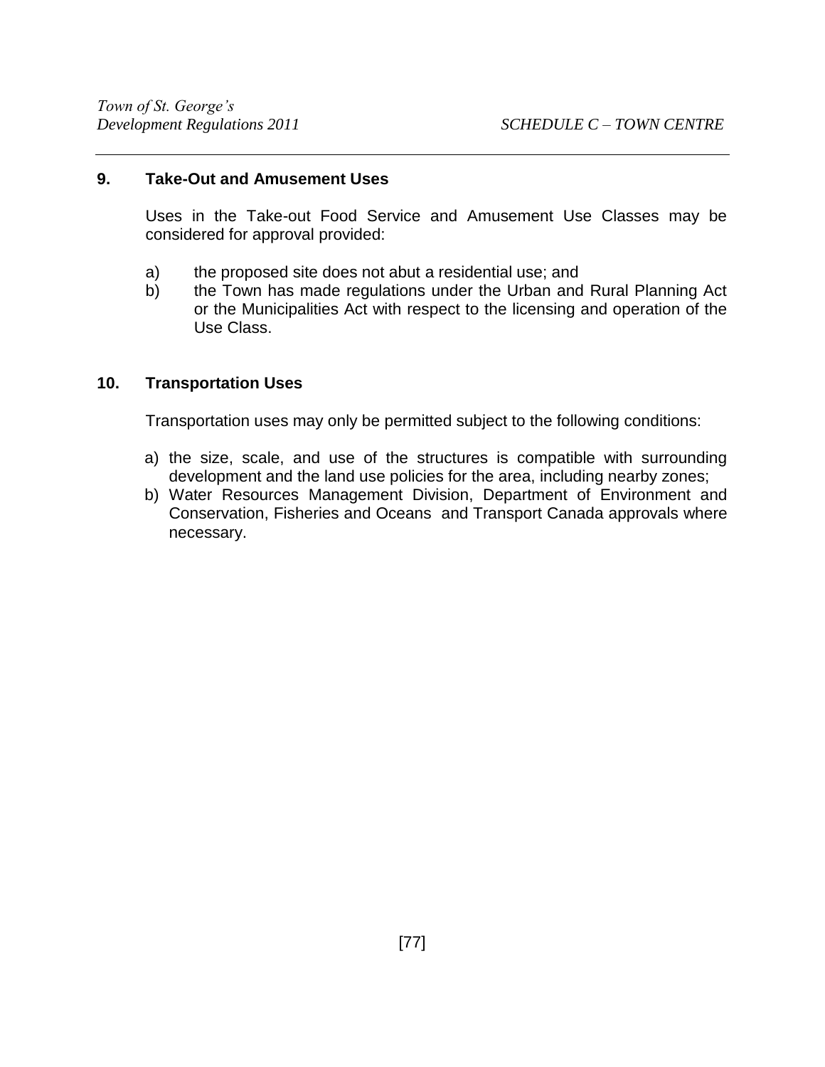## 9. Take-Out and Amusement Uses

Uses in the Take-out Food Service and Amusement Use Classes may be considered for approval provided:

a) the proposed site does not abut a residential use; and
b) the Town has made regulations under the Urban and Rural Planning Act or the Municipalities Act with respect to the licensing and operation of the Use Class.

## 10. Transportation Uses

Transportation uses may only be permitted subject to the following conditions:

a) the size, scale, and use of the structures is compatible with surrounding development and the land use policies for the area, including nearby zones;
b) Water Resources Management Division, Department of Environment and Conservation, Fisheries and Oceans and Transport Canada approvals where necessary.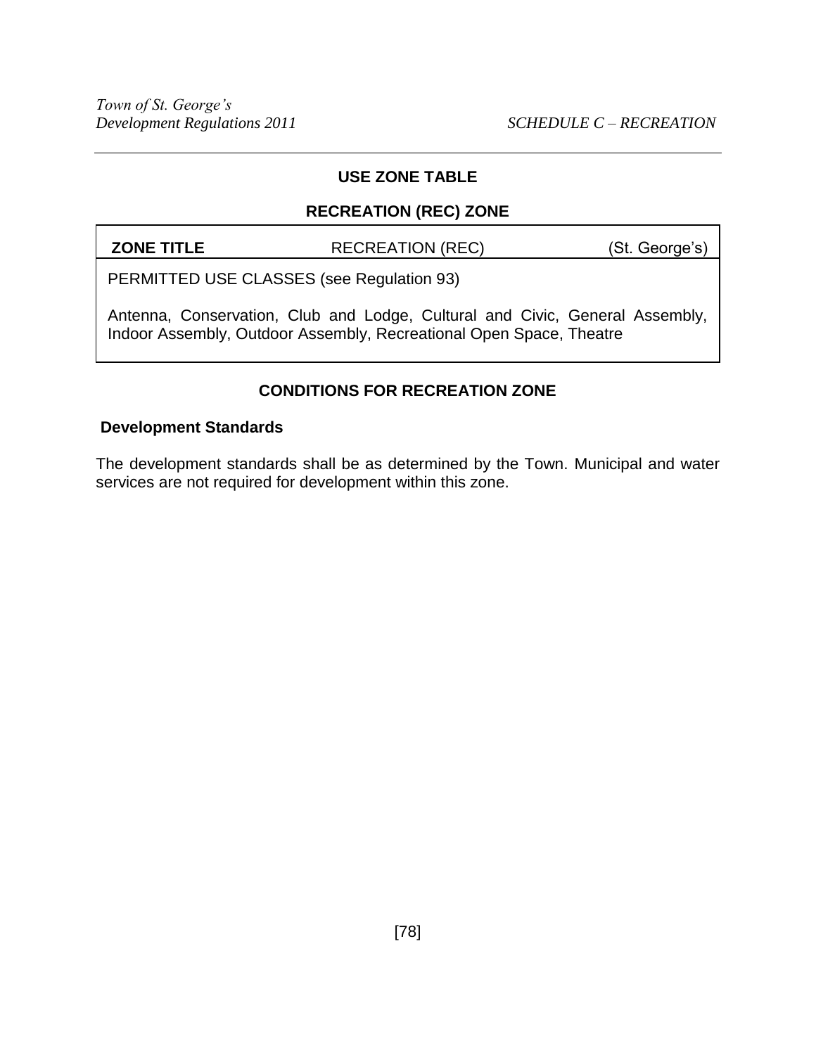## USE ZONE TABLE

## RECREATION (REC) ZONE

| ZONE TITLE | RECREATION (REC) | (St. George's) |
|---|---|---|
| PERMITTED USE CLASSES (see Regulation 93) | | |
| Antenna, Conservation, Club and Lodge, Cultural and Civic, General Assembly, Indoor Assembly, Outdoor Assembly, Recreational Open Space, Theatre | | |

## CONDITIONS FOR RECREATION ZONE

**Development Standards**

The development standards shall be as determined by the Town. Municipal and water services are not required for development within this zone.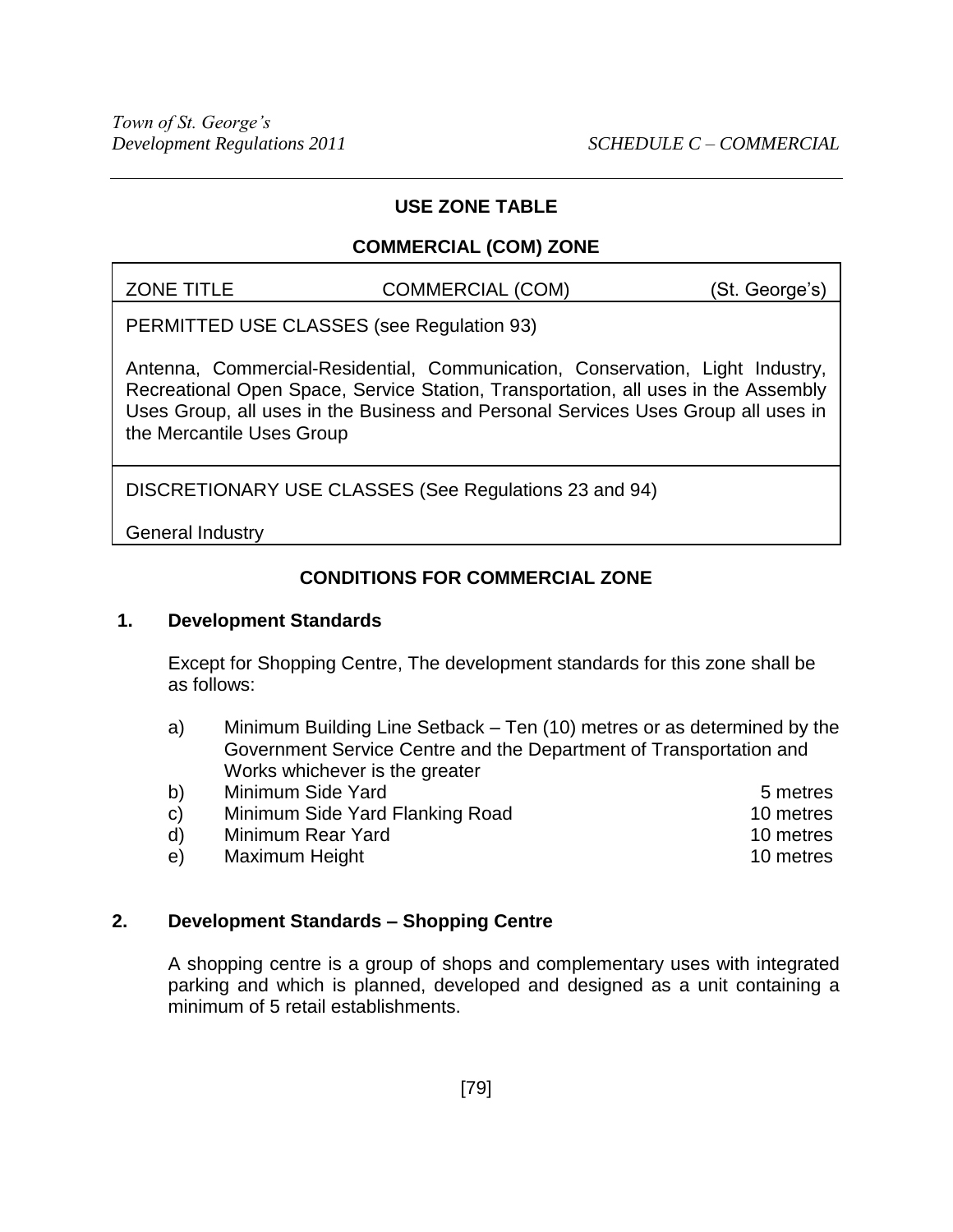## USE ZONE TABLE

## COMMERCIAL (COM) ZONE

| ZONE TITLE | COMMERCIAL (COM) | (St. George's) |
|---|---|---|
| PERMITTED USE CLASSES (see Regulation 93) | | |
| Antenna, Commercial-Residential, Communication, Conservation, Light Industry, Recreational Open Space, Service Station, Transportation, all uses in the Assembly Uses Group, all uses in the Business and Personal Services Uses Group all uses in the Mercantile Uses Group | | |
| DISCRETIONARY USE CLASSES (See Regulations 23 and 94) | | |
| General Industry | | |

## CONDITIONS FOR COMMERCIAL ZONE

### 1. Development Standards

Except for Shopping Centre, The development standards for this zone shall be as follows:

a) Minimum Building Line Setback – Ten (10) metres or as determined by the Government Service Centre and the Department of Transportation and Works whichever is the greater

b) Minimum Side Yard 5 metres

c) Minimum Side Yard Flanking Road 10 metres

d) Minimum Rear Yard 10 metres

e) Maximum Height 10 metres

### 2. Development Standards – Shopping Centre

A shopping centre is a group of shops and complementary uses with integrated parking and which is planned, developed and designed as a unit containing a minimum of 5 retail establishments.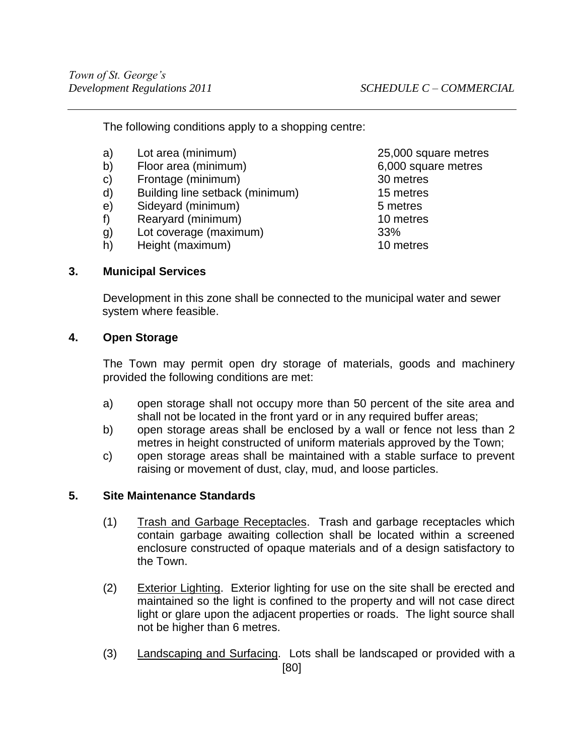The following conditions apply to a shopping centre:

| | | |
|---|---|---|
| a) | Lot area (minimum) | 25,000 square metres |
| b) | Floor area (minimum) | 6,000 square metres |
| c) | Frontage (minimum) | 30 metres |
| d) | Building line setback (minimum) | 15 metres |
| e) | Sideyard (minimum) | 5 metres |
| f) | Rearyard (minimum) | 10 metres |
| g) | Lot coverage (maximum) | 33% |
| h) | Height (maximum) | 10 metres |

### 3. Municipal Services

Development in this zone shall be connected to the municipal water and sewer system where feasible.

### 4. Open Storage

The Town may permit open dry storage of materials, goods and machinery provided the following conditions are met:

a) open storage shall not occupy more than 50 percent of the site area and shall not be located in the front yard or in any required buffer areas;

b) open storage areas shall be enclosed by a wall or fence not less than 2 metres in height constructed of uniform materials approved by the Town;

c) open storage areas shall be maintained with a stable surface to prevent raising or movement of dust, clay, mud, and loose particles.

### 5. Site Maintenance Standards

(1) Trash and Garbage Receptacles. Trash and garbage receptacles which contain garbage awaiting collection shall be located within a screened enclosure constructed of opaque materials and of a design satisfactory to the Town.

(2) Exterior Lighting. Exterior lighting for use on the site shall be erected and maintained so the light is confined to the property and will not case direct light or glare upon the adjacent properties or roads. The light source shall not be higher than 6 metres.

(3) Landscaping and Surfacing. Lots shall be landscaped or provided with a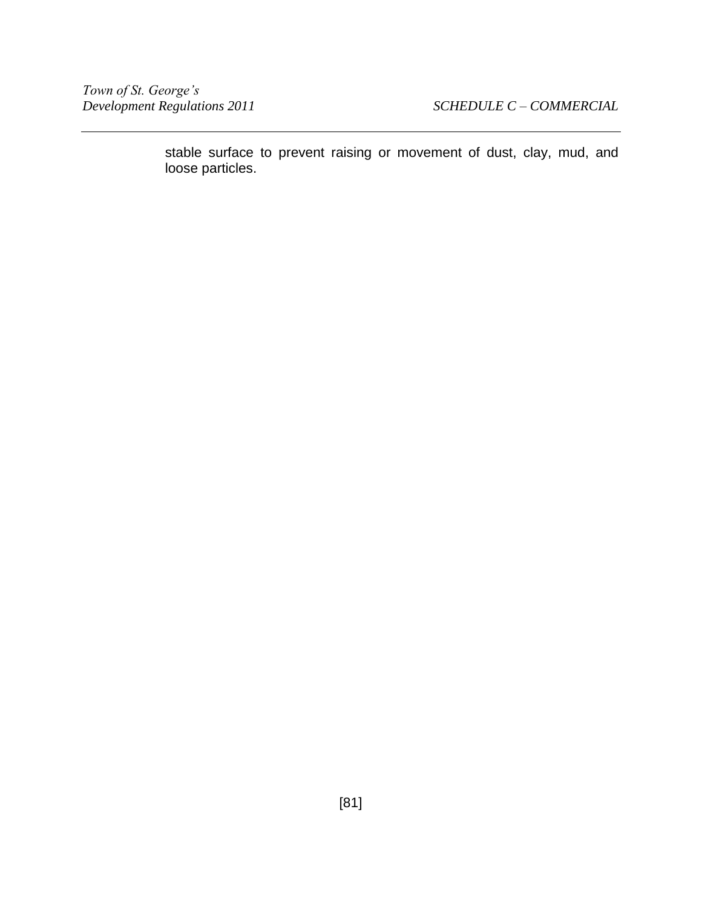stable surface to prevent raising or movement of dust, clay, mud, and loose particles.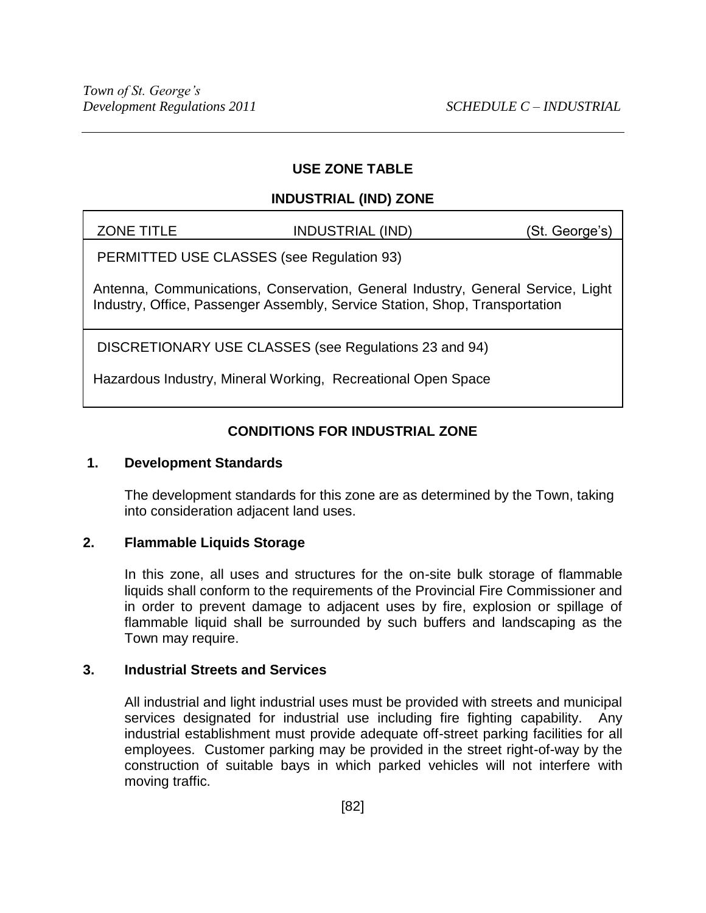## USE ZONE TABLE

## INDUSTRIAL (IND) ZONE

| ZONE TITLE | INDUSTRIAL (IND) | (St. George's) |
|---|---|---|
| PERMITTED USE CLASSES (see Regulation 93) | | |
| Antenna, Communications, Conservation, General Industry, General Service, Light Industry, Office, Passenger Assembly, Service Station, Shop, Transportation | | |
| DISCRETIONARY USE CLASSES (see Regulations 23 and 94) | | |
| Hazardous Industry, Mineral Working, Recreational Open Space | | |

## CONDITIONS FOR INDUSTRIAL ZONE

### 1. Development Standards

The development standards for this zone are as determined by the Town, taking into consideration adjacent land uses.

### 2. Flammable Liquids Storage

In this zone, all uses and structures for the on-site bulk storage of flammable liquids shall conform to the requirements of the Provincial Fire Commissioner and in order to prevent damage to adjacent uses by fire, explosion or spillage of flammable liquid shall be surrounded by such buffers and landscaping as the Town may require.

### 3. Industrial Streets and Services

All industrial and light industrial uses must be provided with streets and municipal services designated for industrial use including fire fighting capability. Any industrial establishment must provide adequate off-street parking facilities for all employees. Customer parking may be provided in the street right-of-way by the construction of suitable bays in which parked vehicles will not interfere with moving traffic.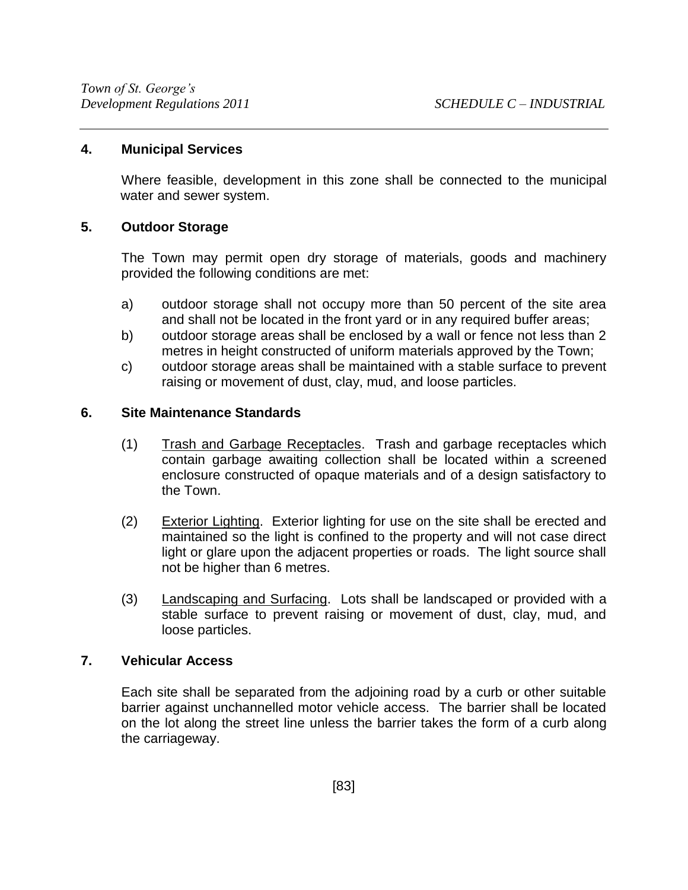## 4. Municipal Services

Where feasible, development in this zone shall be connected to the municipal water and sewer system.

## 5. Outdoor Storage

The Town may permit open dry storage of materials, goods and machinery provided the following conditions are met:

a) outdoor storage shall not occupy more than 50 percent of the site area and shall not be located in the front yard or in any required buffer areas;
b) outdoor storage areas shall be enclosed by a wall or fence not less than 2 metres in height constructed of uniform materials approved by the Town;
c) outdoor storage areas shall be maintained with a stable surface to prevent raising or movement of dust, clay, mud, and loose particles.

## 6. Site Maintenance Standards

(1) Trash and Garbage Receptacles. Trash and garbage receptacles which contain garbage awaiting collection shall be located within a screened enclosure constructed of opaque materials and of a design satisfactory to the Town.

(2) Exterior Lighting. Exterior lighting for use on the site shall be erected and maintained so the light is confined to the property and will not case direct light or glare upon the adjacent properties or roads. The light source shall not be higher than 6 metres.

(3) Landscaping and Surfacing. Lots shall be landscaped or provided with a stable surface to prevent raising or movement of dust, clay, mud, and loose particles.

## 7. Vehicular Access

Each site shall be separated from the adjoining road by a curb or other suitable barrier against unchannelled motor vehicle access. The barrier shall be located on the lot along the street line unless the barrier takes the form of a curb along the carriageway.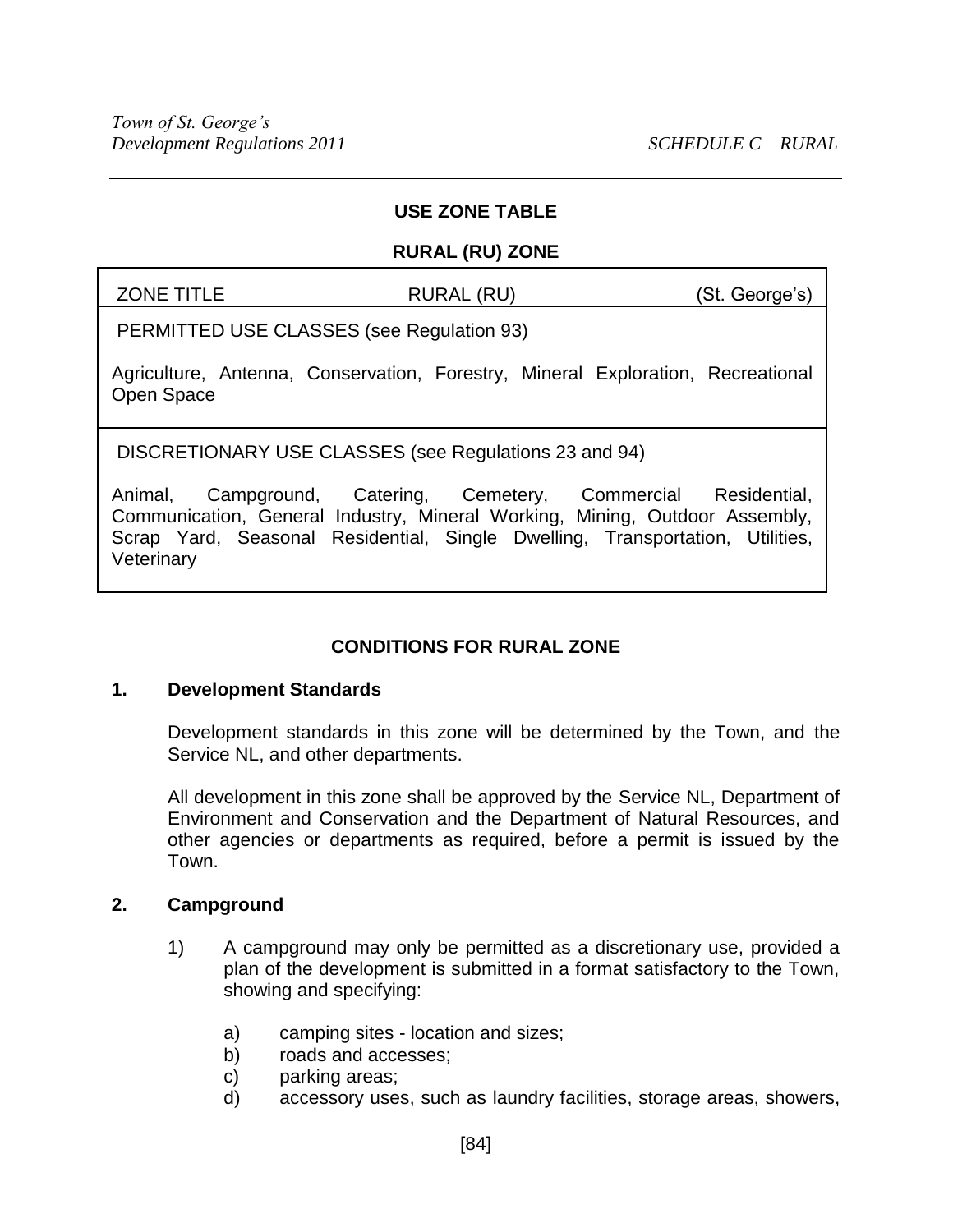## USE ZONE TABLE

## RURAL (RU) ZONE

| ZONE TITLE | RURAL (RU) | (St. George's) |
|---|---|---|
| PERMITTED USE CLASSES (see Regulation 93) | | |
| Agriculture, Antenna, Conservation, Forestry, Mineral Exploration, Recreational Open Space | | |
| DISCRETIONARY USE CLASSES (see Regulations 23 and 94) | | |
| Animal, Campground, Catering, Cemetery, Commercial Residential, Communication, General Industry, Mineral Working, Mining, Outdoor Assembly, Scrap Yard, Seasonal Residential, Single Dwelling, Transportation, Utilities, Veterinary | | |

## CONDITIONS FOR RURAL ZONE

### 1. Development Standards

Development standards in this zone will be determined by the Town, and the Service NL, and other departments.

All development in this zone shall be approved by the Service NL, Department of Environment and Conservation and the Department of Natural Resources, and other agencies or departments as required, before a permit is issued by the Town.

### 2. Campground

1) A campground may only be permitted as a discretionary use, provided a plan of the development is submitted in a format satisfactory to the Town, showing and specifying:

   a) camping sites - location and sizes;
   b) roads and accesses;
   c) parking areas;
   d) accessory uses, such as laundry facilities, storage areas, showers,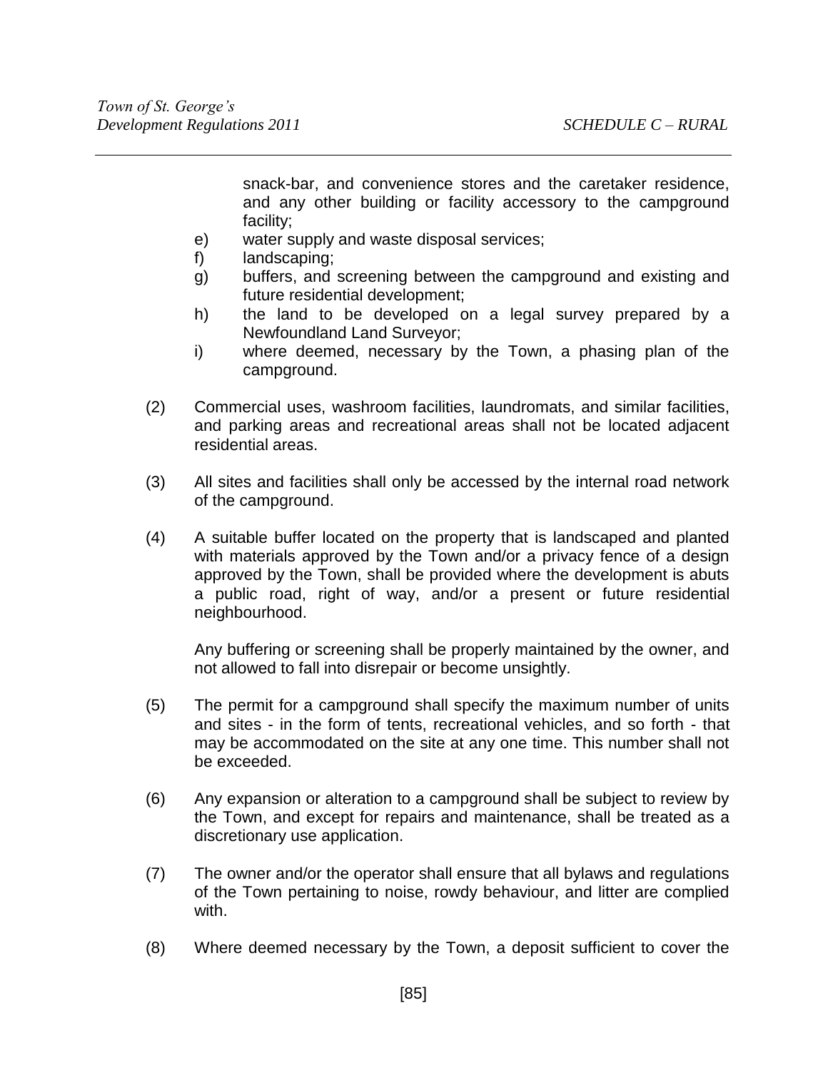snack-bar, and convenience stores and the caretaker residence, and any other building or facility accessory to the campground facility;

e) water supply and waste disposal services;

f) landscaping;

g) buffers, and screening between the campground and existing and future residential development;

h) the land to be developed on a legal survey prepared by a Newfoundland Land Surveyor;

i) where deemed, necessary by the Town, a phasing plan of the campground.

(2) Commercial uses, washroom facilities, laundromats, and similar facilities, and parking areas and recreational areas shall not be located adjacent residential areas.

(3) All sites and facilities shall only be accessed by the internal road network of the campground.

(4) A suitable buffer located on the property that is landscaped and planted with materials approved by the Town and/or a privacy fence of a design approved by the Town, shall be provided where the development is abuts a public road, right of way, and/or a present or future residential neighbourhood.

Any buffering or screening shall be properly maintained by the owner, and not allowed to fall into disrepair or become unsightly.

(5) The permit for a campground shall specify the maximum number of units and sites - in the form of tents, recreational vehicles, and so forth - that may be accommodated on the site at any one time. This number shall not be exceeded.

(6) Any expansion or alteration to a campground shall be subject to review by the Town, and except for repairs and maintenance, shall be treated as a discretionary use application.

(7) The owner and/or the operator shall ensure that all bylaws and regulations of the Town pertaining to noise, rowdy behaviour, and litter are complied with.

(8) Where deemed necessary by the Town, a deposit sufficient to cover the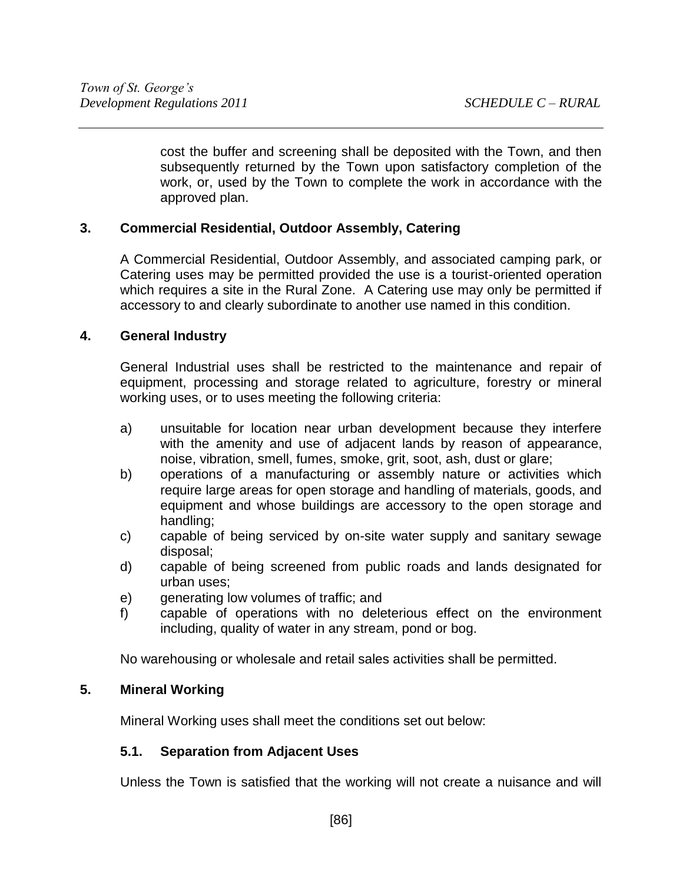cost the buffer and screening shall be deposited with the Town, and then subsequently returned by the Town upon satisfactory completion of the work, or, used by the Town to complete the work in accordance with the approved plan.

### 3. Commercial Residential, Outdoor Assembly, Catering

A Commercial Residential, Outdoor Assembly, and associated camping park, or Catering uses may be permitted provided the use is a tourist-oriented operation which requires a site in the Rural Zone. A Catering use may only be permitted if accessory to and clearly subordinate to another use named in this condition.

### 4. General Industry

General Industrial uses shall be restricted to the maintenance and repair of equipment, processing and storage related to agriculture, forestry or mineral working uses, or to uses meeting the following criteria:

a) unsuitable for location near urban development because they interfere with the amenity and use of adjacent lands by reason of appearance, noise, vibration, smell, fumes, smoke, grit, soot, ash, dust or glare;
b) operations of a manufacturing or assembly nature or activities which require large areas for open storage and handling of materials, goods, and equipment and whose buildings are accessory to the open storage and handling;
c) capable of being serviced by on-site water supply and sanitary sewage disposal;
d) capable of being screened from public roads and lands designated for urban uses;
e) generating low volumes of traffic; and
f) capable of operations with no deleterious effect on the environment including, quality of water in any stream, pond or bog.

No warehousing or wholesale and retail sales activities shall be permitted.

### 5. Mineral Working

Mineral Working uses shall meet the conditions set out below:

#### 5.1. Separation from Adjacent Uses

Unless the Town is satisfied that the working will not create a nuisance and will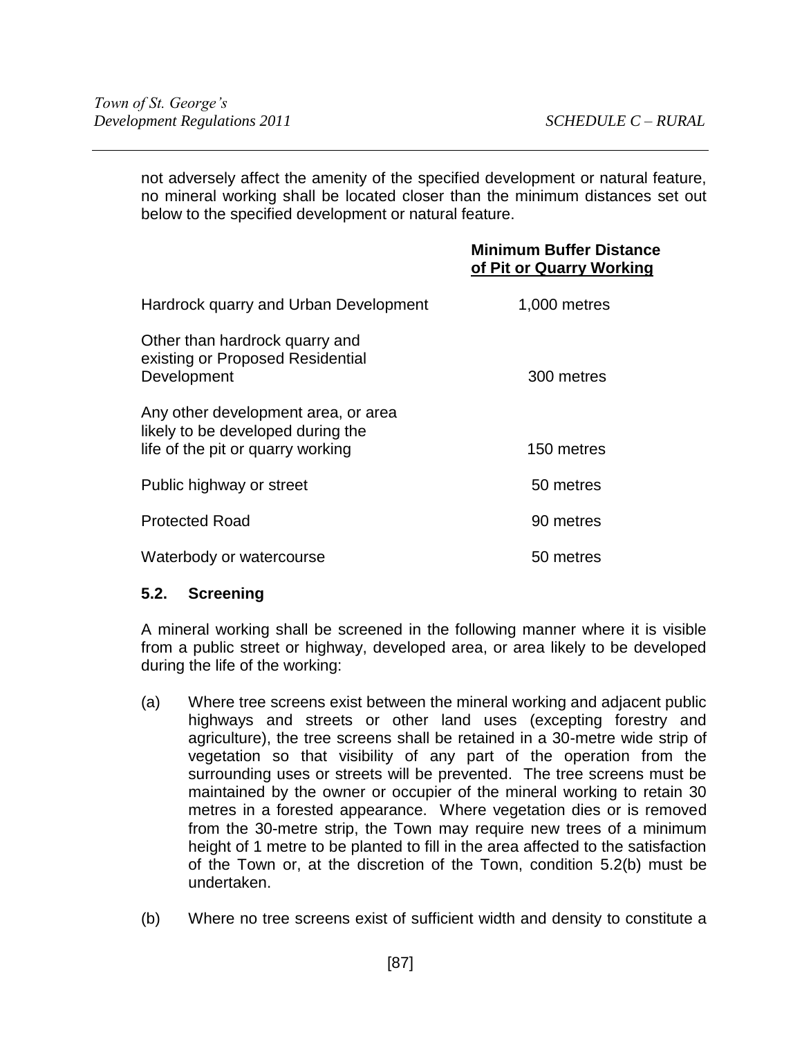not adversely affect the amenity of the specified development or natural feature, no mineral working shall be located closer than the minimum distances set out below to the specified development or natural feature.

| | **Minimum Buffer Distance of Pit or Quarry Working** |
|---|---|
| Hardrock quarry and Urban Development | 1,000 metres |
| Other than hardrock quarry and existing or Proposed Residential Development | 300 metres |
| Any other development area, or area likely to be developed during the life of the pit or quarry working | 150 metres |
| Public highway or street | 50 metres |
| Protected Road | 90 metres |
| Waterbody or watercourse | 50 metres |

### 5.2. Screening

A mineral working shall be screened in the following manner where it is visible from a public street or highway, developed area, or area likely to be developed during the life of the working:

(a) Where tree screens exist between the mineral working and adjacent public highways and streets or other land uses (excepting forestry and agriculture), the tree screens shall be retained in a 30-metre wide strip of vegetation so that visibility of any part of the operation from the surrounding uses or streets will be prevented. The tree screens must be maintained by the owner or occupier of the mineral working to retain 30 metres in a forested appearance. Where vegetation dies or is removed from the 30-metre strip, the Town may require new trees of a minimum height of 1 metre to be planted to fill in the area affected to the satisfaction of the Town or, at the discretion of the Town, condition 5.2(b) must be undertaken.

(b) Where no tree screens exist of sufficient width and density to constitute a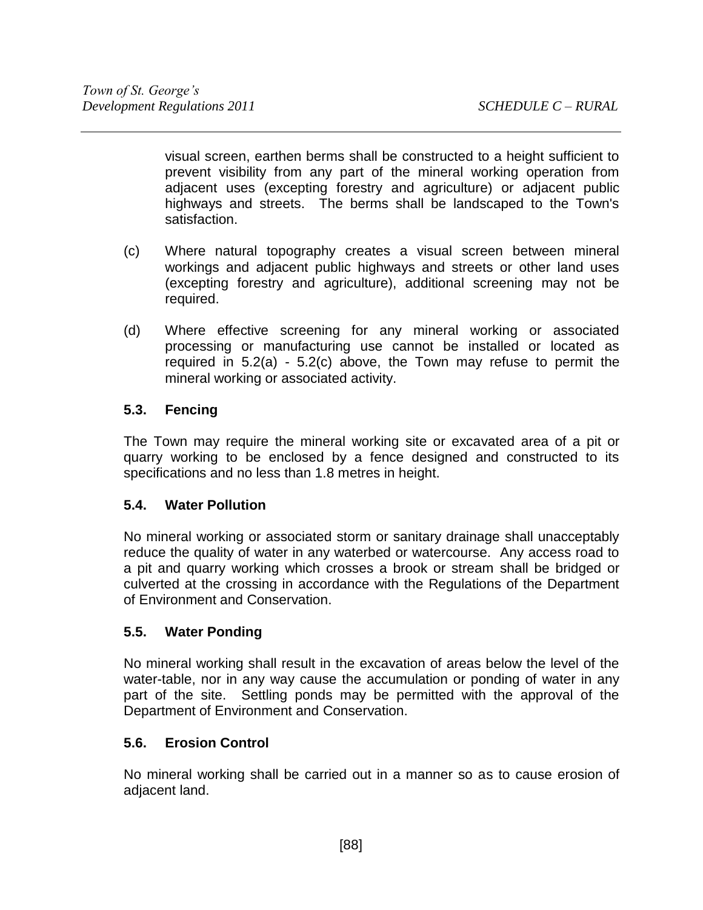visual screen, earthen berms shall be constructed to a height sufficient to prevent visibility from any part of the mineral working operation from adjacent uses (excepting forestry and agriculture) or adjacent public highways and streets. The berms shall be landscaped to the Town's satisfaction.

(c) Where natural topography creates a visual screen between mineral workings and adjacent public highways and streets or other land uses (excepting forestry and agriculture), additional screening may not be required.

(d) Where effective screening for any mineral working or associated processing or manufacturing use cannot be installed or located as required in 5.2(a) - 5.2(c) above, the Town may refuse to permit the mineral working or associated activity.

### 5.3. Fencing

The Town may require the mineral working site or excavated area of a pit or quarry working to be enclosed by a fence designed and constructed to its specifications and no less than 1.8 metres in height.

### 5.4. Water Pollution

No mineral working or associated storm or sanitary drainage shall unacceptably reduce the quality of water in any waterbed or watercourse. Any access road to a pit and quarry working which crosses a brook or stream shall be bridged or culverted at the crossing in accordance with the Regulations of the Department of Environment and Conservation.

### 5.5. Water Ponding

No mineral working shall result in the excavation of areas below the level of the water-table, nor in any way cause the accumulation or ponding of water in any part of the site. Settling ponds may be permitted with the approval of the Department of Environment and Conservation.

### 5.6. Erosion Control

No mineral working shall be carried out in a manner so as to cause erosion of adjacent land.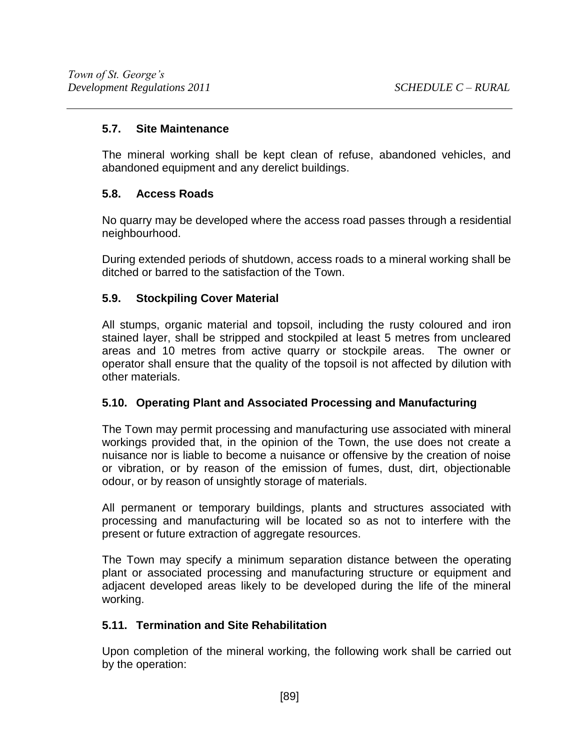### 5.7. Site Maintenance

The mineral working shall be kept clean of refuse, abandoned vehicles, and abandoned equipment and any derelict buildings.

### 5.8. Access Roads

No quarry may be developed where the access road passes through a residential neighbourhood.

During extended periods of shutdown, access roads to a mineral working shall be ditched or barred to the satisfaction of the Town.

### 5.9. Stockpiling Cover Material

All stumps, organic material and topsoil, including the rusty coloured and iron stained layer, shall be stripped and stockpiled at least 5 metres from uncleared areas and 10 metres from active quarry or stockpile areas. The owner or operator shall ensure that the quality of the topsoil is not affected by dilution with other materials.

### 5.10. Operating Plant and Associated Processing and Manufacturing

The Town may permit processing and manufacturing use associated with mineral workings provided that, in the opinion of the Town, the use does not create a nuisance nor is liable to become a nuisance or offensive by the creation of noise or vibration, or by reason of the emission of fumes, dust, dirt, objectionable odour, or by reason of unsightly storage of materials.

All permanent or temporary buildings, plants and structures associated with processing and manufacturing will be located so as not to interfere with the present or future extraction of aggregate resources.

The Town may specify a minimum separation distance between the operating plant or associated processing and manufacturing structure or equipment and adjacent developed areas likely to be developed during the life of the mineral working.

### 5.11. Termination and Site Rehabilitation

Upon completion of the mineral working, the following work shall be carried out by the operation: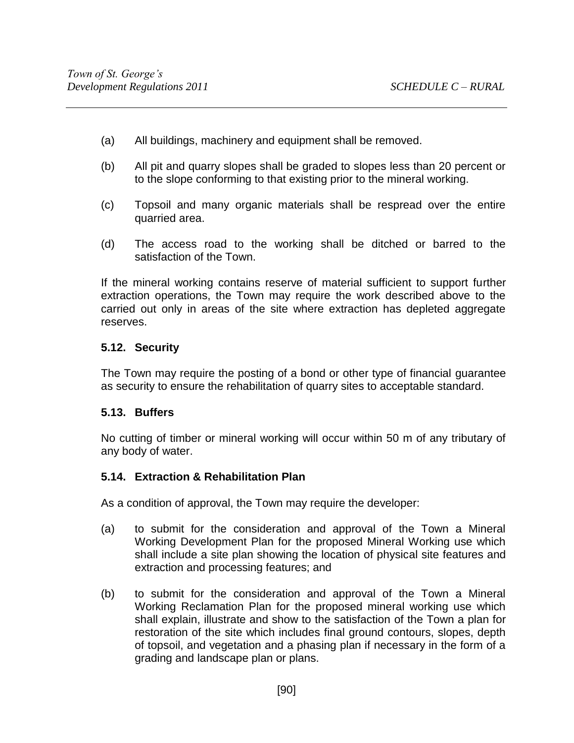(a) All buildings, machinery and equipment shall be removed.

(b) All pit and quarry slopes shall be graded to slopes less than 20 percent or to the slope conforming to that existing prior to the mineral working.

(c) Topsoil and many organic materials shall be respread over the entire quarried area.

(d) The access road to the working shall be ditched or barred to the satisfaction of the Town.

If the mineral working contains reserve of material sufficient to support further extraction operations, the Town may require the work described above to the carried out only in areas of the site where extraction has depleted aggregate reserves.

### 5.12. Security

The Town may require the posting of a bond or other type of financial guarantee as security to ensure the rehabilitation of quarry sites to acceptable standard.

### 5.13. Buffers

No cutting of timber or mineral working will occur within 50 m of any tributary of any body of water.

### 5.14. Extraction & Rehabilitation Plan

As a condition of approval, the Town may require the developer:

(a) to submit for the consideration and approval of the Town a Mineral Working Development Plan for the proposed Mineral Working use which shall include a site plan showing the location of physical site features and extraction and processing features; and

(b) to submit for the consideration and approval of the Town a Mineral Working Reclamation Plan for the proposed mineral working use which shall explain, illustrate and show to the satisfaction of the Town a plan for restoration of the site which includes final ground contours, slopes, depth of topsoil, and vegetation and a phasing plan if necessary in the form of a grading and landscape plan or plans.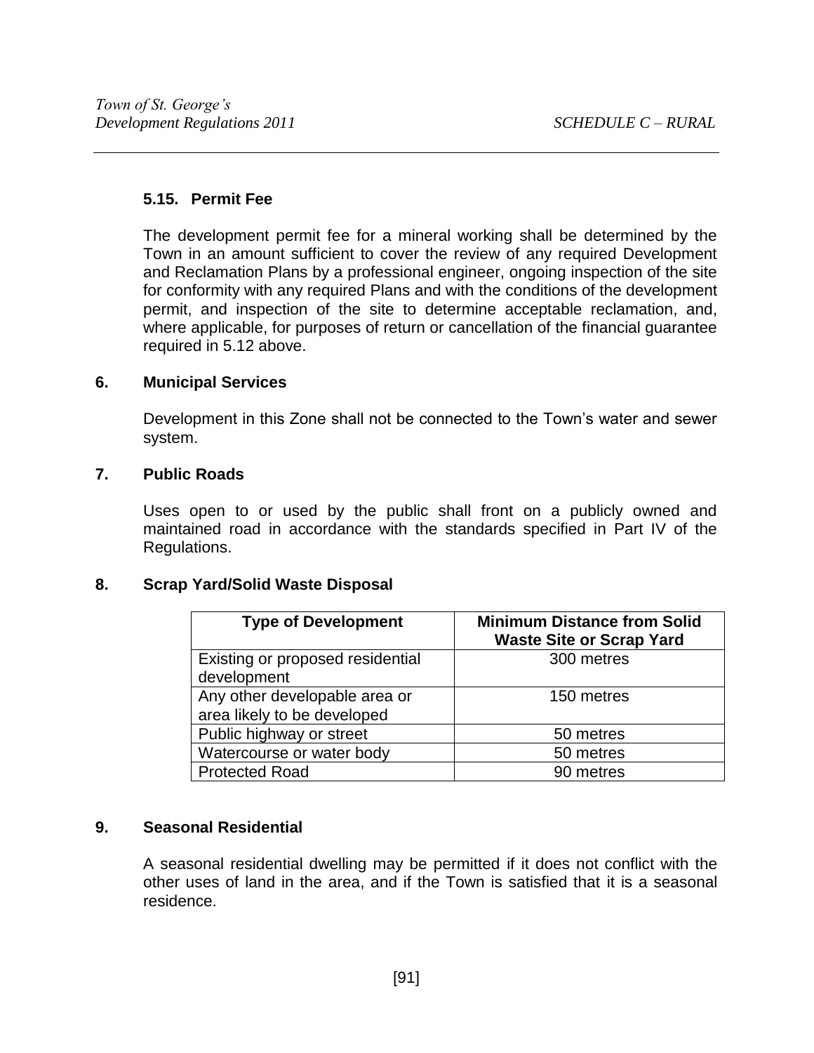### 5.15. Permit Fee

The development permit fee for a mineral working shall be determined by the Town in an amount sufficient to cover the review of any required Development and Reclamation Plans by a professional engineer, ongoing inspection of the site for conformity with any required Plans and with the conditions of the development permit, and inspection of the site to determine acceptable reclamation, and, where applicable, for purposes of return or cancellation of the financial guarantee required in 5.12 above.

## 6. Municipal Services

Development in this Zone shall not be connected to the Town's water and sewer system.

## 7. Public Roads

Uses open to or used by the public shall front on a publicly owned and maintained road in accordance with the standards specified in Part IV of the Regulations.

## 8. Scrap Yard/Solid Waste Disposal

| Type of Development | Minimum Distance from Solid Waste Site or Scrap Yard |
|---|---|
| Existing or proposed residential development | 300 metres |
| Any other developable area or area likely to be developed | 150 metres |
| Public highway or street | 50 metres |
| Watercourse or water body | 50 metres |
| Protected Road | 90 metres |

## 9. Seasonal Residential

A seasonal residential dwelling may be permitted if it does not conflict with the other uses of land in the area, and if the Town is satisfied that it is a seasonal residence.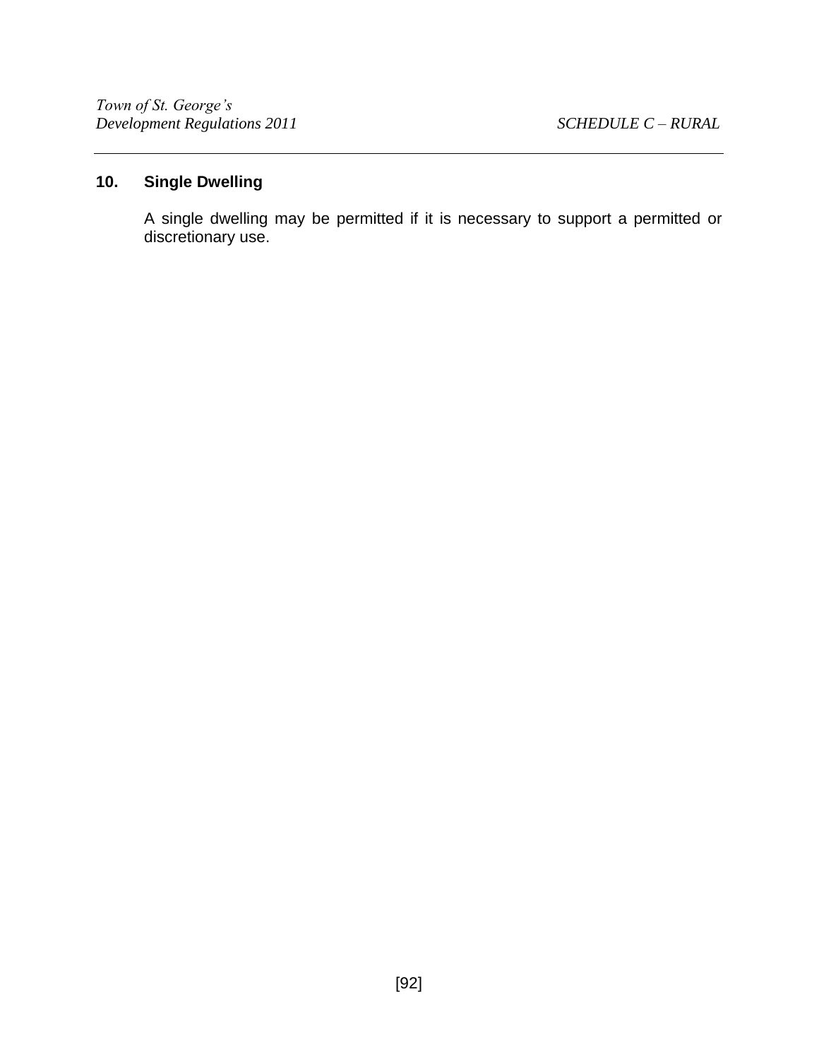### 10. Single Dwelling

A single dwelling may be permitted if it is necessary to support a permitted or discretionary use.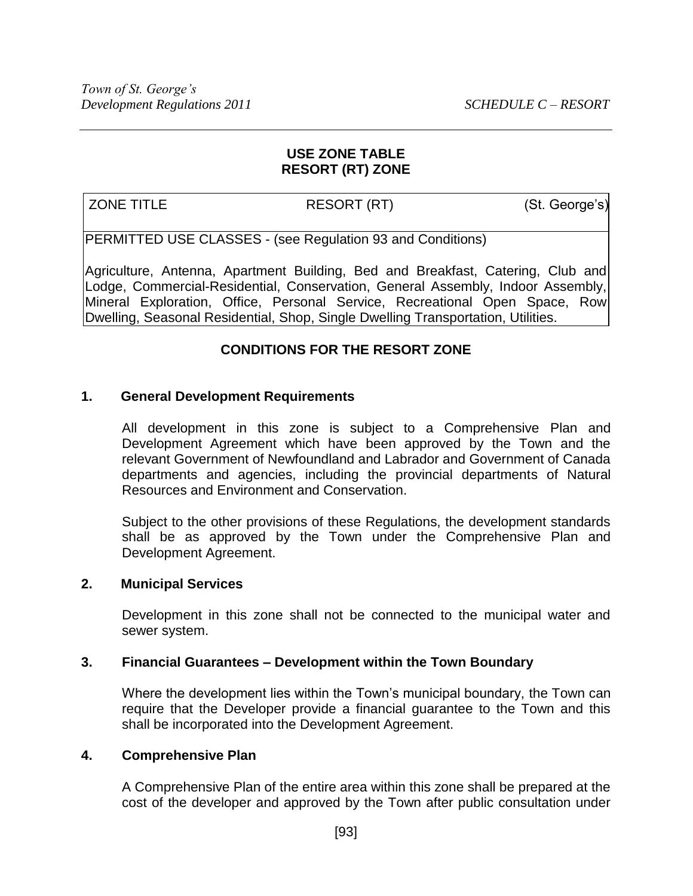## USE ZONE TABLE
## RESORT (RT) ZONE

| ZONE TITLE | RESORT (RT) | (St. George's) |
|---|---|---|
| PERMITTED USE CLASSES - (see Regulation 93 and Conditions) | | |
| Agriculture, Antenna, Apartment Building, Bed and Breakfast, Catering, Club and Lodge, Commercial-Residential, Conservation, General Assembly, Indoor Assembly, Mineral Exploration, Office, Personal Service, Recreational Open Space, Row Dwelling, Seasonal Residential, Shop, Single Dwelling Transportation, Utilities. | | |

### CONDITIONS FOR THE RESORT ZONE

**1. General Development Requirements**

All development in this zone is subject to a Comprehensive Plan and Development Agreement which have been approved by the Town and the relevant Government of Newfoundland and Labrador and Government of Canada departments and agencies, including the provincial departments of Natural Resources and Environment and Conservation.

Subject to the other provisions of these Regulations, the development standards shall be as approved by the Town under the Comprehensive Plan and Development Agreement.

**2. Municipal Services**

Development in this zone shall not be connected to the municipal water and sewer system.

**3. Financial Guarantees – Development within the Town Boundary**

Where the development lies within the Town's municipal boundary, the Town can require that the Developer provide a financial guarantee to the Town and this shall be incorporated into the Development Agreement.

**4. Comprehensive Plan**

A Comprehensive Plan of the entire area within this zone shall be prepared at the cost of the developer and approved by the Town after public consultation under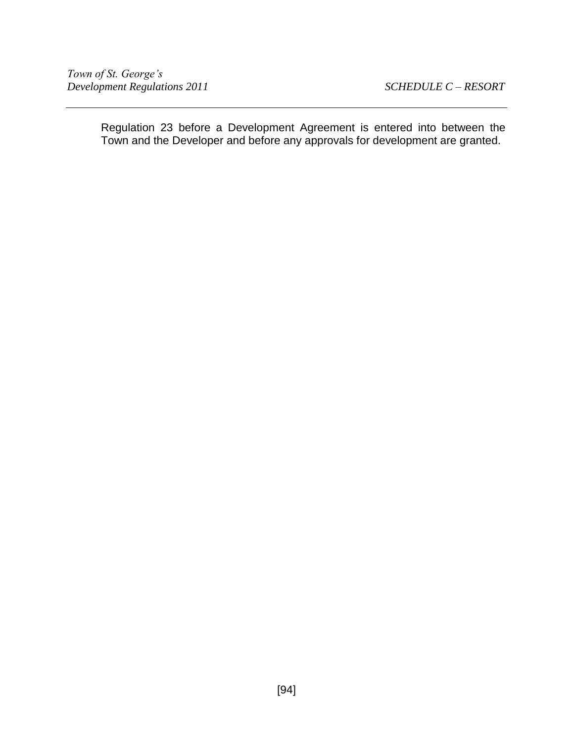Regulation 23 before a Development Agreement is entered into between the Town and the Developer and before any approvals for development are granted.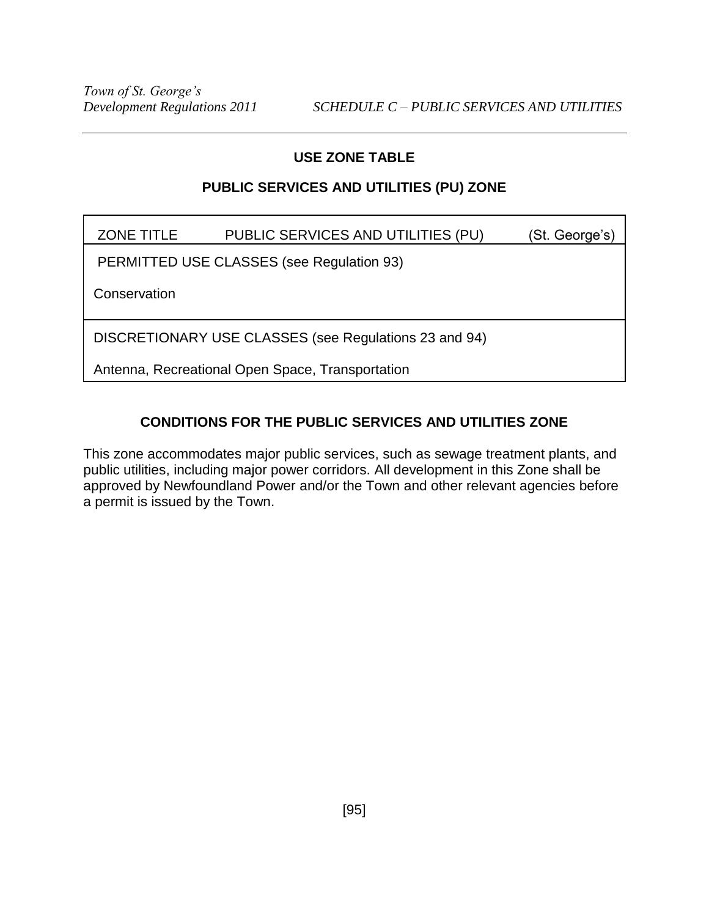## USE ZONE TABLE

## PUBLIC SERVICES AND UTILITIES (PU) ZONE

| ZONE TITLE | PUBLIC SERVICES AND UTILITIES (PU) | (St. George's) |
|---|---|---|
| PERMITTED USE CLASSES (see Regulation 93) | | |
| Conservation | | |
| DISCRETIONARY USE CLASSES (see Regulations 23 and 94) | | |
| Antenna, Recreational Open Space, Transportation | | |

## CONDITIONS FOR THE PUBLIC SERVICES AND UTILITIES ZONE

This zone accommodates major public services, such as sewage treatment plants, and public utilities, including major power corridors. All development in this Zone shall be approved by Newfoundland Power and/or the Town and other relevant agencies before a permit is issued by the Town.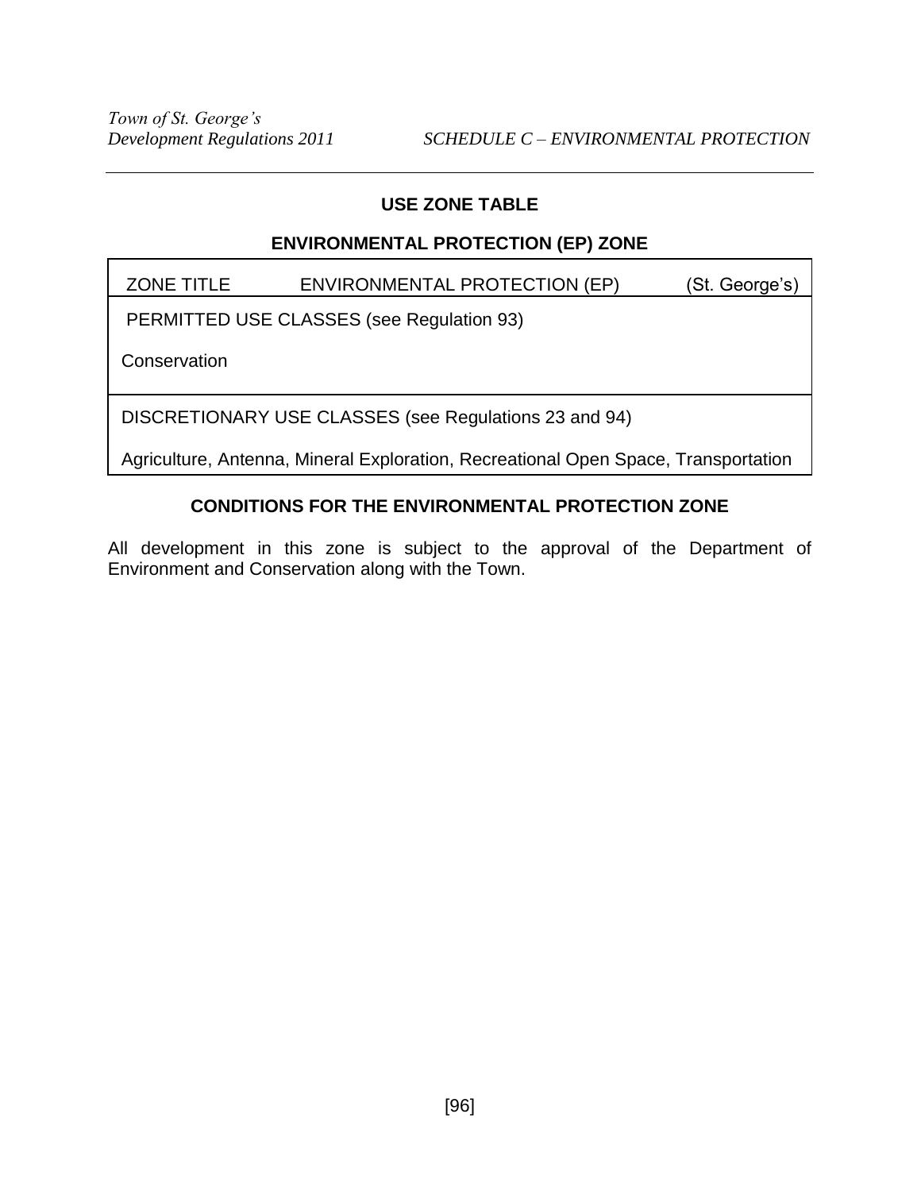## USE ZONE TABLE

### ENVIRONMENTAL PROTECTION (EP) ZONE

| ZONE TITLE | ENVIRONMENTAL PROTECTION (EP) | (St. George's) |
|---|---|---|
| PERMITTED USE CLASSES (see Regulation 93) | | |
| Conservation | | |
| DISCRETIONARY USE CLASSES (see Regulations 23 and 94) | | |
| Agriculture, Antenna, Mineral Exploration, Recreational Open Space, Transportation | | |

### CONDITIONS FOR THE ENVIRONMENTAL PROTECTION ZONE

All development in this zone is subject to the approval of the Department of Environment and Conservation along with the Town.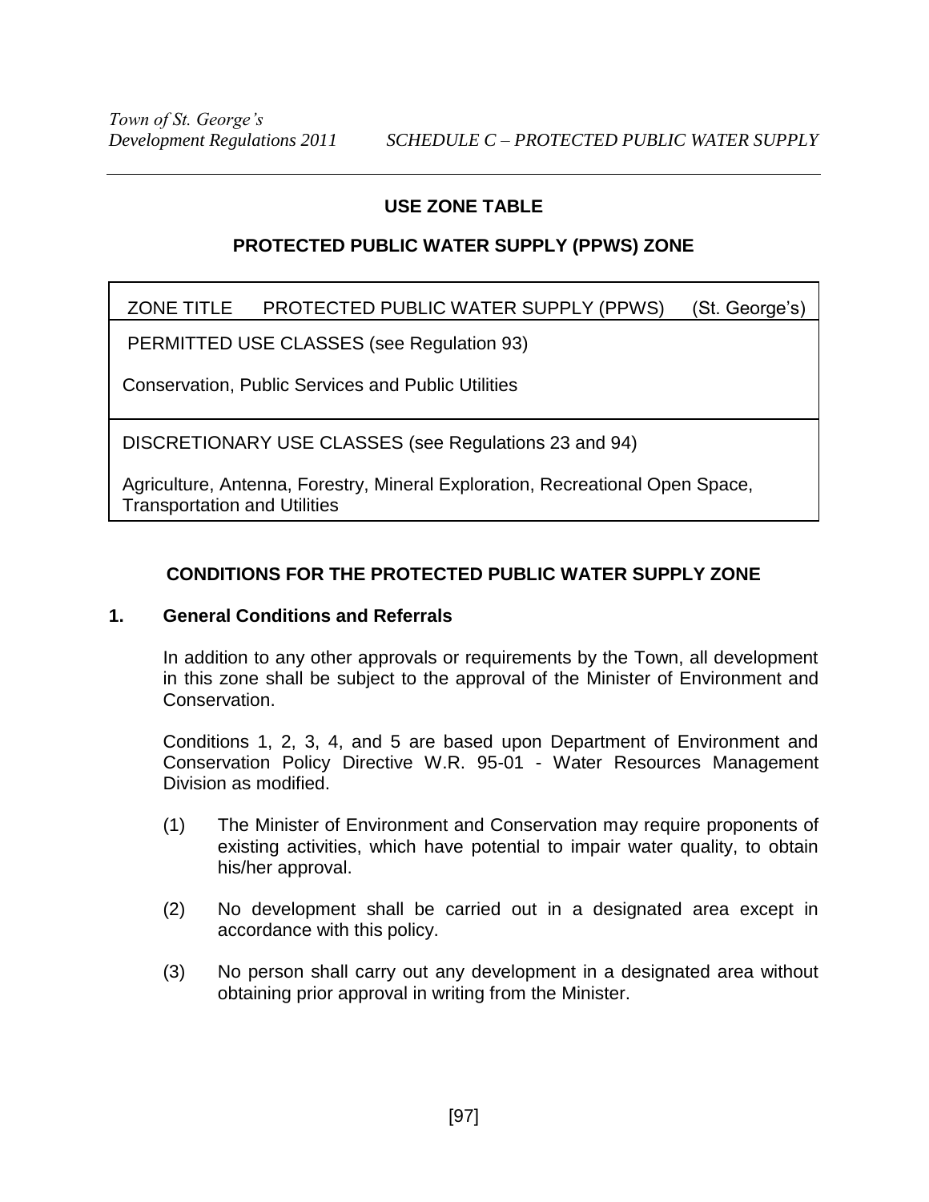## USE ZONE TABLE

## PROTECTED PUBLIC WATER SUPPLY (PPWS) ZONE

| ZONE TITLE PROTECTED PUBLIC WATER SUPPLY (PPWS) (St. George's) |
|---|
| PERMITTED USE CLASSES (see Regulation 93)<br><br>Conservation, Public Services and Public Utilities |
| DISCRETIONARY USE CLASSES (see Regulations 23 and 94)<br><br>Agriculture, Antenna, Forestry, Mineral Exploration, Recreational Open Space, Transportation and Utilities |

### CONDITIONS FOR THE PROTECTED PUBLIC WATER SUPPLY ZONE

**1. General Conditions and Referrals**

In addition to any other approvals or requirements by the Town, all development in this zone shall be subject to the approval of the Minister of Environment and Conservation.

Conditions 1, 2, 3, 4, and 5 are based upon Department of Environment and Conservation Policy Directive W.R. 95-01 - Water Resources Management Division as modified.

(1) The Minister of Environment and Conservation may require proponents of existing activities, which have potential to impair water quality, to obtain his/her approval.

(2) No development shall be carried out in a designated area except in accordance with this policy.

(3) No person shall carry out any development in a designated area without obtaining prior approval in writing from the Minister.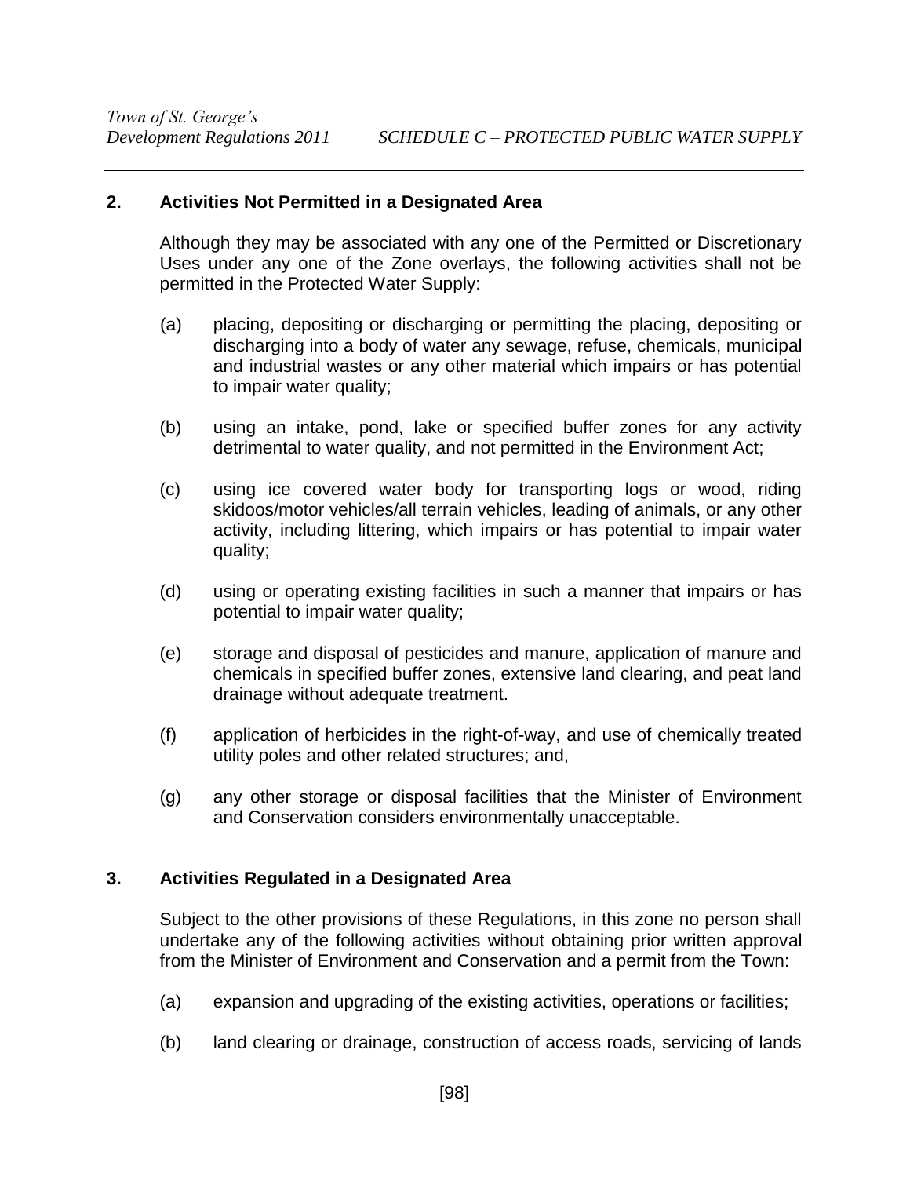## 2. Activities Not Permitted in a Designated Area

Although they may be associated with any one of the Permitted or Discretionary Uses under any one of the Zone overlays, the following activities shall not be permitted in the Protected Water Supply:

(a) placing, depositing or discharging or permitting the placing, depositing or discharging into a body of water any sewage, refuse, chemicals, municipal and industrial wastes or any other material which impairs or has potential to impair water quality;

(b) using an intake, pond, lake or specified buffer zones for any activity detrimental to water quality, and not permitted in the Environment Act;

(c) using ice covered water body for transporting logs or wood, riding skidoos/motor vehicles/all terrain vehicles, leading of animals, or any other activity, including littering, which impairs or has potential to impair water quality;

(d) using or operating existing facilities in such a manner that impairs or has potential to impair water quality;

(e) storage and disposal of pesticides and manure, application of manure and chemicals in specified buffer zones, extensive land clearing, and peat land drainage without adequate treatment.

(f) application of herbicides in the right-of-way, and use of chemically treated utility poles and other related structures; and,

(g) any other storage or disposal facilities that the Minister of Environment and Conservation considers environmentally unacceptable.

## 3. Activities Regulated in a Designated Area

Subject to the other provisions of these Regulations, in this zone no person shall undertake any of the following activities without obtaining prior written approval from the Minister of Environment and Conservation and a permit from the Town:

(a) expansion and upgrading of the existing activities, operations or facilities;

(b) land clearing or drainage, construction of access roads, servicing of lands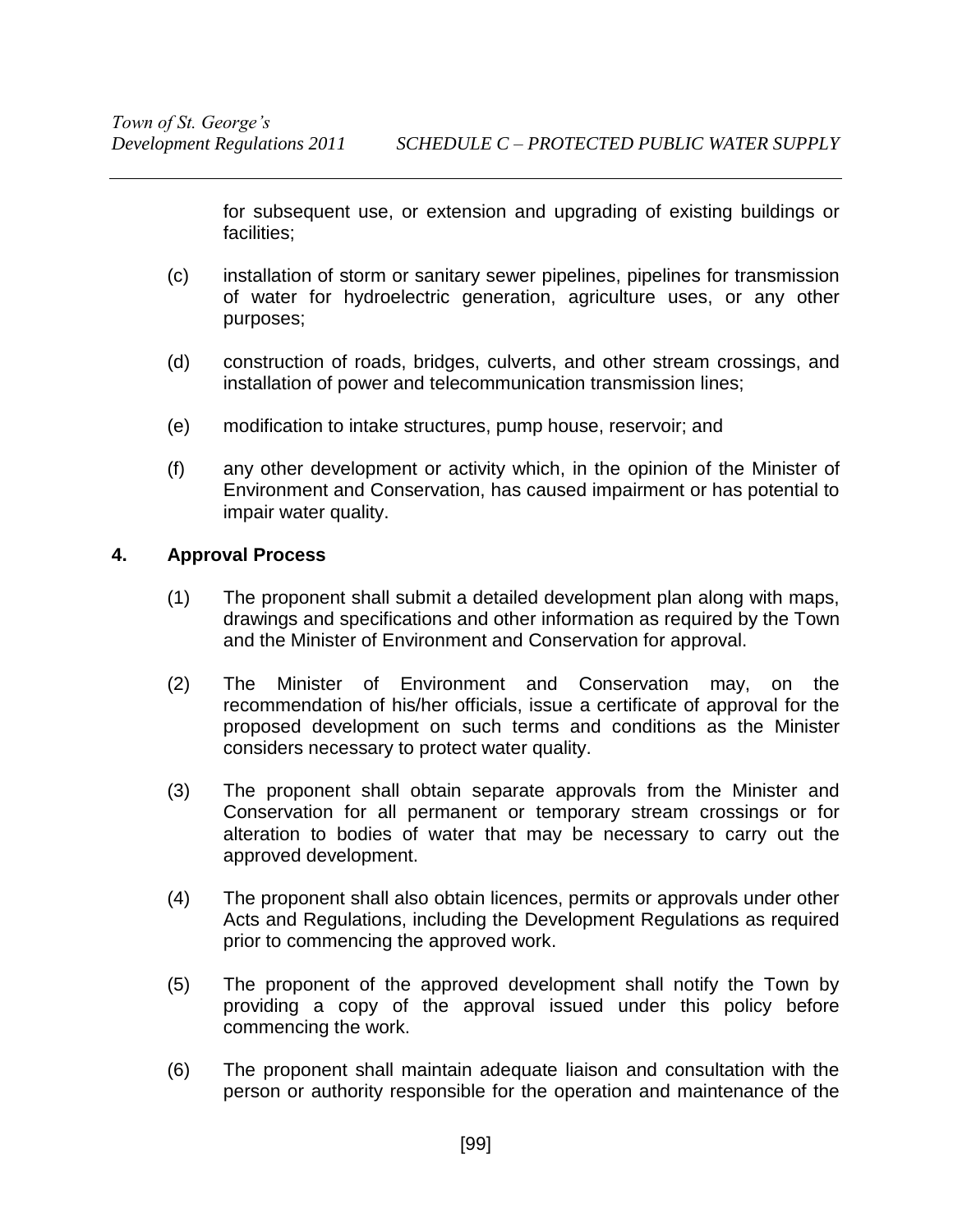for subsequent use, or extension and upgrading of existing buildings or facilities;

(c) installation of storm or sanitary sewer pipelines, pipelines for transmission of water for hydroelectric generation, agriculture uses, or any other purposes;

(d) construction of roads, bridges, culverts, and other stream crossings, and installation of power and telecommunication transmission lines;

(e) modification to intake structures, pump house, reservoir; and

(f) any other development or activity which, in the opinion of the Minister of Environment and Conservation, has caused impairment or has potential to impair water quality.

## 4. Approval Process

(1) The proponent shall submit a detailed development plan along with maps, drawings and specifications and other information as required by the Town and the Minister of Environment and Conservation for approval.

(2) The Minister of Environment and Conservation may, on the recommendation of his/her officials, issue a certificate of approval for the proposed development on such terms and conditions as the Minister considers necessary to protect water quality.

(3) The proponent shall obtain separate approvals from the Minister and Conservation for all permanent or temporary stream crossings or for alteration to bodies of water that may be necessary to carry out the approved development.

(4) The proponent shall also obtain licences, permits or approvals under other Acts and Regulations, including the Development Regulations as required prior to commencing the approved work.

(5) The proponent of the approved development shall notify the Town by providing a copy of the approval issued under this policy before commencing the work.

(6) The proponent shall maintain adequate liaison and consultation with the person or authority responsible for the operation and maintenance of the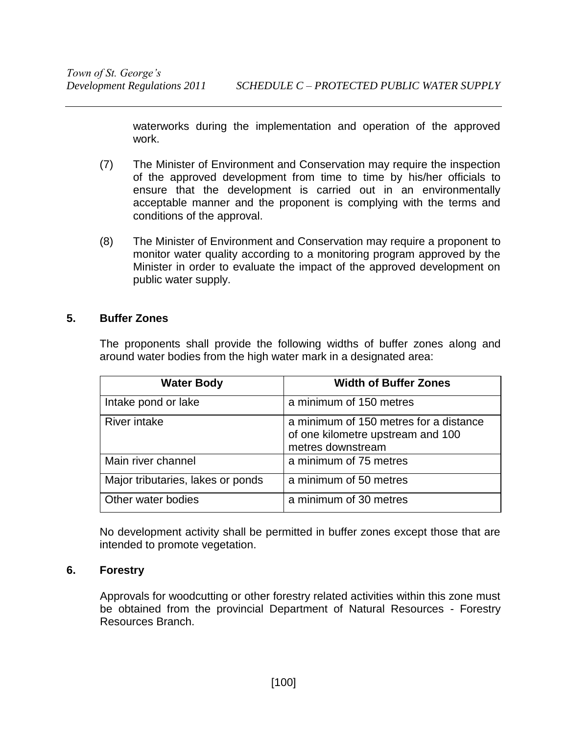waterworks during the implementation and operation of the approved work.

(7) The Minister of Environment and Conservation may require the inspection of the approved development from time to time by his/her officials to ensure that the development is carried out in an environmentally acceptable manner and the proponent is complying with the terms and conditions of the approval.

(8) The Minister of Environment and Conservation may require a proponent to monitor water quality according to a monitoring program approved by the Minister in order to evaluate the impact of the approved development on public water supply.

## 5. Buffer Zones

The proponents shall provide the following widths of buffer zones along and around water bodies from the high water mark in a designated area:

| Water Body | Width of Buffer Zones |
|---|---|
| Intake pond or lake | a minimum of 150 metres |
| River intake | a minimum of 150 metres for a distance of one kilometre upstream and 100 metres downstream |
| Main river channel | a minimum of 75 metres |
| Major tributaries, lakes or ponds | a minimum of 50 metres |
| Other water bodies | a minimum of 30 metres |

No development activity shall be permitted in buffer zones except those that are intended to promote vegetation.

## 6. Forestry

Approvals for woodcutting or other forestry related activities within this zone must be obtained from the provincial Department of Natural Resources - Forestry Resources Branch.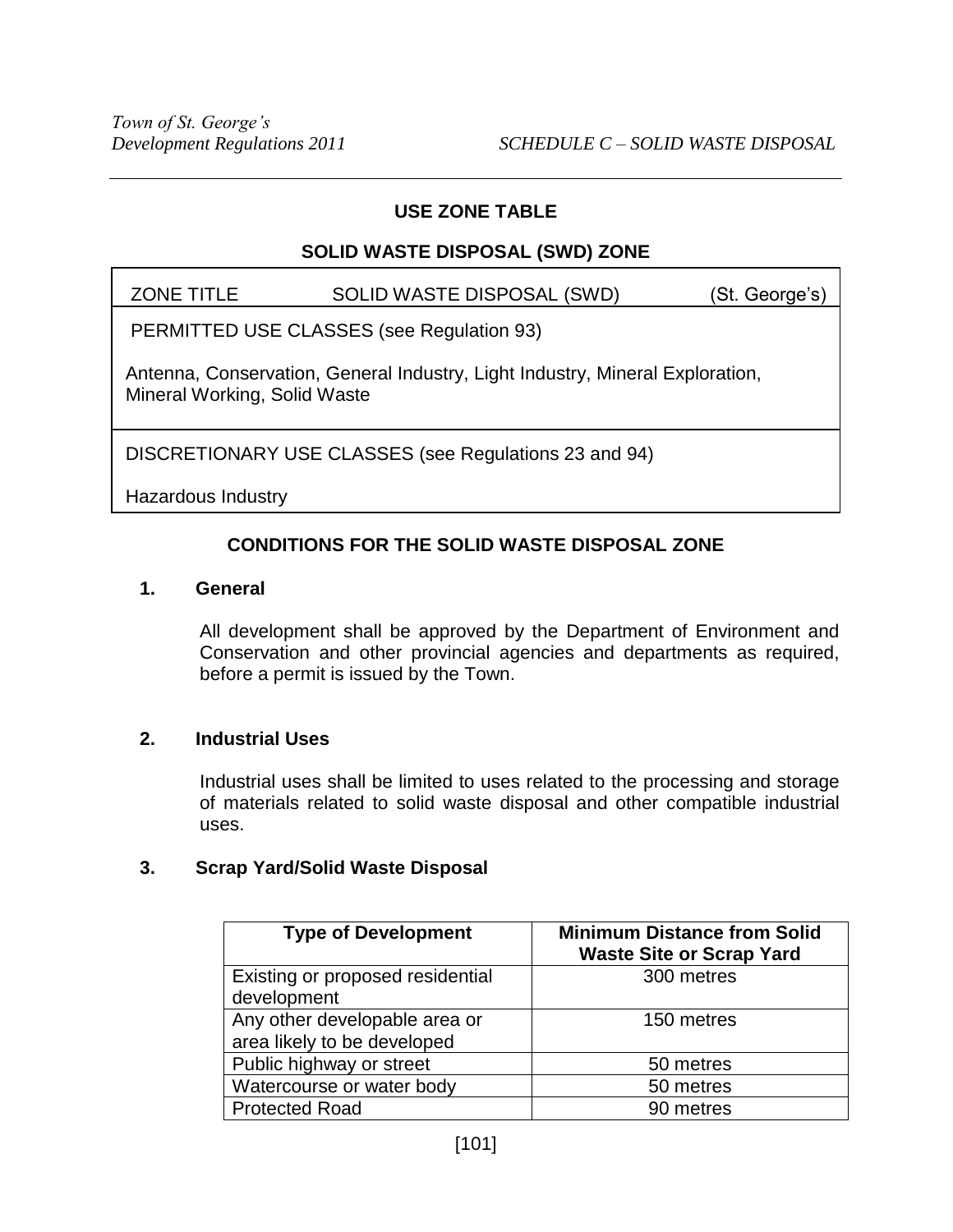## USE ZONE TABLE

## SOLID WASTE DISPOSAL (SWD) ZONE

| ZONE TITLE | SOLID WASTE DISPOSAL (SWD) | (St. George's) |
|---|---|---|
| PERMITTED USE CLASSES (see Regulation 93) | | |
| Antenna, Conservation, General Industry, Light Industry, Mineral Exploration, Mineral Working, Solid Waste | | |
| DISCRETIONARY USE CLASSES (see Regulations 23 and 94) | | |
| Hazardous Industry | | |

## CONDITIONS FOR THE SOLID WASTE DISPOSAL ZONE

### 1. General

All development shall be approved by the Department of Environment and Conservation and other provincial agencies and departments as required, before a permit is issued by the Town.

### 2. Industrial Uses

Industrial uses shall be limited to uses related to the processing and storage of materials related to solid waste disposal and other compatible industrial uses.

### 3. Scrap Yard/Solid Waste Disposal

| Type of Development | Minimum Distance from Solid Waste Site or Scrap Yard |
|---|---|
| Existing or proposed residential development | 300 metres |
| Any other developable area or area likely to be developed | 150 metres |
| Public highway or street | 50 metres |
| Watercourse or water body | 50 metres |
| Protected Road | 90 metres |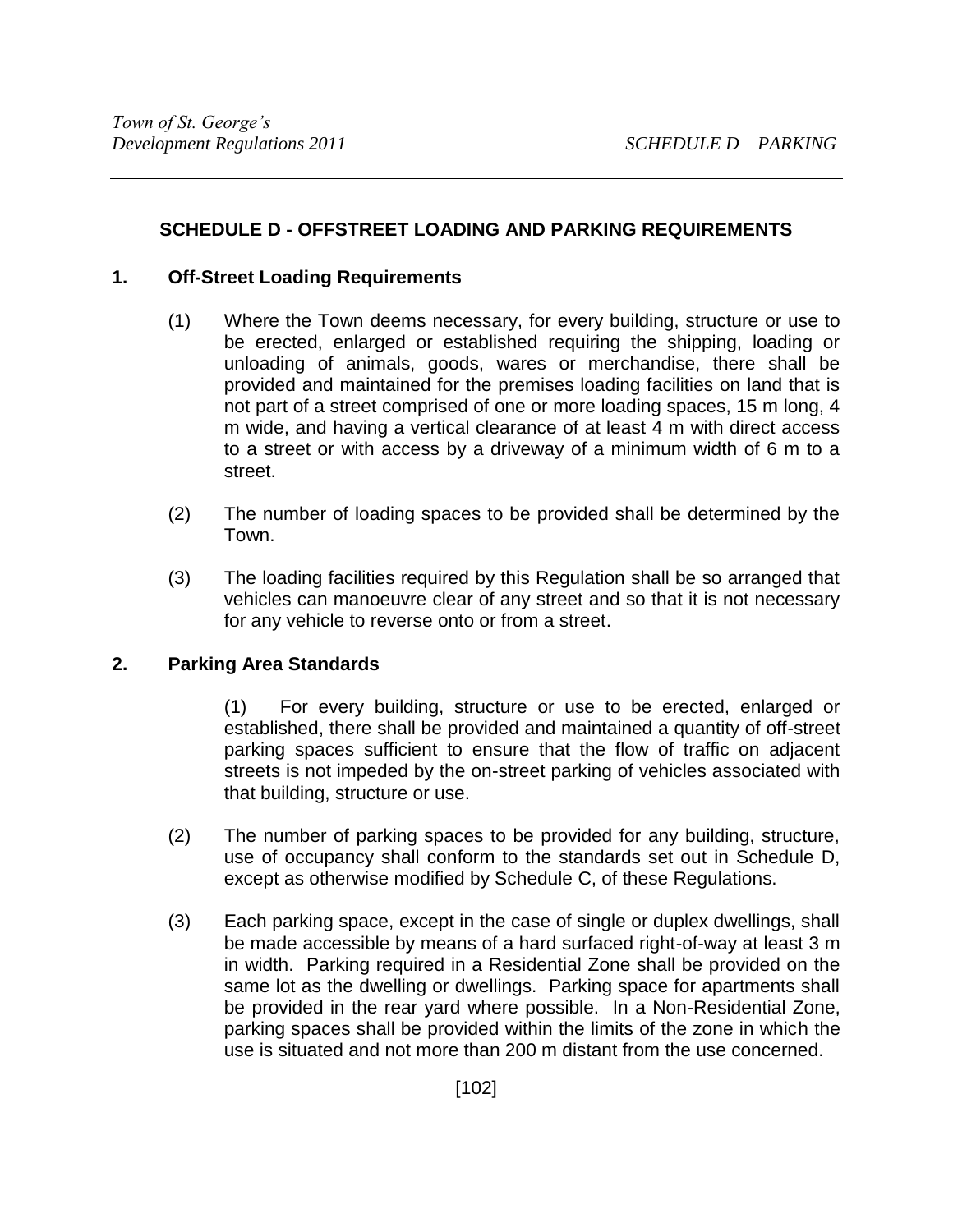# SCHEDULE D - OFFSTREET LOADING AND PARKING REQUIREMENTS

## 1. Off-Street Loading Requirements

(1) Where the Town deems necessary, for every building, structure or use to be erected, enlarged or established requiring the shipping, loading or unloading of animals, goods, wares or merchandise, there shall be provided and maintained for the premises loading facilities on land that is not part of a street comprised of one or more loading spaces, 15 m long, 4 m wide, and having a vertical clearance of at least 4 m with direct access to a street or with access by a driveway of a minimum width of 6 m to a street.

(2) The number of loading spaces to be provided shall be determined by the Town.

(3) The loading facilities required by this Regulation shall be so arranged that vehicles can manoeuvre clear of any street and so that it is not necessary for any vehicle to reverse onto or from a street.

## 2. Parking Area Standards

(1) For every building, structure or use to be erected, enlarged or established, there shall be provided and maintained a quantity of off-street parking spaces sufficient to ensure that the flow of traffic on adjacent streets is not impeded by the on-street parking of vehicles associated with that building, structure or use.

(2) The number of parking spaces to be provided for any building, structure, use of occupancy shall conform to the standards set out in Schedule D, except as otherwise modified by Schedule C, of these Regulations.

(3) Each parking space, except in the case of single or duplex dwellings, shall be made accessible by means of a hard surfaced right-of-way at least 3 m in width. Parking required in a Residential Zone shall be provided on the same lot as the dwelling or dwellings. Parking space for apartments shall be provided in the rear yard where possible. In a Non-Residential Zone, parking spaces shall be provided within the limits of the zone in which the use is situated and not more than 200 m distant from the use concerned.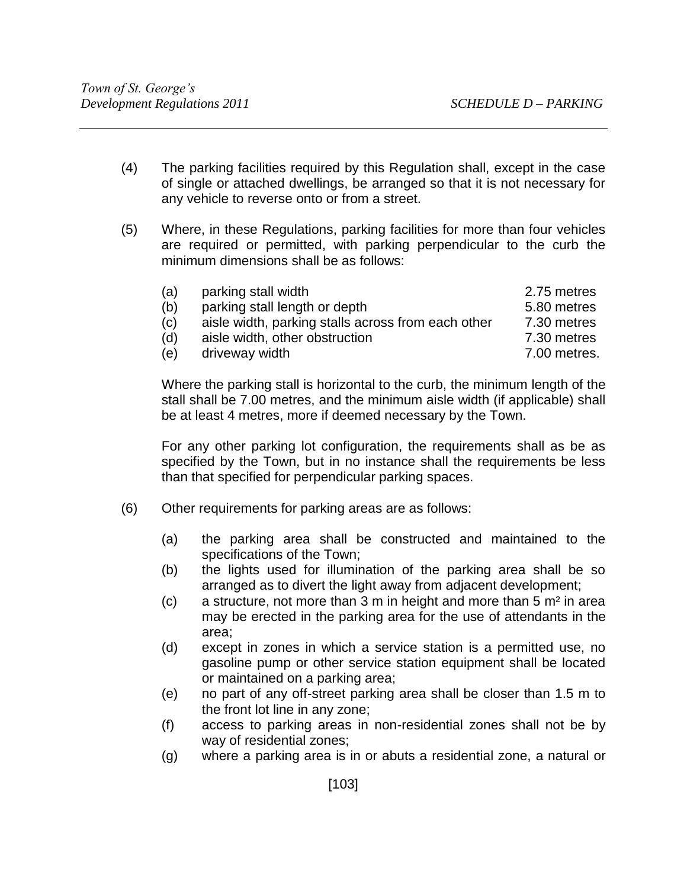(4) The parking facilities required by this Regulation shall, except in the case of single or attached dwellings, be arranged so that it is not necessary for any vehicle to reverse onto or from a street.

(5) Where, in these Regulations, parking facilities for more than four vehicles are required or permitted, with parking perpendicular to the curb the minimum dimensions shall be as follows:

| | | |
|---|---|---|
| (a) | parking stall width | 2.75 metres |
| (b) | parking stall length or depth | 5.80 metres |
| (c) | aisle width, parking stalls across from each other | 7.30 metres |
| (d) | aisle width, other obstruction | 7.30 metres |
| (e) | driveway width | 7.00 metres. |

Where the parking stall is horizontal to the curb, the minimum length of the stall shall be 7.00 metres, and the minimum aisle width (if applicable) shall be at least 4 metres, more if deemed necessary by the Town.

For any other parking lot configuration, the requirements shall as be as specified by the Town, but in no instance shall the requirements be less than that specified for perpendicular parking spaces.

(6) Other requirements for parking areas are as follows:

(a) the parking area shall be constructed and maintained to the specifications of the Town;
(b) the lights used for illumination of the parking area shall be so arranged as to divert the light away from adjacent development;
(c) a structure, not more than 3 m in height and more than 5 m² in area may be erected in the parking area for the use of attendants in the area;
(d) except in zones in which a service station is a permitted use, no gasoline pump or other service station equipment shall be located or maintained on a parking area;
(e) no part of any off-street parking area shall be closer than 1.5 m to the front lot line in any zone;
(f) access to parking areas in non-residential zones shall not be by way of residential zones;
(g) where a parking area is in or abuts a residential zone, a natural or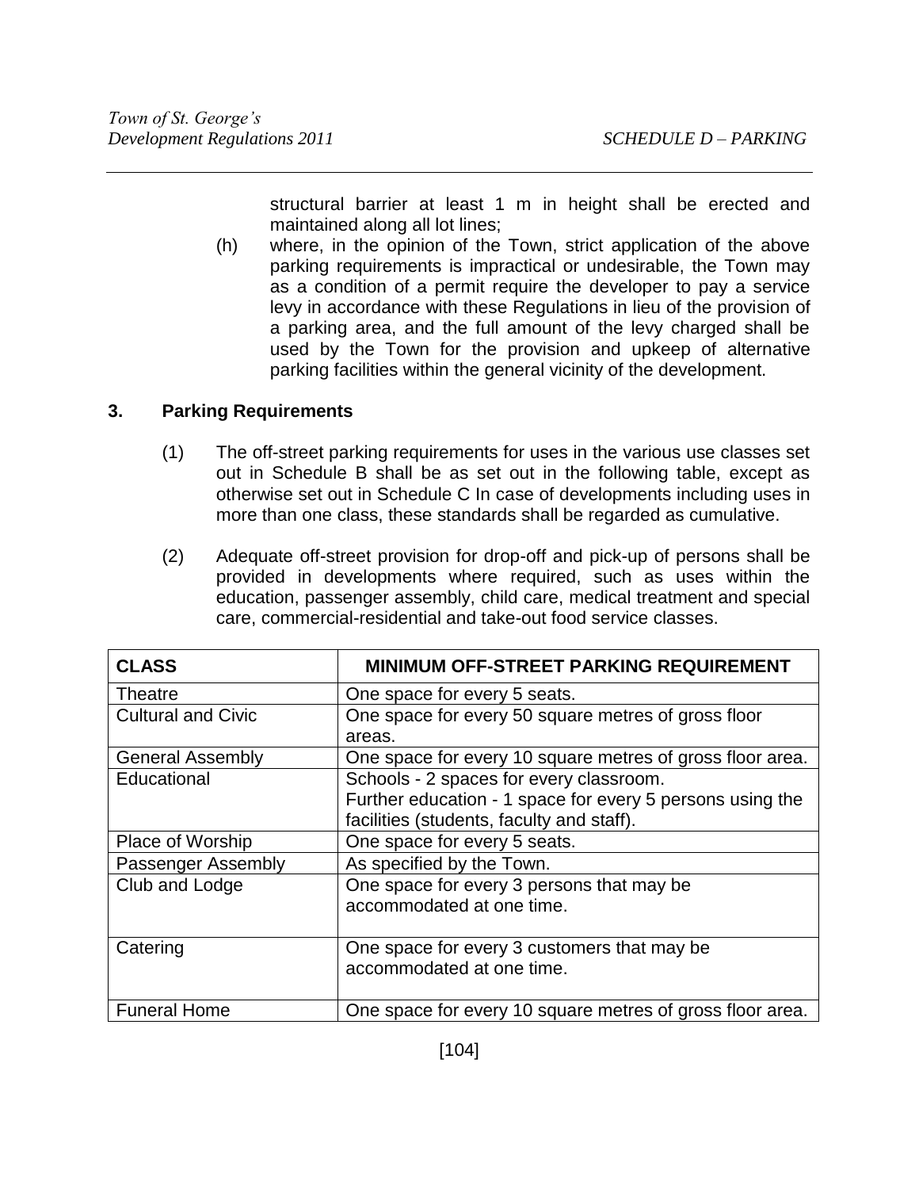structural barrier at least 1 m in height shall be erected and maintained along all lot lines;

(h) where, in the opinion of the Town, strict application of the above parking requirements is impractical or undesirable, the Town may as a condition of a permit require the developer to pay a service levy in accordance with these Regulations in lieu of the provision of a parking area, and the full amount of the levy charged shall be used by the Town for the provision and upkeep of alternative parking facilities within the general vicinity of the development.

## 3. Parking Requirements

(1) The off-street parking requirements for uses in the various use classes set out in Schedule B shall be as set out in the following table, except as otherwise set out in Schedule C In case of developments including uses in more than one class, these standards shall be regarded as cumulative.

(2) Adequate off-street provision for drop-off and pick-up of persons shall be provided in developments where required, such as uses within the education, passenger assembly, child care, medical treatment and special care, commercial-residential and take-out food service classes.

| CLASS | MINIMUM OFF-STREET PARKING REQUIREMENT |
|---|---|
| Theatre | One space for every 5 seats. |
| Cultural and Civic | One space for every 50 square metres of gross floor areas. |
| General Assembly | One space for every 10 square metres of gross floor area. |
| Educational | Schools - 2 spaces for every classroom.<br>Further education - 1 space for every 5 persons using the facilities (students, faculty and staff). |
| Place of Worship | One space for every 5 seats. |
| Passenger Assembly | As specified by the Town. |
| Club and Lodge | One space for every 3 persons that may be accommodated at one time. |
| Catering | One space for every 3 customers that may be accommodated at one time. |
| Funeral Home | One space for every 10 square metres of gross floor area. |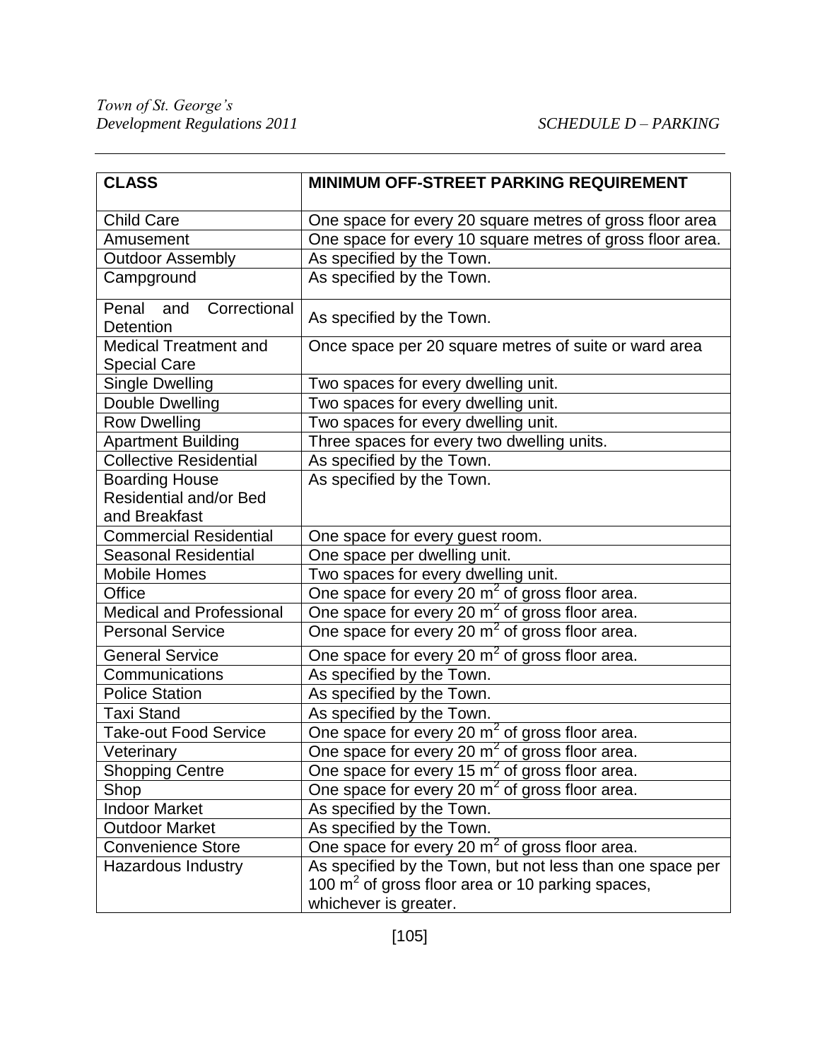| CLASS | MINIMUM OFF-STREET PARKING REQUIREMENT |
|---|---|
| Child Care | One space for every 20 square metres of gross floor area |
| Amusement | One space for every 10 square metres of gross floor area. |
| Outdoor Assembly | As specified by the Town. |
| Campground | As specified by the Town. |
| Penal and Correctional Detention | As specified by the Town. |
| Medical Treatment and Special Care | Once space per 20 square metres of suite or ward area |
| Single Dwelling | Two spaces for every dwelling unit. |
| Double Dwelling | Two spaces for every dwelling unit. |
| Row Dwelling | Two spaces for every dwelling unit. |
| Apartment Building | Three spaces for every two dwelling units. |
| Collective Residential | As specified by the Town. |
| Boarding House Residential and/or Bed and Breakfast | As specified by the Town. |
| Commercial Residential | One space for every guest room. |
| Seasonal Residential | One space per dwelling unit. |
| Mobile Homes | Two spaces for every dwelling unit. |
| Office | One space for every 20 $m^2$ of gross floor area. |
| Medical and Professional | One space for every 20 $m^2$ of gross floor area. |
| Personal Service | One space for every 20 $m^2$ of gross floor area. |
| General Service | One space for every 20 $m^2$ of gross floor area. |
| Communications | As specified by the Town. |
| Police Station | As specified by the Town. |
| Taxi Stand | As specified by the Town. |
| Take-out Food Service | One space for every 20 $m^2$ of gross floor area. |
| Veterinary | One space for every 20 $m^2$ of gross floor area. |
| Shopping Centre | One space for every 15 $m^2$ of gross floor area. |
| Shop | One space for every 20 $m^2$ of gross floor area. |
| Indoor Market | As specified by the Town. |
| Outdoor Market | As specified by the Town. |
| Convenience Store | One space for every 20 $m^2$ of gross floor area. |
| Hazardous Industry | As specified by the Town, but not less than one space per 100 $m^2$ of gross floor area or 10 parking spaces, whichever is greater. |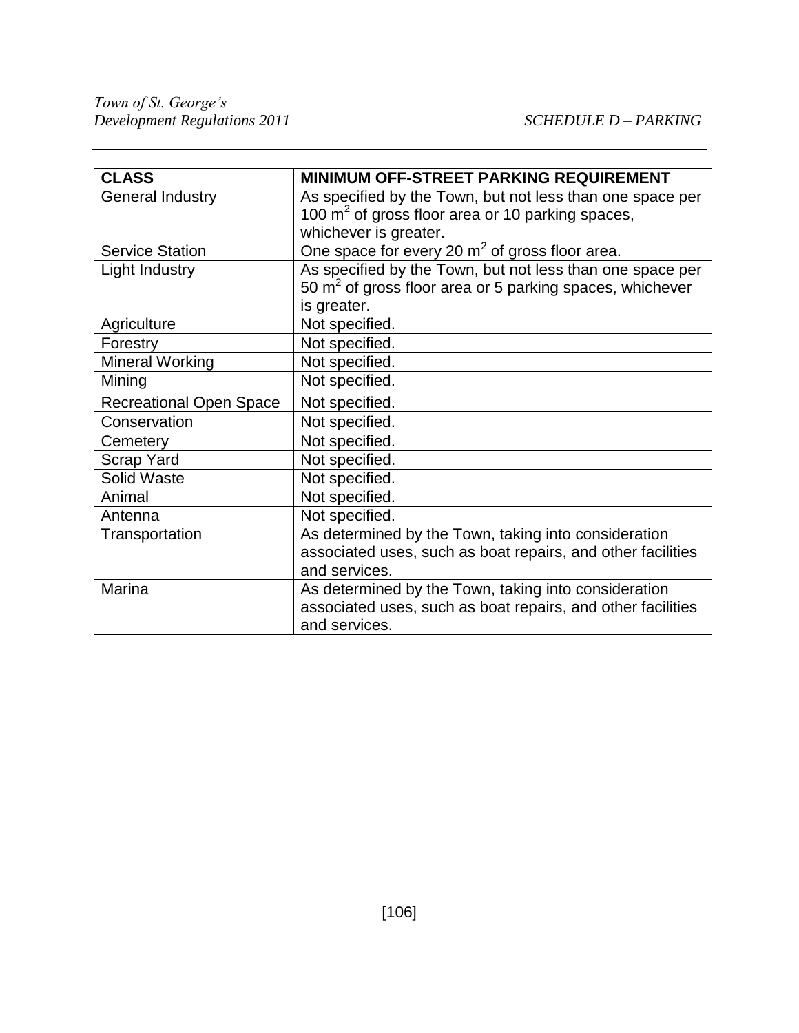| CLASS | MINIMUM OFF-STREET PARKING REQUIREMENT |
|---|---|
| General Industry | As specified by the Town, but not less than one space per 100 $m^2$ of gross floor area or 10 parking spaces, whichever is greater. |
| Service Station | One space for every 20 $m^2$ of gross floor area. |
| Light Industry | As specified by the Town, but not less than one space per 50 $m^2$ of gross floor area or 5 parking spaces, whichever is greater. |
| Agriculture | Not specified. |
| Forestry | Not specified. |
| Mineral Working | Not specified. |
| Mining | Not specified. |
| Recreational Open Space | Not specified. |
| Conservation | Not specified. |
| Cemetery | Not specified. |
| Scrap Yard | Not specified. |
| Solid Waste | Not specified. |
| Animal | Not specified. |
| Antenna | Not specified. |
| Transportation | As determined by the Town, taking into consideration associated uses, such as boat repairs, and other facilities and services. |
| Marina | As determined by the Town, taking into consideration associated uses, such as boat repairs, and other facilities and services. |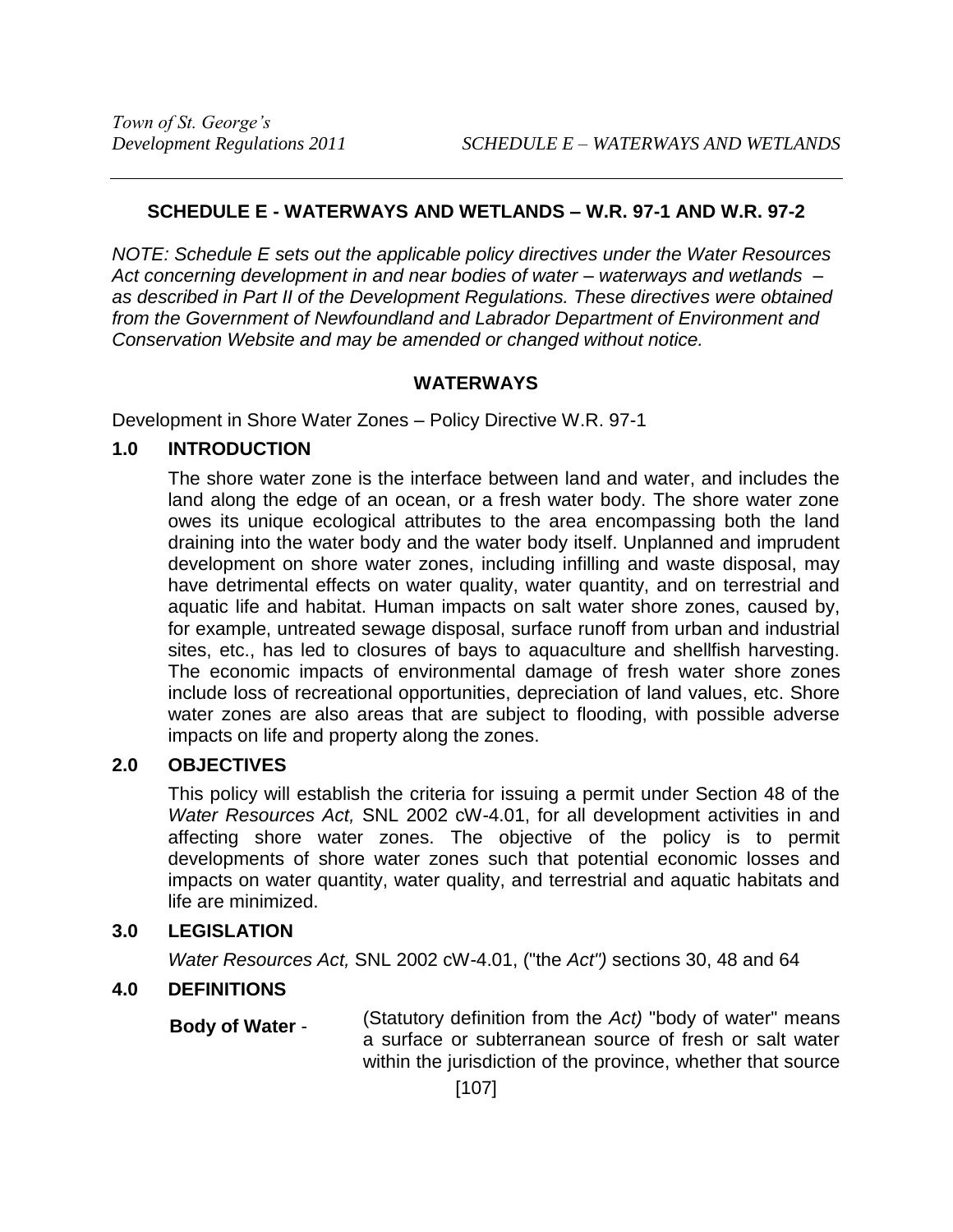## SCHEDULE E - WATERWAYS AND WETLANDS – W.R. 97-1 AND W.R. 97-2

*NOTE: Schedule E sets out the applicable policy directives under the Water Resources Act concerning development in and near bodies of water – waterways and wetlands – as described in Part II of the Development Regulations. These directives were obtained from the Government of Newfoundland and Labrador Department of Environment and Conservation Website and may be amended or changed without notice.*

### WATERWAYS

Development in Shore Water Zones – Policy Directive W.R. 97-1

### 1.0 INTRODUCTION

The shore water zone is the interface between land and water, and includes the land along the edge of an ocean, or a fresh water body. The shore water zone owes its unique ecological attributes to the area encompassing both the land draining into the water body and the water body itself. Unplanned and imprudent development on shore water zones, including infilling and waste disposal, may have detrimental effects on water quality, water quantity, and on terrestrial and aquatic life and habitat. Human impacts on salt water shore zones, caused by, for example, untreated sewage disposal, surface runoff from urban and industrial sites, etc., has led to closures of bays to aquaculture and shellfish harvesting. The economic impacts of environmental damage of fresh water shore zones include loss of recreational opportunities, depreciation of land values, etc. Shore water zones are also areas that are subject to flooding, with possible adverse impacts on life and property along the zones.

### 2.0 OBJECTIVES

This policy will establish the criteria for issuing a permit under Section 48 of the *Water Resources Act,* SNL 2002 cW-4.01, for all development activities in and affecting shore water zones. The objective of the policy is to permit developments of shore water zones such that potential economic losses and impacts on water quantity, water quality, and terrestrial and aquatic habitats and life are minimized.

### 3.0 LEGISLATION

*Water Resources Act,* SNL 2002 cW-4.01, ("the *Act")* sections 30, 48 and 64

### 4.0 DEFINITIONS

**Body of Water** - (Statutory definition from the *Act)* "body of water" means a surface or subterranean source of fresh or salt water within the jurisdiction of the province, whether that source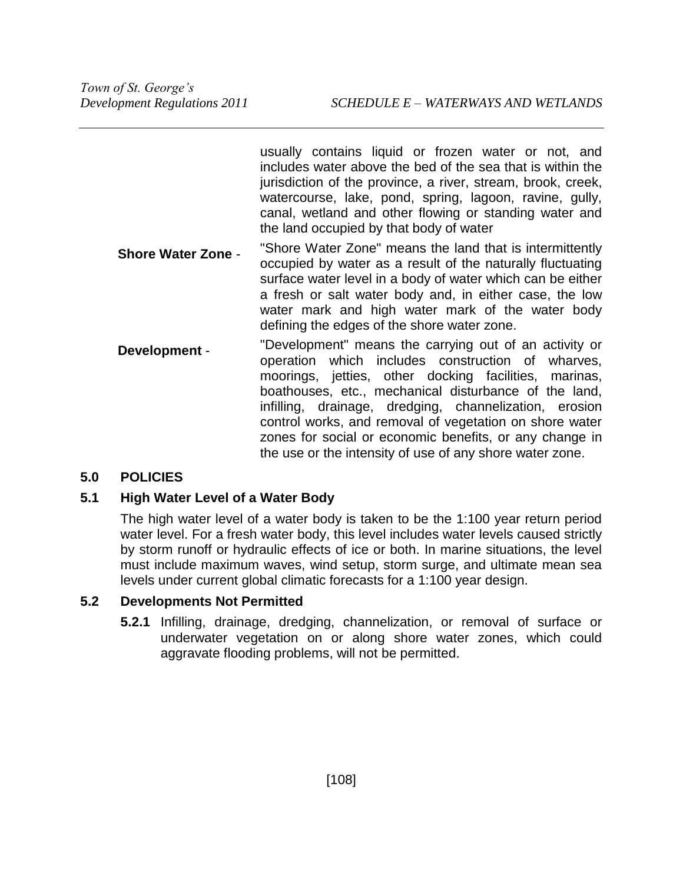usually contains liquid or frozen water or not, and includes water above the bed of the sea that is within the jurisdiction of the province, a river, stream, brook, creek, watercourse, lake, pond, spring, lagoon, ravine, gully, canal, wetland and other flowing or standing water and the land occupied by that body of water

**Shore Water Zone** - "Shore Water Zone" means the land that is intermittently occupied by water as a result of the naturally fluctuating surface water level in a body of water which can be either a fresh or salt water body and, in either case, the low water mark and high water mark of the water body defining the edges of the shore water zone.

**Development** - "Development" means the carrying out of an activity or operation which includes construction of wharves, moorings, jetties, other docking facilities, marinas, boathouses, etc., mechanical disturbance of the land, infilling, drainage, dredging, channelization, erosion control works, and removal of vegetation on shore water zones for social or economic benefits, or any change in the use or the intensity of use of any shore water zone.

## 5.0 POLICIES

### 5.1 High Water Level of a Water Body

The high water level of a water body is taken to be the 1:100 year return period water level. For a fresh water body, this level includes water levels caused strictly by storm runoff or hydraulic effects of ice or both. In marine situations, the level must include maximum waves, wind setup, storm surge, and ultimate mean sea levels under current global climatic forecasts for a 1:100 year design.

### 5.2 Developments Not Permitted

**5.2.1** Infilling, drainage, dredging, channelization, or removal of surface or underwater vegetation on or along shore water zones, which could aggravate flooding problems, will not be permitted.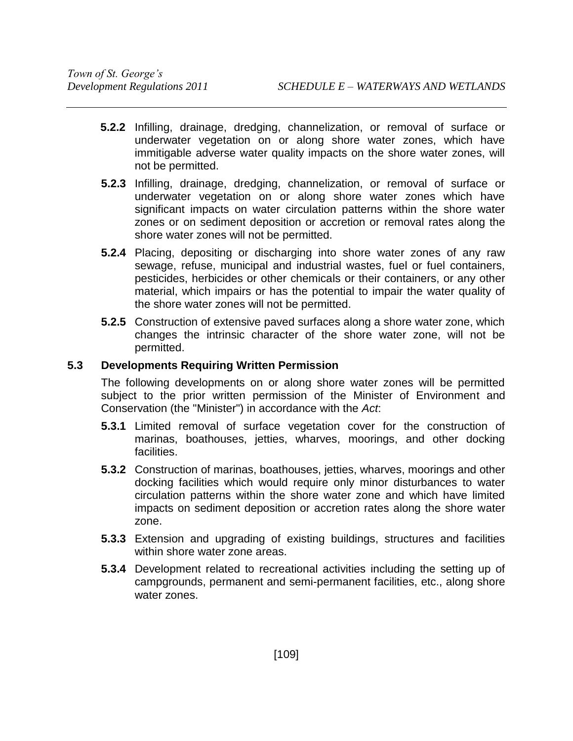**5.2.2** Infilling, drainage, dredging, channelization, or removal of surface or underwater vegetation on or along shore water zones, which have immitigable adverse water quality impacts on the shore water zones, will not be permitted.

**5.2.3** Infilling, drainage, dredging, channelization, or removal of surface or underwater vegetation on or along shore water zones which have significant impacts on water circulation patterns within the shore water zones or on sediment deposition or accretion or removal rates along the shore water zones will not be permitted.

**5.2.4** Placing, depositing or discharging into shore water zones of any raw sewage, refuse, municipal and industrial wastes, fuel or fuel containers, pesticides, herbicides or other chemicals or their containers, or any other material, which impairs or has the potential to impair the water quality of the shore water zones will not be permitted.

**5.2.5** Construction of extensive paved surfaces along a shore water zone, which changes the intrinsic character of the shore water zone, will not be permitted.

### 5.3 Developments Requiring Written Permission

The following developments on or along shore water zones will be permitted subject to the prior written permission of the Minister of Environment and Conservation (the "Minister") in accordance with the *Act*:

**5.3.1** Limited removal of surface vegetation cover for the construction of marinas, boathouses, jetties, wharves, moorings, and other docking facilities.

**5.3.2** Construction of marinas, boathouses, jetties, wharves, moorings and other docking facilities which would require only minor disturbances to water circulation patterns within the shore water zone and which have limited impacts on sediment deposition or accretion rates along the shore water zone.

**5.3.3** Extension and upgrading of existing buildings, structures and facilities within shore water zone areas.

**5.3.4** Development related to recreational activities including the setting up of campgrounds, permanent and semi-permanent facilities, etc., along shore water zones.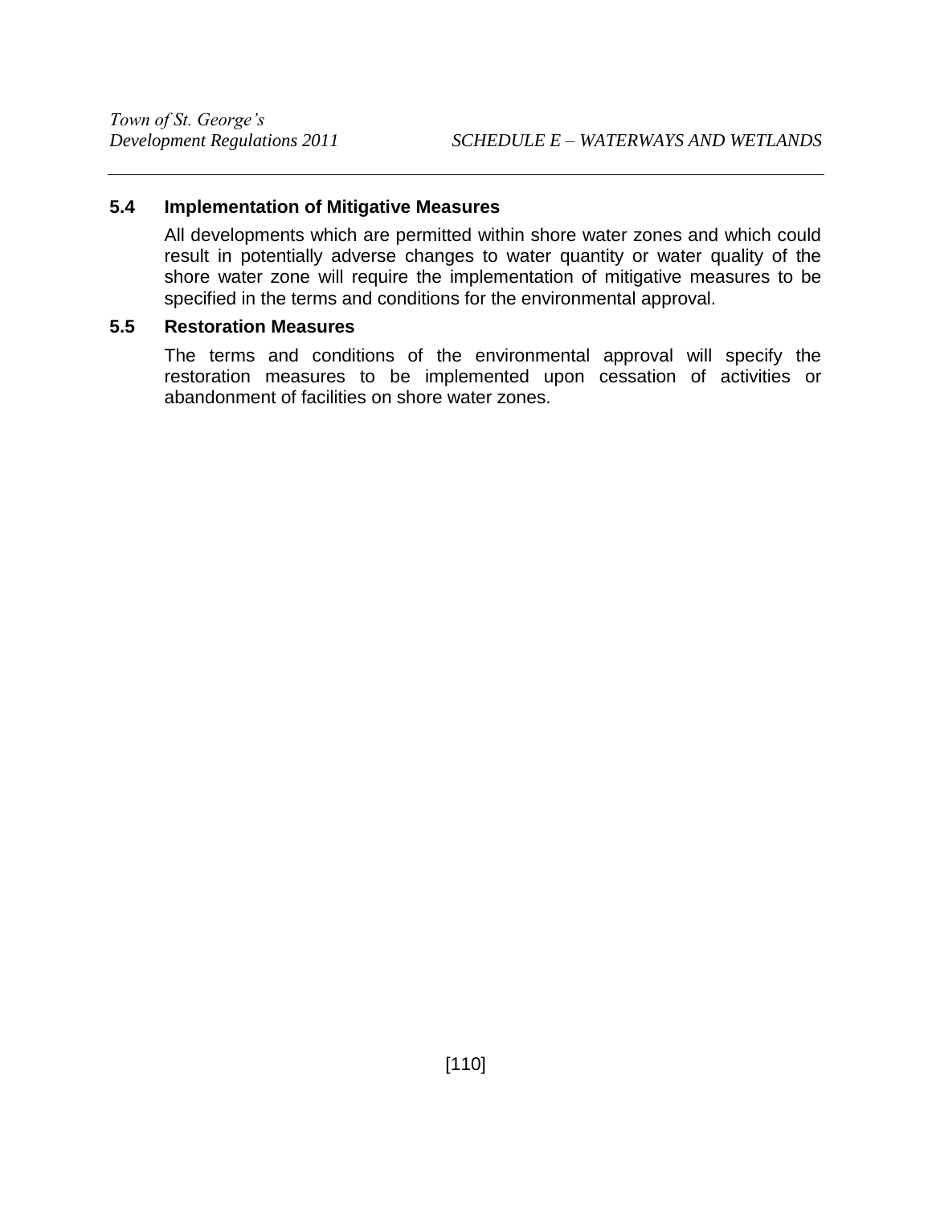### 5.4 Implementation of Mitigative Measures

All developments which are permitted within shore water zones and which could result in potentially adverse changes to water quantity or water quality of the shore water zone will require the implementation of mitigative measures to be specified in the terms and conditions for the environmental approval.

### 5.5 Restoration Measures

The terms and conditions of the environmental approval will specify the restoration measures to be implemented upon cessation of activities or abandonment of facilities on shore water zones.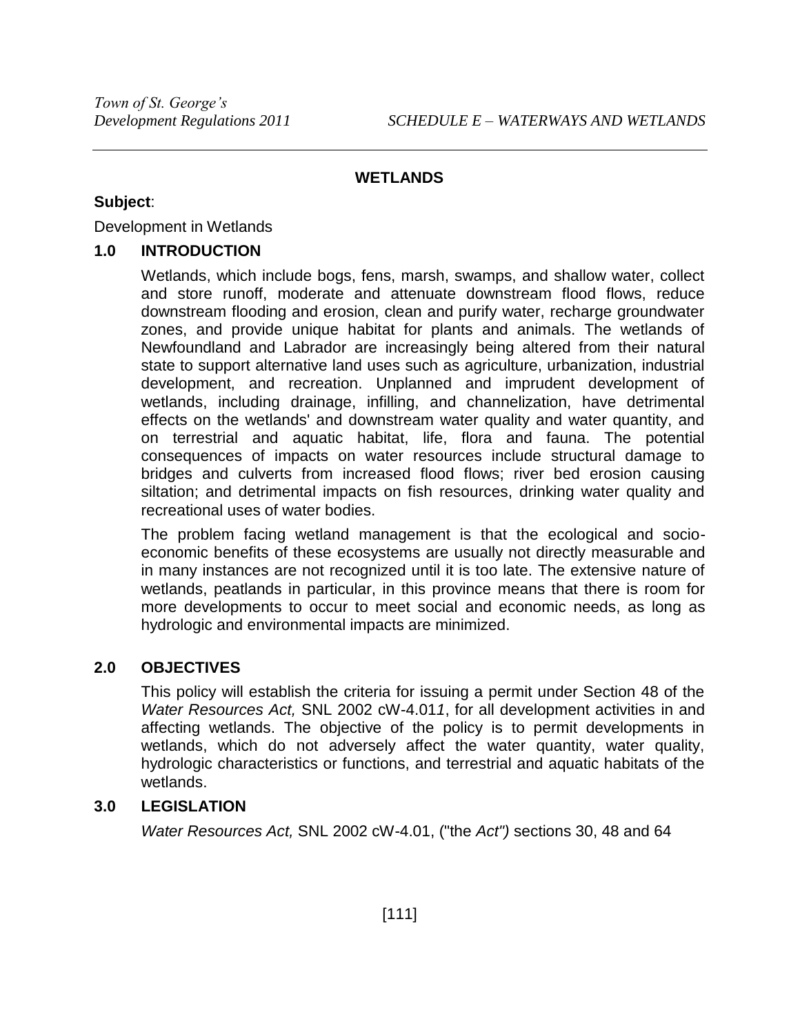## WETLANDS

**Subject**:

Development in Wetlands

### 1.0 INTRODUCTION

Wetlands, which include bogs, fens, marsh, swamps, and shallow water, collect and store runoff, moderate and attenuate downstream flood flows, reduce downstream flooding and erosion, clean and purify water, recharge groundwater zones, and provide unique habitat for plants and animals. The wetlands of Newfoundland and Labrador are increasingly being altered from their natural state to support alternative land uses such as agriculture, urbanization, industrial development, and recreation. Unplanned and imprudent development of wetlands, including drainage, infilling, and channelization, have detrimental effects on the wetlands' and downstream water quality and water quantity, and on terrestrial and aquatic habitat, life, flora and fauna. The potential consequences of impacts on water resources include structural damage to bridges and culverts from increased flood flows; river bed erosion causing siltation; and detrimental impacts on fish resources, drinking water quality and recreational uses of water bodies.

The problem facing wetland management is that the ecological and socio-economic benefits of these ecosystems are usually not directly measurable and in many instances are not recognized until it is too late. The extensive nature of wetlands, peatlands in particular, in this province means that there is room for more developments to occur to meet social and economic needs, as long as hydrologic and environmental impacts are minimized.

### 2.0 OBJECTIVES

This policy will establish the criteria for issuing a permit under Section 48 of the *Water Resources Act,* SNL 2002 cW-4.01*1*, for all development activities in and affecting wetlands. The objective of the policy is to permit developments in wetlands, which do not adversely affect the water quantity, water quality, hydrologic characteristics or functions, and terrestrial and aquatic habitats of the wetlands.

### 3.0 LEGISLATION

*Water Resources Act,* SNL 2002 cW-4.01, ("the *Act")* sections 30, 48 and 64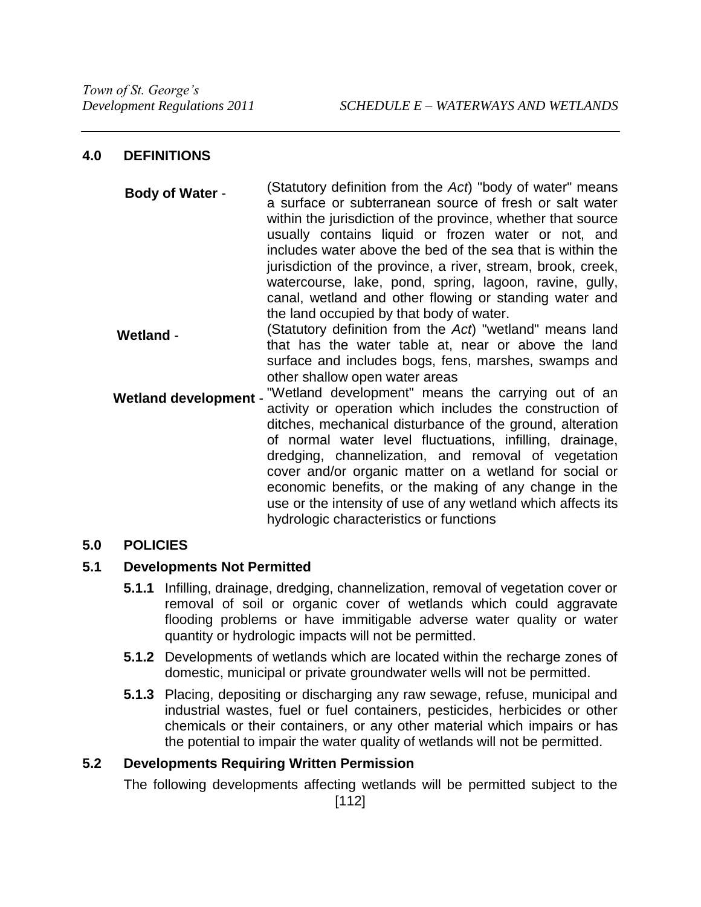## 4.0 DEFINITIONS

**Body of Water** - (Statutory definition from the *Act*) "body of water" means a surface or subterranean source of fresh or salt water within the jurisdiction of the province, whether that source usually contains liquid or frozen water or not, and includes water above the bed of the sea that is within the jurisdiction of the province, a river, stream, brook, creek, watercourse, lake, pond, spring, lagoon, ravine, gully, canal, wetland and other flowing or standing water and the land occupied by that body of water.

**Wetland** - (Statutory definition from the *Act*) "wetland" means land that has the water table at, near or above the land surface and includes bogs, fens, marshes, swamps and other shallow open water areas

**Wetland development** - "Wetland development" means the carrying out of an activity or operation which includes the construction of ditches, mechanical disturbance of the ground, alteration of normal water level fluctuations, infilling, drainage, dredging, channelization, and removal of vegetation cover and/or organic matter on a wetland for social or economic benefits, or the making of any change in the use or the intensity of use of any wetland which affects its hydrologic characteristics or functions

## 5.0 POLICIES

### 5.1 Developments Not Permitted

**5.1.1** Infilling, drainage, dredging, channelization, removal of vegetation cover or removal of soil or organic cover of wetlands which could aggravate flooding problems or have immitigable adverse water quality or water quantity or hydrologic impacts will not be permitted.

**5.1.2** Developments of wetlands which are located within the recharge zones of domestic, municipal or private groundwater wells will not be permitted.

**5.1.3** Placing, depositing or discharging any raw sewage, refuse, municipal and industrial wastes, fuel or fuel containers, pesticides, herbicides or other chemicals or their containers, or any other material which impairs or has the potential to impair the water quality of wetlands will not be permitted.

### 5.2 Developments Requiring Written Permission

The following developments affecting wetlands will be permitted subject to the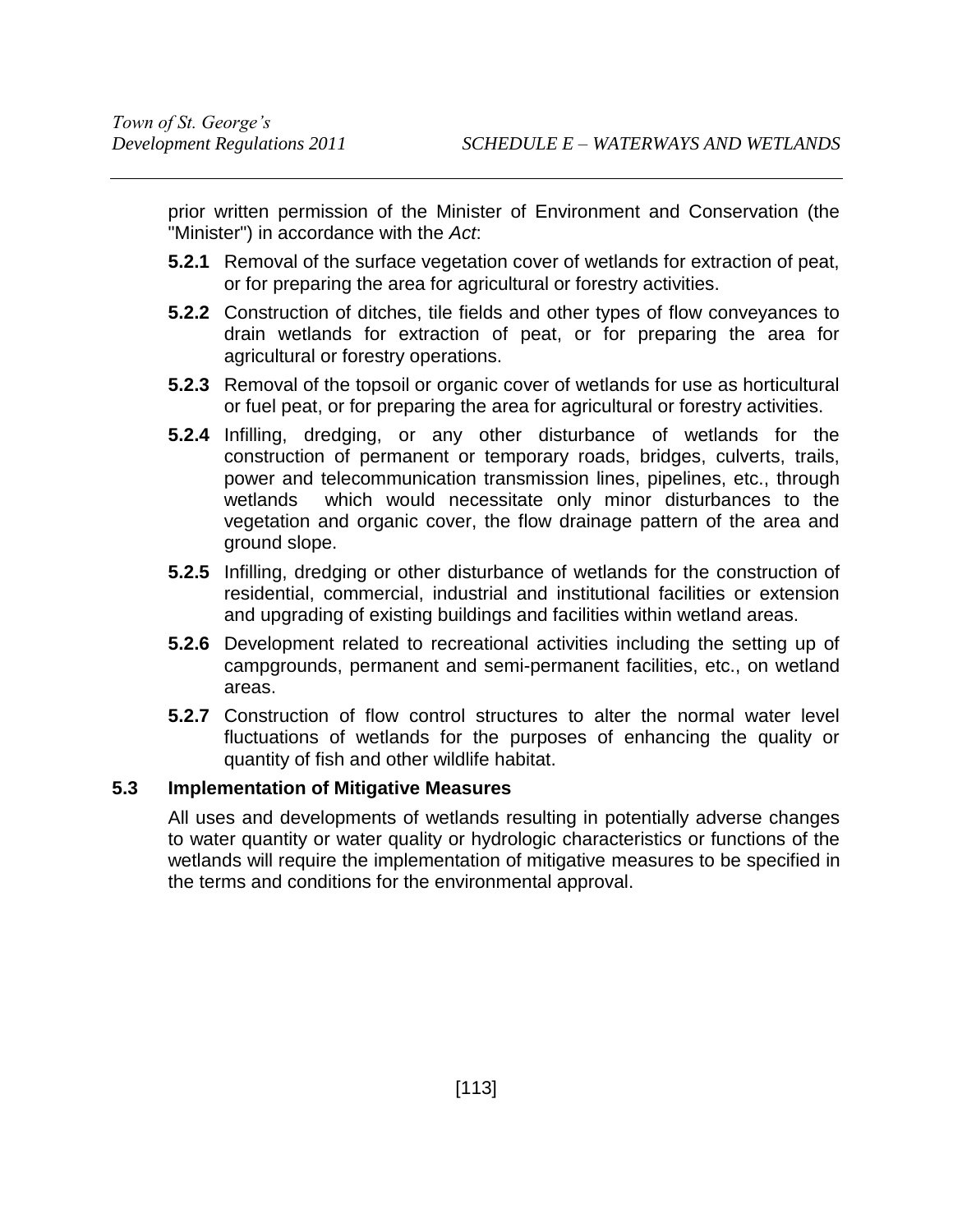prior written permission of the Minister of Environment and Conservation (the "Minister") in accordance with the *Act*:

**5.2.1** Removal of the surface vegetation cover of wetlands for extraction of peat, or for preparing the area for agricultural or forestry activities.

**5.2.2** Construction of ditches, tile fields and other types of flow conveyances to drain wetlands for extraction of peat, or for preparing the area for agricultural or forestry operations.

**5.2.3** Removal of the topsoil or organic cover of wetlands for use as horticultural or fuel peat, or for preparing the area for agricultural or forestry activities.

**5.2.4** Infilling, dredging, or any other disturbance of wetlands for the construction of permanent or temporary roads, bridges, culverts, trails, power and telecommunication transmission lines, pipelines, etc., through wetlands which would necessitate only minor disturbances to the vegetation and organic cover, the flow drainage pattern of the area and ground slope.

**5.2.5** Infilling, dredging or other disturbance of wetlands for the construction of residential, commercial, industrial and institutional facilities or extension and upgrading of existing buildings and facilities within wetland areas.

**5.2.6** Development related to recreational activities including the setting up of campgrounds, permanent and semi-permanent facilities, etc., on wetland areas.

**5.2.7** Construction of flow control structures to alter the normal water level fluctuations of wetlands for the purposes of enhancing the quality or quantity of fish and other wildlife habitat.

### 5.3 Implementation of Mitigative Measures

All uses and developments of wetlands resulting in potentially adverse changes to water quantity or water quality or hydrologic characteristics or functions of the wetlands will require the implementation of mitigative measures to be specified in the terms and conditions for the environmental approval.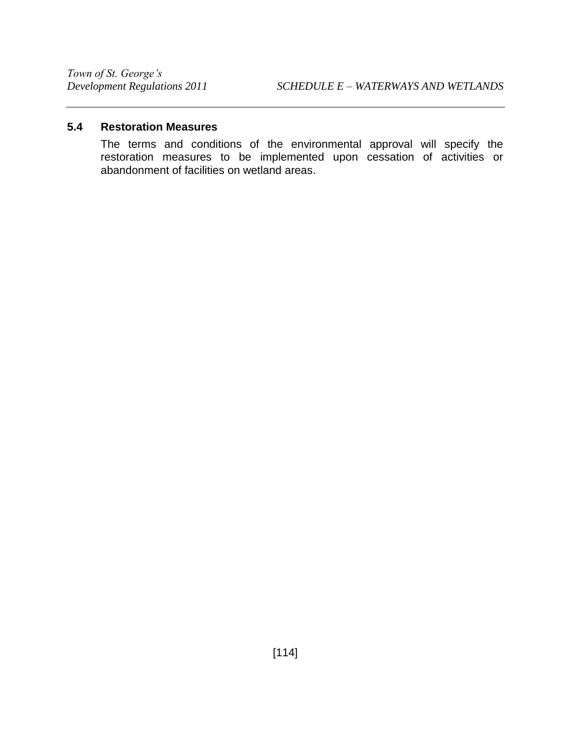### 5.4 Restoration Measures

The terms and conditions of the environmental approval will specify the restoration measures to be implemented upon cessation of activities or abandonment of facilities on wetland areas.